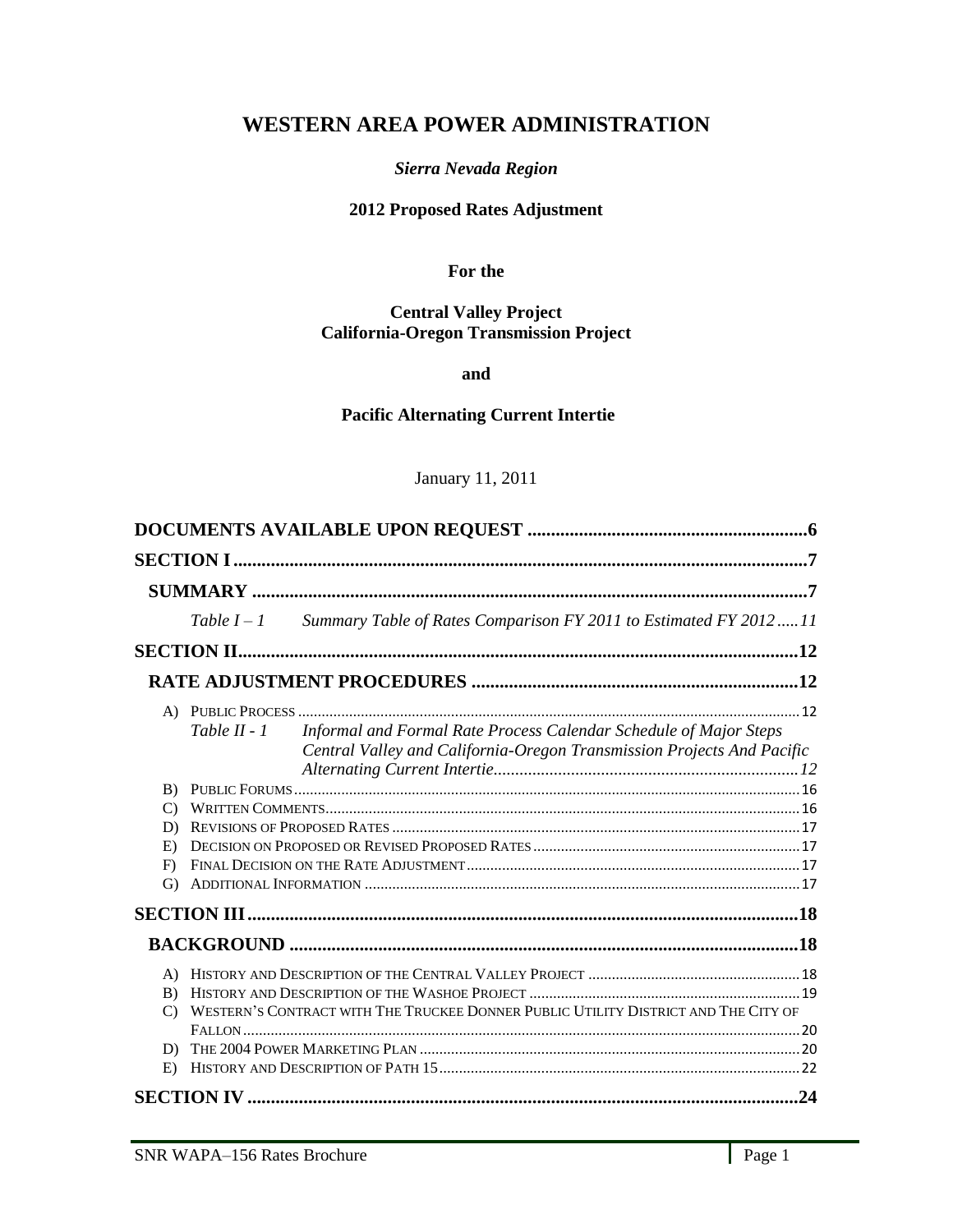# WESTERN AREA POWER ADMINISTRATION

***Sierra Nevada Region***

**2012 Proposed Rates Adjustment**

**For the**

**Central Valley Project**
**California-Oregon Transmission Project**

**and**

**Pacific Alternating Current Intertie**

January 11, 2011

**DOCUMENTS AVAILABLE UPON REQUEST** .......... 6

**SECTION I** .......... 7

**SUMMARY** .......... 7

*Table I – 1 Summary Table of Rates Comparison FY 2011 to Estimated FY 2012* .......... 11

**SECTION II** .......... 12

**RATE ADJUSTMENT PROCEDURES** .......... 12

A) PUBLIC PROCESS .......... 12

*Table II - 1 Informal and Formal Rate Process Calendar Schedule of Major Steps Central Valley and California-Oregon Transmission Projects And Pacific Alternating Current Intertie* .......... 12

B) PUBLIC FORUMS .......... 16

C) WRITTEN COMMENTS .......... 16

D) REVISIONS OF PROPOSED RATES .......... 17

E) DECISION ON PROPOSED OR REVISED PROPOSED RATES .......... 17

F) FINAL DECISION ON THE RATE ADJUSTMENT .......... 17

G) ADDITIONAL INFORMATION .......... 17

**SECTION III** .......... 18

**BACKGROUND** .......... 18

A) HISTORY AND DESCRIPTION OF THE CENTRAL VALLEY PROJECT .......... 18

B) HISTORY AND DESCRIPTION OF THE WASHOE PROJECT .......... 19

C) WESTERN'S CONTRACT WITH THE TRUCKEE DONNER PUBLIC UTILITY DISTRICT AND THE CITY OF FALLON .......... 20

D) THE 2004 POWER MARKETING PLAN .......... 20

E) HISTORY AND DESCRIPTION OF PATH 15 .......... 22

**SECTION IV** .......... 24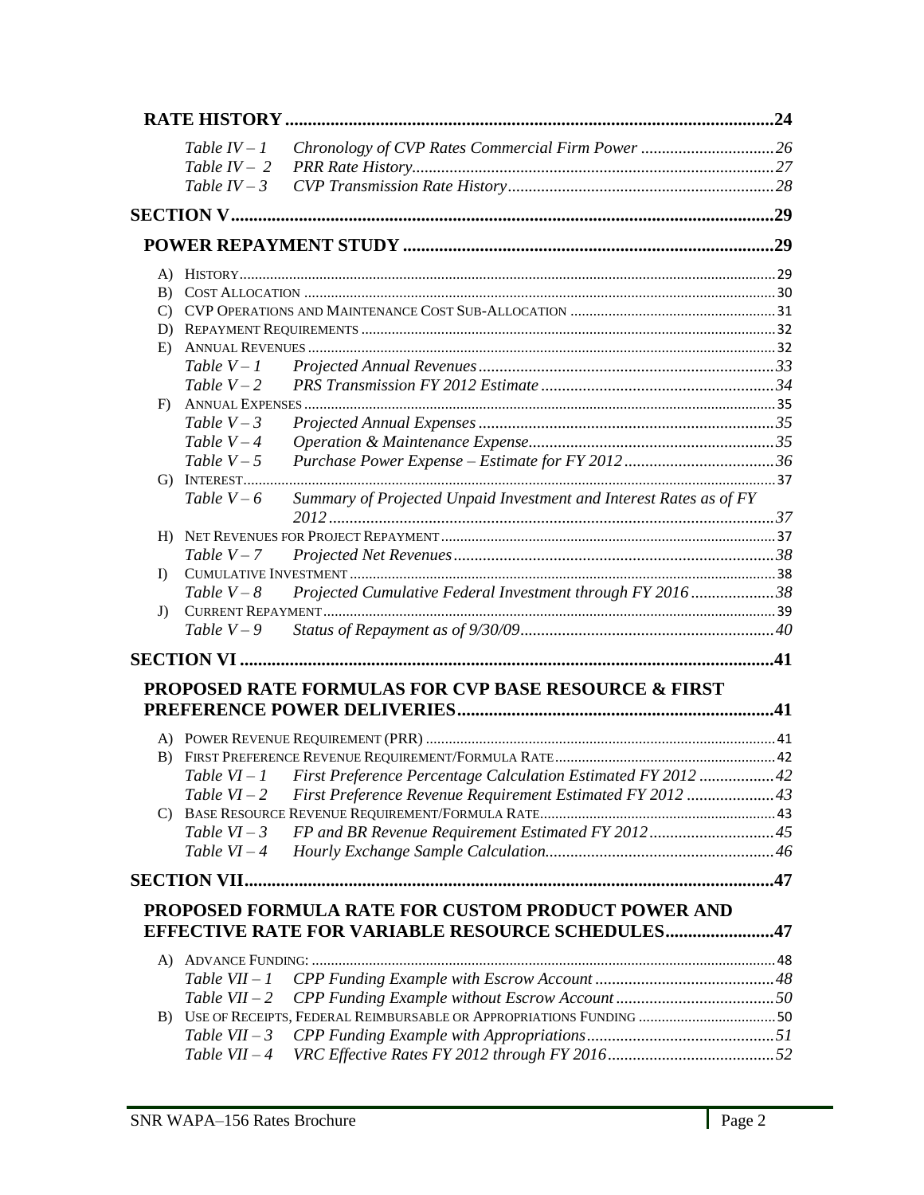**RATE HISTORY** ........................................................................................................24

*Table IV – 1* *Chronology of CVP Rates Commercial Firm Power* ................................26
*Table IV – 2* *PRR Rate History*......................................................................................27
*Table IV – 3* *CVP Transmission Rate History*................................................................28

**SECTION V**........................................................................................................................29

**POWER REPAYMENT STUDY** .................................................................................29

A) HISTORY.............................................................................................................................29
B) COST ALLOCATION ...........................................................................................................30
C) CVP OPERATIONS AND MAINTENANCE COST SUB-ALLOCATION .....................................31
D) REPAYMENT REQUIREMENTS ............................................................................................32
E) ANNUAL REVENUES ..........................................................................................................32
*Table V – 1* *Projected Annual Revenues*.......................................................................33
*Table V – 2* *PRS Transmission FY 2012 Estimate* .........................................................34
F) ANNUAL EXPENSES...........................................................................................................35
*Table V – 3* *Projected Annual Expenses* .......................................................................35
*Table V – 4* *Operation & Maintenance Expense*...........................................................35
*Table V – 5* *Purchase Power Expense – Estimate for FY 2012* ....................................36
G) INTEREST............................................................................................................................37
*Table V – 6* *Summary of Projected Unpaid Investment and Interest Rates as of FY 2012*..........................................................................................................37
H) NET REVENUES FOR PROJECT REPAYMENT......................................................................37
*Table V – 7* *Projected Net Revenues*.............................................................................38
I) CUMULATIVE INVESTMENT ...............................................................................................38
*Table V – 8* *Projected Cumulative Federal Investment through FY 2016*....................38
J) CURRENT REPAYMENT......................................................................................................39
*Table V – 9* *Status of Repayment as of 9/30/09*............................................................40

**SECTION VI** .......................................................................................................................41

**PROPOSED RATE FORMULAS FOR CVP BASE RESOURCE & FIRST PREFERENCE POWER DELIVERIES**.....................................................................41

A) POWER REVENUE REQUIREMENT (PRR) ............................................................................41
B) FIRST PREFERENCE REVENUE REQUIREMENT/FORMULA RATE.........................................42
*Table VI – 1* *First Preference Percentage Calculation Estimated FY 2012* ..................42
*Table VI – 2* *First Preference Revenue Requirement Estimated FY 2012* .....................43
C) BASE RESOURCE REVENUE REQUIREMENT/FORMULA RATE.............................................43
*Table VI – 3* *FP and BR Revenue Requirement Estimated FY 2012*..............................45
*Table VI – 4* *Hourly Exchange Sample Calculation*......................................................46

**SECTION VII**......................................................................................................................47

**PROPOSED FORMULA RATE FOR CUSTOM PRODUCT POWER AND EFFECTIVE RATE FOR VARIABLE RESOURCE SCHEDULES**.......................47

A) ADVANCE FUNDING: .........................................................................................................48
*Table VII – 1* *CPP Funding Example with Escrow Account* ...........................................48
*Table VII – 2* *CPP Funding Example without Escrow Account*......................................50
B) USE OF RECEIPTS, FEDERAL REIMBURSABLE OR APPROPRIATIONS FUNDING ....................50
*Table VII – 3* *CPP Funding Example with Appropriations*............................................51
*Table VII – 4* *VRC Effective Rates FY 2012 through FY 2016*........................................52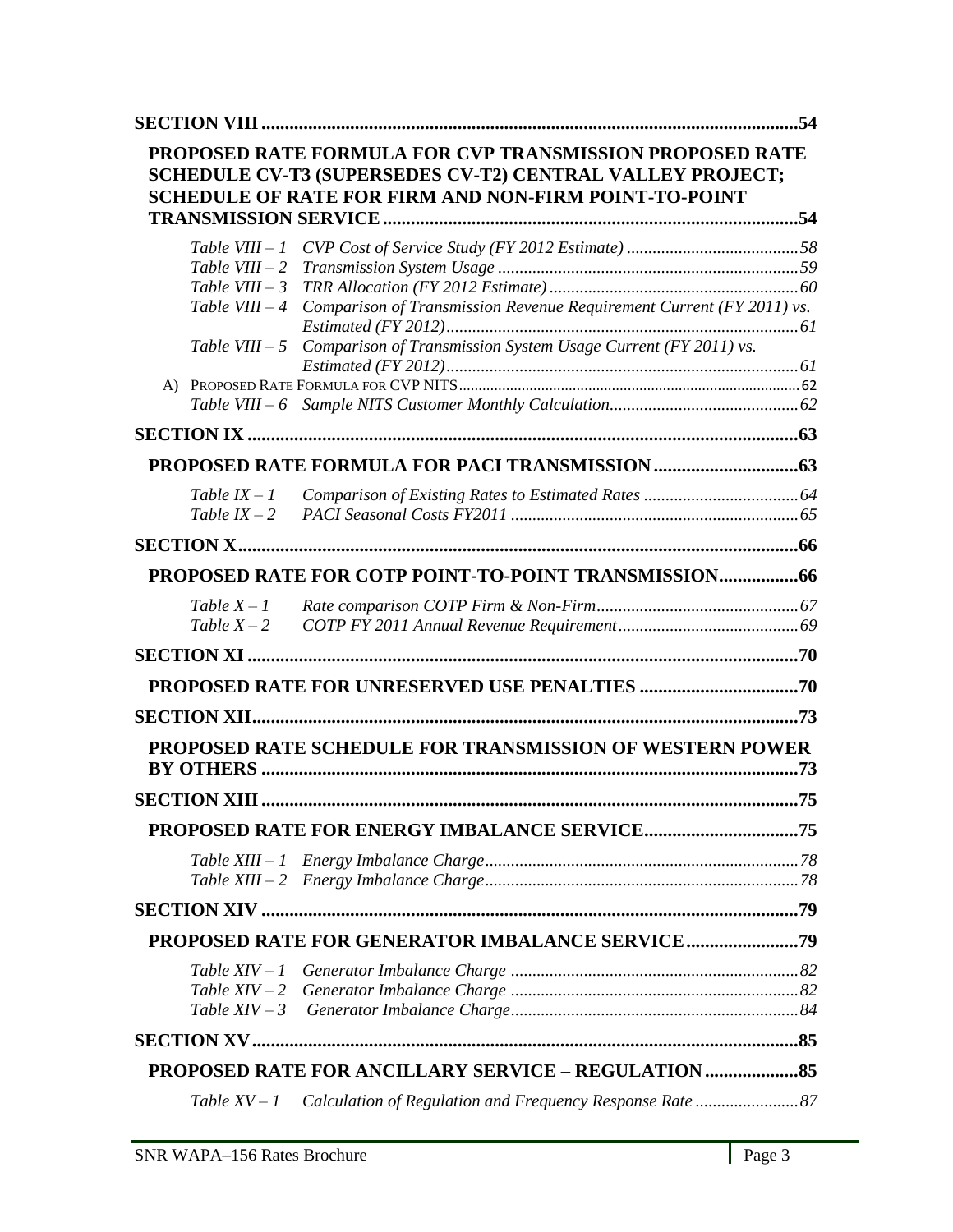**SECTION VIII** .....54

**PROPOSED RATE FORMULA FOR CVP TRANSMISSION PROPOSED RATE SCHEDULE CV-T3 (SUPERSEDES CV-T2) CENTRAL VALLEY PROJECT; SCHEDULE OF RATE FOR FIRM AND NON-FIRM POINT-TO-POINT TRANSMISSION SERVICE** .....54

*Table VIII – 1 CVP Cost of Service Study (FY 2012 Estimate)* .....58
*Table VIII – 2 Transmission System Usage* .....59
*Table VIII – 3 TRR Allocation (FY 2012 Estimate)* .....60
*Table VIII – 4 Comparison of Transmission Revenue Requirement Current (FY 2011) vs. Estimated (FY 2012)* .....61
*Table VIII – 5 Comparison of Transmission System Usage Current (FY 2011) vs. Estimated (FY 2012)* .....61

A) PROPOSED RATE FORMULA FOR CVP NITS .....62
*Table VIII – 6 Sample NITS Customer Monthly Calculation* .....62

**SECTION IX** .....63

**PROPOSED RATE FORMULA FOR PACI TRANSMISSION** .....63

*Table IX – 1 Comparison of Existing Rates to Estimated Rates* .....64
*Table IX – 2 PACI Seasonal Costs FY2011* .....65

**SECTION X** .....66

**PROPOSED RATE FOR COTP POINT-TO-POINT TRANSMISSION** .....66

*Table X – 1 Rate comparison COTP Firm & Non-Firm* .....67
*Table X – 2 COTP FY 2011 Annual Revenue Requirement* .....69

**SECTION XI** .....70

**PROPOSED RATE FOR UNRESERVED USE PENALTIES** .....70

**SECTION XII** .....73

**PROPOSED RATE SCHEDULE FOR TRANSMISSION OF WESTERN POWER BY OTHERS** .....73

**SECTION XIII** .....75

**PROPOSED RATE FOR ENERGY IMBALANCE SERVICE** .....75

*Table XIII – 1 Energy Imbalance Charge* .....78
*Table XIII – 2 Energy Imbalance Charge* .....78

**SECTION XIV** .....79

**PROPOSED RATE FOR GENERATOR IMBALANCE SERVICE** .....79

*Table XIV – 1 Generator Imbalance Charge* .....82
*Table XIV – 2 Generator Imbalance Charge* .....82
*Table XIV – 3 Generator Imbalance Charge* .....84

**SECTION XV** .....85

**PROPOSED RATE FOR ANCILLARY SERVICE – REGULATION** .....85

*Table XV – 1 Calculation of Regulation and Frequency Response Rate* .....87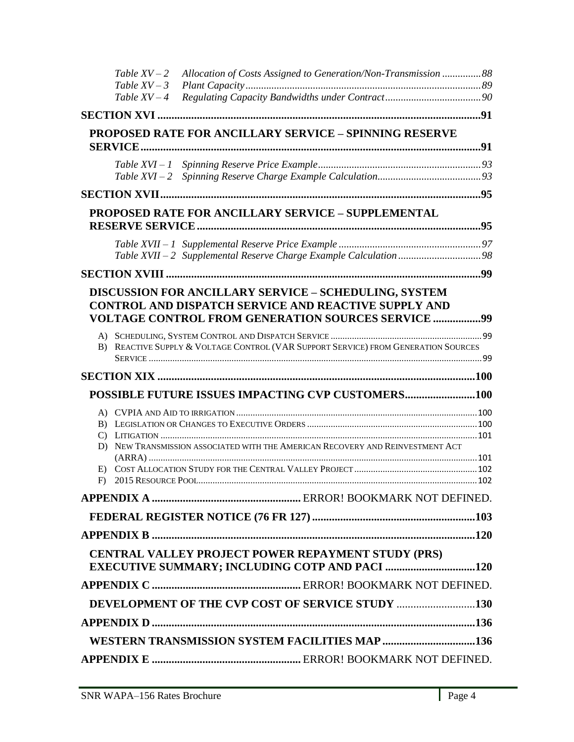*Table XV – 2 Allocation of Costs Assigned to Generation/Non-Transmission ...............88*
*Table XV – 3 Plant Capacity..........................................................................................89*
*Table XV – 4 Regulating Capacity Bandwidths under Contract....................................90*

**SECTION XVI ..................................................................................................................91**

**PROPOSED RATE FOR ANCILLARY SERVICE – SPINNING RESERVE SERVICE........................................................................................................................91**

*Table XVI – 1 Spinning Reserve Price Example...............................................................93*
*Table XVI – 2 Spinning Reserve Charge Example Calculation........................................93*

**SECTION XVII.................................................................................................................95**

**PROPOSED RATE FOR ANCILLARY SERVICE – SUPPLEMENTAL RESERVE SERVICE.....................................................................................................95**

*Table XVII – 1 Supplemental Reserve Price Example .......................................................97*
*Table XVII – 2 Supplemental Reserve Charge Example Calculation ................................98*

**SECTION XVIII ................................................................................................................99**

**DISCUSSION FOR ANCILLARY SERVICE – SCHEDULING, SYSTEM CONTROL AND DISPATCH SERVICE AND REACTIVE SUPPLY AND VOLTAGE CONTROL FROM GENERATION SOURCES SERVICE ................99**

A) SCHEDULING, SYSTEM CONTROL AND DISPATCH SERVICE ...............................................................99
B) REACTIVE SUPPLY & VOLTAGE CONTROL (VAR SUPPORT SERVICE) FROM GENERATION SOURCES SERVICE ..........................................................................................................................................99

**SECTION XIX ................................................................................................................100**

**POSSIBLE FUTURE ISSUES IMPACTING CVP CUSTOMERS........................100**

A) CVPIA AND AID TO IRRIGATION....................................................................................................100
B) LEGISLATION OR CHANGES TO EXECUTIVE ORDERS .......................................................................100
C) LITIGATION ...................................................................................................................................101
D) NEW TRANSMISSION ASSOCIATED WITH THE AMERICAN RECOVERY AND REINVESTMENT ACT (ARRA) .........................................................................................................................................101
E) COST ALLOCATION STUDY FOR THE CENTRAL VALLEY PROJECT ....................................................102
F) 2015 RESOURCE POOL....................................................................................................................102

**APPENDIX A ....................................................** ERROR! BOOKMARK NOT DEFINED.

**FEDERAL REGISTER NOTICE (76 FR 127) ..........................................................103**

**APPENDIX B ..................................................................................................................120**

**CENTRAL VALLEY PROJECT POWER REPAYMENT STUDY (PRS) EXECUTIVE SUMMARY; INCLUDING COTP AND PACI ...............................120**

**APPENDIX C ....................................................** ERROR! BOOKMARK NOT DEFINED.

**DEVELOPMENT OF THE CVP COST OF SERVICE STUDY ............................130**

**APPENDIX D ..................................................................................................................136**

**WESTERN TRANSMISSION SYSTEM FACILITIES MAP .................................136**

**APPENDIX E ....................................................** ERROR! BOOKMARK NOT DEFINED.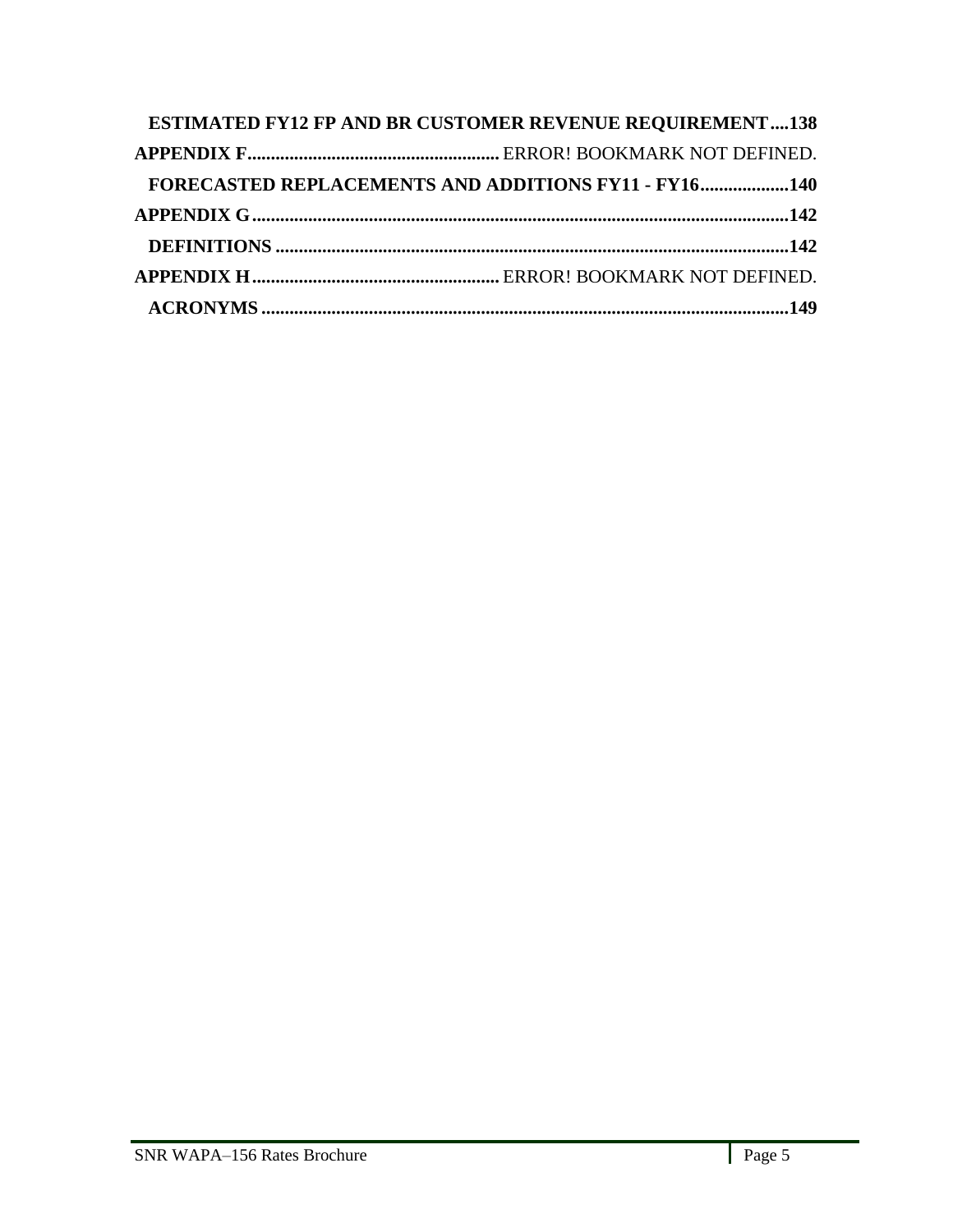**ESTIMATED FY12 FP AND BR CUSTOMER REVENUE REQUIREMENT....138**

**APPENDIX F......................................................** ERROR! BOOKMARK NOT DEFINED.

**FORECASTED REPLACEMENTS AND ADDITIONS FY11 - FY16...................140**

**APPENDIX G.................................................................................................................142**

**DEFINITIONS .............................................................................................................142**

**APPENDIX H....................................................** ERROR! BOOKMARK NOT DEFINED.

**ACRONYMS ................................................................................................................149**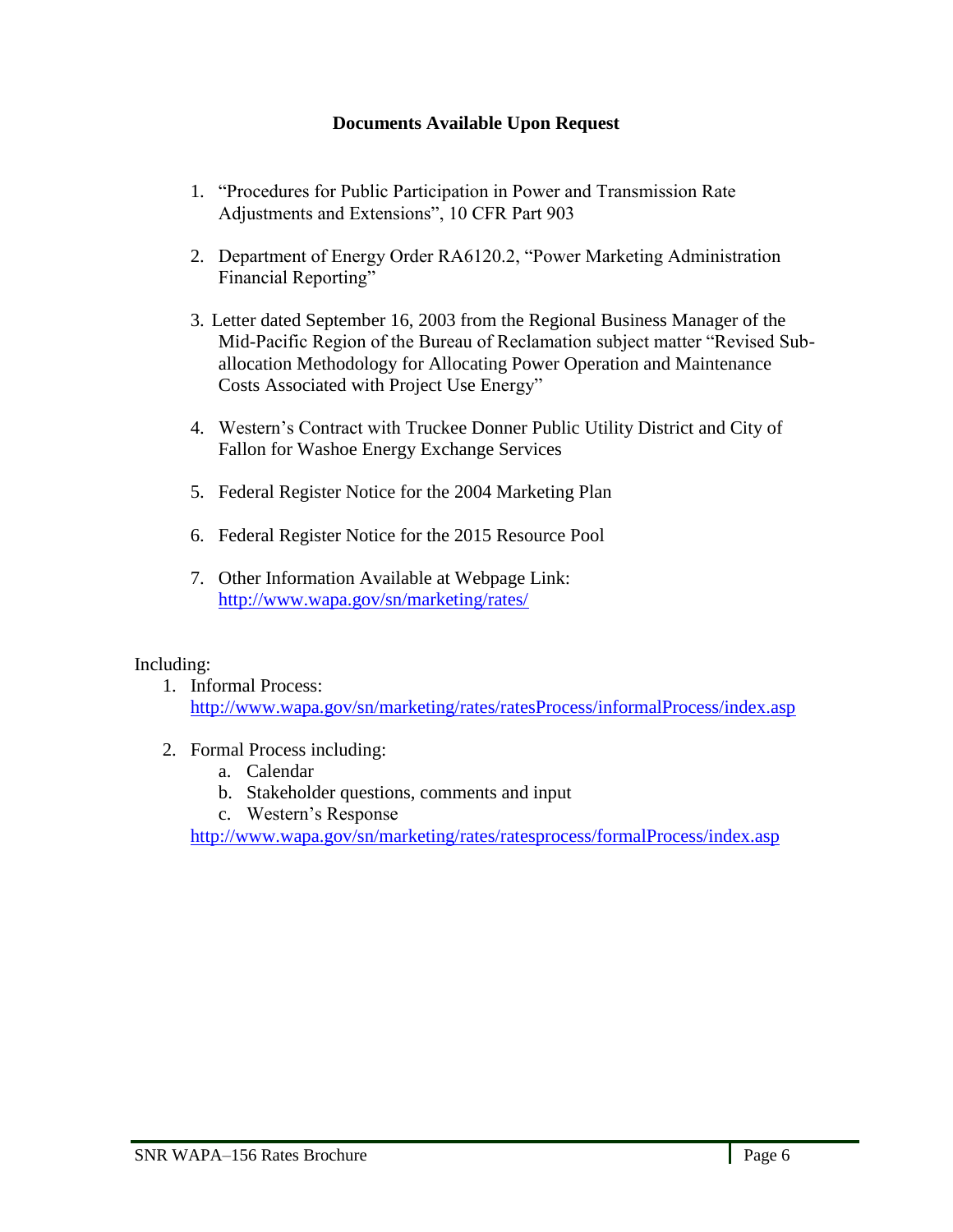## Documents Available Upon Request

1. "Procedures for Public Participation in Power and Transmission Rate Adjustments and Extensions", 10 CFR Part 903

2. Department of Energy Order RA6120.2, "Power Marketing Administration Financial Reporting"

3. Letter dated September 16, 2003 from the Regional Business Manager of the Mid-Pacific Region of the Bureau of Reclamation subject matter "Revised Sub-allocation Methodology for Allocating Power Operation and Maintenance Costs Associated with Project Use Energy"

4. Western's Contract with Truckee Donner Public Utility District and City of Fallon for Washoe Energy Exchange Services

5. Federal Register Notice for the 2004 Marketing Plan

6. Federal Register Notice for the 2015 Resource Pool

7. Other Information Available at Webpage Link: http://www.wapa.gov/sn/marketing/rates/

Including:

1. Informal Process: http://www.wapa.gov/sn/marketing/rates/ratesProcess/informalProcess/index.asp

2. Formal Process including:
   a. Calendar
   b. Stakeholder questions, comments and input
   c. Western's Response

   http://www.wapa.gov/sn/marketing/rates/ratesprocess/formalProcess/index.asp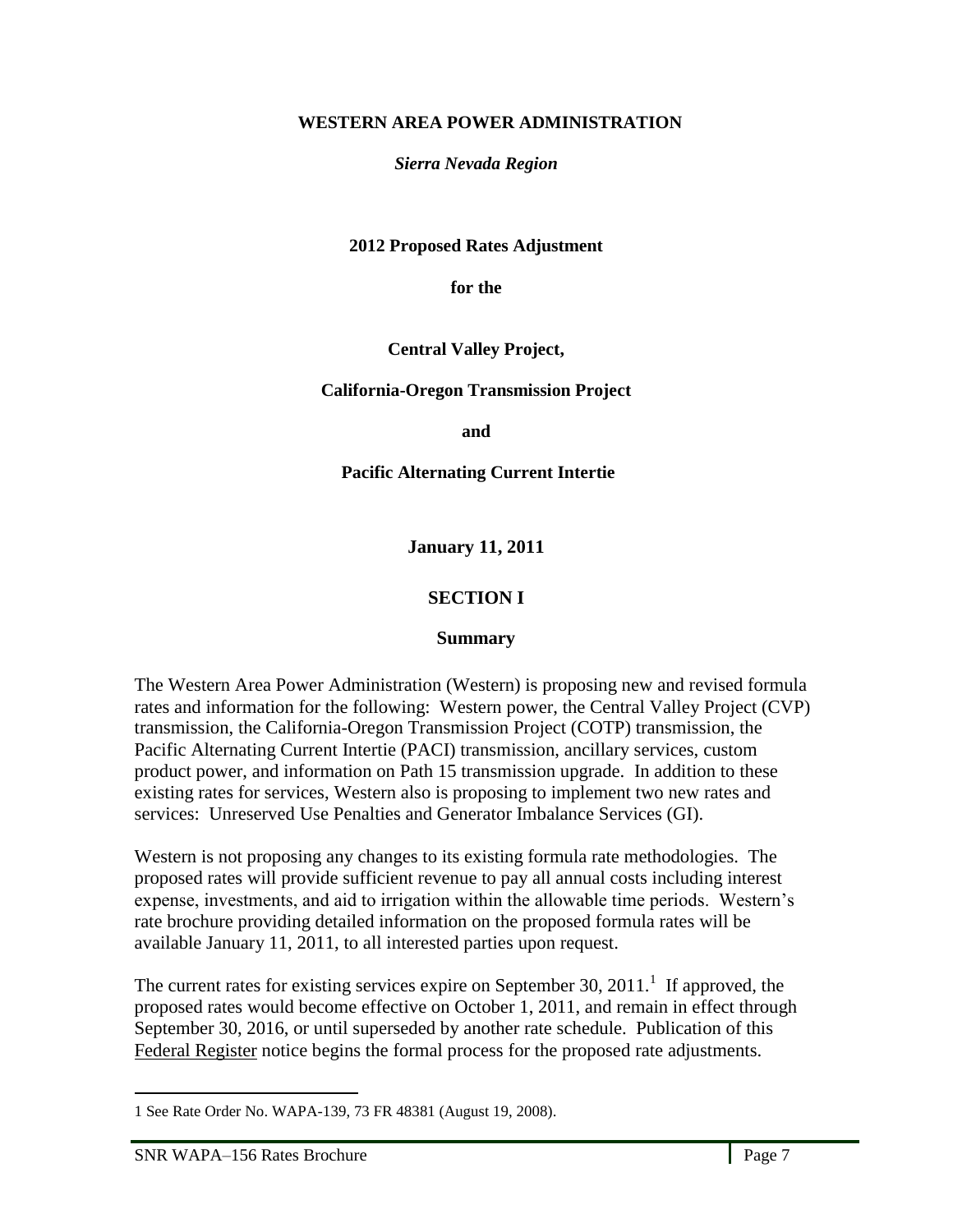**WESTERN AREA POWER ADMINISTRATION**

***Sierra Nevada Region***

**2012 Proposed Rates Adjustment**

**for the**

**Central Valley Project,**

**California-Oregon Transmission Project**

**and**

**Pacific Alternating Current Intertie**

**January 11, 2011**

## SECTION I

### Summary

The Western Area Power Administration (Western) is proposing new and revised formula rates and information for the following: Western power, the Central Valley Project (CVP) transmission, the California-Oregon Transmission Project (COTP) transmission, the Pacific Alternating Current Intertie (PACI) transmission, ancillary services, custom product power, and information on Path 15 transmission upgrade. In addition to these existing rates for services, Western also is proposing to implement two new rates and services: Unreserved Use Penalties and Generator Imbalance Services (GI).

Western is not proposing any changes to its existing formula rate methodologies. The proposed rates will provide sufficient revenue to pay all annual costs including interest expense, investments, and aid to irrigation within the allowable time periods. Western's rate brochure providing detailed information on the proposed formula rates will be available January 11, 2011, to all interested parties upon request.

The current rates for existing services expire on September 30, 2011.[1] If approved, the proposed rates would become effective on October 1, 2011, and remain in effect through September 30, 2016, or until superseded by another rate schedule. Publication of this Federal Register notice begins the formal process for the proposed rate adjustments.

---

1 See Rate Order No. WAPA-139, 73 FR 48381 (August 19, 2008).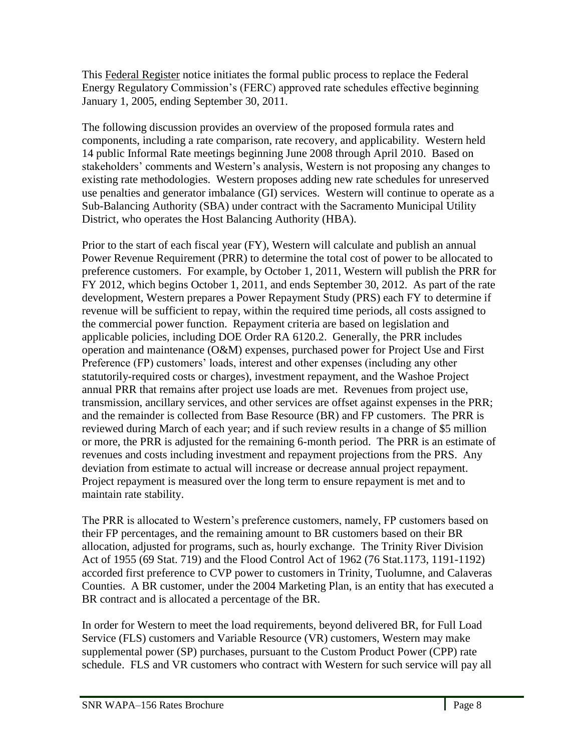This Federal Register notice initiates the formal public process to replace the Federal Energy Regulatory Commission's (FERC) approved rate schedules effective beginning January 1, 2005, ending September 30, 2011.

The following discussion provides an overview of the proposed formula rates and components, including a rate comparison, rate recovery, and applicability. Western held 14 public Informal Rate meetings beginning June 2008 through April 2010. Based on stakeholders' comments and Western's analysis, Western is not proposing any changes to existing rate methodologies. Western proposes adding new rate schedules for unreserved use penalties and generator imbalance (GI) services. Western will continue to operate as a Sub-Balancing Authority (SBA) under contract with the Sacramento Municipal Utility District, who operates the Host Balancing Authority (HBA).

Prior to the start of each fiscal year (FY), Western will calculate and publish an annual Power Revenue Requirement (PRR) to determine the total cost of power to be allocated to preference customers. For example, by October 1, 2011, Western will publish the PRR for FY 2012, which begins October 1, 2011, and ends September 30, 2012. As part of the rate development, Western prepares a Power Repayment Study (PRS) each FY to determine if revenue will be sufficient to repay, within the required time periods, all costs assigned to the commercial power function. Repayment criteria are based on legislation and applicable policies, including DOE Order RA 6120.2. Generally, the PRR includes operation and maintenance (O&M) expenses, purchased power for Project Use and First Preference (FP) customers' loads, interest and other expenses (including any other statutorily-required costs or charges), investment repayment, and the Washoe Project annual PRR that remains after project use loads are met. Revenues from project use, transmission, ancillary services, and other services are offset against expenses in the PRR; and the remainder is collected from Base Resource (BR) and FP customers. The PRR is reviewed during March of each year; and if such review results in a change of $5 million or more, the PRR is adjusted for the remaining 6-month period. The PRR is an estimate of revenues and costs including investment and repayment projections from the PRS. Any deviation from estimate to actual will increase or decrease annual project repayment. Project repayment is measured over the long term to ensure repayment is met and to maintain rate stability.

The PRR is allocated to Western's preference customers, namely, FP customers based on their FP percentages, and the remaining amount to BR customers based on their BR allocation, adjusted for programs, such as, hourly exchange. The Trinity River Division Act of 1955 (69 Stat. 719) and the Flood Control Act of 1962 (76 Stat.1173, 1191-1192) accorded first preference to CVP power to customers in Trinity, Tuolumne, and Calaveras Counties. A BR customer, under the 2004 Marketing Plan, is an entity that has executed a BR contract and is allocated a percentage of the BR.

In order for Western to meet the load requirements, beyond delivered BR, for Full Load Service (FLS) customers and Variable Resource (VR) customers, Western may make supplemental power (SP) purchases, pursuant to the Custom Product Power (CPP) rate schedule. FLS and VR customers who contract with Western for such service will pay all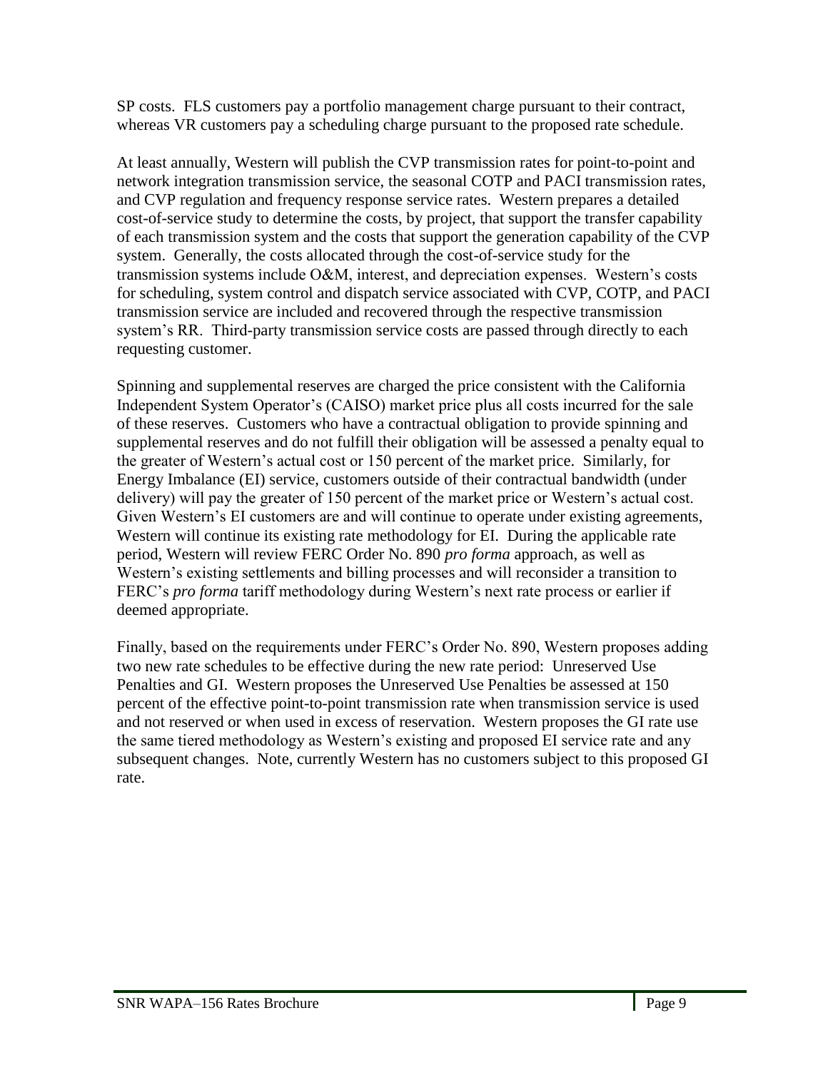SP costs. FLS customers pay a portfolio management charge pursuant to their contract, whereas VR customers pay a scheduling charge pursuant to the proposed rate schedule.

At least annually, Western will publish the CVP transmission rates for point-to-point and network integration transmission service, the seasonal COTP and PACI transmission rates, and CVP regulation and frequency response service rates. Western prepares a detailed cost-of-service study to determine the costs, by project, that support the transfer capability of each transmission system and the costs that support the generation capability of the CVP system. Generally, the costs allocated through the cost-of-service study for the transmission systems include O&M, interest, and depreciation expenses. Western's costs for scheduling, system control and dispatch service associated with CVP, COTP, and PACI transmission service are included and recovered through the respective transmission system's RR. Third-party transmission service costs are passed through directly to each requesting customer.

Spinning and supplemental reserves are charged the price consistent with the California Independent System Operator's (CAISO) market price plus all costs incurred for the sale of these reserves. Customers who have a contractual obligation to provide spinning and supplemental reserves and do not fulfill their obligation will be assessed a penalty equal to the greater of Western's actual cost or 150 percent of the market price. Similarly, for Energy Imbalance (EI) service, customers outside of their contractual bandwidth (under delivery) will pay the greater of 150 percent of the market price or Western's actual cost. Given Western's EI customers are and will continue to operate under existing agreements, Western will continue its existing rate methodology for EI. During the applicable rate period, Western will review FERC Order No. 890 *pro forma* approach, as well as Western's existing settlements and billing processes and will reconsider a transition to FERC's *pro forma* tariff methodology during Western's next rate process or earlier if deemed appropriate.

Finally, based on the requirements under FERC's Order No. 890, Western proposes adding two new rate schedules to be effective during the new rate period: Unreserved Use Penalties and GI. Western proposes the Unreserved Use Penalties be assessed at 150 percent of the effective point-to-point transmission rate when transmission service is used and not reserved or when used in excess of reservation. Western proposes the GI rate use the same tiered methodology as Western's existing and proposed EI service rate and any subsequent changes. Note, currently Western has no customers subject to this proposed GI rate.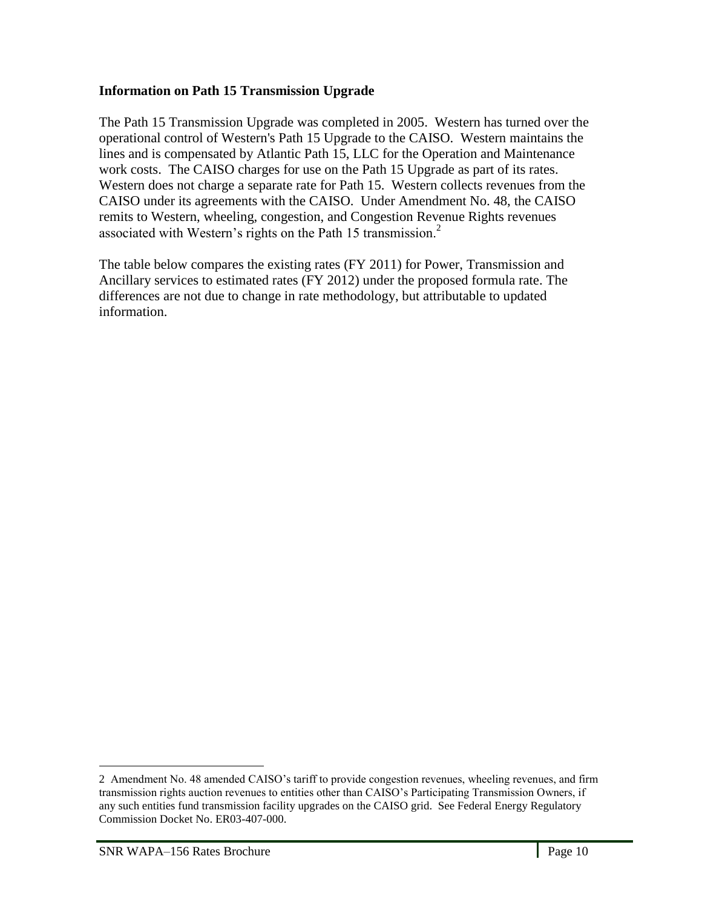**Information on Path 15 Transmission Upgrade**

The Path 15 Transmission Upgrade was completed in 2005. Western has turned over the operational control of Western's Path 15 Upgrade to the CAISO. Western maintains the lines and is compensated by Atlantic Path 15, LLC for the Operation and Maintenance work costs. The CAISO charges for use on the Path 15 Upgrade as part of its rates. Western does not charge a separate rate for Path 15. Western collects revenues from the CAISO under its agreements with the CAISO. Under Amendment No. 48, the CAISO remits to Western, wheeling, congestion, and Congestion Revenue Rights revenues associated with Western's rights on the Path 15 transmission.[2]

The table below compares the existing rates (FY 2011) for Power, Transmission and Ancillary services to estimated rates (FY 2012) under the proposed formula rate. The differences are not due to change in rate methodology, but attributable to updated information.

2 Amendment No. 48 amended CAISO's tariff to provide congestion revenues, wheeling revenues, and firm transmission rights auction revenues to entities other than CAISO's Participating Transmission Owners, if any such entities fund transmission facility upgrades on the CAISO grid. See Federal Energy Regulatory Commission Docket No. ER03-407-000.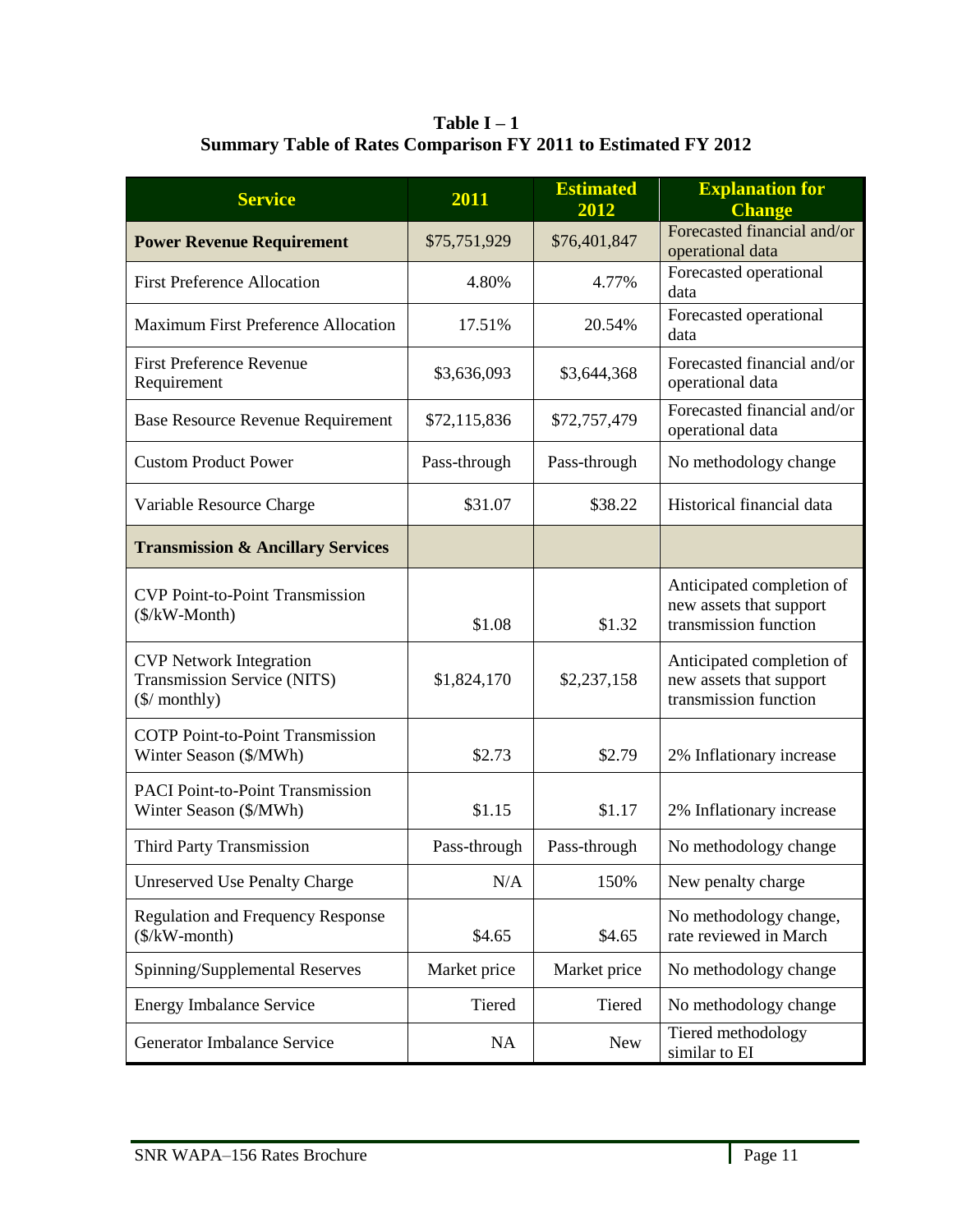**Table I – 1**
**Summary Table of Rates Comparison FY 2011 to Estimated FY 2012**

| Service | 2011 | Estimated 2012 | Explanation for Change |
|---|---|---|---|
| **Power Revenue Requirement** | $75,751,929 | $76,401,847 | Forecasted financial and/or operational data |
| First Preference Allocation | 4.80% | 4.77% | Forecasted operational data |
| Maximum First Preference Allocation | 17.51% | 20.54% | Forecasted operational data |
| First Preference Revenue Requirement | $3,636,093 | $3,644,368 | Forecasted financial and/or operational data |
| Base Resource Revenue Requirement | $72,115,836 | $72,757,479 | Forecasted financial and/or operational data |
| Custom Product Power | Pass-through | Pass-through | No methodology change |
| Variable Resource Charge | $31.07 | $38.22 | Historical financial data |
| **Transmission & Ancillary Services** | | | |
| CVP Point-to-Point Transmission ($/kW-Month) | $1.08 | $1.32 | Anticipated completion of new assets that support transmission function |
| CVP Network Integration Transmission Service (NITS) ($/ monthly) | $1,824,170 | $2,237,158 | Anticipated completion of new assets that support transmission function |
| COTP Point-to-Point Transmission Winter Season ($/MWh) | $2.73 | $2.79 | 2% Inflationary increase |
| PACI Point-to-Point Transmission Winter Season ($/MWh) | $1.15 | $1.17 | 2% Inflationary increase |
| Third Party Transmission | Pass-through | Pass-through | No methodology change |
| Unreserved Use Penalty Charge | N/A | 150% | New penalty charge |
| Regulation and Frequency Response ($/kW-month) | $4.65 | $4.65 | No methodology change, rate reviewed in March |
| Spinning/Supplemental Reserves | Market price | Market price | No methodology change |
| Energy Imbalance Service | Tiered | Tiered | No methodology change |
| Generator Imbalance Service | NA | New | Tiered methodology similar to EI |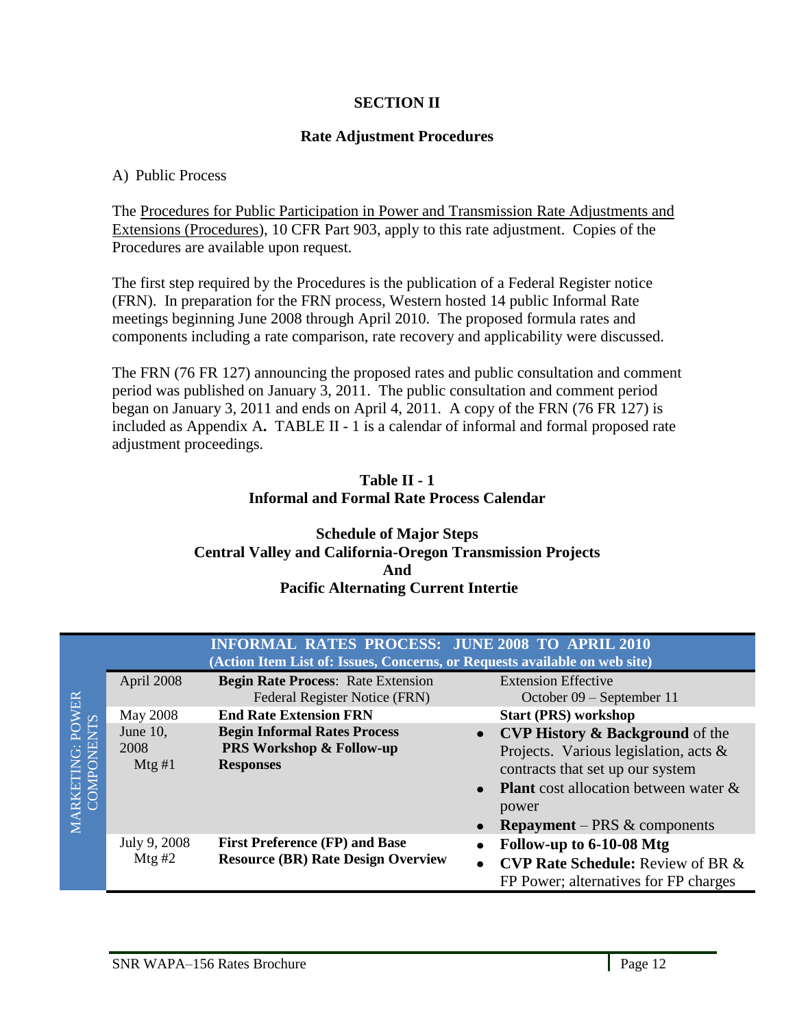**SECTION II**

**Rate Adjustment Procedures**

A) Public Process

The Procedures for Public Participation in Power and Transmission Rate Adjustments and Extensions (Procedures), 10 CFR Part 903, apply to this rate adjustment. Copies of the Procedures are available upon request.

The first step required by the Procedures is the publication of a Federal Register notice (FRN). In preparation for the FRN process, Western hosted 14 public Informal Rate meetings beginning June 2008 through April 2010. The proposed formula rates and components including a rate comparison, rate recovery and applicability were discussed.

The FRN (76 FR 127) announcing the proposed rates and public consultation and comment period was published on January 3, 2011. The public consultation and comment period began on January 3, 2011 and ends on April 4, 2011. A copy of the FRN (76 FR 127) is included as Appendix A**.** TABLE II - 1 is a calendar of informal and formal proposed rate adjustment proceedings.

**Table II - 1**
**Informal and Formal Rate Process Calendar**

**Schedule of Major Steps**
**Central Valley and California-Oregon Transmission Projects**
**And**
**Pacific Alternating Current Intertie**

| | INFORMAL RATES PROCESS: JUNE 2008 TO APRIL 2010 (Action Item List of: Issues, Concerns, or Requests available on web site) | | |
|---|---|---|---|
| MARKETING: POWER COMPONENTS | April 2008 | **Begin Rate Process**: Rate Extension Federal Register Notice (FRN) | Extension Effective October 09 – September 11 |
| | May 2008 | **End Rate Extension FRN** | **Start (PRS) workshop** |
| | June 10, 2008 Mtg #1 | **Begin Informal Rates Process PRS Workshop & Follow-up Responses** | • **CVP History & Background** of the Projects. Various legislation, acts & contracts that set up our system<br>• **Plant** cost allocation between water & power<br>• **Repayment** – PRS & components |
| | July 9, 2008 Mtg #2 | **First Preference (FP) and Base Resource (BR) Rate Design Overview** | • **Follow-up to 6-10-08 Mtg**<br>• **CVP Rate Schedule:** Review of BR & FP Power; alternatives for FP charges |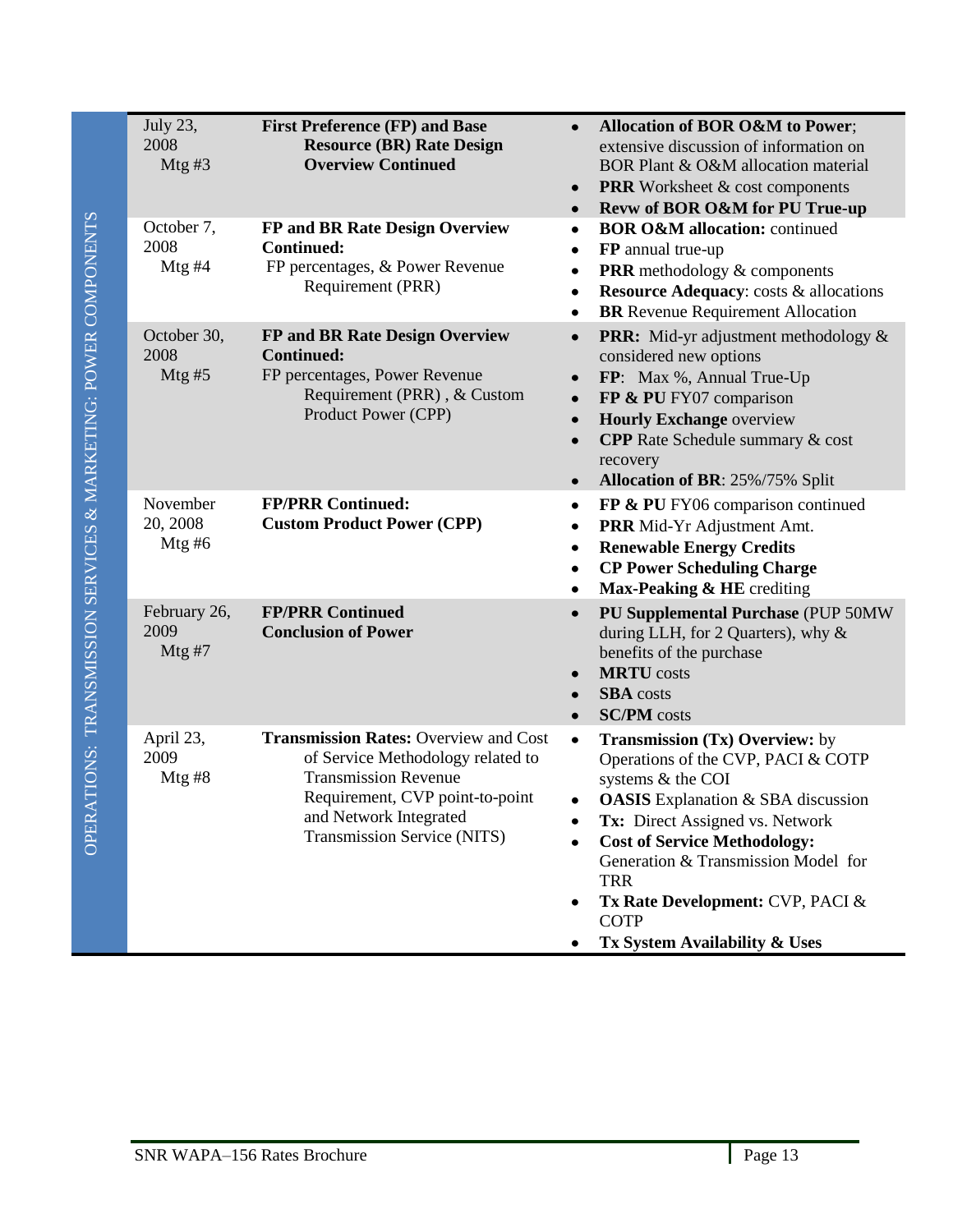OPERATIONS: TRANSMISSION SERVICES & MARKETING: POWER COMPONENTS

| Date | Topic | Discussion |
|---|---|---|
| July 23, 2008 Mtg #3 | **First Preference (FP) and Base Resource (BR) Rate Design Overview Continued** | • **Allocation of BOR O&M to Power**; extensive discussion of information on BOR Plant & O&M allocation material<br>• **PRR** Worksheet & cost components<br>• **Revw of BOR O&M for PU True-up** |
| October 7, 2008 Mtg #4 | **FP and BR Rate Design Overview Continued:** FP percentages, & Power Revenue Requirement (PRR) | • **BOR O&M allocation:** continued<br>• **FP** annual true-up<br>• **PRR** methodology & components<br>• **Resource Adequacy**: costs & allocations<br>• **BR** Revenue Requirement Allocation |
| October 30, 2008 Mtg #5 | **FP and BR Rate Design Overview Continued:** FP percentages, Power Revenue Requirement (PRR) , & Custom Product Power (CPP) | • **PRR:** Mid-yr adjustment methodology & considered new options<br>• **FP**: Max %, Annual True-Up<br>• **FP & PU** FY07 comparison<br>• **Hourly Exchange** overview<br>• **CPP** Rate Schedule summary & cost recovery<br>• **Allocation of BR**: 25%/75% Split |
| November 20, 2008 Mtg #6 | **FP/PRR Continued: Custom Product Power (CPP)** | • **FP & PU** FY06 comparison continued<br>• **PRR** Mid-Yr Adjustment Amt.<br>• **Renewable Energy Credits**<br>• **CP Power Scheduling Charge**<br>• **Max-Peaking & HE** crediting |
| February 26, 2009 Mtg #7 | **FP/PRR Continued Conclusion of Power** | • **PU Supplemental Purchase** (PUP 50MW during LLH, for 2 Quarters), why & benefits of the purchase<br>• **MRTU** costs<br>• **SBA** costs<br>• **SC/PM** costs |
| April 23, 2009 Mtg #8 | **Transmission Rates:** Overview and Cost of Service Methodology related to Transmission Revenue Requirement, CVP point-to-point and Network Integrated Transmission Service (NITS) | • **Transmission (Tx) Overview:** by Operations of the CVP, PACI & COTP systems & the COI<br>• **OASIS** Explanation & SBA discussion<br>• **Tx:** Direct Assigned vs. Network<br>• **Cost of Service Methodology:** Generation & Transmission Model for TRR<br>• **Tx Rate Development:** CVP, PACI & COTP<br>• **Tx System Availability & Uses** |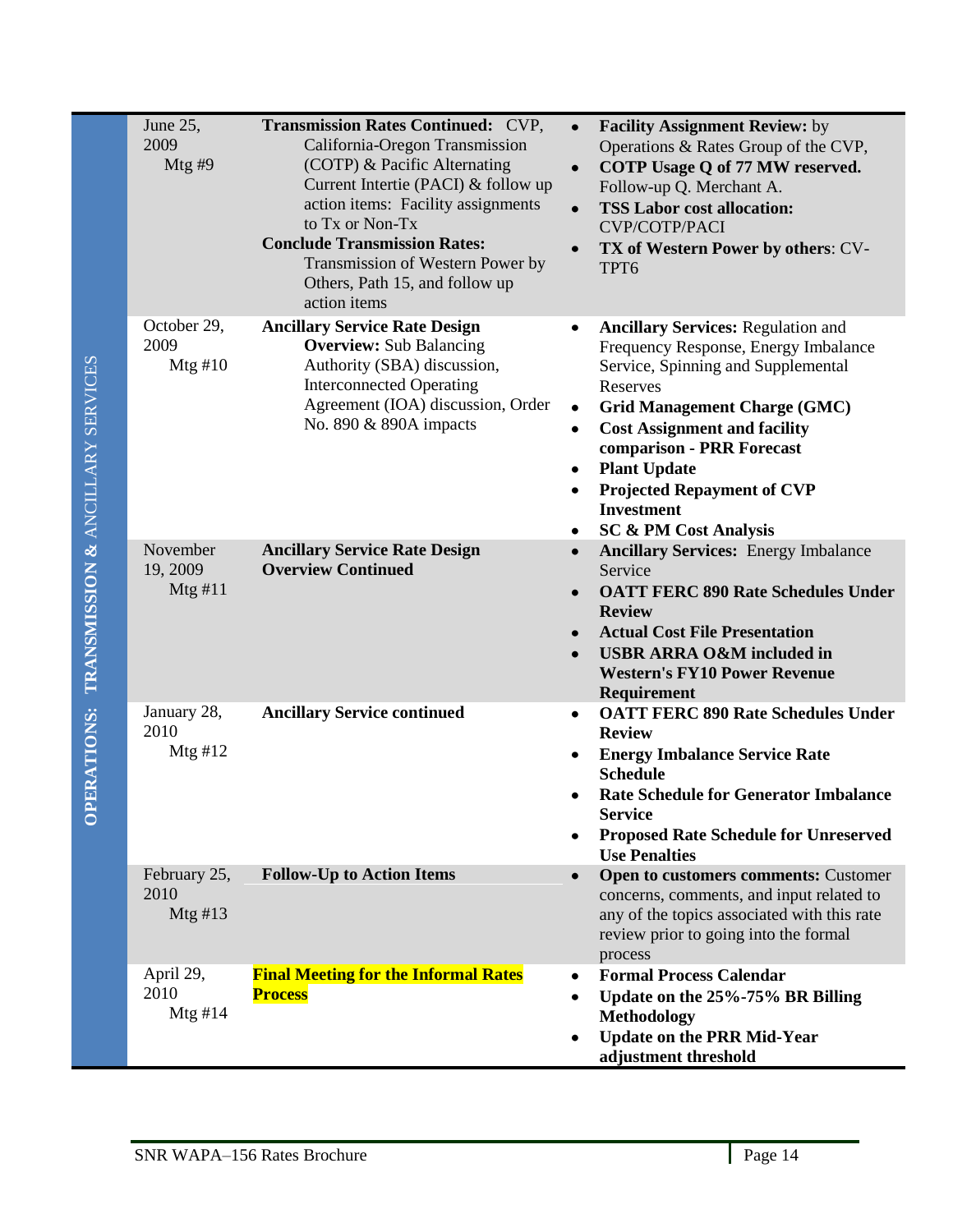| OPERATIONS: TRANSMISSION & ANCILLARY SERVICES | Date | Topic | Details |
|---|---|---|---|
| | June 25, 2009 Mtg #9 | **Transmission Rates Continued:** CVP, California-Oregon Transmission (COTP) & Pacific Alternating Current Intertie (PACI) & follow up action items: Facility assignments to Tx or Non-Tx<br>**Conclude Transmission Rates:** Transmission of Western Power by Others, Path 15, and follow up action items | • **Facility Assignment Review:** by Operations & Rates Group of the CVP,<br>• **COTP Usage Q of 77 MW reserved.** Follow-up Q. Merchant A.<br>• **TSS Labor cost allocation:** CVP/COTP/PACI<br>• **TX of Western Power by others**: CV-TPT6 |
| | October 29, 2009 Mtg #10 | **Ancillary Service Rate Design**<br>**Overview:** Sub Balancing Authority (SBA) discussion, Interconnected Operating Agreement (IOA) discussion, Order No. 890 & 890A impacts | • **Ancillary Services:** Regulation and Frequency Response, Energy Imbalance Service, Spinning and Supplemental Reserves<br>• **Grid Management Charge (GMC)**<br>• **Cost Assignment and facility comparison - PRR Forecast**<br>• **Plant Update**<br>• **Projected Repayment of CVP Investment**<br>• **SC & PM Cost Analysis** |
| | November 19, 2009 Mtg #11 | **Ancillary Service Rate Design Overview Continued** | • **Ancillary Services:** Energy Imbalance Service<br>• **OATT FERC 890 Rate Schedules Under Review**<br>• **Actual Cost File Presentation**<br>• **USBR ARRA O&M included in Western's FY10 Power Revenue Requirement** |
| | January 28, 2010 Mtg #12 | **Ancillary Service continued** | • **OATT FERC 890 Rate Schedules Under Review**<br>• **Energy Imbalance Service Rate Schedule**<br>• **Rate Schedule for Generator Imbalance Service**<br>• **Proposed Rate Schedule for Unreserved Use Penalties** |
| | February 25, 2010 Mtg #13 | **Follow-Up to Action Items** | • **Open to customers comments:** Customer concerns, comments, and input related to any of the topics associated with this rate review prior to going into the formal process |
| | April 29, 2010 Mtg #14 | **Final Meeting for the Informal Rates Process** | • **Formal Process Calendar**<br>• **Update on the 25%-75% BR Billing Methodology**<br>• **Update on the PRR Mid-Year adjustment threshold** |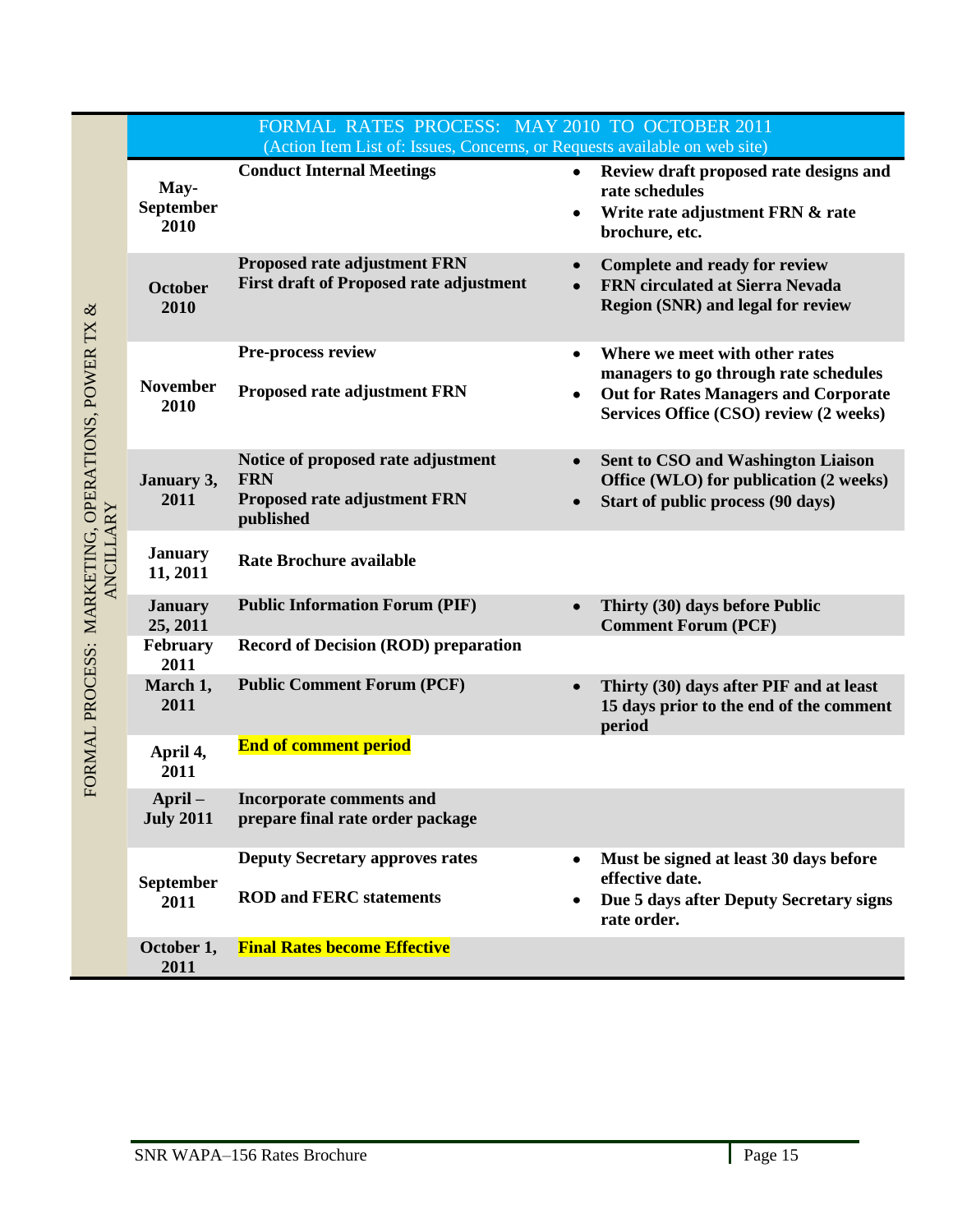FORMAL PROCESS: MARKETING, OPERATIONS, POWER TX & ANCILLARY

| FORMAL RATES PROCESS: MAY 2010 TO OCTOBER 2011 (Action Item List of: Issues, Concerns, or Requests available on web site) | | |
|---|---|---|
| **May-September 2010** | **Conduct Internal Meetings** | • **Review draft proposed rate designs and rate schedules**<br>• **Write rate adjustment FRN & rate brochure, etc.** |
| **October 2010** | **Proposed rate adjustment FRN**<br>**First draft of Proposed rate adjustment** | • **Complete and ready for review**<br>• **FRN circulated at Sierra Nevada Region (SNR) and legal for review** |
| **November 2010** | **Pre-process review**<br>**Proposed rate adjustment FRN** | • **Where we meet with other rates managers to go through rate schedules**<br>• **Out for Rates Managers and Corporate Services Office (CSO) review (2 weeks)** |
| **January 3, 2011** | **Notice of proposed rate adjustment FRN**<br>**Proposed rate adjustment FRN published** | • **Sent to CSO and Washington Liaison Office (WLO) for publication (2 weeks)**<br>• **Start of public process (90 days)** |
| **January 11, 2011** | **Rate Brochure available** | |
| **January 25, 2011** | **Public Information Forum (PIF)** | • **Thirty (30) days before Public Comment Forum (PCF)** |
| **February 2011** | **Record of Decision (ROD) preparation** | |
| **March 1, 2011** | **Public Comment Forum (PCF)** | • **Thirty (30) days after PIF and at least 15 days prior to the end of the comment period** |
| **April 4, 2011** | **End of comment period** | |
| **April – July 2011** | **Incorporate comments and prepare final rate order package** | |
| **September 2011** | **Deputy Secretary approves rates**<br>**ROD and FERC statements** | • **Must be signed at least 30 days before effective date.**<br>• **Due 5 days after Deputy Secretary signs rate order.** |
| **October 1, 2011** | **Final Rates become Effective** | |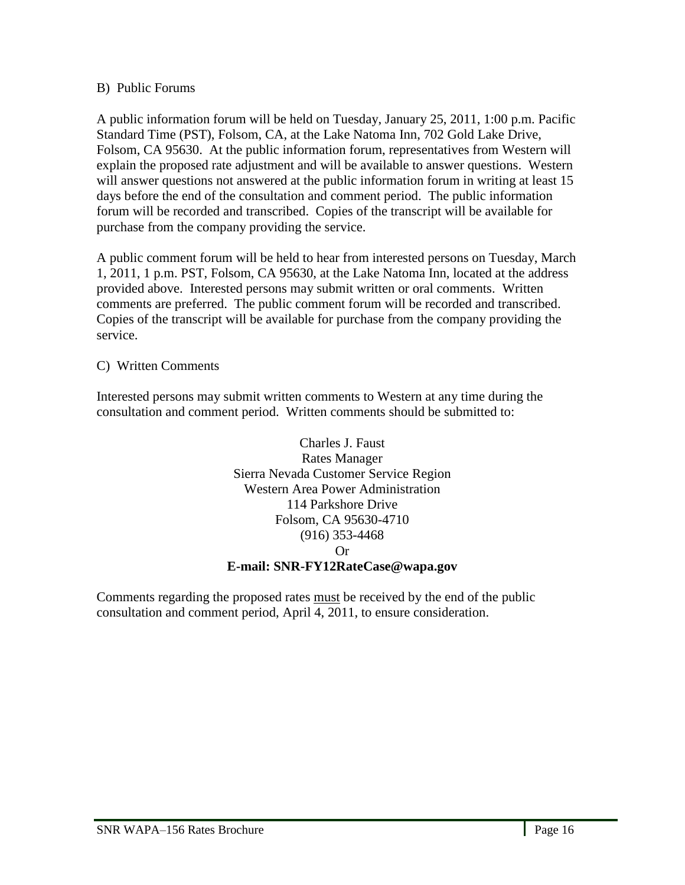B) Public Forums

A public information forum will be held on Tuesday, January 25, 2011, 1:00 p.m. Pacific Standard Time (PST), Folsom, CA, at the Lake Natoma Inn, 702 Gold Lake Drive, Folsom, CA 95630. At the public information forum, representatives from Western will explain the proposed rate adjustment and will be available to answer questions. Western will answer questions not answered at the public information forum in writing at least 15 days before the end of the consultation and comment period. The public information forum will be recorded and transcribed. Copies of the transcript will be available for purchase from the company providing the service.

A public comment forum will be held to hear from interested persons on Tuesday, March 1, 2011, 1 p.m. PST, Folsom, CA 95630, at the Lake Natoma Inn, located at the address provided above. Interested persons may submit written or oral comments. Written comments are preferred. The public comment forum will be recorded and transcribed. Copies of the transcript will be available for purchase from the company providing the service.

C) Written Comments

Interested persons may submit written comments to Western at any time during the consultation and comment period. Written comments should be submitted to:

Charles J. Faust
Rates Manager
Sierra Nevada Customer Service Region
Western Area Power Administration
114 Parkshore Drive
Folsom, CA 95630-4710
(916) 353-4468
Or
**E-mail: SNR-FY12RateCase@wapa.gov**

Comments regarding the proposed rates must be received by the end of the public consultation and comment period, April 4, 2011, to ensure consideration.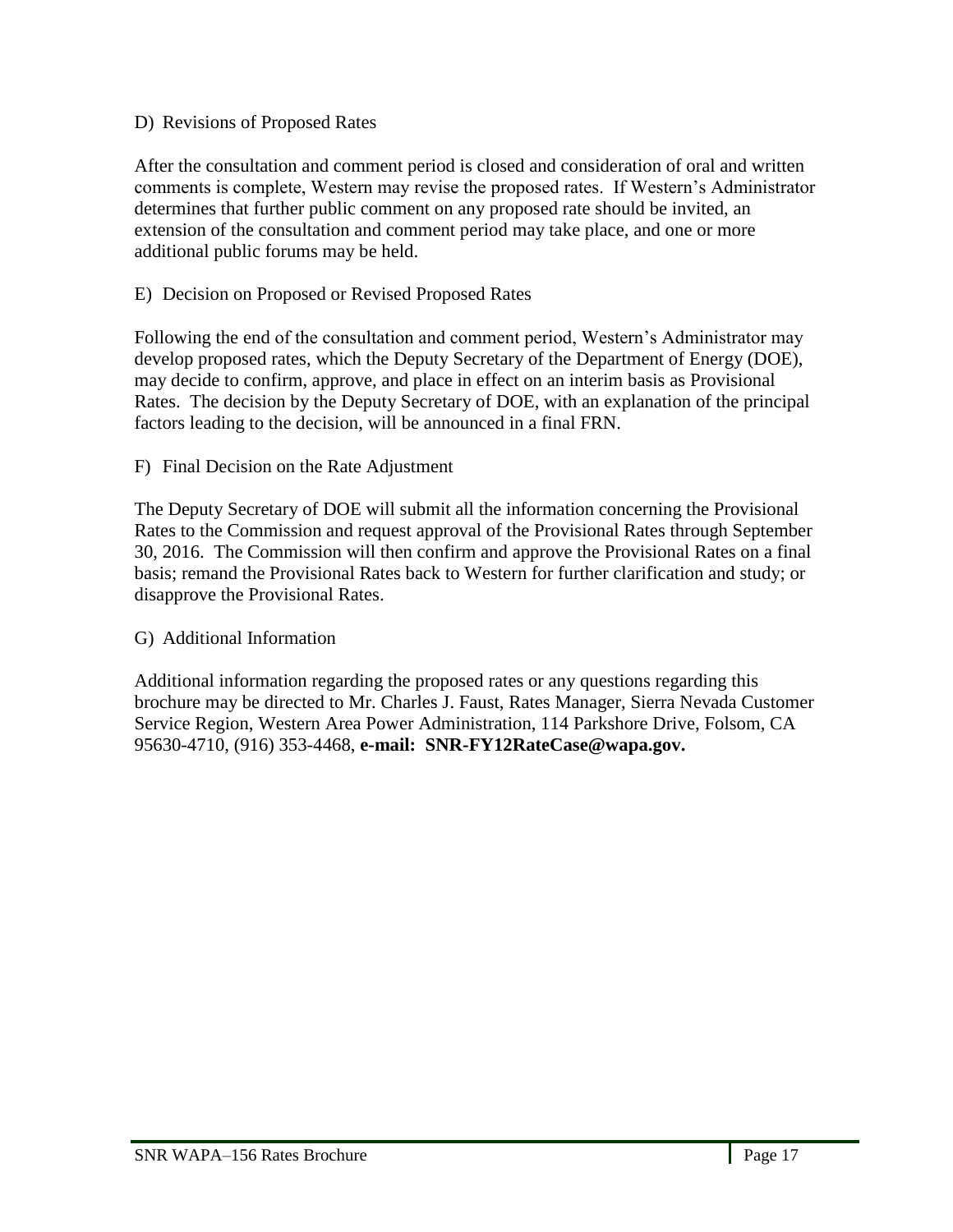D) Revisions of Proposed Rates

After the consultation and comment period is closed and consideration of oral and written comments is complete, Western may revise the proposed rates. If Western's Administrator determines that further public comment on any proposed rate should be invited, an extension of the consultation and comment period may take place, and one or more additional public forums may be held.

E) Decision on Proposed or Revised Proposed Rates

Following the end of the consultation and comment period, Western's Administrator may develop proposed rates, which the Deputy Secretary of the Department of Energy (DOE), may decide to confirm, approve, and place in effect on an interim basis as Provisional Rates. The decision by the Deputy Secretary of DOE, with an explanation of the principal factors leading to the decision, will be announced in a final FRN.

F) Final Decision on the Rate Adjustment

The Deputy Secretary of DOE will submit all the information concerning the Provisional Rates to the Commission and request approval of the Provisional Rates through September 30, 2016. The Commission will then confirm and approve the Provisional Rates on a final basis; remand the Provisional Rates back to Western for further clarification and study; or disapprove the Provisional Rates.

G) Additional Information

Additional information regarding the proposed rates or any questions regarding this brochure may be directed to Mr. Charles J. Faust, Rates Manager, Sierra Nevada Customer Service Region, Western Area Power Administration, 114 Parkshore Drive, Folsom, CA 95630-4710, (916) 353-4468, **e-mail: SNR-FY12RateCase@wapa.gov.**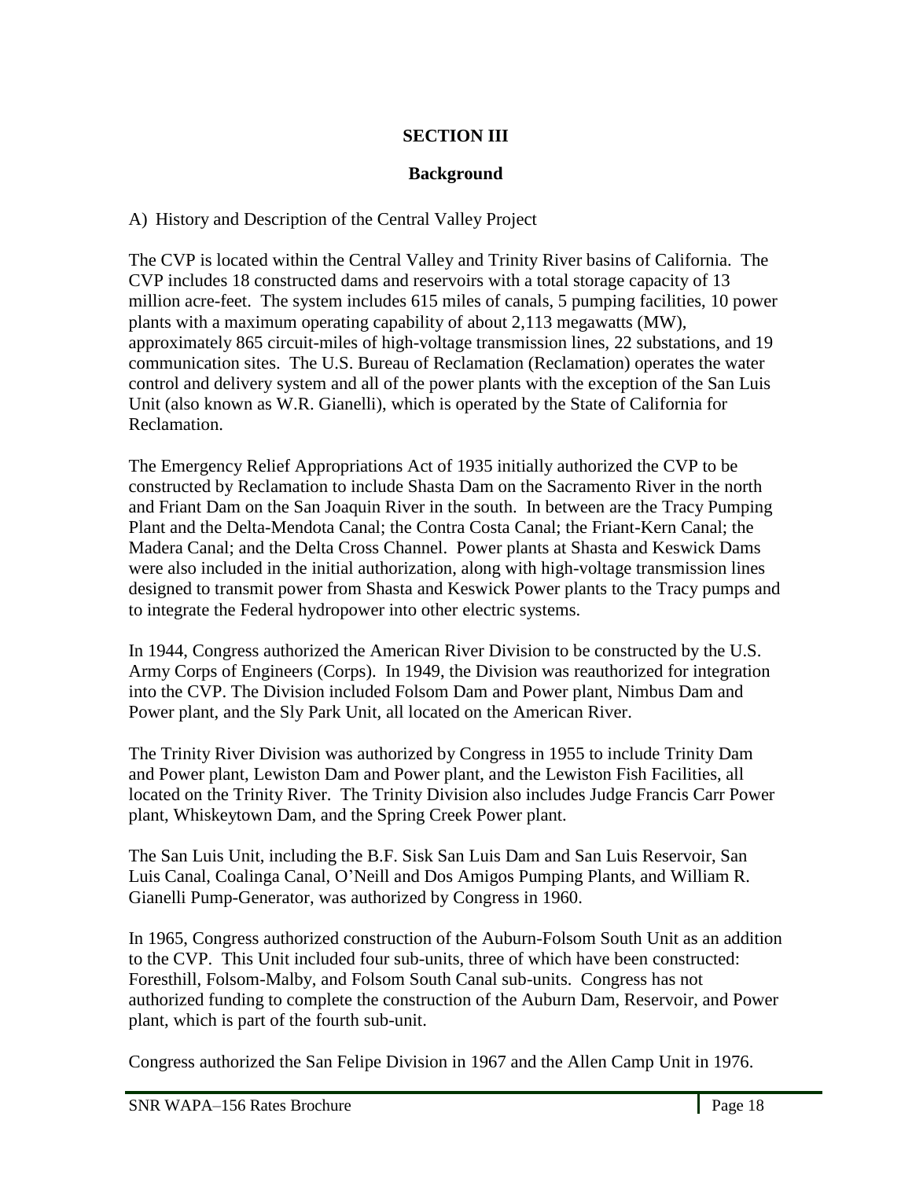## SECTION III

## Background

A) History and Description of the Central Valley Project

The CVP is located within the Central Valley and Trinity River basins of California. The CVP includes 18 constructed dams and reservoirs with a total storage capacity of 13 million acre-feet. The system includes 615 miles of canals, 5 pumping facilities, 10 power plants with a maximum operating capability of about 2,113 megawatts (MW), approximately 865 circuit-miles of high-voltage transmission lines, 22 substations, and 19 communication sites. The U.S. Bureau of Reclamation (Reclamation) operates the water control and delivery system and all of the power plants with the exception of the San Luis Unit (also known as W.R. Gianelli), which is operated by the State of California for Reclamation.

The Emergency Relief Appropriations Act of 1935 initially authorized the CVP to be constructed by Reclamation to include Shasta Dam on the Sacramento River in the north and Friant Dam on the San Joaquin River in the south. In between are the Tracy Pumping Plant and the Delta-Mendota Canal; the Contra Costa Canal; the Friant-Kern Canal; the Madera Canal; and the Delta Cross Channel. Power plants at Shasta and Keswick Dams were also included in the initial authorization, along with high-voltage transmission lines designed to transmit power from Shasta and Keswick Power plants to the Tracy pumps and to integrate the Federal hydropower into other electric systems.

In 1944, Congress authorized the American River Division to be constructed by the U.S. Army Corps of Engineers (Corps). In 1949, the Division was reauthorized for integration into the CVP. The Division included Folsom Dam and Power plant, Nimbus Dam and Power plant, and the Sly Park Unit, all located on the American River.

The Trinity River Division was authorized by Congress in 1955 to include Trinity Dam and Power plant, Lewiston Dam and Power plant, and the Lewiston Fish Facilities, all located on the Trinity River. The Trinity Division also includes Judge Francis Carr Power plant, Whiskeytown Dam, and the Spring Creek Power plant.

The San Luis Unit, including the B.F. Sisk San Luis Dam and San Luis Reservoir, San Luis Canal, Coalinga Canal, O'Neill and Dos Amigos Pumping Plants, and William R. Gianelli Pump-Generator, was authorized by Congress in 1960.

In 1965, Congress authorized construction of the Auburn-Folsom South Unit as an addition to the CVP. This Unit included four sub-units, three of which have been constructed: Foresthill, Folsom-Malby, and Folsom South Canal sub-units. Congress has not authorized funding to complete the construction of the Auburn Dam, Reservoir, and Power plant, which is part of the fourth sub-unit.

Congress authorized the San Felipe Division in 1967 and the Allen Camp Unit in 1976.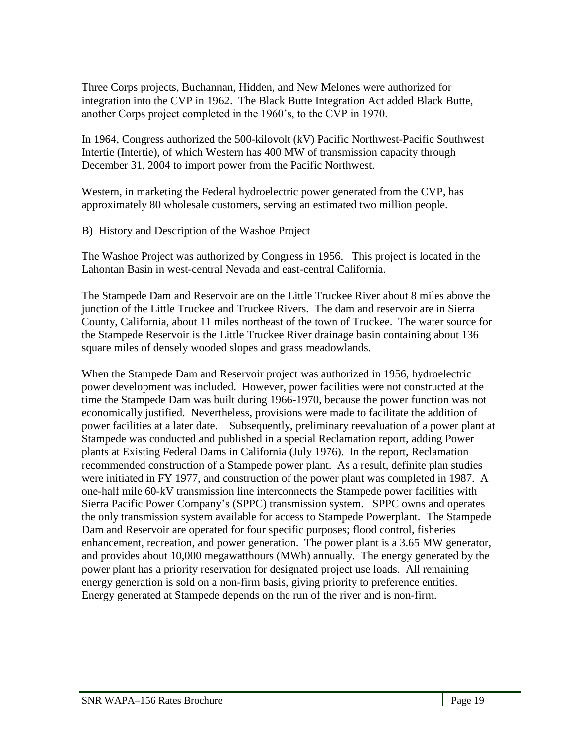Three Corps projects, Buchannan, Hidden, and New Melones were authorized for integration into the CVP in 1962. The Black Butte Integration Act added Black Butte, another Corps project completed in the 1960's, to the CVP in 1970.

In 1964, Congress authorized the 500-kilovolt (kV) Pacific Northwest-Pacific Southwest Intertie (Intertie), of which Western has 400 MW of transmission capacity through December 31, 2004 to import power from the Pacific Northwest.

Western, in marketing the Federal hydroelectric power generated from the CVP, has approximately 80 wholesale customers, serving an estimated two million people.

B) History and Description of the Washoe Project

The Washoe Project was authorized by Congress in 1956. This project is located in the Lahontan Basin in west-central Nevada and east-central California.

The Stampede Dam and Reservoir are on the Little Truckee River about 8 miles above the junction of the Little Truckee and Truckee Rivers. The dam and reservoir are in Sierra County, California, about 11 miles northeast of the town of Truckee. The water source for the Stampede Reservoir is the Little Truckee River drainage basin containing about 136 square miles of densely wooded slopes and grass meadowlands.

When the Stampede Dam and Reservoir project was authorized in 1956, hydroelectric power development was included. However, power facilities were not constructed at the time the Stampede Dam was built during 1966-1970, because the power function was not economically justified. Nevertheless, provisions were made to facilitate the addition of power facilities at a later date. Subsequently, preliminary reevaluation of a power plant at Stampede was conducted and published in a special Reclamation report, adding Power plants at Existing Federal Dams in California (July 1976). In the report, Reclamation recommended construction of a Stampede power plant. As a result, definite plan studies were initiated in FY 1977, and construction of the power plant was completed in 1987. A one-half mile 60-kV transmission line interconnects the Stampede power facilities with Sierra Pacific Power Company's (SPPC) transmission system. SPPC owns and operates the only transmission system available for access to Stampede Powerplant. The Stampede Dam and Reservoir are operated for four specific purposes; flood control, fisheries enhancement, recreation, and power generation. The power plant is a 3.65 MW generator, and provides about 10,000 megawatthours (MWh) annually. The energy generated by the power plant has a priority reservation for designated project use loads. All remaining energy generation is sold on a non-firm basis, giving priority to preference entities. Energy generated at Stampede depends on the run of the river and is non-firm.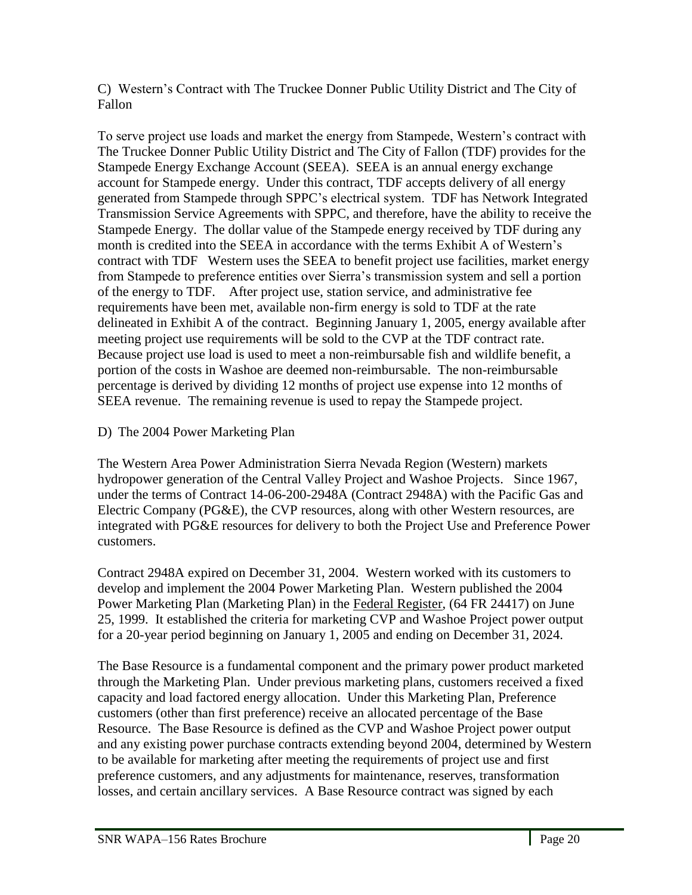C) Western's Contract with The Truckee Donner Public Utility District and The City of Fallon

To serve project use loads and market the energy from Stampede, Western's contract with The Truckee Donner Public Utility District and The City of Fallon (TDF) provides for the Stampede Energy Exchange Account (SEEA). SEEA is an annual energy exchange account for Stampede energy. Under this contract, TDF accepts delivery of all energy generated from Stampede through SPPC's electrical system. TDF has Network Integrated Transmission Service Agreements with SPPC, and therefore, have the ability to receive the Stampede Energy. The dollar value of the Stampede energy received by TDF during any month is credited into the SEEA in accordance with the terms Exhibit A of Western's contract with TDF Western uses the SEEA to benefit project use facilities, market energy from Stampede to preference entities over Sierra's transmission system and sell a portion of the energy to TDF. After project use, station service, and administrative fee requirements have been met, available non-firm energy is sold to TDF at the rate delineated in Exhibit A of the contract. Beginning January 1, 2005, energy available after meeting project use requirements will be sold to the CVP at the TDF contract rate. Because project use load is used to meet a non-reimbursable fish and wildlife benefit, a portion of the costs in Washoe are deemed non-reimbursable. The non-reimbursable percentage is derived by dividing 12 months of project use expense into 12 months of SEEA revenue. The remaining revenue is used to repay the Stampede project.

D) The 2004 Power Marketing Plan

The Western Area Power Administration Sierra Nevada Region (Western) markets hydropower generation of the Central Valley Project and Washoe Projects. Since 1967, under the terms of Contract 14-06-200-2948A (Contract 2948A) with the Pacific Gas and Electric Company (PG&E), the CVP resources, along with other Western resources, are integrated with PG&E resources for delivery to both the Project Use and Preference Power customers.

Contract 2948A expired on December 31, 2004. Western worked with its customers to develop and implement the 2004 Power Marketing Plan. Western published the 2004 Power Marketing Plan (Marketing Plan) in the Federal Register, (64 FR 24417) on June 25, 1999. It established the criteria for marketing CVP and Washoe Project power output for a 20-year period beginning on January 1, 2005 and ending on December 31, 2024.

The Base Resource is a fundamental component and the primary power product marketed through the Marketing Plan. Under previous marketing plans, customers received a fixed capacity and load factored energy allocation. Under this Marketing Plan, Preference customers (other than first preference) receive an allocated percentage of the Base Resource. The Base Resource is defined as the CVP and Washoe Project power output and any existing power purchase contracts extending beyond 2004, determined by Western to be available for marketing after meeting the requirements of project use and first preference customers, and any adjustments for maintenance, reserves, transformation losses, and certain ancillary services. A Base Resource contract was signed by each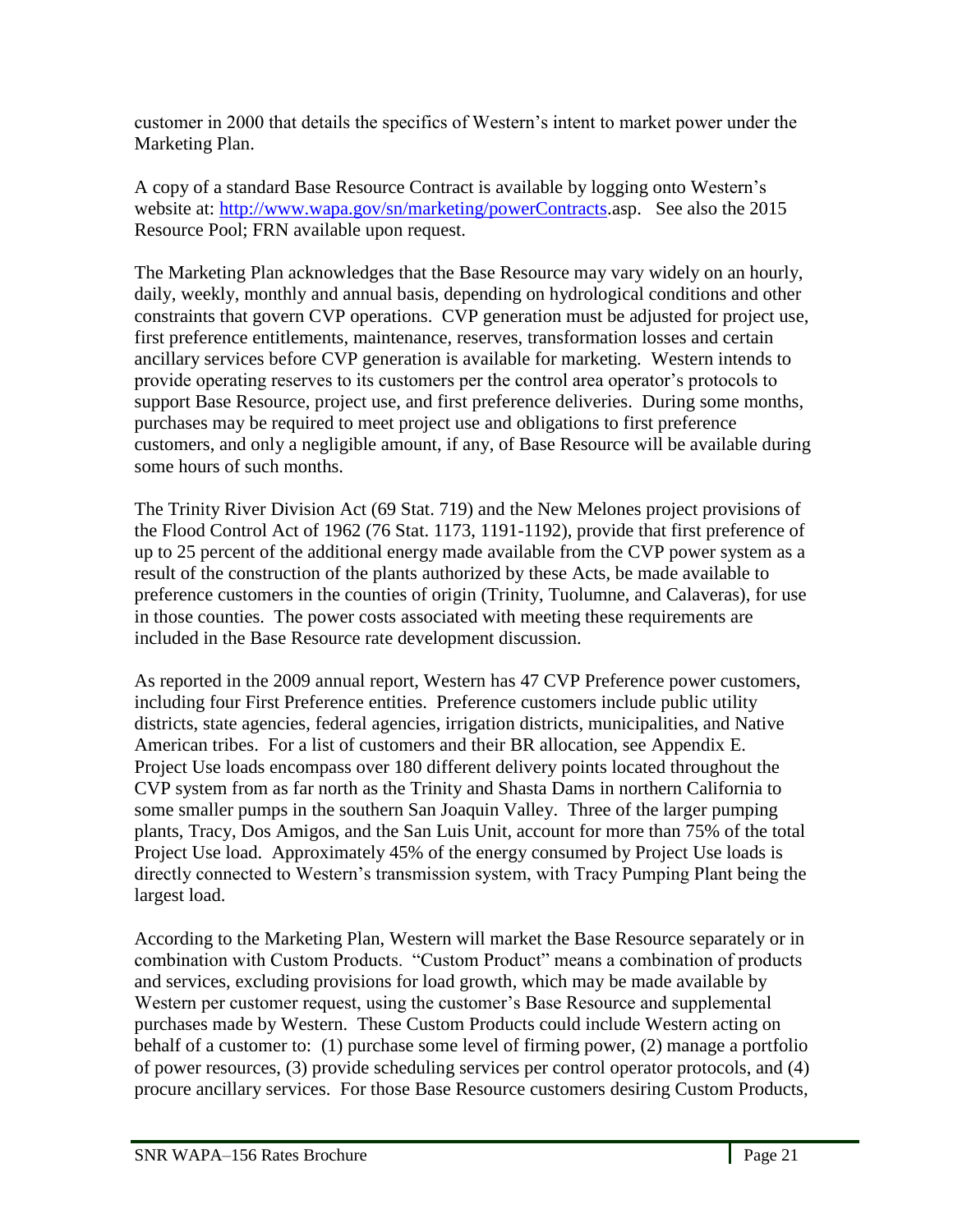customer in 2000 that details the specifics of Western's intent to market power under the Marketing Plan.

A copy of a standard Base Resource Contract is available by logging onto Western's website at: [http://www.wapa.gov/sn/marketing/powerContracts](http://www.wapa.gov/sn/marketing/powerContracts).asp. See also the 2015 Resource Pool; FRN available upon request.

The Marketing Plan acknowledges that the Base Resource may vary widely on an hourly, daily, weekly, monthly and annual basis, depending on hydrological conditions and other constraints that govern CVP operations. CVP generation must be adjusted for project use, first preference entitlements, maintenance, reserves, transformation losses and certain ancillary services before CVP generation is available for marketing. Western intends to provide operating reserves to its customers per the control area operator's protocols to support Base Resource, project use, and first preference deliveries. During some months, purchases may be required to meet project use and obligations to first preference customers, and only a negligible amount, if any, of Base Resource will be available during some hours of such months.

The Trinity River Division Act (69 Stat. 719) and the New Melones project provisions of the Flood Control Act of 1962 (76 Stat. 1173, 1191-1192), provide that first preference of up to 25 percent of the additional energy made available from the CVP power system as a result of the construction of the plants authorized by these Acts, be made available to preference customers in the counties of origin (Trinity, Tuolumne, and Calaveras), for use in those counties. The power costs associated with meeting these requirements are included in the Base Resource rate development discussion.

As reported in the 2009 annual report, Western has 47 CVP Preference power customers, including four First Preference entities. Preference customers include public utility districts, state agencies, federal agencies, irrigation districts, municipalities, and Native American tribes. For a list of customers and their BR allocation, see Appendix E. Project Use loads encompass over 180 different delivery points located throughout the CVP system from as far north as the Trinity and Shasta Dams in northern California to some smaller pumps in the southern San Joaquin Valley. Three of the larger pumping plants, Tracy, Dos Amigos, and the San Luis Unit, account for more than 75% of the total Project Use load. Approximately 45% of the energy consumed by Project Use loads is directly connected to Western's transmission system, with Tracy Pumping Plant being the largest load.

According to the Marketing Plan, Western will market the Base Resource separately or in combination with Custom Products. "Custom Product" means a combination of products and services, excluding provisions for load growth, which may be made available by Western per customer request, using the customer's Base Resource and supplemental purchases made by Western. These Custom Products could include Western acting on behalf of a customer to: (1) purchase some level of firming power, (2) manage a portfolio of power resources, (3) provide scheduling services per control operator protocols, and (4) procure ancillary services. For those Base Resource customers desiring Custom Products,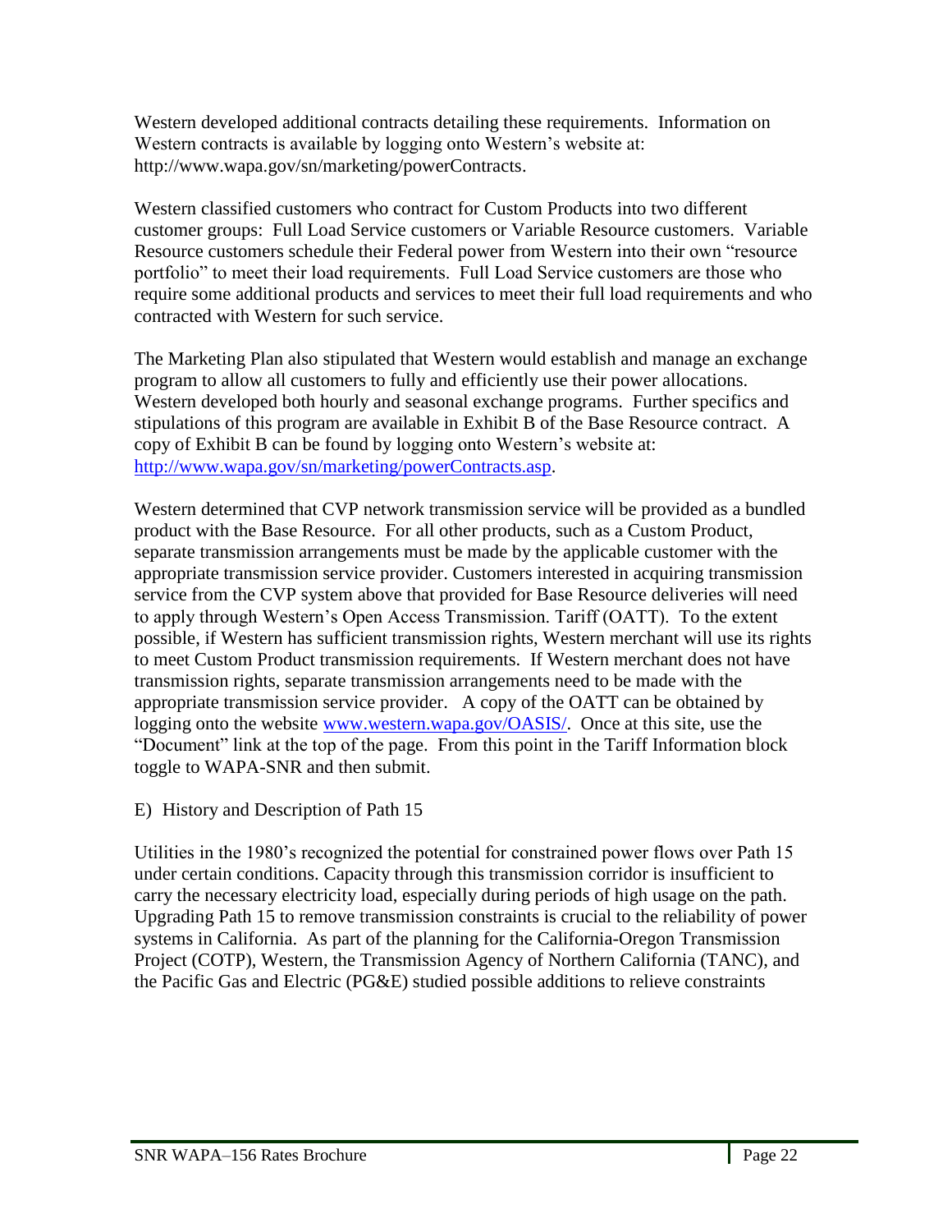Western developed additional contracts detailing these requirements. Information on Western contracts is available by logging onto Western's website at: http://www.wapa.gov/sn/marketing/powerContracts.

Western classified customers who contract for Custom Products into two different customer groups: Full Load Service customers or Variable Resource customers. Variable Resource customers schedule their Federal power from Western into their own "resource portfolio" to meet their load requirements. Full Load Service customers are those who require some additional products and services to meet their full load requirements and who contracted with Western for such service.

The Marketing Plan also stipulated that Western would establish and manage an exchange program to allow all customers to fully and efficiently use their power allocations. Western developed both hourly and seasonal exchange programs. Further specifics and stipulations of this program are available in Exhibit B of the Base Resource contract. A copy of Exhibit B can be found by logging onto Western's website at: [http://www.wapa.gov/sn/marketing/powerContracts.asp](http://www.wapa.gov/sn/marketing/powerContracts.asp).

Western determined that CVP network transmission service will be provided as a bundled product with the Base Resource. For all other products, such as a Custom Product, separate transmission arrangements must be made by the applicable customer with the appropriate transmission service provider. Customers interested in acquiring transmission service from the CVP system above that provided for Base Resource deliveries will need to apply through Western's Open Access Transmission. Tariff (OATT). To the extent possible, if Western has sufficient transmission rights, Western merchant will use its rights to meet Custom Product transmission requirements. If Western merchant does not have transmission rights, separate transmission arrangements need to be made with the appropriate transmission service provider. A copy of the OATT can be obtained by logging onto the website [www.western.wapa.gov/OASIS/](www.western.wapa.gov/OASIS/). Once at this site, use the "Document" link at the top of the page. From this point in the Tariff Information block toggle to WAPA-SNR and then submit.

E) History and Description of Path 15

Utilities in the 1980's recognized the potential for constrained power flows over Path 15 under certain conditions. Capacity through this transmission corridor is insufficient to carry the necessary electricity load, especially during periods of high usage on the path. Upgrading Path 15 to remove transmission constraints is crucial to the reliability of power systems in California. As part of the planning for the California-Oregon Transmission Project (COTP), Western, the Transmission Agency of Northern California (TANC), and the Pacific Gas and Electric (PG&E) studied possible additions to relieve constraints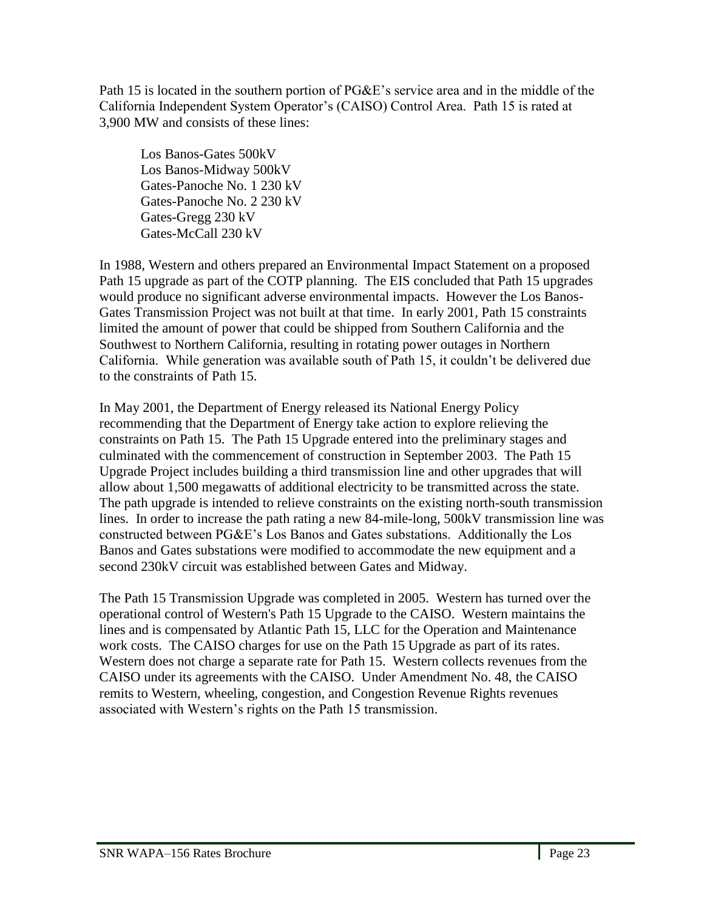Path 15 is located in the southern portion of PG&E's service area and in the middle of the California Independent System Operator's (CAISO) Control Area. Path 15 is rated at 3,900 MW and consists of these lines:

Los Banos-Gates 500kV
Los Banos-Midway 500kV
Gates-Panoche No. 1 230 kV
Gates-Panoche No. 2 230 kV
Gates-Gregg 230 kV
Gates-McCall 230 kV

In 1988, Western and others prepared an Environmental Impact Statement on a proposed Path 15 upgrade as part of the COTP planning. The EIS concluded that Path 15 upgrades would produce no significant adverse environmental impacts. However the Los Banos-Gates Transmission Project was not built at that time. In early 2001, Path 15 constraints limited the amount of power that could be shipped from Southern California and the Southwest to Northern California, resulting in rotating power outages in Northern California. While generation was available south of Path 15, it couldn't be delivered due to the constraints of Path 15.

In May 2001, the Department of Energy released its National Energy Policy recommending that the Department of Energy take action to explore relieving the constraints on Path 15. The Path 15 Upgrade entered into the preliminary stages and culminated with the commencement of construction in September 2003. The Path 15 Upgrade Project includes building a third transmission line and other upgrades that will allow about 1,500 megawatts of additional electricity to be transmitted across the state. The path upgrade is intended to relieve constraints on the existing north-south transmission lines. In order to increase the path rating a new 84-mile-long, 500kV transmission line was constructed between PG&E's Los Banos and Gates substations. Additionally the Los Banos and Gates substations were modified to accommodate the new equipment and a second 230kV circuit was established between Gates and Midway.

The Path 15 Transmission Upgrade was completed in 2005. Western has turned over the operational control of Western's Path 15 Upgrade to the CAISO. Western maintains the lines and is compensated by Atlantic Path 15, LLC for the Operation and Maintenance work costs. The CAISO charges for use on the Path 15 Upgrade as part of its rates. Western does not charge a separate rate for Path 15. Western collects revenues from the CAISO under its agreements with the CAISO. Under Amendment No. 48, the CAISO remits to Western, wheeling, congestion, and Congestion Revenue Rights revenues associated with Western's rights on the Path 15 transmission.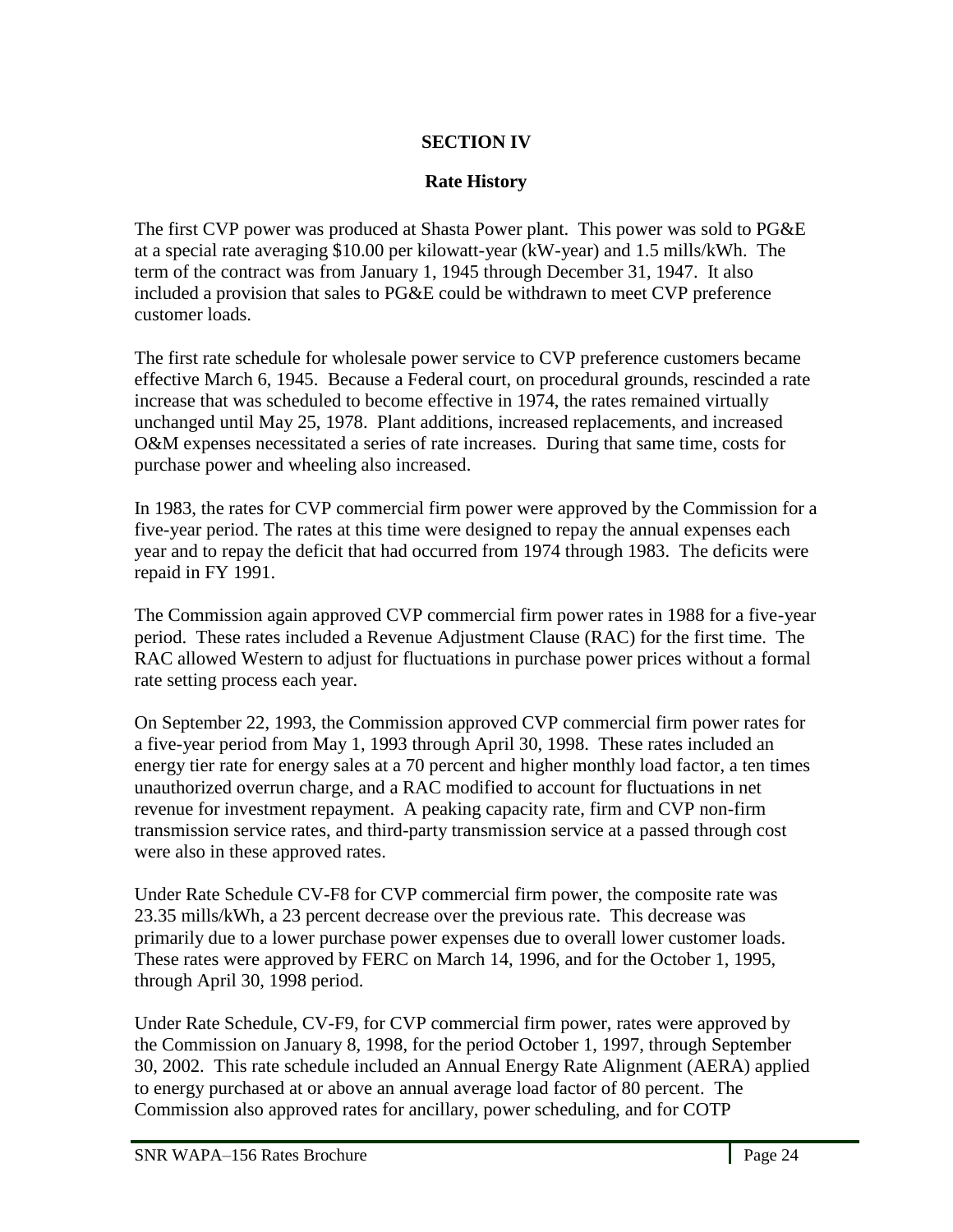# SECTION IV

## Rate History

The first CVP power was produced at Shasta Power plant. This power was sold to PG&E at a special rate averaging $10.00 per kilowatt-year (kW-year) and 1.5 mills/kWh. The term of the contract was from January 1, 1945 through December 31, 1947. It also included a provision that sales to PG&E could be withdrawn to meet CVP preference customer loads.

The first rate schedule for wholesale power service to CVP preference customers became effective March 6, 1945. Because a Federal court, on procedural grounds, rescinded a rate increase that was scheduled to become effective in 1974, the rates remained virtually unchanged until May 25, 1978. Plant additions, increased replacements, and increased O&M expenses necessitated a series of rate increases. During that same time, costs for purchase power and wheeling also increased.

In 1983, the rates for CVP commercial firm power were approved by the Commission for a five-year period. The rates at this time were designed to repay the annual expenses each year and to repay the deficit that had occurred from 1974 through 1983. The deficits were repaid in FY 1991.

The Commission again approved CVP commercial firm power rates in 1988 for a five-year period. These rates included a Revenue Adjustment Clause (RAC) for the first time. The RAC allowed Western to adjust for fluctuations in purchase power prices without a formal rate setting process each year.

On September 22, 1993, the Commission approved CVP commercial firm power rates for a five-year period from May 1, 1993 through April 30, 1998. These rates included an energy tier rate for energy sales at a 70 percent and higher monthly load factor, a ten times unauthorized overrun charge, and a RAC modified to account for fluctuations in net revenue for investment repayment. A peaking capacity rate, firm and CVP non-firm transmission service rates, and third-party transmission service at a passed through cost were also in these approved rates.

Under Rate Schedule CV-F8 for CVP commercial firm power, the composite rate was 23.35 mills/kWh, a 23 percent decrease over the previous rate. This decrease was primarily due to a lower purchase power expenses due to overall lower customer loads. These rates were approved by FERC on March 14, 1996, and for the October 1, 1995, through April 30, 1998 period.

Under Rate Schedule, CV-F9, for CVP commercial firm power, rates were approved by the Commission on January 8, 1998, for the period October 1, 1997, through September 30, 2002. This rate schedule included an Annual Energy Rate Alignment (AERA) applied to energy purchased at or above an annual average load factor of 80 percent. The Commission also approved rates for ancillary, power scheduling, and for COTP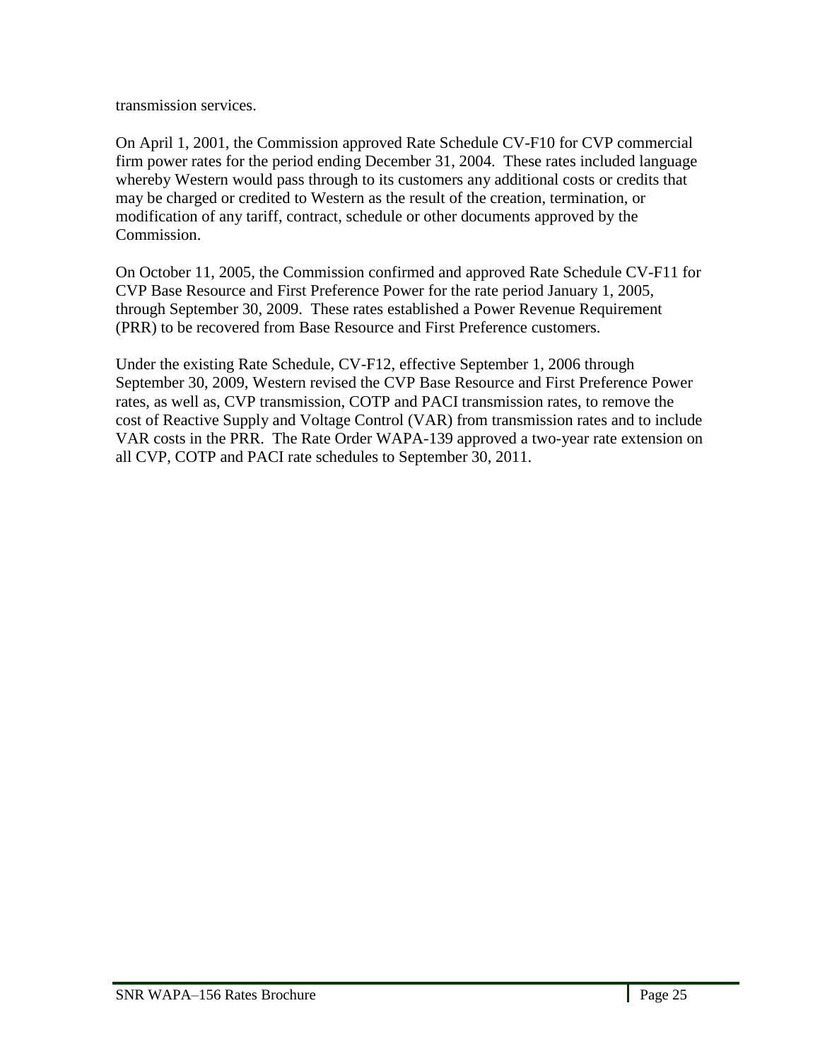transmission services.

On April 1, 2001, the Commission approved Rate Schedule CV-F10 for CVP commercial firm power rates for the period ending December 31, 2004. These rates included language whereby Western would pass through to its customers any additional costs or credits that may be charged or credited to Western as the result of the creation, termination, or modification of any tariff, contract, schedule or other documents approved by the Commission.

On October 11, 2005, the Commission confirmed and approved Rate Schedule CV-F11 for CVP Base Resource and First Preference Power for the rate period January 1, 2005, through September 30, 2009. These rates established a Power Revenue Requirement (PRR) to be recovered from Base Resource and First Preference customers.

Under the existing Rate Schedule, CV-F12, effective September 1, 2006 through September 30, 2009, Western revised the CVP Base Resource and First Preference Power rates, as well as, CVP transmission, COTP and PACI transmission rates, to remove the cost of Reactive Supply and Voltage Control (VAR) from transmission rates and to include VAR costs in the PRR. The Rate Order WAPA-139 approved a two-year rate extension on all CVP, COTP and PACI rate schedules to September 30, 2011.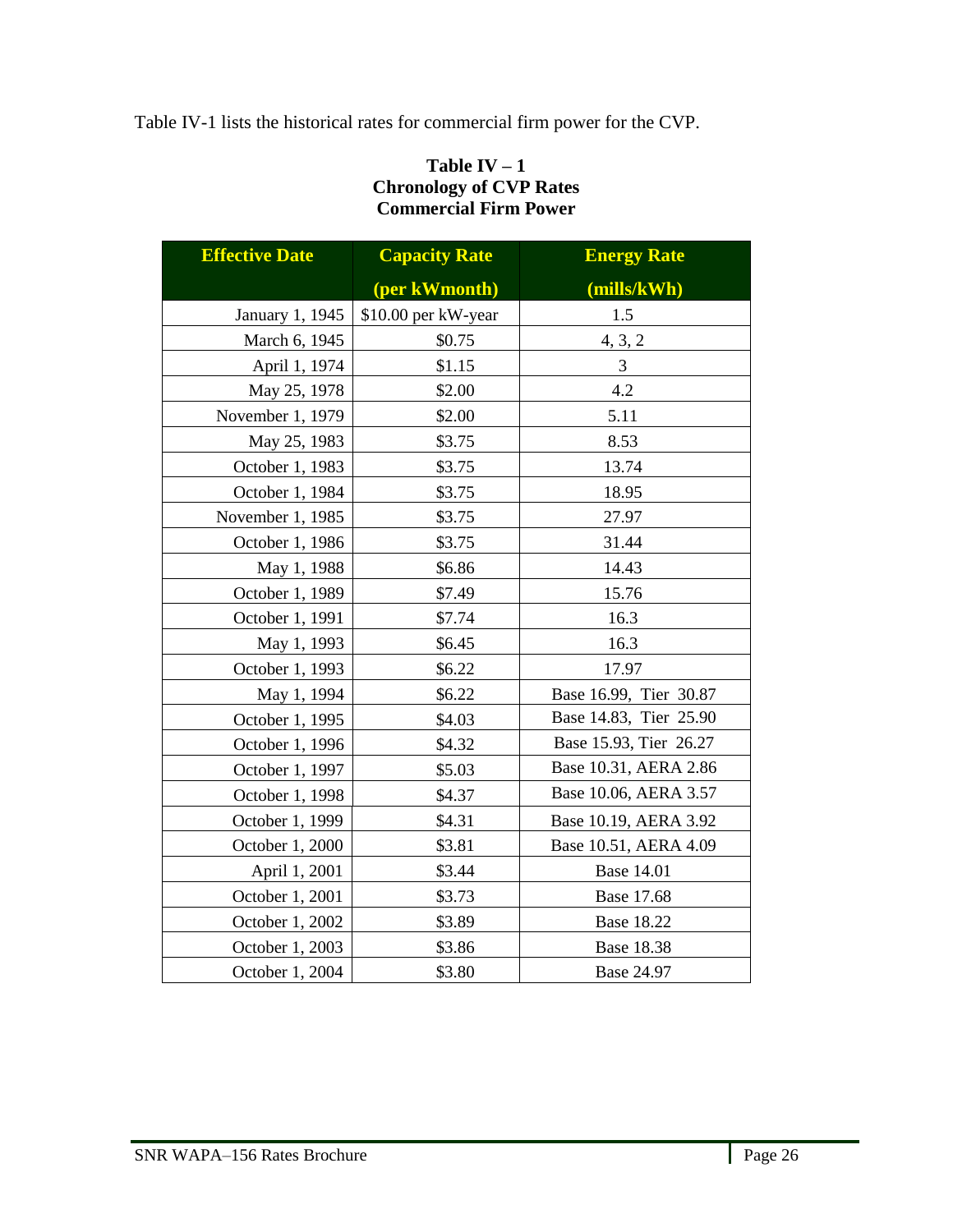Table IV-1 lists the historical rates for commercial firm power for the CVP.

**Table IV – 1**
**Chronology of CVP Rates**
**Commercial Firm Power**

| Effective Date | Capacity Rate (per kWmonth) | Energy Rate (mills/kWh) |
|---|---|---|
| January 1, 1945 | $10.00 per kW-year | 1.5 |
| March 6, 1945 | $0.75 | 4, 3, 2 |
| April 1, 1974 | $1.15 | 3 |
| May 25, 1978 | $2.00 | 4.2 |
| November 1, 1979 | $2.00 | 5.11 |
| May 25, 1983 | $3.75 | 8.53 |
| October 1, 1983 | $3.75 | 13.74 |
| October 1, 1984 | $3.75 | 18.95 |
| November 1, 1985 | $3.75 | 27.97 |
| October 1, 1986 | $3.75 | 31.44 |
| May 1, 1988 | $6.86 | 14.43 |
| October 1, 1989 | $7.49 | 15.76 |
| October 1, 1991 | $7.74 | 16.3 |
| May 1, 1993 | $6.45 | 16.3 |
| October 1, 1993 | $6.22 | 17.97 |
| May 1, 1994 | $6.22 | Base 16.99, Tier 30.87 |
| October 1, 1995 | $4.03 | Base 14.83, Tier 25.90 |
| October 1, 1996 | $4.32 | Base 15.93, Tier 26.27 |
| October 1, 1997 | $5.03 | Base 10.31, AERA 2.86 |
| October 1, 1998 | $4.37 | Base 10.06, AERA 3.57 |
| October 1, 1999 | $4.31 | Base 10.19, AERA 3.92 |
| October 1, 2000 | $3.81 | Base 10.51, AERA 4.09 |
| April 1, 2001 | $3.44 | Base 14.01 |
| October 1, 2001 | $3.73 | Base 17.68 |
| October 1, 2002 | $3.89 | Base 18.22 |
| October 1, 2003 | $3.86 | Base 18.38 |
| October 1, 2004 | $3.80 | Base 24.97 |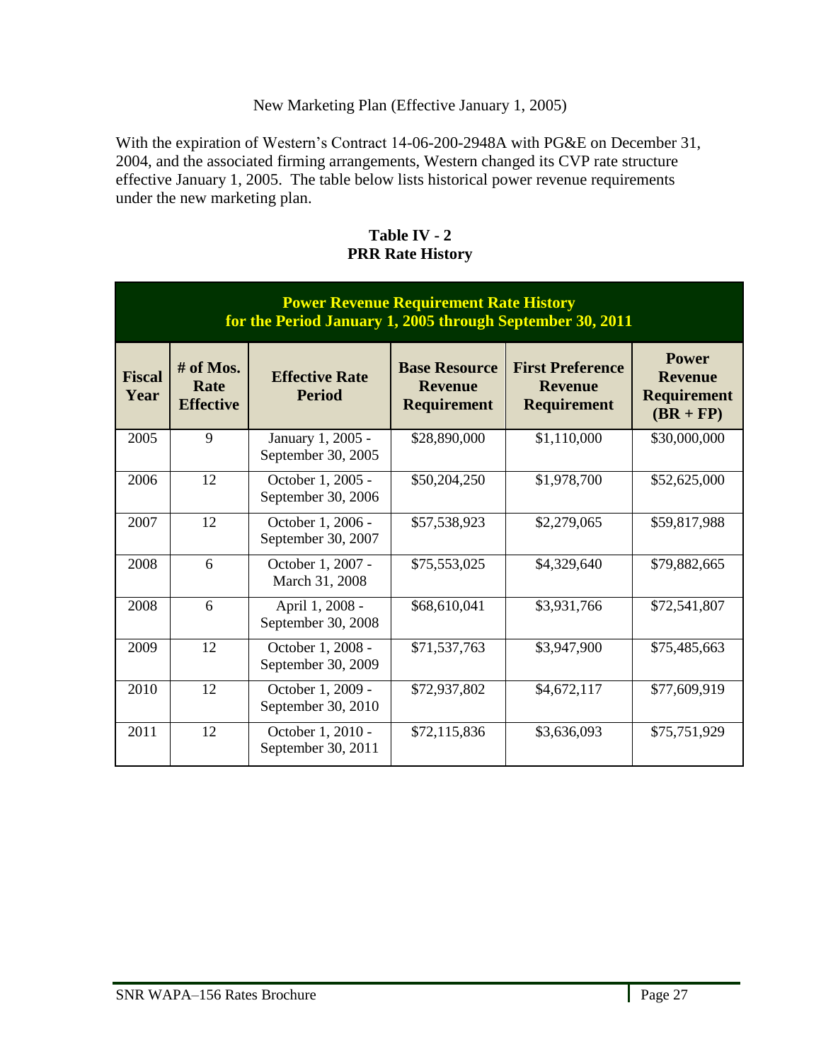New Marketing Plan (Effective January 1, 2005)

With the expiration of Western's Contract 14-06-200-2948A with PG&E on December 31, 2004, and the associated firming arrangements, Western changed its CVP rate structure effective January 1, 2005. The table below lists historical power revenue requirements under the new marketing plan.

**Table IV - 2**
**PRR Rate History**

**Power Revenue Requirement Rate History for the Period January 1, 2005 through September 30, 2011**

| Fiscal Year | # of Mos. Rate Effective | Effective Rate Period | Base Resource Revenue Requirement | First Preference Revenue Requirement | Power Revenue Requirement (BR + FP) |
|---|---|---|---|---|---|
| 2005 | 9 | January 1, 2005 - September 30, 2005 | $28,890,000 | $1,110,000 | $30,000,000 |
| 2006 | 12 | October 1, 2005 - September 30, 2006 | $50,204,250 | $1,978,700 | $52,625,000 |
| 2007 | 12 | October 1, 2006 - September 30, 2007 | $57,538,923 | $2,279,065 | $59,817,988 |
| 2008 | 6 | October 1, 2007 - March 31, 2008 | $75,553,025 | $4,329,640 | $79,882,665 |
| 2008 | 6 | April 1, 2008 - September 30, 2008 | $68,610,041 | $3,931,766 | $72,541,807 |
| 2009 | 12 | October 1, 2008 - September 30, 2009 | $71,537,763 | $3,947,900 | $75,485,663 |
| 2010 | 12 | October 1, 2009 - September 30, 2010 | $72,937,802 | $4,672,117 | $77,609,919 |
| 2011 | 12 | October 1, 2010 - September 30, 2011 | $72,115,836 | $3,636,093 | $75,751,929 |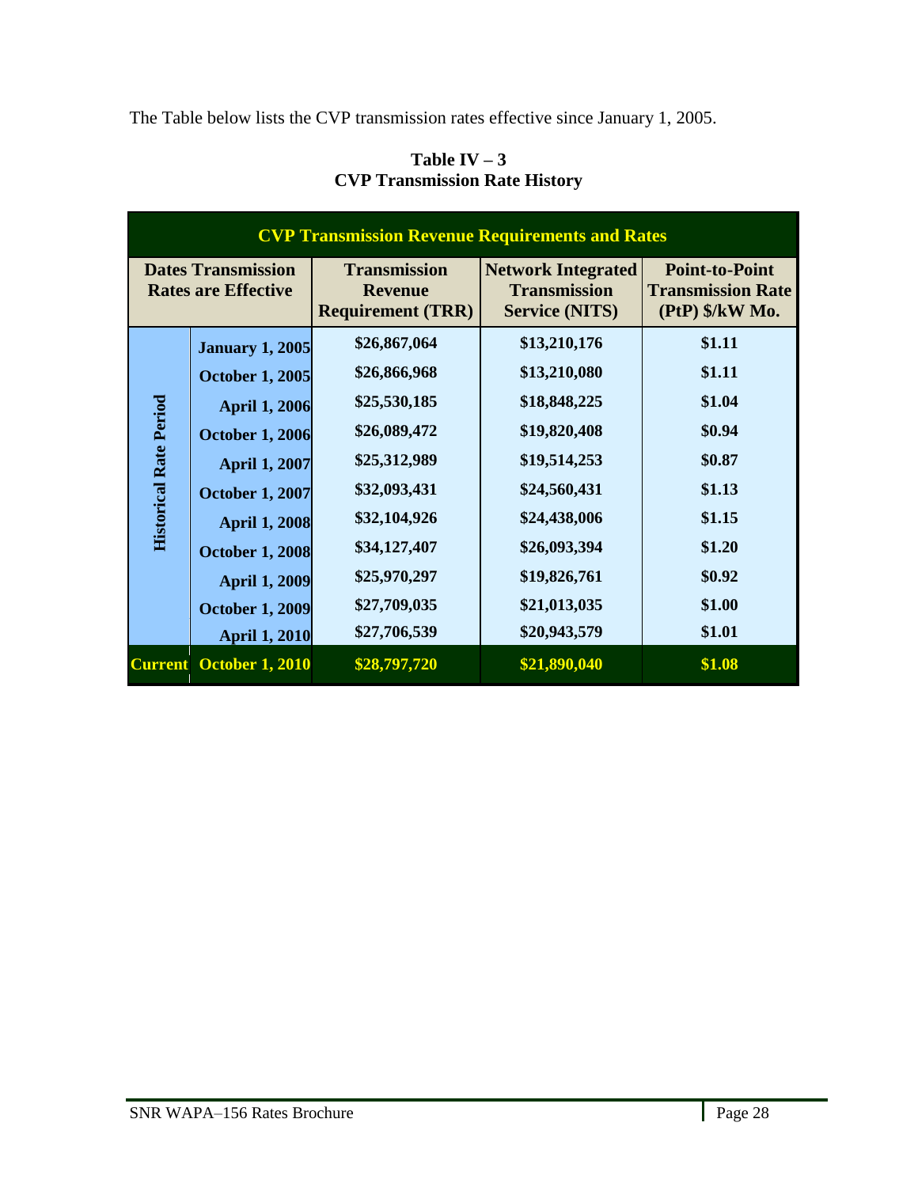The Table below lists the CVP transmission rates effective since January 1, 2005.

**Table IV – 3**
**CVP Transmission Rate History**

| CVP Transmission Revenue Requirements and Rates | | | | |
|---|---|---|---|---|
| Dates Transmission Rates are Effective | | Transmission Revenue Requirement (TRR) | Network Integrated Transmission Service (NITS) | Point-to-Point Transmission Rate (PtP) $/kW Mo. |
| Historical Rate Period | January 1, 2005 | $26,867,064 | $13,210,176 | $1.11 |
| | October 1, 2005 | $26,866,968 | $13,210,080 | $1.11 |
| | April 1, 2006 | $25,530,185 | $18,848,225 | $1.04 |
| | October 1, 2006 | $26,089,472 | $19,820,408 | $0.94 |
| | April 1, 2007 | $25,312,989 | $19,514,253 | $0.87 |
| | October 1, 2007 | $32,093,431 | $24,560,431 | $1.13 |
| | April 1, 2008 | $32,104,926 | $24,438,006 | $1.15 |
| | October 1, 2008 | $34,127,407 | $26,093,394 | $1.20 |
| | April 1, 2009 | $25,970,297 | $19,826,761 | $0.92 |
| | October 1, 2009 | $27,709,035 | $21,013,035 | $1.00 |
| | April 1, 2010 | $27,706,539 | $20,943,579 | $1.01 |
| Current | October 1, 2010 | $28,797,720 | $21,890,040 | $1.08 |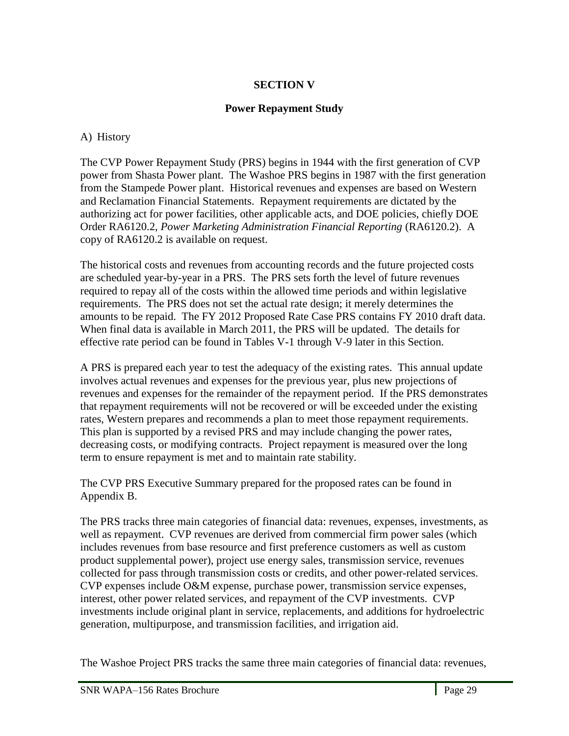# SECTION V

## Power Repayment Study

A) History

The CVP Power Repayment Study (PRS) begins in 1944 with the first generation of CVP power from Shasta Power plant. The Washoe PRS begins in 1987 with the first generation from the Stampede Power plant. Historical revenues and expenses are based on Western and Reclamation Financial Statements. Repayment requirements are dictated by the authorizing act for power facilities, other applicable acts, and DOE policies, chiefly DOE Order RA6120.2, *Power Marketing Administration Financial Reporting* (RA6120.2). A copy of RA6120.2 is available on request.

The historical costs and revenues from accounting records and the future projected costs are scheduled year-by-year in a PRS. The PRS sets forth the level of future revenues required to repay all of the costs within the allowed time periods and within legislative requirements. The PRS does not set the actual rate design; it merely determines the amounts to be repaid. The FY 2012 Proposed Rate Case PRS contains FY 2010 draft data. When final data is available in March 2011, the PRS will be updated. The details for effective rate period can be found in Tables V-1 through V-9 later in this Section.

A PRS is prepared each year to test the adequacy of the existing rates. This annual update involves actual revenues and expenses for the previous year, plus new projections of revenues and expenses for the remainder of the repayment period. If the PRS demonstrates that repayment requirements will not be recovered or will be exceeded under the existing rates, Western prepares and recommends a plan to meet those repayment requirements. This plan is supported by a revised PRS and may include changing the power rates, decreasing costs, or modifying contracts. Project repayment is measured over the long term to ensure repayment is met and to maintain rate stability.

The CVP PRS Executive Summary prepared for the proposed rates can be found in Appendix B.

The PRS tracks three main categories of financial data: revenues, expenses, investments, as well as repayment. CVP revenues are derived from commercial firm power sales (which includes revenues from base resource and first preference customers as well as custom product supplemental power), project use energy sales, transmission service, revenues collected for pass through transmission costs or credits, and other power-related services. CVP expenses include O&M expense, purchase power, transmission service expenses, interest, other power related services, and repayment of the CVP investments. CVP investments include original plant in service, replacements, and additions for hydroelectric generation, multipurpose, and transmission facilities, and irrigation aid.

The Washoe Project PRS tracks the same three main categories of financial data: revenues,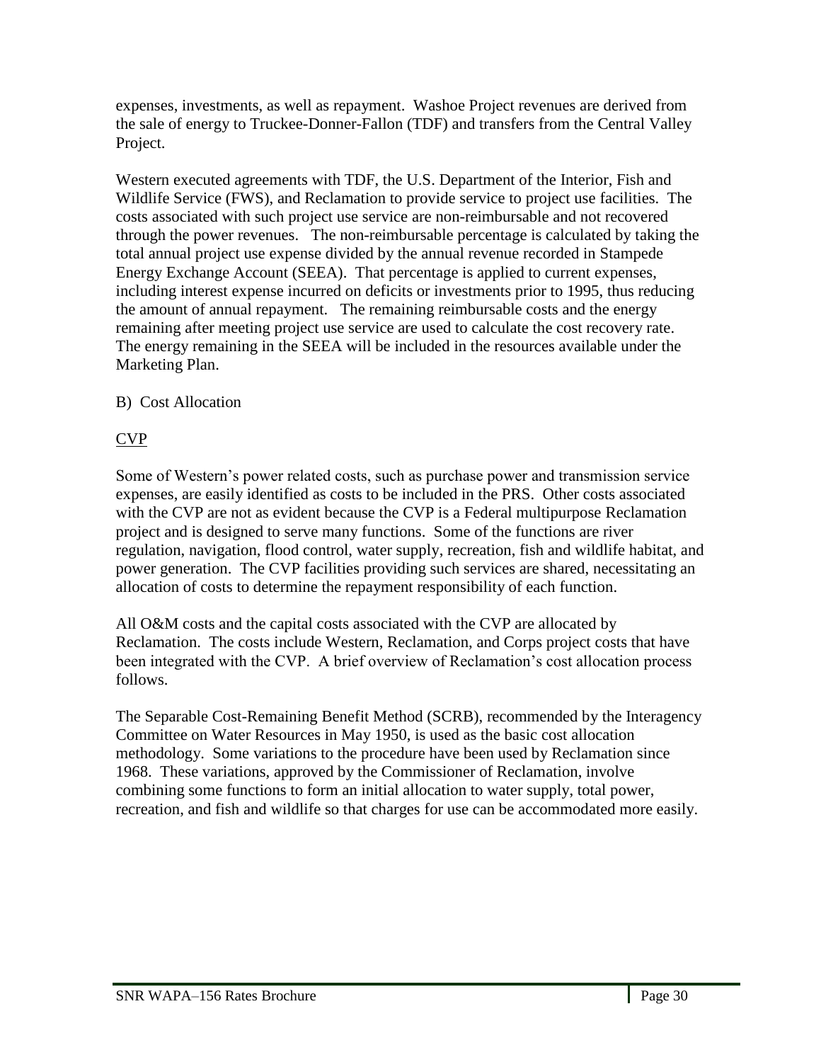expenses, investments, as well as repayment. Washoe Project revenues are derived from the sale of energy to Truckee-Donner-Fallon (TDF) and transfers from the Central Valley Project.

Western executed agreements with TDF, the U.S. Department of the Interior, Fish and Wildlife Service (FWS), and Reclamation to provide service to project use facilities. The costs associated with such project use service are non-reimbursable and not recovered through the power revenues. The non-reimbursable percentage is calculated by taking the total annual project use expense divided by the annual revenue recorded in Stampede Energy Exchange Account (SEEA). That percentage is applied to current expenses, including interest expense incurred on deficits or investments prior to 1995, thus reducing the amount of annual repayment. The remaining reimbursable costs and the energy remaining after meeting project use service are used to calculate the cost recovery rate. The energy remaining in the SEEA will be included in the resources available under the Marketing Plan.

B) Cost Allocation

CVP

Some of Western's power related costs, such as purchase power and transmission service expenses, are easily identified as costs to be included in the PRS. Other costs associated with the CVP are not as evident because the CVP is a Federal multipurpose Reclamation project and is designed to serve many functions. Some of the functions are river regulation, navigation, flood control, water supply, recreation, fish and wildlife habitat, and power generation. The CVP facilities providing such services are shared, necessitating an allocation of costs to determine the repayment responsibility of each function.

All O&M costs and the capital costs associated with the CVP are allocated by Reclamation. The costs include Western, Reclamation, and Corps project costs that have been integrated with the CVP. A brief overview of Reclamation's cost allocation process follows.

The Separable Cost-Remaining Benefit Method (SCRB), recommended by the Interagency Committee on Water Resources in May 1950, is used as the basic cost allocation methodology. Some variations to the procedure have been used by Reclamation since 1968. These variations, approved by the Commissioner of Reclamation, involve combining some functions to form an initial allocation to water supply, total power, recreation, and fish and wildlife so that charges for use can be accommodated more easily.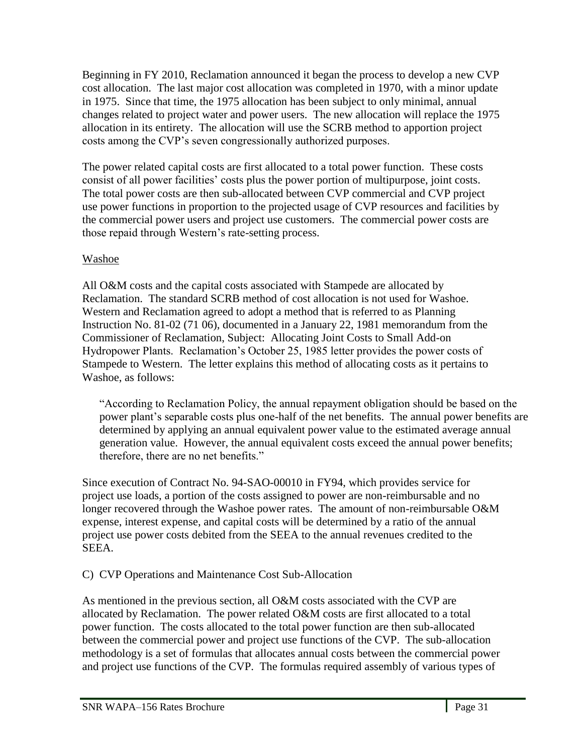Beginning in FY 2010, Reclamation announced it began the process to develop a new CVP cost allocation. The last major cost allocation was completed in 1970, with a minor update in 1975. Since that time, the 1975 allocation has been subject to only minimal, annual changes related to project water and power users. The new allocation will replace the 1975 allocation in its entirety. The allocation will use the SCRB method to apportion project costs among the CVP's seven congressionally authorized purposes.

The power related capital costs are first allocated to a total power function. These costs consist of all power facilities' costs plus the power portion of multipurpose, joint costs. The total power costs are then sub-allocated between CVP commercial and CVP project use power functions in proportion to the projected usage of CVP resources and facilities by the commercial power users and project use customers. The commercial power costs are those repaid through Western's rate-setting process.

Washoe

All O&M costs and the capital costs associated with Stampede are allocated by Reclamation. The standard SCRB method of cost allocation is not used for Washoe. Western and Reclamation agreed to adopt a method that is referred to as Planning Instruction No. 81-02 (71 06), documented in a January 22, 1981 memorandum from the Commissioner of Reclamation, Subject: Allocating Joint Costs to Small Add-on Hydropower Plants. Reclamation's October 25, 1985 letter provides the power costs of Stampede to Western. The letter explains this method of allocating costs as it pertains to Washoe, as follows:

> "According to Reclamation Policy, the annual repayment obligation should be based on the power plant's separable costs plus one-half of the net benefits. The annual power benefits are determined by applying an annual equivalent power value to the estimated average annual generation value. However, the annual equivalent costs exceed the annual power benefits; therefore, there are no net benefits."

Since execution of Contract No. 94-SAO-00010 in FY94, which provides service for project use loads, a portion of the costs assigned to power are non-reimbursable and no longer recovered through the Washoe power rates. The amount of non-reimbursable O&M expense, interest expense, and capital costs will be determined by a ratio of the annual project use power costs debited from the SEEA to the annual revenues credited to the SEEA.

C) CVP Operations and Maintenance Cost Sub-Allocation

As mentioned in the previous section, all O&M costs associated with the CVP are allocated by Reclamation. The power related O&M costs are first allocated to a total power function. The costs allocated to the total power function are then sub-allocated between the commercial power and project use functions of the CVP. The sub-allocation methodology is a set of formulas that allocates annual costs between the commercial power and project use functions of the CVP. The formulas required assembly of various types of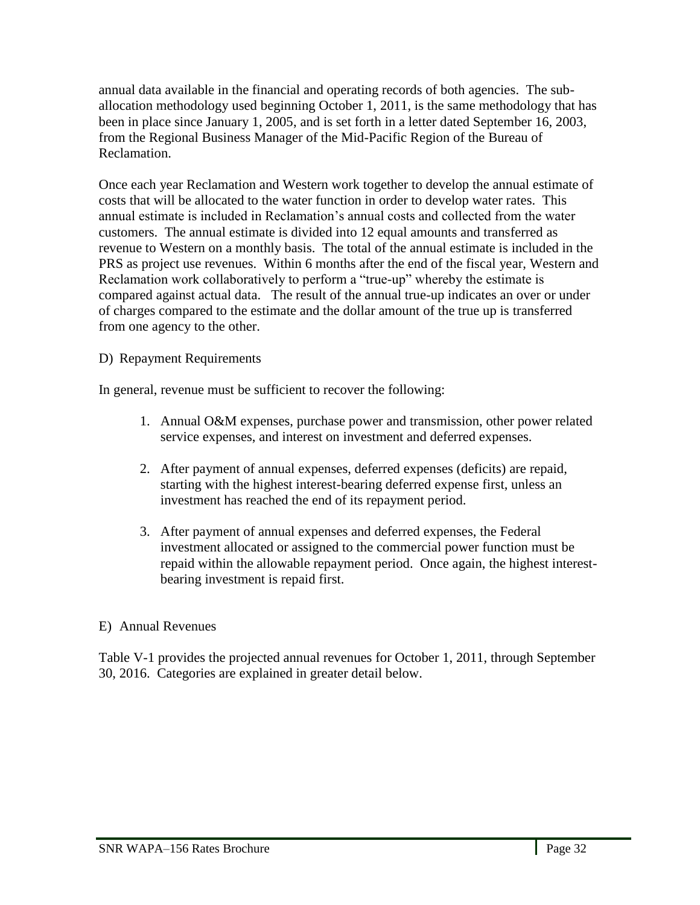annual data available in the financial and operating records of both agencies. The sub-allocation methodology used beginning October 1, 2011, is the same methodology that has been in place since January 1, 2005, and is set forth in a letter dated September 16, 2003, from the Regional Business Manager of the Mid-Pacific Region of the Bureau of Reclamation.

Once each year Reclamation and Western work together to develop the annual estimate of costs that will be allocated to the water function in order to develop water rates. This annual estimate is included in Reclamation's annual costs and collected from the water customers. The annual estimate is divided into 12 equal amounts and transferred as revenue to Western on a monthly basis. The total of the annual estimate is included in the PRS as project use revenues. Within 6 months after the end of the fiscal year, Western and Reclamation work collaboratively to perform a "true-up" whereby the estimate is compared against actual data. The result of the annual true-up indicates an over or under of charges compared to the estimate and the dollar amount of the true up is transferred from one agency to the other.

D) Repayment Requirements

In general, revenue must be sufficient to recover the following:

1. Annual O&M expenses, purchase power and transmission, other power related service expenses, and interest on investment and deferred expenses.

2. After payment of annual expenses, deferred expenses (deficits) are repaid, starting with the highest interest-bearing deferred expense first, unless an investment has reached the end of its repayment period.

3. After payment of annual expenses and deferred expenses, the Federal investment allocated or assigned to the commercial power function must be repaid within the allowable repayment period. Once again, the highest interest-bearing investment is repaid first.

E) Annual Revenues

Table V-1 provides the projected annual revenues for October 1, 2011, through September 30, 2016. Categories are explained in greater detail below.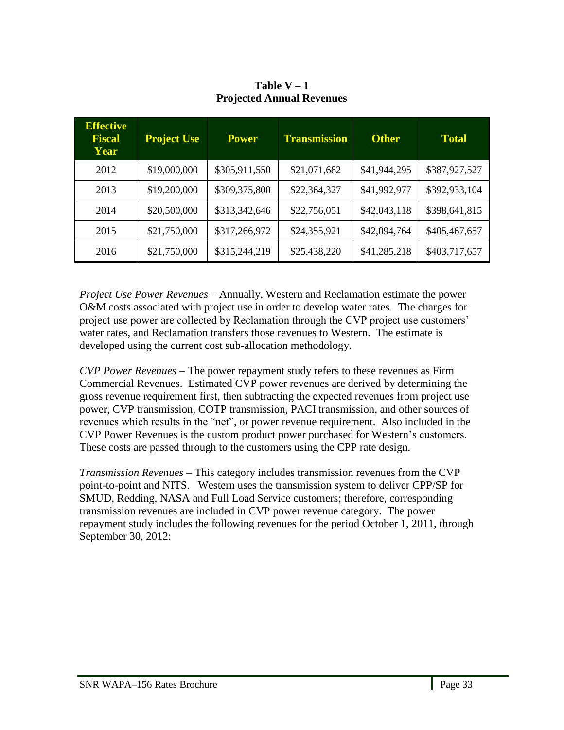**Table V – 1**
**Projected Annual Revenues**

| Effective Fiscal Year | Project Use | Power | Transmission | Other | Total |
|---|---|---|---|---|---|
| 2012 | $19,000,000 | $305,911,550 | $21,071,682 | $41,944,295 | $387,927,527 |
| 2013 | $19,200,000 | $309,375,800 | $22,364,327 | $41,992,977 | $392,933,104 |
| 2014 | $20,500,000 | $313,342,646 | $22,756,051 | $42,043,118 | $398,641,815 |
| 2015 | $21,750,000 | $317,266,972 | $24,355,921 | $42,094,764 | $405,467,657 |
| 2016 | $21,750,000 | $315,244,219 | $25,438,220 | $41,285,218 | $403,717,657 |

*Project Use Power Revenues* – Annually, Western and Reclamation estimate the power O&M costs associated with project use in order to develop water rates. The charges for project use power are collected by Reclamation through the CVP project use customers' water rates, and Reclamation transfers those revenues to Western. The estimate is developed using the current cost sub-allocation methodology.

*CVP Power Revenues* – The power repayment study refers to these revenues as Firm Commercial Revenues. Estimated CVP power revenues are derived by determining the gross revenue requirement first, then subtracting the expected revenues from project use power, CVP transmission, COTP transmission, PACI transmission, and other sources of revenues which results in the "net", or power revenue requirement. Also included in the CVP Power Revenues is the custom product power purchased for Western's customers. These costs are passed through to the customers using the CPP rate design.

*Transmission Revenues* – This category includes transmission revenues from the CVP point-to-point and NITS. Western uses the transmission system to deliver CPP/SP for SMUD, Redding, NASA and Full Load Service customers; therefore, corresponding transmission revenues are included in CVP power revenue category. The power repayment study includes the following revenues for the period October 1, 2011, through September 30, 2012: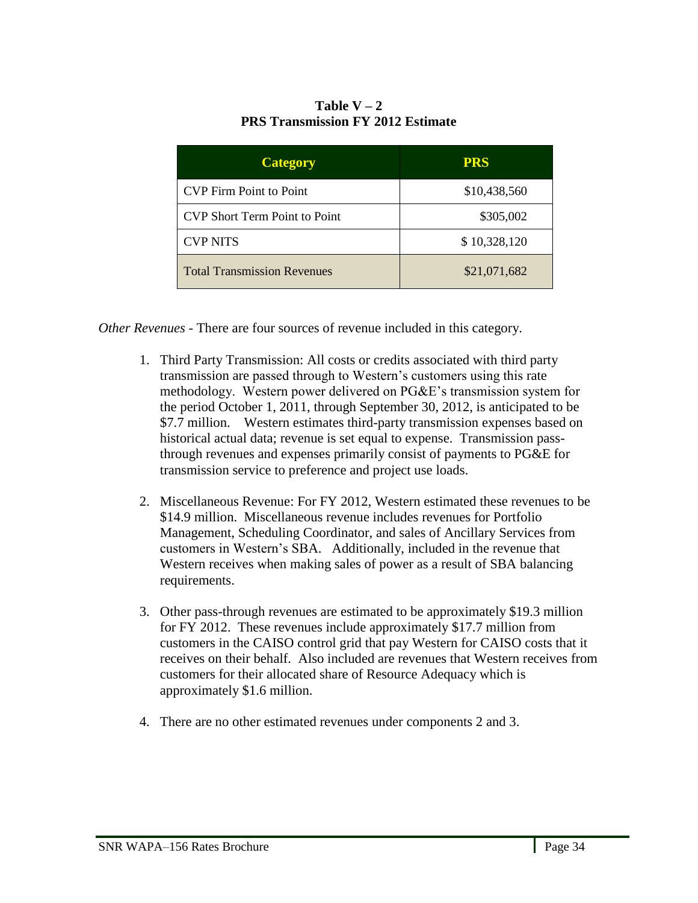**Table V – 2**
**PRS Transmission FY 2012 Estimate**

| Category | PRS |
|---|---|
| CVP Firm Point to Point | $10,438,560 |
| CVP Short Term Point to Point | $305,002 |
| CVP NITS | $ 10,328,120 |
| Total Transmission Revenues | $21,071,682 |

*Other Revenues* - There are four sources of revenue included in this category.

1. Third Party Transmission: All costs or credits associated with third party transmission are passed through to Western's customers using this rate methodology. Western power delivered on PG&E's transmission system for the period October 1, 2011, through September 30, 2012, is anticipated to be $7.7 million. Western estimates third-party transmission expenses based on historical actual data; revenue is set equal to expense. Transmission pass-through revenues and expenses primarily consist of payments to PG&E for transmission service to preference and project use loads.

2. Miscellaneous Revenue: For FY 2012, Western estimated these revenues to be $14.9 million. Miscellaneous revenue includes revenues for Portfolio Management, Scheduling Coordinator, and sales of Ancillary Services from customers in Western's SBA. Additionally, included in the revenue that Western receives when making sales of power as a result of SBA balancing requirements.

3. Other pass-through revenues are estimated to be approximately $19.3 million for FY 2012. These revenues include approximately $17.7 million from customers in the CAISO control grid that pay Western for CAISO costs that it receives on their behalf. Also included are revenues that Western receives from customers for their allocated share of Resource Adequacy which is approximately $1.6 million.

4. There are no other estimated revenues under components 2 and 3.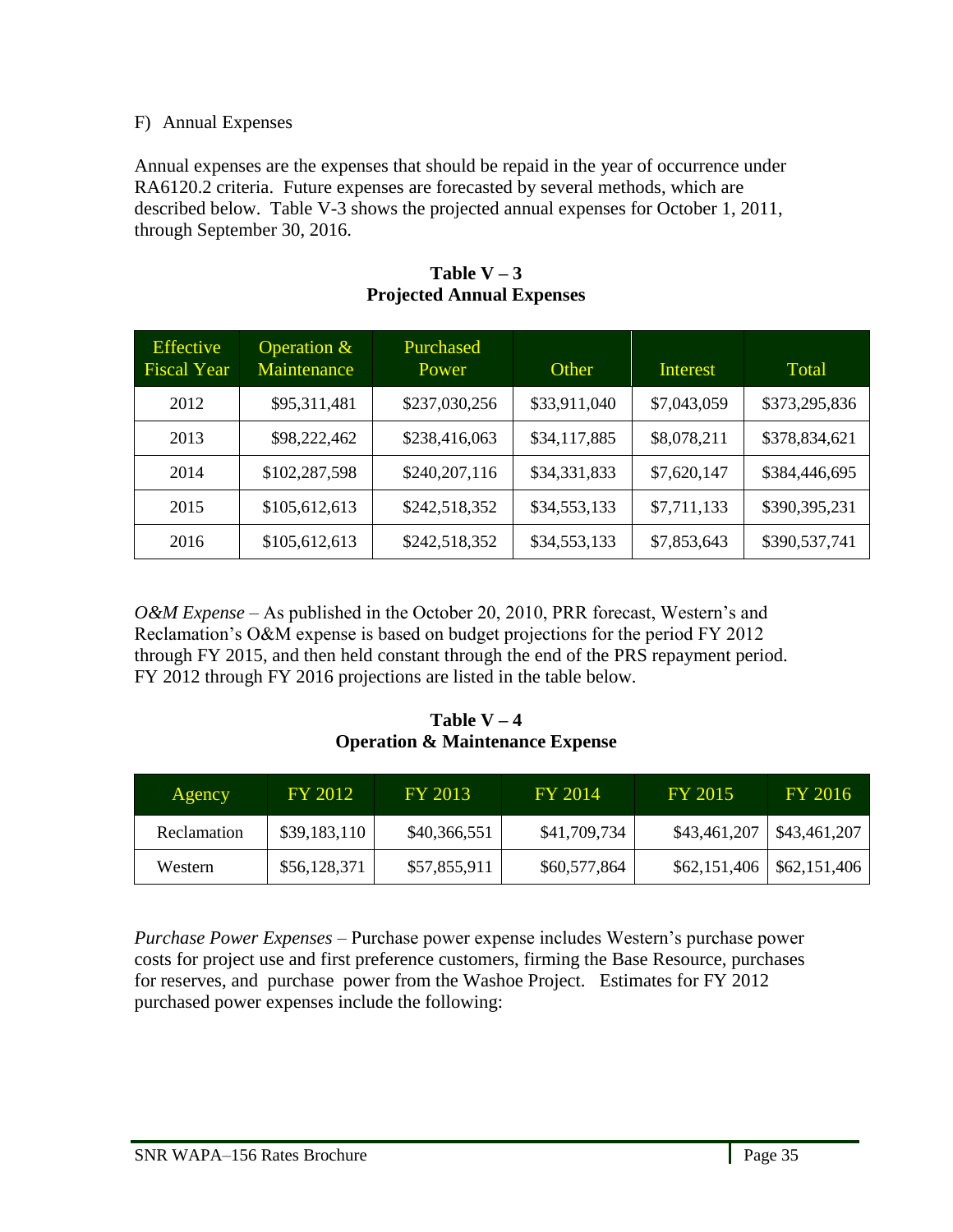F) Annual Expenses

Annual expenses are the expenses that should be repaid in the year of occurrence under RA6120.2 criteria. Future expenses are forecasted by several methods, which are described below. Table V-3 shows the projected annual expenses for October 1, 2011, through September 30, 2016.

**Table V – 3**
**Projected Annual Expenses**

| Effective Fiscal Year | Operation & Maintenance | Purchased Power | Other | Interest | Total |
|---|---|---|---|---|---|
| 2012 | $95,311,481 | $237,030,256 | $33,911,040 | $7,043,059 | $373,295,836 |
| 2013 | $98,222,462 | $238,416,063 | $34,117,885 | $8,078,211 | $378,834,621 |
| 2014 | $102,287,598 | $240,207,116 | $34,331,833 | $7,620,147 | $384,446,695 |
| 2015 | $105,612,613 | $242,518,352 | $34,553,133 | $7,711,133 | $390,395,231 |
| 2016 | $105,612,613 | $242,518,352 | $34,553,133 | $7,853,643 | $390,537,741 |

*O&M Expense* – As published in the October 20, 2010, PRR forecast, Western's and Reclamation's O&M expense is based on budget projections for the period FY 2012 through FY 2015, and then held constant through the end of the PRS repayment period. FY 2012 through FY 2016 projections are listed in the table below.

**Table V – 4**
**Operation & Maintenance Expense**

| Agency | FY 2012 | FY 2013 | FY 2014 | FY 2015 | FY 2016 |
|---|---|---|---|---|---|
| Reclamation | $39,183,110 | $40,366,551 | $41,709,734 | $43,461,207 | $43,461,207 |
| Western | $56,128,371 | $57,855,911 | $60,577,864 | $62,151,406 | $62,151,406 |

*Purchase Power Expenses* – Purchase power expense includes Western's purchase power costs for project use and first preference customers, firming the Base Resource, purchases for reserves, and purchase power from the Washoe Project. Estimates for FY 2012 purchased power expenses include the following: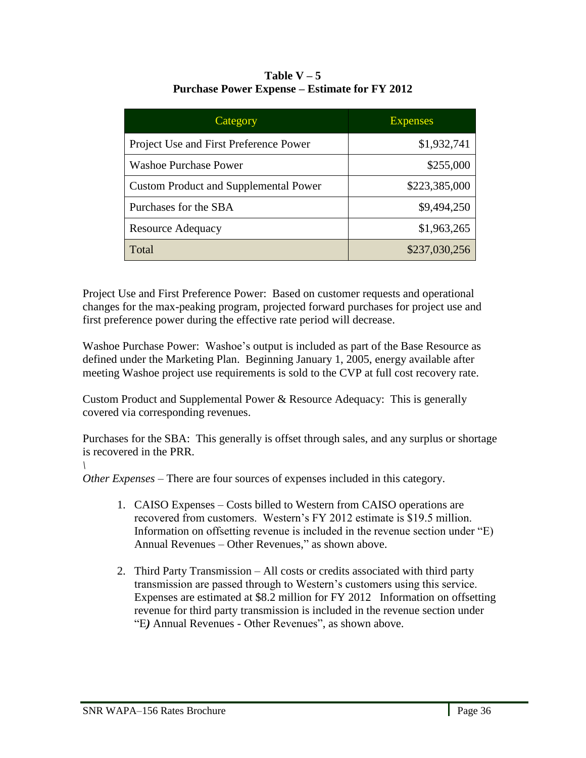**Table V – 5**
**Purchase Power Expense – Estimate for FY 2012**

| Category | Expenses |
|---|---|
| Project Use and First Preference Power | $1,932,741 |
| Washoe Purchase Power | $255,000 |
| Custom Product and Supplemental Power | $223,385,000 |
| Purchases for the SBA | $9,494,250 |
| Resource Adequacy | $1,963,265 |
| Total | $237,030,256 |

Project Use and First Preference Power: Based on customer requests and operational changes for the max-peaking program, projected forward purchases for project use and first preference power during the effective rate period will decrease.

Washoe Purchase Power: Washoe's output is included as part of the Base Resource as defined under the Marketing Plan. Beginning January 1, 2005, energy available after meeting Washoe project use requirements is sold to the CVP at full cost recovery rate.

Custom Product and Supplemental Power & Resource Adequacy: This is generally covered via corresponding revenues.

Purchases for the SBA: This generally is offset through sales, and any surplus or shortage is recovered in the PRR.

\

*Other Expenses* – There are four sources of expenses included in this category.

1. CAISO Expenses – Costs billed to Western from CAISO operations are recovered from customers. Western's FY 2012 estimate is $19.5 million. Information on offsetting revenue is included in the revenue section under "E) Annual Revenues – Other Revenues," as shown above.

2. Third Party Transmission – All costs or credits associated with third party transmission are passed through to Western's customers using this service. Expenses are estimated at $8.2 million for FY 2012 Information on offsetting revenue for third party transmission is included in the revenue section under "E*)* Annual Revenues - Other Revenues", as shown above.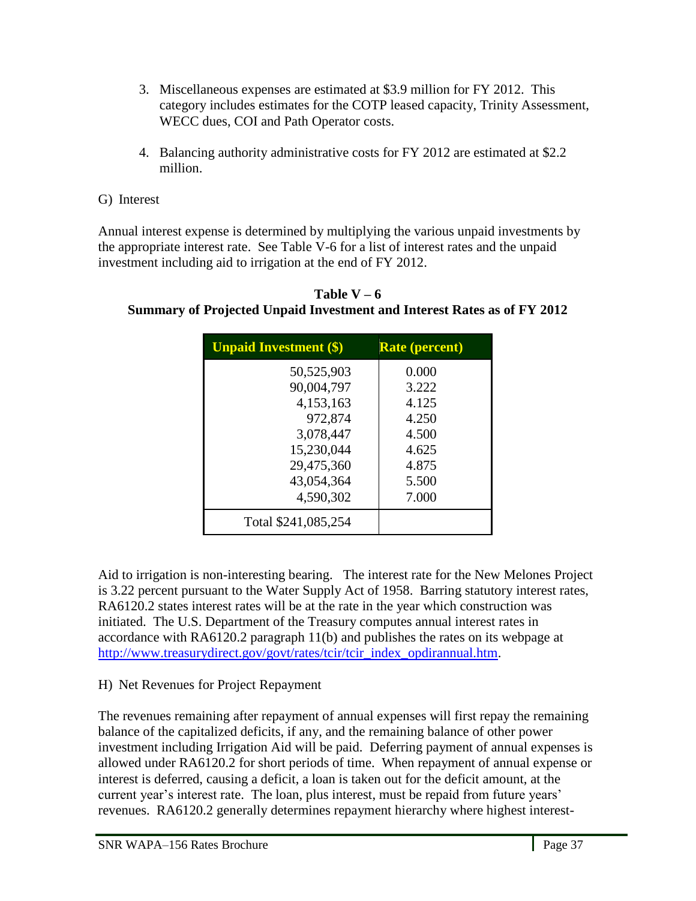3. Miscellaneous expenses are estimated at $3.9 million for FY 2012. This category includes estimates for the COTP leased capacity, Trinity Assessment, WECC dues, COI and Path Operator costs.

4. Balancing authority administrative costs for FY 2012 are estimated at $2.2 million.

G) Interest

Annual interest expense is determined by multiplying the various unpaid investments by the appropriate interest rate. See Table V-6 for a list of interest rates and the unpaid investment including aid to irrigation at the end of FY 2012.

**Table V – 6**
**Summary of Projected Unpaid Investment and Interest Rates as of FY 2012**

| Unpaid Investment ($) | Rate (percent) |
|---|---|
| 50,525,903 | 0.000 |
| 90,004,797 | 3.222 |
| 4,153,163 | 4.125 |
| 972,874 | 4.250 |
| 3,078,447 | 4.500 |
| 15,230,044 | 4.625 |
| 29,475,360 | 4.875 |
| 43,054,364 | 5.500 |
| 4,590,302 | 7.000 |
| Total $241,085,254 | |

Aid to irrigation is non-interesting bearing. The interest rate for the New Melones Project is 3.22 percent pursuant to the Water Supply Act of 1958. Barring statutory interest rates, RA6120.2 states interest rates will be at the rate in the year which construction was initiated. The U.S. Department of the Treasury computes annual interest rates in accordance with RA6120.2 paragraph 11(b) and publishes the rates on its webpage at http://www.treasurydirect.gov/govt/rates/tcir/tcir_index_opdirannual.htm.

H) Net Revenues for Project Repayment

The revenues remaining after repayment of annual expenses will first repay the remaining balance of the capitalized deficits, if any, and the remaining balance of other power investment including Irrigation Aid will be paid. Deferring payment of annual expenses is allowed under RA6120.2 for short periods of time. When repayment of annual expense or interest is deferred, causing a deficit, a loan is taken out for the deficit amount, at the current year's interest rate. The loan, plus interest, must be repaid from future years' revenues. RA6120.2 generally determines repayment hierarchy where highest interest-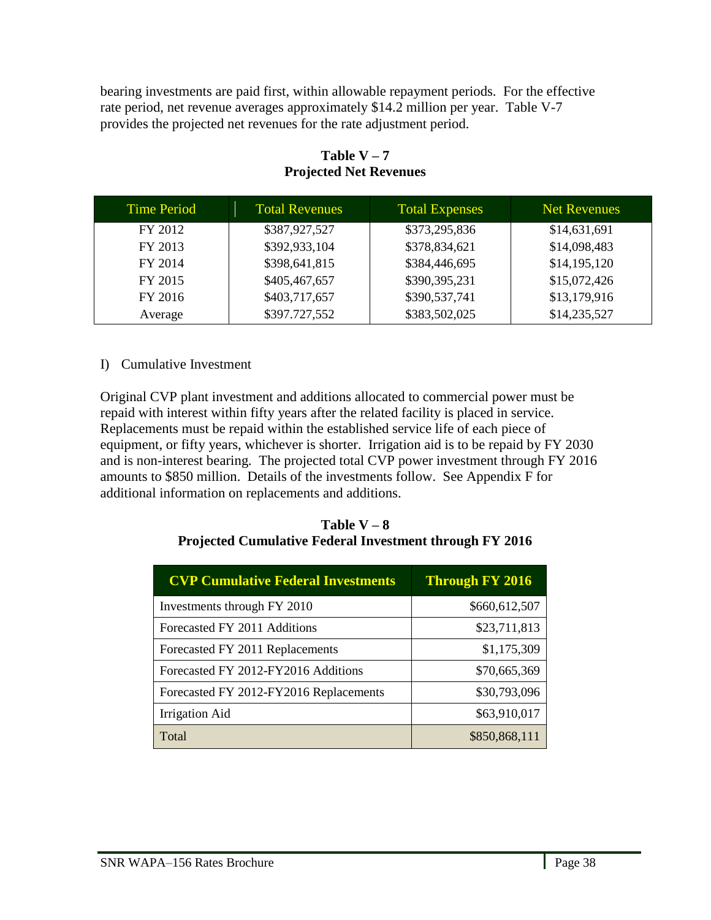bearing investments are paid first, within allowable repayment periods. For the effective rate period, net revenue averages approximately $14.2 million per year. Table V-7 provides the projected net revenues for the rate adjustment period.

**Table V – 7**
**Projected Net Revenues**

| Time Period | Total Revenues | Total Expenses | Net Revenues |
|---|---|---|---|
| FY 2012 | $387,927,527 | $373,295,836 | $14,631,691 |
| FY 2013 | $392,933,104 | $378,834,621 | $14,098,483 |
| FY 2014 | $398,641,815 | $384,446,695 | $14,195,120 |
| FY 2015 | $405,467,657 | $390,395,231 | $15,072,426 |
| FY 2016 | $403,717,657 | $390,537,741 | $13,179,916 |
| Average | $397.727,552 | $383,502,025 | $14,235,527 |

I) Cumulative Investment

Original CVP plant investment and additions allocated to commercial power must be repaid with interest within fifty years after the related facility is placed in service. Replacements must be repaid within the established service life of each piece of equipment, or fifty years, whichever is shorter. Irrigation aid is to be repaid by FY 2030 and is non-interest bearing. The projected total CVP power investment through FY 2016 amounts to $850 million. Details of the investments follow. See Appendix F for additional information on replacements and additions.

**Table V – 8**
**Projected Cumulative Federal Investment through FY 2016**

| CVP Cumulative Federal Investments | Through FY 2016 |
|---|---|
| Investments through FY 2010 | $660,612,507 |
| Forecasted FY 2011 Additions | $23,711,813 |
| Forecasted FY 2011 Replacements | $1,175,309 |
| Forecasted FY 2012-FY2016 Additions | $70,665,369 |
| Forecasted FY 2012-FY2016 Replacements | $30,793,096 |
| Irrigation Aid | $63,910,017 |
| Total | $850,868,111 |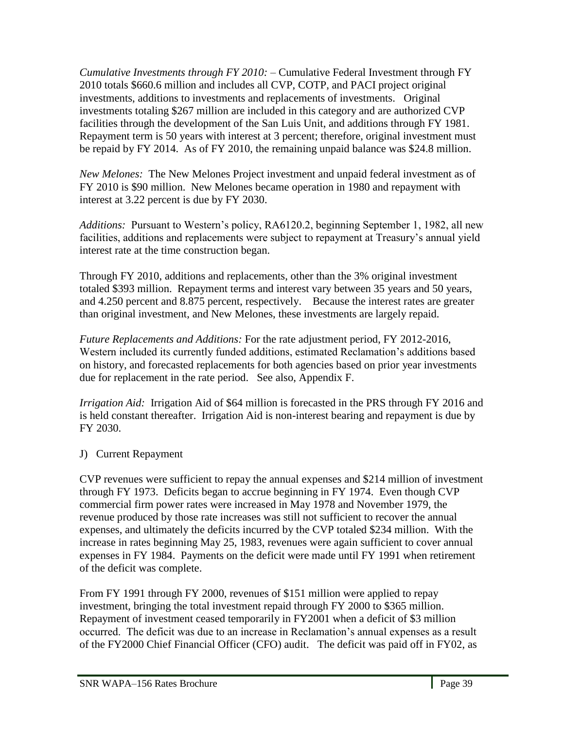*Cumulative Investments through FY 2010:* – Cumulative Federal Investment through FY 2010 totals $660.6 million and includes all CVP, COTP, and PACI project original investments, additions to investments and replacements of investments. Original investments totaling $267 million are included in this category and are authorized CVP facilities through the development of the San Luis Unit, and additions through FY 1981. Repayment term is 50 years with interest at 3 percent; therefore, original investment must be repaid by FY 2014. As of FY 2010, the remaining unpaid balance was $24.8 million.

*New Melones:* The New Melones Project investment and unpaid federal investment as of FY 2010 is $90 million. New Melones became operation in 1980 and repayment with interest at 3.22 percent is due by FY 2030.

*Additions:* Pursuant to Western's policy, RA6120.2, beginning September 1, 1982, all new facilities, additions and replacements were subject to repayment at Treasury's annual yield interest rate at the time construction began.

Through FY 2010, additions and replacements, other than the 3% original investment totaled $393 million. Repayment terms and interest vary between 35 years and 50 years, and 4.250 percent and 8.875 percent, respectively. Because the interest rates are greater than original investment, and New Melones, these investments are largely repaid.

*Future Replacements and Additions:* For the rate adjustment period, FY 2012-2016, Western included its currently funded additions, estimated Reclamation's additions based on history, and forecasted replacements for both agencies based on prior year investments due for replacement in the rate period. See also, Appendix F.

*Irrigation Aid:* Irrigation Aid of $64 million is forecasted in the PRS through FY 2016 and is held constant thereafter. Irrigation Aid is non-interest bearing and repayment is due by FY 2030.

J) Current Repayment

CVP revenues were sufficient to repay the annual expenses and $214 million of investment through FY 1973. Deficits began to accrue beginning in FY 1974. Even though CVP commercial firm power rates were increased in May 1978 and November 1979, the revenue produced by those rate increases was still not sufficient to recover the annual expenses, and ultimately the deficits incurred by the CVP totaled $234 million. With the increase in rates beginning May 25, 1983, revenues were again sufficient to cover annual expenses in FY 1984. Payments on the deficit were made until FY 1991 when retirement of the deficit was complete.

From FY 1991 through FY 2000, revenues of $151 million were applied to repay investment, bringing the total investment repaid through FY 2000 to $365 million. Repayment of investment ceased temporarily in FY2001 when a deficit of $3 million occurred. The deficit was due to an increase in Reclamation's annual expenses as a result of the FY2000 Chief Financial Officer (CFO) audit. The deficit was paid off in FY02, as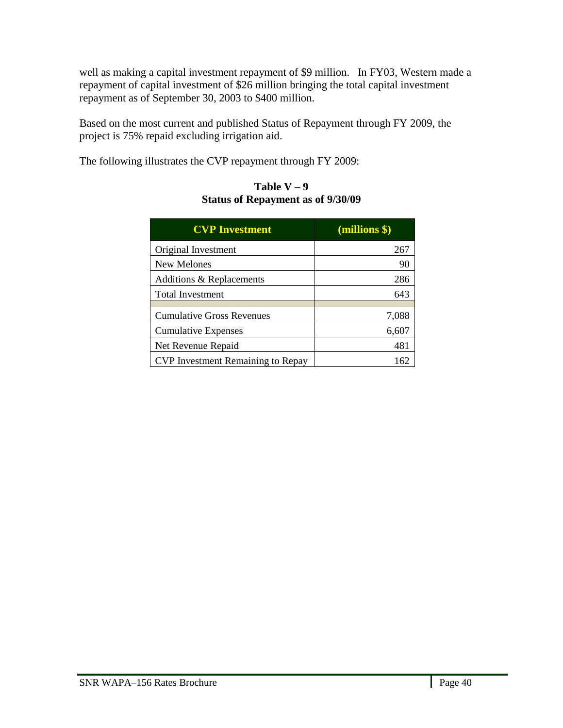well as making a capital investment repayment of $9 million. In FY03, Western made a repayment of capital investment of $26 million bringing the total capital investment repayment as of September 30, 2003 to $400 million.

Based on the most current and published Status of Repayment through FY 2009, the project is 75% repaid excluding irrigation aid.

The following illustrates the CVP repayment through FY 2009:

**Table V – 9**
**Status of Repayment as of 9/30/09**

| CVP Investment | (millions $) |
|---|---:|
| Original Investment | 267 |
| New Melones | 90 |
| Additions & Replacements | 286 |
| Total Investment | 643 |
| | |
| Cumulative Gross Revenues | 7,088 |
| Cumulative Expenses | 6,607 |
| Net Revenue Repaid | 481 |
| CVP Investment Remaining to Repay | 162 |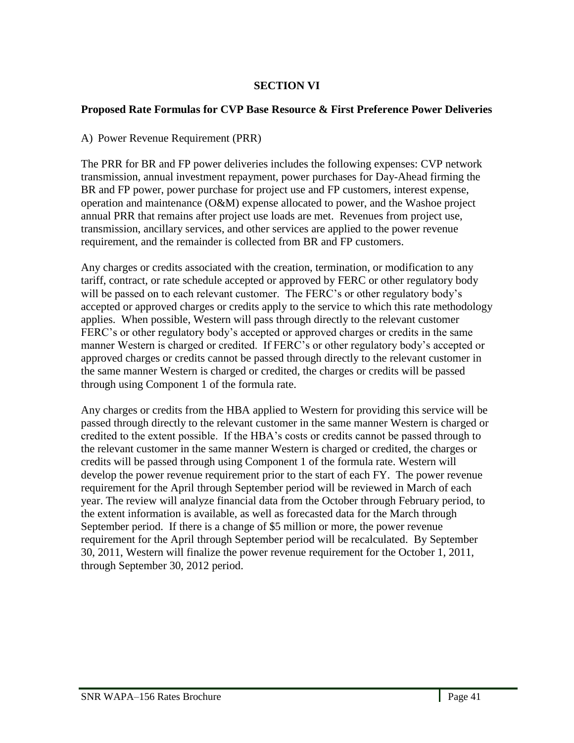## SECTION VI

### Proposed Rate Formulas for CVP Base Resource & First Preference Power Deliveries

A) Power Revenue Requirement (PRR)

The PRR for BR and FP power deliveries includes the following expenses: CVP network transmission, annual investment repayment, power purchases for Day-Ahead firming the BR and FP power, power purchase for project use and FP customers, interest expense, operation and maintenance (O&M) expense allocated to power, and the Washoe project annual PRR that remains after project use loads are met. Revenues from project use, transmission, ancillary services, and other services are applied to the power revenue requirement, and the remainder is collected from BR and FP customers.

Any charges or credits associated with the creation, termination, or modification to any tariff, contract, or rate schedule accepted or approved by FERC or other regulatory body will be passed on to each relevant customer. The FERC's or other regulatory body's accepted or approved charges or credits apply to the service to which this rate methodology applies. When possible, Western will pass through directly to the relevant customer FERC's or other regulatory body's accepted or approved charges or credits in the same manner Western is charged or credited. If FERC's or other regulatory body's accepted or approved charges or credits cannot be passed through directly to the relevant customer in the same manner Western is charged or credited, the charges or credits will be passed through using Component 1 of the formula rate.

Any charges or credits from the HBA applied to Western for providing this service will be passed through directly to the relevant customer in the same manner Western is charged or credited to the extent possible. If the HBA's costs or credits cannot be passed through to the relevant customer in the same manner Western is charged or credited, the charges or credits will be passed through using Component 1 of the formula rate. Western will develop the power revenue requirement prior to the start of each FY. The power revenue requirement for the April through September period will be reviewed in March of each year. The review will analyze financial data from the October through February period, to the extent information is available, as well as forecasted data for the March through September period. If there is a change of $5 million or more, the power revenue requirement for the April through September period will be recalculated. By September 30, 2011, Western will finalize the power revenue requirement for the October 1, 2011, through September 30, 2012 period.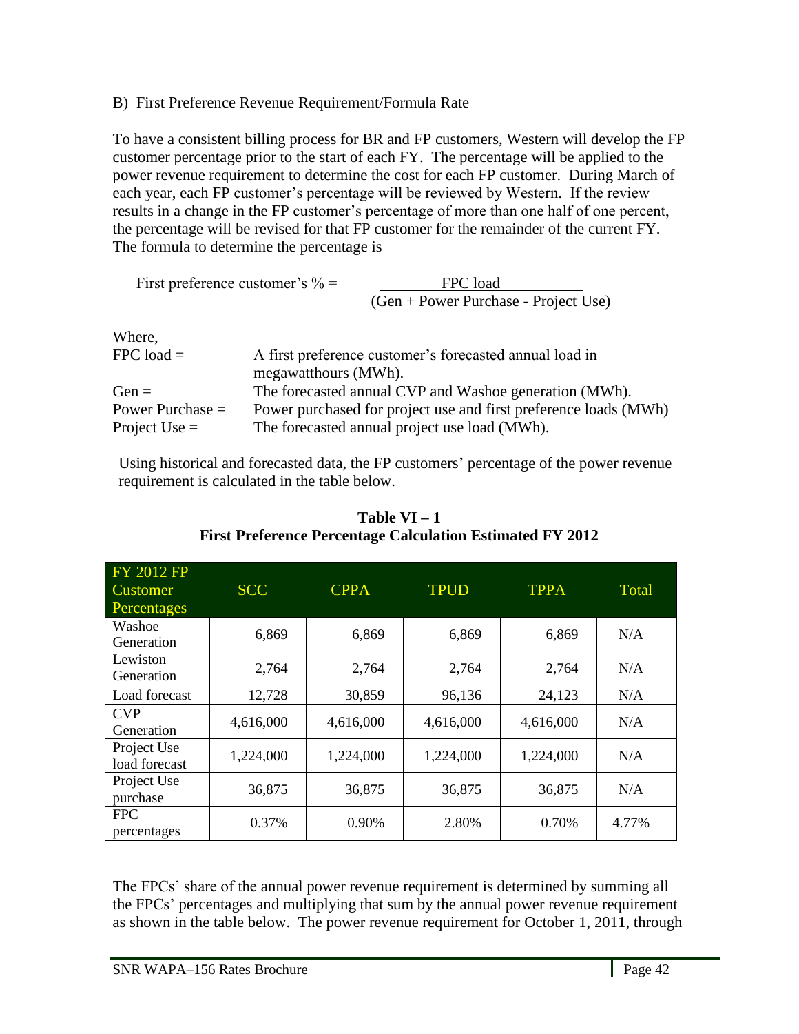B) First Preference Revenue Requirement/Formula Rate

To have a consistent billing process for BR and FP customers, Western will develop the FP customer percentage prior to the start of each FY. The percentage will be applied to the power revenue requirement to determine the cost for each FP customer. During March of each year, each FP customer's percentage will be reviewed by Western. If the review results in a change in the FP customer's percentage of more than one half of one percent, the percentage will be revised for that FP customer for the remainder of the current FY. The formula to determine the percentage is

$$\text{First preference customer's \%} = \frac{\text{FPC load}}{(\text{Gen} + \text{Power Purchase} - \text{Project Use})}$$

Where,

| | |
|---|---|
| FPC load = | A first preference customer's forecasted annual load in megawatthours (MWh). |
| Gen = | The forecasted annual CVP and Washoe generation (MWh). |
| Power Purchase = | Power purchased for project use and first preference loads (MWh) |
| Project Use = | The forecasted annual project use load (MWh). |

Using historical and forecasted data, the FP customers' percentage of the power revenue requirement is calculated in the table below.

**Table VI – 1**
**First Preference Percentage Calculation Estimated FY 2012**

| FY 2012 FP Customer Percentages | SCC | CPPA | TPUD | TPPA | Total |
|---|---|---|---|---|---|
| Washoe Generation | 6,869 | 6,869 | 6,869 | 6,869 | N/A |
| Lewiston Generation | 2,764 | 2,764 | 2,764 | 2,764 | N/A |
| Load forecast | 12,728 | 30,859 | 96,136 | 24,123 | N/A |
| CVP Generation | 4,616,000 | 4,616,000 | 4,616,000 | 4,616,000 | N/A |
| Project Use load forecast | 1,224,000 | 1,224,000 | 1,224,000 | 1,224,000 | N/A |
| Project Use purchase | 36,875 | 36,875 | 36,875 | 36,875 | N/A |
| FPC percentages | 0.37% | 0.90% | 2.80% | 0.70% | 4.77% |

The FPCs' share of the annual power revenue requirement is determined by summing all the FPCs' percentages and multiplying that sum by the annual power revenue requirement as shown in the table below. The power revenue requirement for October 1, 2011, through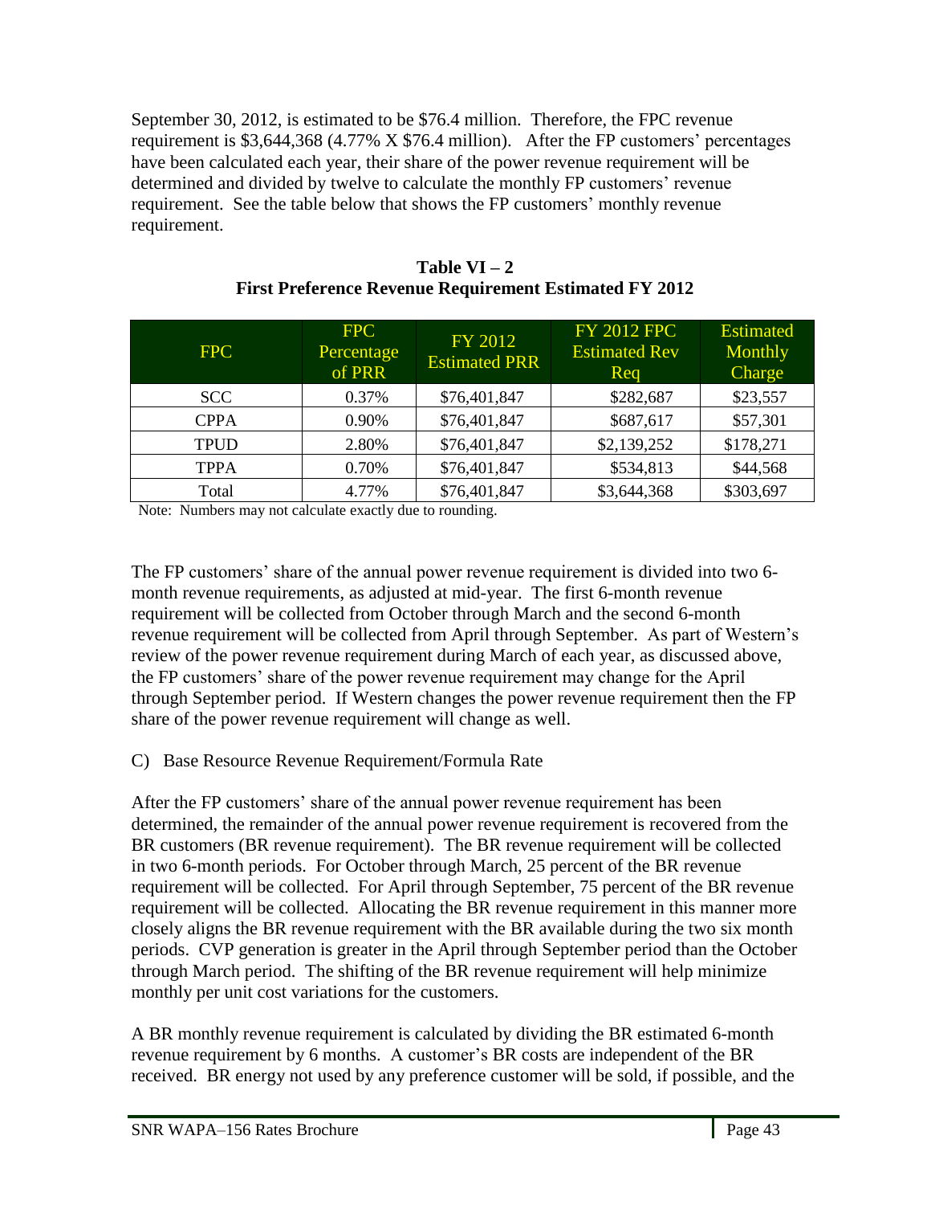September 30, 2012, is estimated to be $76.4 million. Therefore, the FPC revenue requirement is $3,644,368 (4.77% X $76.4 million). After the FP customers' percentages have been calculated each year, their share of the power revenue requirement will be determined and divided by twelve to calculate the monthly FP customers' revenue requirement. See the table below that shows the FP customers' monthly revenue requirement.

**Table VI – 2**
**First Preference Revenue Requirement Estimated FY 2012**

| FPC | FPC Percentage of PRR | FY 2012 Estimated PRR | FY 2012 FPC Estimated Rev Req | Estimated Monthly Charge |
|---|---|---|---|---|
| SCC | 0.37% | $76,401,847 | $282,687 | $23,557 |
| CPPA | 0.90% | $76,401,847 | $687,617 | $57,301 |
| TPUD | 2.80% | $76,401,847 | $2,139,252 | $178,271 |
| TPPA | 0.70% | $76,401,847 | $534,813 | $44,568 |
| Total | 4.77% | $76,401,847 | $3,644,368 | $303,697 |

Note: Numbers may not calculate exactly due to rounding.

The FP customers' share of the annual power revenue requirement is divided into two 6-month revenue requirements, as adjusted at mid-year. The first 6-month revenue requirement will be collected from October through March and the second 6-month revenue requirement will be collected from April through September. As part of Western's review of the power revenue requirement during March of each year, as discussed above, the FP customers' share of the power revenue requirement may change for the April through September period. If Western changes the power revenue requirement then the FP share of the power revenue requirement will change as well.

C) Base Resource Revenue Requirement/Formula Rate

After the FP customers' share of the annual power revenue requirement has been determined, the remainder of the annual power revenue requirement is recovered from the BR customers (BR revenue requirement). The BR revenue requirement will be collected in two 6-month periods. For October through March, 25 percent of the BR revenue requirement will be collected. For April through September, 75 percent of the BR revenue requirement will be collected. Allocating the BR revenue requirement in this manner more closely aligns the BR revenue requirement with the BR available during the two six month periods. CVP generation is greater in the April through September period than the October through March period. The shifting of the BR revenue requirement will help minimize monthly per unit cost variations for the customers.

A BR monthly revenue requirement is calculated by dividing the BR estimated 6-month revenue requirement by 6 months. A customer's BR costs are independent of the BR received. BR energy not used by any preference customer will be sold, if possible, and the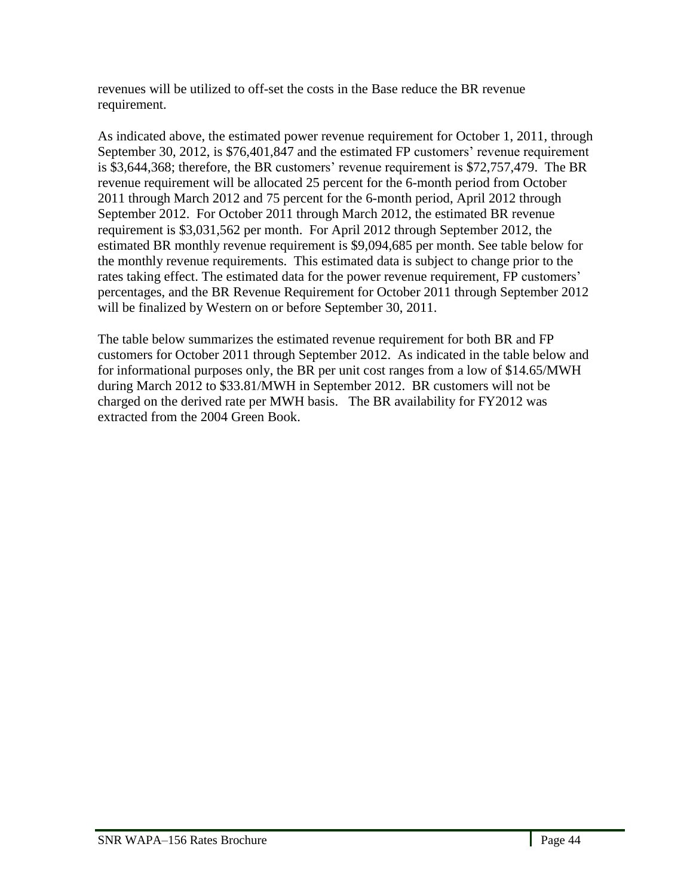revenues will be utilized to off-set the costs in the Base reduce the BR revenue requirement.

As indicated above, the estimated power revenue requirement for October 1, 2011, through September 30, 2012, is $76,401,847 and the estimated FP customers' revenue requirement is $3,644,368; therefore, the BR customers' revenue requirement is $72,757,479. The BR revenue requirement will be allocated 25 percent for the 6-month period from October 2011 through March 2012 and 75 percent for the 6-month period, April 2012 through September 2012. For October 2011 through March 2012, the estimated BR revenue requirement is $3,031,562 per month. For April 2012 through September 2012, the estimated BR monthly revenue requirement is $9,094,685 per month. See table below for the monthly revenue requirements. This estimated data is subject to change prior to the rates taking effect. The estimated data for the power revenue requirement, FP customers' percentages, and the BR Revenue Requirement for October 2011 through September 2012 will be finalized by Western on or before September 30, 2011.

The table below summarizes the estimated revenue requirement for both BR and FP customers for October 2011 through September 2012. As indicated in the table below and for informational purposes only, the BR per unit cost ranges from a low of $14.65/MWH during March 2012 to $33.81/MWH in September 2012. BR customers will not be charged on the derived rate per MWH basis. The BR availability for FY2012 was extracted from the 2004 Green Book.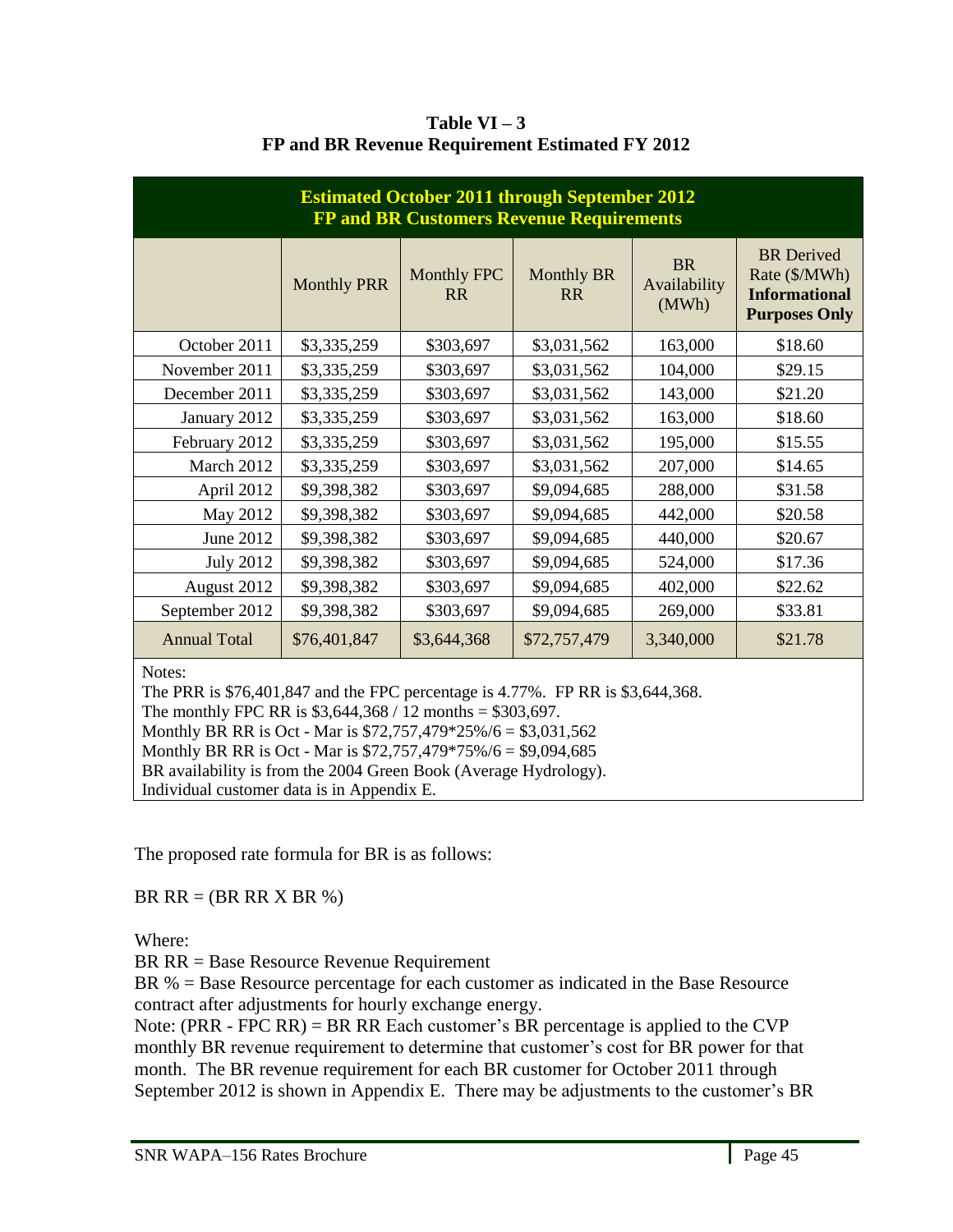**Table VI – 3**
**FP and BR Revenue Requirement Estimated FY 2012**

| Estimated October 2011 through September 2012 FP and BR Customers Revenue Requirements | | | | | |
|---|---|---|---|---|---|
| | Monthly PRR | Monthly FPC RR | Monthly BR RR | BR Availability (MWh) | BR Derived Rate ($/MWh) **Informational Purposes Only** |
| October 2011 | $3,335,259 | $303,697 | $3,031,562 | 163,000 | $18.60 |
| November 2011 | $3,335,259 | $303,697 | $3,031,562 | 104,000 | $29.15 |
| December 2011 | $3,335,259 | $303,697 | $3,031,562 | 143,000 | $21.20 |
| January 2012 | $3,335,259 | $303,697 | $3,031,562 | 163,000 | $18.60 |
| February 2012 | $3,335,259 | $303,697 | $3,031,562 | 195,000 | $15.55 |
| March 2012 | $3,335,259 | $303,697 | $3,031,562 | 207,000 | $14.65 |
| April 2012 | $9,398,382 | $303,697 | $9,094,685 | 288,000 | $31.58 |
| May 2012 | $9,398,382 | $303,697 | $9,094,685 | 442,000 | $20.58 |
| June 2012 | $9,398,382 | $303,697 | $9,094,685 | 440,000 | $20.67 |
| July 2012 | $9,398,382 | $303,697 | $9,094,685 | 524,000 | $17.36 |
| August 2012 | $9,398,382 | $303,697 | $9,094,685 | 402,000 | $22.62 |
| September 2012 | $9,398,382 | $303,697 | $9,094,685 | 269,000 | $33.81 |
| Annual Total | $76,401,847 | $3,644,368 | $72,757,479 | 3,340,000 | $21.78 |

Notes:
The PRR is $76,401,847 and the FPC percentage is 4.77%. FP RR is $3,644,368.
The monthly FPC RR is $3,644,368 / 12 months = $303,697.
Monthly BR RR is Oct - Mar is $72,757,479*25%/6 = $3,031,562
Monthly BR RR is Oct - Mar is $72,757,479*75%/6 = $9,094,685
BR availability is from the 2004 Green Book (Average Hydrology).
Individual customer data is in Appendix E.

The proposed rate formula for BR is as follows:

BR RR = (BR RR X BR %)

Where:
BR RR = Base Resource Revenue Requirement
BR % = Base Resource percentage for each customer as indicated in the Base Resource contract after adjustments for hourly exchange energy.
Note: (PRR - FPC RR) = BR RR Each customer's BR percentage is applied to the CVP monthly BR revenue requirement to determine that customer's cost for BR power for that month. The BR revenue requirement for each BR customer for October 2011 through September 2012 is shown in Appendix E. There may be adjustments to the customer's BR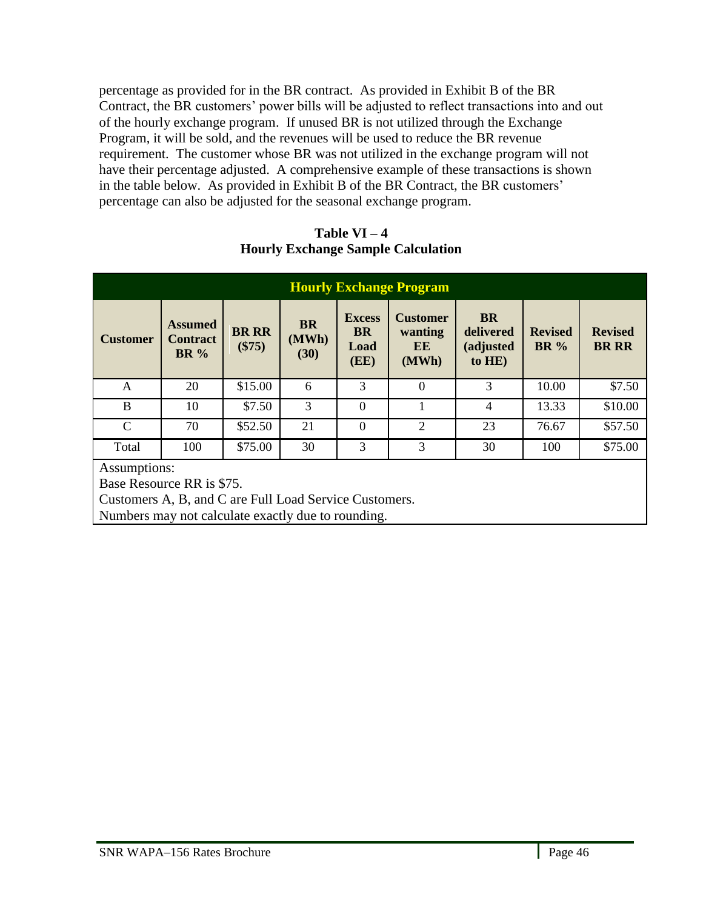percentage as provided for in the BR contract. As provided in Exhibit B of the BR Contract, the BR customers' power bills will be adjusted to reflect transactions into and out of the hourly exchange program. If unused BR is not utilized through the Exchange Program, it will be sold, and the revenues will be used to reduce the BR revenue requirement. The customer whose BR was not utilized in the exchange program will not have their percentage adjusted. A comprehensive example of these transactions is shown in the table below. As provided in Exhibit B of the BR Contract, the BR customers' percentage can also be adjusted for the seasonal exchange program.

**Table VI – 4**
**Hourly Exchange Sample Calculation**

| Hourly Exchange Program | | | | | | | | |
|---|---|---|---|---|---|---|---|---|
| **Customer** | **Assumed Contract BR %** | **BR RR ($75)** | **BR (MWh) (30)** | **Excess BR Load (EE)** | **Customer wanting EE (MWh)** | **BR delivered (adjusted to HE)** | **Revised BR %** | **Revised BR RR** |
| A | 20 | $15.00 | 6 | 3 | 0 | 3 | 10.00 | $7.50 |
| B | 10 | $7.50 | 3 | 0 | 1 | 4 | 13.33 | $10.00 |
| C | 70 | $52.50 | 21 | 0 | 2 | 23 | 76.67 | $57.50 |
| Total | 100 | $75.00 | 30 | 3 | 3 | 30 | 100 | $75.00 |

Assumptions:
Base Resource RR is $75.
Customers A, B, and C are Full Load Service Customers.
Numbers may not calculate exactly due to rounding.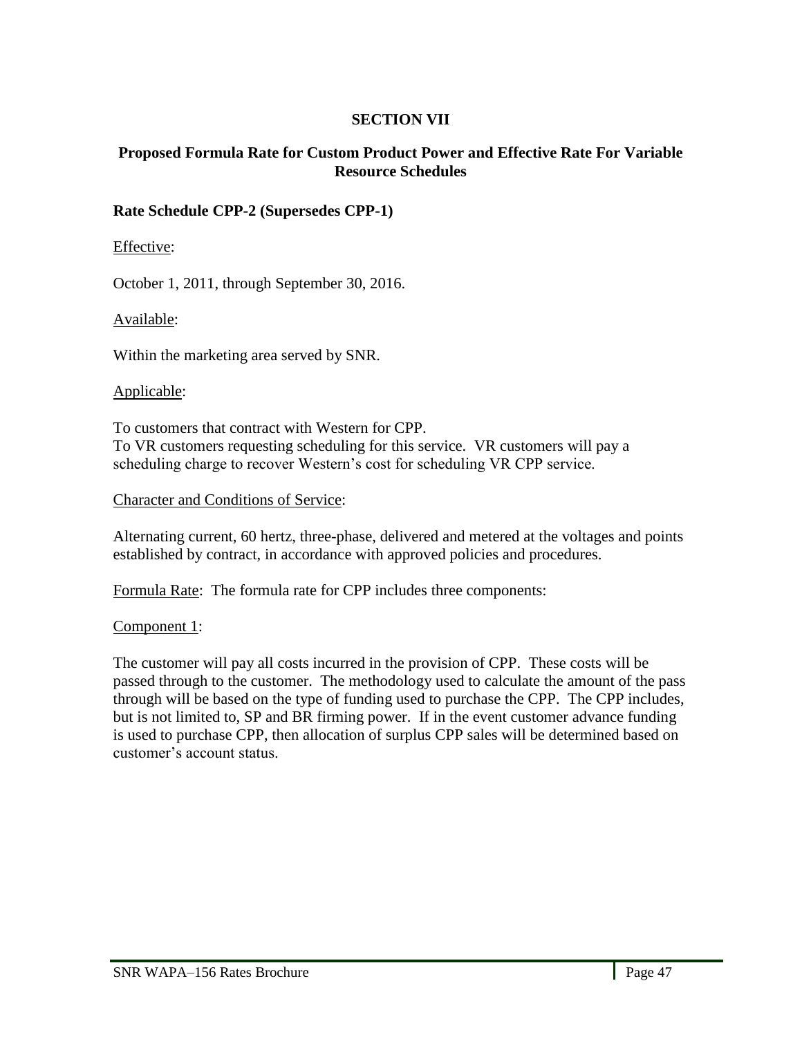# SECTION VII

## Proposed Formula Rate for Custom Product Power and Effective Rate For Variable Resource Schedules

### Rate Schedule CPP-2 (Supersedes CPP-1)

Effective:

October 1, 2011, through September 30, 2016.

Available:

Within the marketing area served by SNR.

Applicable:

To customers that contract with Western for CPP.
To VR customers requesting scheduling for this service. VR customers will pay a scheduling charge to recover Western's cost for scheduling VR CPP service.

Character and Conditions of Service:

Alternating current, 60 hertz, three-phase, delivered and metered at the voltages and points established by contract, in accordance with approved policies and procedures.

Formula Rate: The formula rate for CPP includes three components:

Component 1:

The customer will pay all costs incurred in the provision of CPP. These costs will be passed through to the customer. The methodology used to calculate the amount of the pass through will be based on the type of funding used to purchase the CPP. The CPP includes, but is not limited to, SP and BR firming power. If in the event customer advance funding is used to purchase CPP, then allocation of surplus CPP sales will be determined based on customer's account status.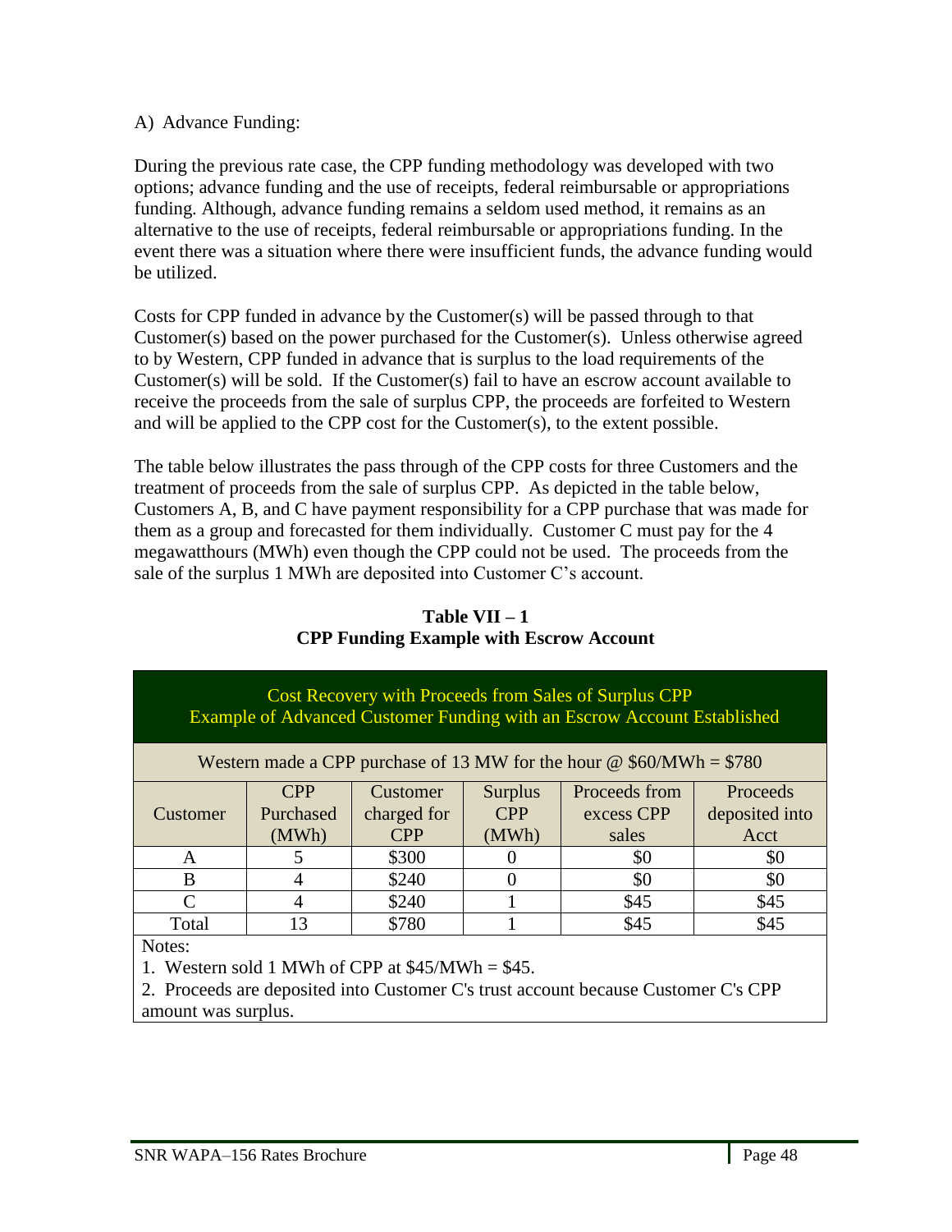A) Advance Funding:

During the previous rate case, the CPP funding methodology was developed with two options; advance funding and the use of receipts, federal reimbursable or appropriations funding. Although, advance funding remains a seldom used method, it remains as an alternative to the use of receipts, federal reimbursable or appropriations funding. In the event there was a situation where there were insufficient funds, the advance funding would be utilized.

Costs for CPP funded in advance by the Customer(s) will be passed through to that Customer(s) based on the power purchased for the Customer(s). Unless otherwise agreed to by Western, CPP funded in advance that is surplus to the load requirements of the Customer(s) will be sold. If the Customer(s) fail to have an escrow account available to receive the proceeds from the sale of surplus CPP, the proceeds are forfeited to Western and will be applied to the CPP cost for the Customer(s), to the extent possible.

The table below illustrates the pass through of the CPP costs for three Customers and the treatment of proceeds from the sale of surplus CPP. As depicted in the table below, Customers A, B, and C have payment responsibility for a CPP purchase that was made for them as a group and forecasted for them individually. Customer C must pay for the 4 megawatthours (MWh) even though the CPP could not be used. The proceeds from the sale of the surplus 1 MWh are deposited into Customer C's account.

**Table VII – 1**
**CPP Funding Example with Escrow Account**

| Cost Recovery with Proceeds from Sales of Surplus CPP<br>Example of Advanced Customer Funding with an Escrow Account Established | | | | | |
|---|---|---|---|---|---|
| Western made a CPP purchase of 13 MW for the hour @ \$60/MWh = \$780 | | | | | |
| Customer | CPP Purchased (MWh) | Customer charged for CPP | Surplus CPP (MWh) | Proceeds from excess CPP sales | Proceeds deposited into Acct |
| A | 5 | \$300 | 0 | \$0 | \$0 |
| B | 4 | \$240 | 0 | \$0 | \$0 |
| C | 4 | \$240 | 1 | \$45 | \$45 |
| Total | 13 | \$780 | 1 | \$45 | \$45 |

Notes:
1. Western sold 1 MWh of CPP at \$45/MWh = \$45.
2. Proceeds are deposited into Customer C's trust account because Customer C's CPP amount was surplus.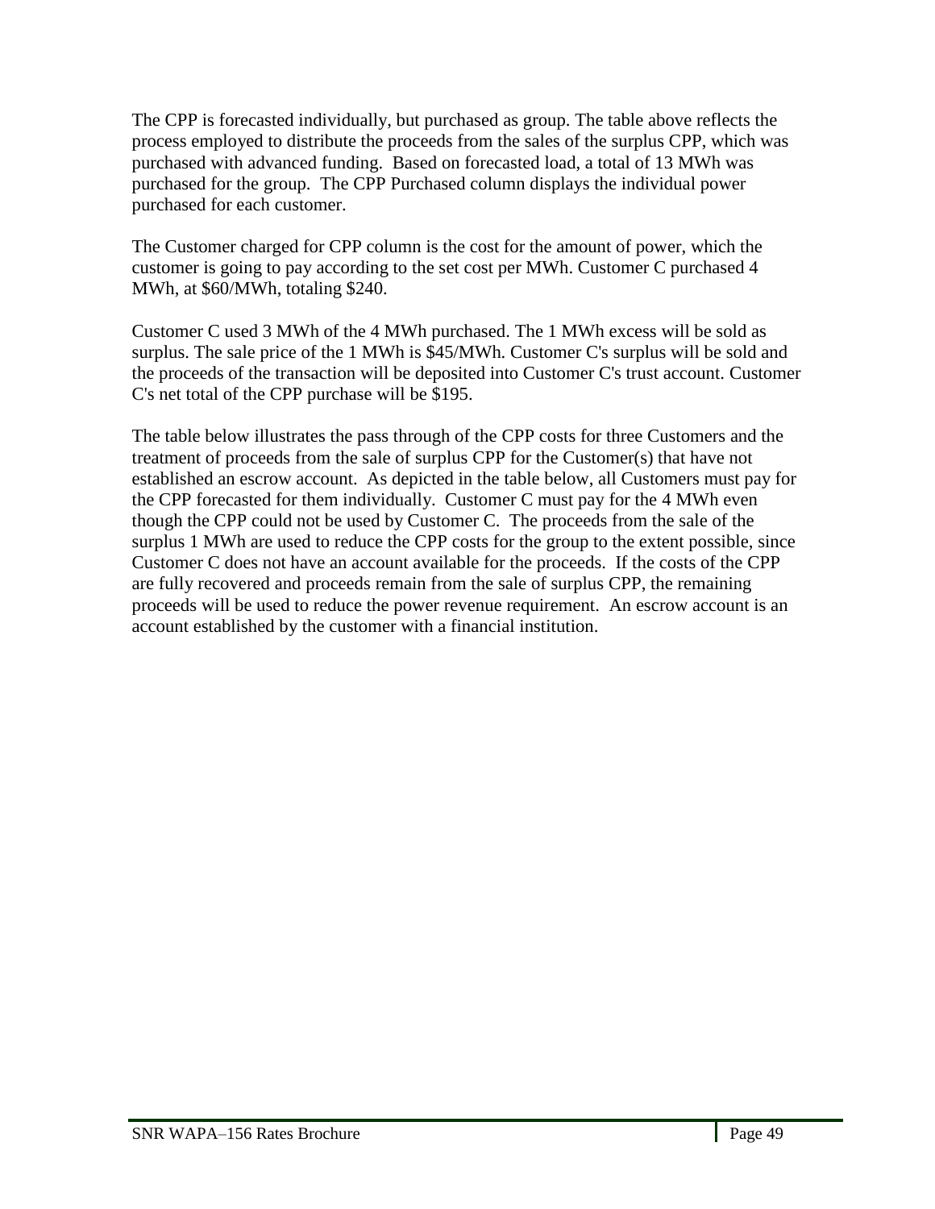The CPP is forecasted individually, but purchased as group. The table above reflects the process employed to distribute the proceeds from the sales of the surplus CPP, which was purchased with advanced funding. Based on forecasted load, a total of 13 MWh was purchased for the group. The CPP Purchased column displays the individual power purchased for each customer.

The Customer charged for CPP column is the cost for the amount of power, which the customer is going to pay according to the set cost per MWh. Customer C purchased 4 MWh, at $60/MWh, totaling $240.

Customer C used 3 MWh of the 4 MWh purchased. The 1 MWh excess will be sold as surplus. The sale price of the 1 MWh is $45/MWh. Customer C's surplus will be sold and the proceeds of the transaction will be deposited into Customer C's trust account. Customer C's net total of the CPP purchase will be $195.

The table below illustrates the pass through of the CPP costs for three Customers and the treatment of proceeds from the sale of surplus CPP for the Customer(s) that have not established an escrow account. As depicted in the table below, all Customers must pay for the CPP forecasted for them individually. Customer C must pay for the 4 MWh even though the CPP could not be used by Customer C. The proceeds from the sale of the surplus 1 MWh are used to reduce the CPP costs for the group to the extent possible, since Customer C does not have an account available for the proceeds. If the costs of the CPP are fully recovered and proceeds remain from the sale of surplus CPP, the remaining proceeds will be used to reduce the power revenue requirement. An escrow account is an account established by the customer with a financial institution.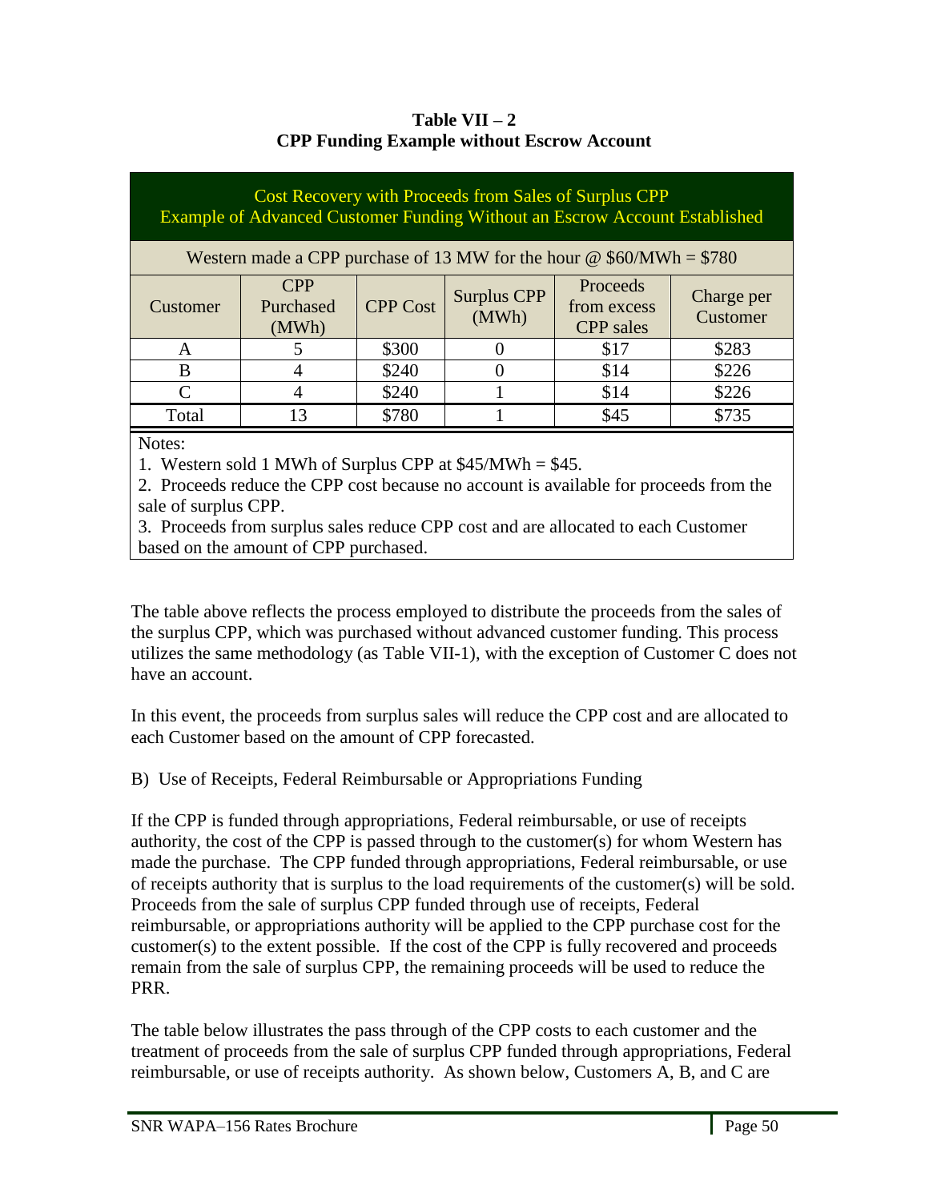**Table VII – 2**
**CPP Funding Example without Escrow Account**

| Cost Recovery with Proceeds from Sales of Surplus CPP Example of Advanced Customer Funding Without an Escrow Account Established | | | | | |
|---|---|---|---|---|---|
| Western made a CPP purchase of 13 MW for the hour @ $60/MWh = $780 | | | | | |
| Customer | CPP Purchased (MWh) | CPP Cost | Surplus CPP (MWh) | Proceeds from excess CPP sales | Charge per Customer |
| A | 5 | $300 | 0 | $17 | $283 |
| B | 4 | $240 | 0 | $14 | $226 |
| C | 4 | $240 | 1 | $14 | $226 |
| Total | 13 | $780 | 1 | $45 | $735 |

Notes:

1. Western sold 1 MWh of Surplus CPP at $45/MWh = $45.
2. Proceeds reduce the CPP cost because no account is available for proceeds from the sale of surplus CPP.
3. Proceeds from surplus sales reduce CPP cost and are allocated to each Customer based on the amount of CPP purchased.

The table above reflects the process employed to distribute the proceeds from the sales of the surplus CPP, which was purchased without advanced customer funding. This process utilizes the same methodology (as Table VII-1), with the exception of Customer C does not have an account.

In this event, the proceeds from surplus sales will reduce the CPP cost and are allocated to each Customer based on the amount of CPP forecasted.

B) Use of Receipts, Federal Reimbursable or Appropriations Funding

If the CPP is funded through appropriations, Federal reimbursable, or use of receipts authority, the cost of the CPP is passed through to the customer(s) for whom Western has made the purchase. The CPP funded through appropriations, Federal reimbursable, or use of receipts authority that is surplus to the load requirements of the customer(s) will be sold. Proceeds from the sale of surplus CPP funded through use of receipts, Federal reimbursable, or appropriations authority will be applied to the CPP purchase cost for the customer(s) to the extent possible. If the cost of the CPP is fully recovered and proceeds remain from the sale of surplus CPP, the remaining proceeds will be used to reduce the PRR.

The table below illustrates the pass through of the CPP costs to each customer and the treatment of proceeds from the sale of surplus CPP funded through appropriations, Federal reimbursable, or use of receipts authority. As shown below, Customers A, B, and C are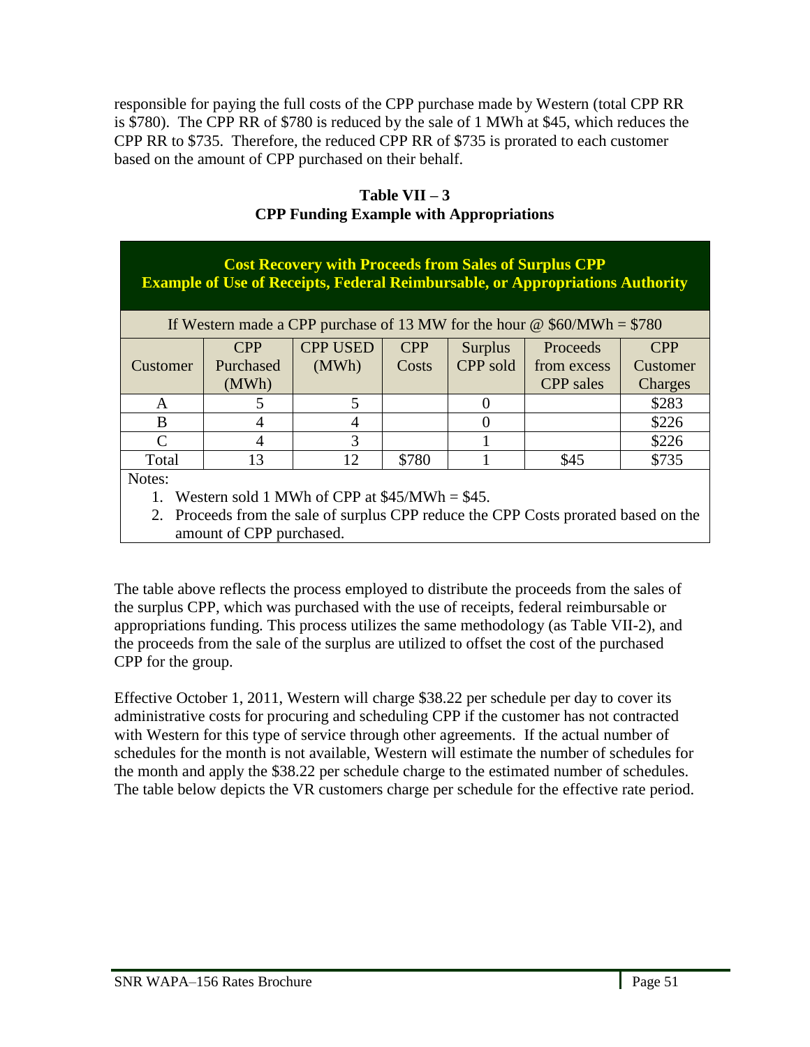responsible for paying the full costs of the CPP purchase made by Western (total CPP RR is $780). The CPP RR of $780 is reduced by the sale of 1 MWh at $45, which reduces the CPP RR to $735. Therefore, the reduced CPP RR of $735 is prorated to each customer based on the amount of CPP purchased on their behalf.

**Table VII – 3**
**CPP Funding Example with Appropriations**

| **Cost Recovery with Proceeds from Sales of Surplus CPP Example of Use of Receipts, Federal Reimbursable, or Appropriations Authority** | | | | | | |
|---|---|---|---|---|---|---|
| If Western made a CPP purchase of 13 MW for the hour @ $60/MWh = $780 | | | | | | |
| Customer | CPP Purchased (MWh) | CPP USED (MWh) | CPP Costs | Surplus CPP sold | Proceeds from excess CPP sales | CPP Customer Charges |
| A | 5 | 5 | | 0 | | $283 |
| B | 4 | 4 | | 0 | | $226 |
| C | 4 | 3 | | 1 | | $226 |
| Total | 13 | 12 | $780 | 1 | $45 | $735 |

Notes:

1. Western sold 1 MWh of CPP at $45/MWh = $45.
2. Proceeds from the sale of surplus CPP reduce the CPP Costs prorated based on the amount of CPP purchased.

The table above reflects the process employed to distribute the proceeds from the sales of the surplus CPP, which was purchased with the use of receipts, federal reimbursable or appropriations funding. This process utilizes the same methodology (as Table VII-2), and the proceeds from the sale of the surplus are utilized to offset the cost of the purchased CPP for the group.

Effective October 1, 2011, Western will charge $38.22 per schedule per day to cover its administrative costs for procuring and scheduling CPP if the customer has not contracted with Western for this type of service through other agreements. If the actual number of schedules for the month is not available, Western will estimate the number of schedules for the month and apply the $38.22 per schedule charge to the estimated number of schedules. The table below depicts the VR customers charge per schedule for the effective rate period.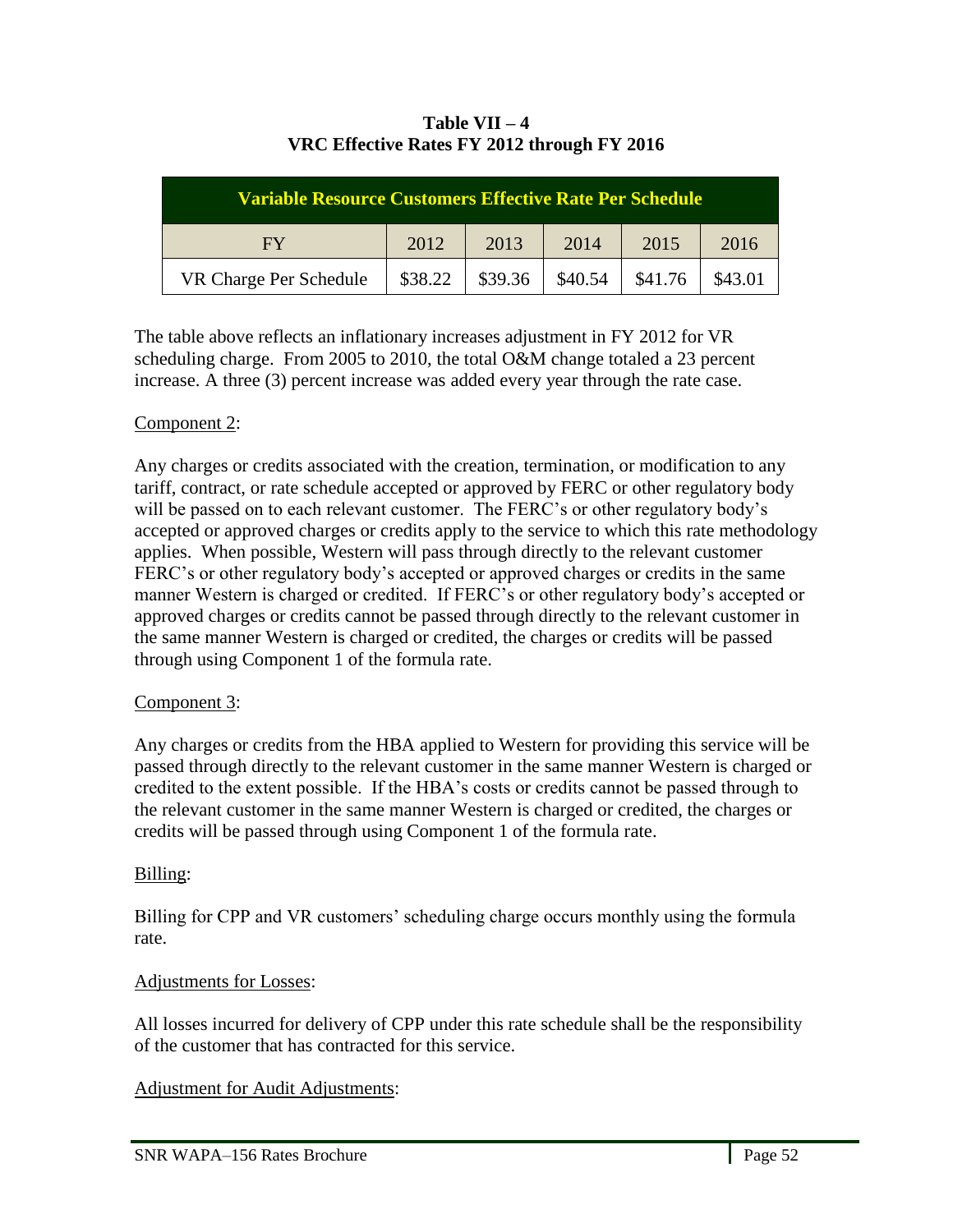**Table VII – 4**
**VRC Effective Rates FY 2012 through FY 2016**

| Variable Resource Customers Effective Rate Per Schedule | | | | | |
|---|---|---|---|---|---|
| FY | 2012 | 2013 | 2014 | 2015 | 2016 |
| VR Charge Per Schedule | $38.22 | $39.36 | $40.54 | $41.76 | $43.01 |

The table above reflects an inflationary increases adjustment in FY 2012 for VR scheduling charge. From 2005 to 2010, the total O&M change totaled a 23 percent increase. A three (3) percent increase was added every year through the rate case.

Component 2:

Any charges or credits associated with the creation, termination, or modification to any tariff, contract, or rate schedule accepted or approved by FERC or other regulatory body will be passed on to each relevant customer. The FERC's or other regulatory body's accepted or approved charges or credits apply to the service to which this rate methodology applies. When possible, Western will pass through directly to the relevant customer FERC's or other regulatory body's accepted or approved charges or credits in the same manner Western is charged or credited. If FERC's or other regulatory body's accepted or approved charges or credits cannot be passed through directly to the relevant customer in the same manner Western is charged or credited, the charges or credits will be passed through using Component 1 of the formula rate.

Component 3:

Any charges or credits from the HBA applied to Western for providing this service will be passed through directly to the relevant customer in the same manner Western is charged or credited to the extent possible. If the HBA's costs or credits cannot be passed through to the relevant customer in the same manner Western is charged or credited, the charges or credits will be passed through using Component 1 of the formula rate.

Billing:

Billing for CPP and VR customers' scheduling charge occurs monthly using the formula rate.

Adjustments for Losses:

All losses incurred for delivery of CPP under this rate schedule shall be the responsibility of the customer that has contracted for this service.

Adjustment for Audit Adjustments: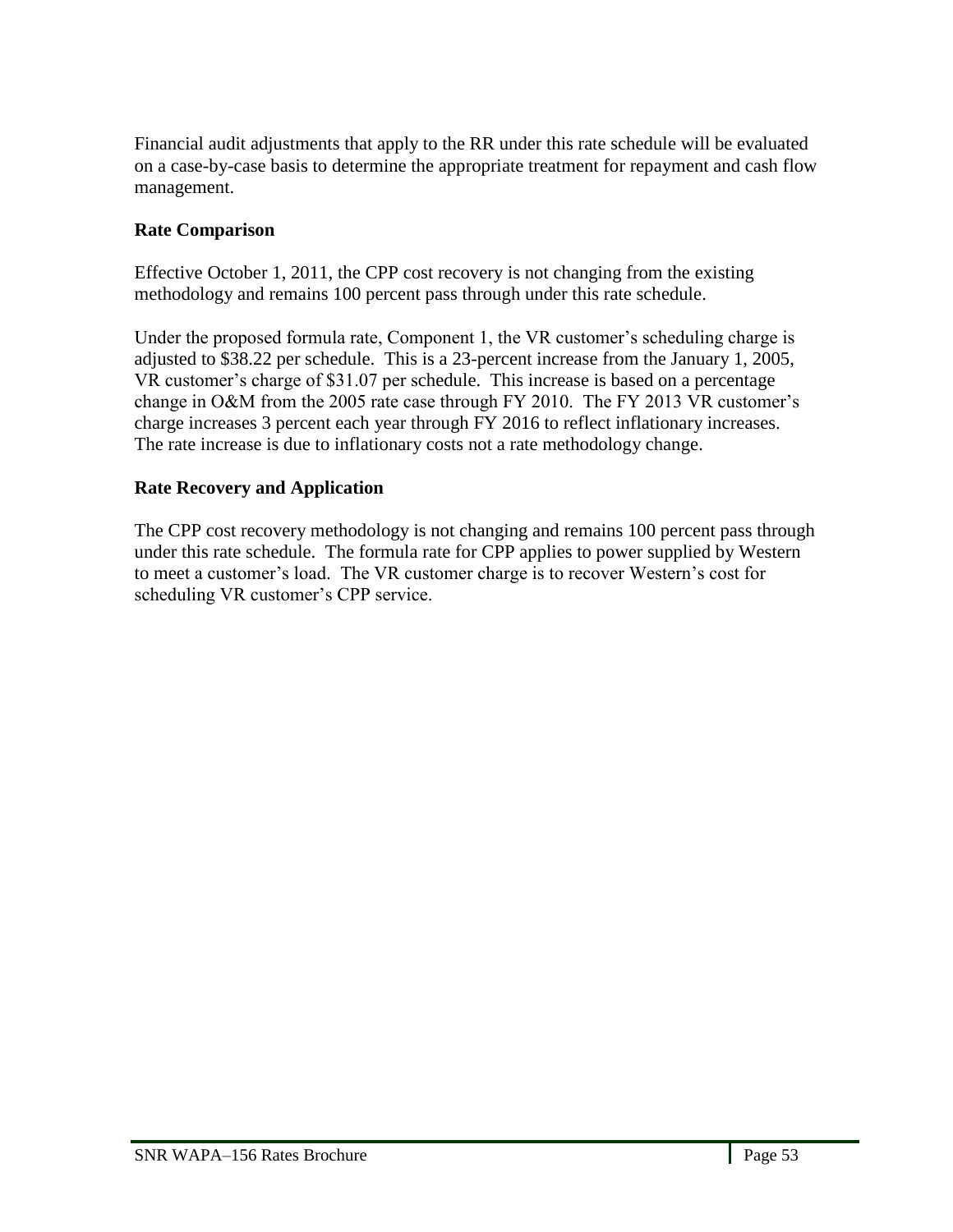Financial audit adjustments that apply to the RR under this rate schedule will be evaluated on a case-by-case basis to determine the appropriate treatment for repayment and cash flow management.

**Rate Comparison**

Effective October 1, 2011, the CPP cost recovery is not changing from the existing methodology and remains 100 percent pass through under this rate schedule.

Under the proposed formula rate, Component 1, the VR customer's scheduling charge is adjusted to $38.22 per schedule. This is a 23-percent increase from the January 1, 2005, VR customer's charge of $31.07 per schedule. This increase is based on a percentage change in O&M from the 2005 rate case through FY 2010. The FY 2013 VR customer's charge increases 3 percent each year through FY 2016 to reflect inflationary increases. The rate increase is due to inflationary costs not a rate methodology change.

**Rate Recovery and Application**

The CPP cost recovery methodology is not changing and remains 100 percent pass through under this rate schedule. The formula rate for CPP applies to power supplied by Western to meet a customer's load. The VR customer charge is to recover Western's cost for scheduling VR customer's CPP service.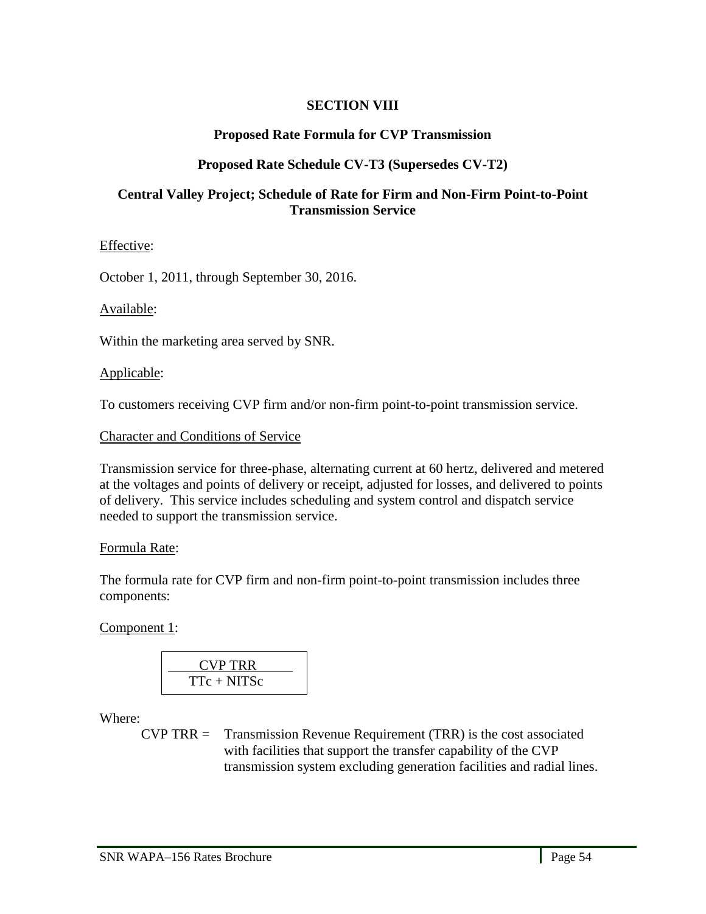# SECTION VIII

## Proposed Rate Formula for CVP Transmission

## Proposed Rate Schedule CV-T3 (Supersedes CV-T2)

## Central Valley Project; Schedule of Rate for Firm and Non-Firm Point-to-Point Transmission Service

Effective:

October 1, 2011, through September 30, 2016.

Available:

Within the marketing area served by SNR.

Applicable:

To customers receiving CVP firm and/or non-firm point-to-point transmission service.

Character and Conditions of Service

Transmission service for three-phase, alternating current at 60 hertz, delivered and metered at the voltages and points of delivery or receipt, adjusted for losses, and delivered to points of delivery. This service includes scheduling and system control and dispatch service needed to support the transmission service.

Formula Rate:

The formula rate for CVP firm and non-firm point-to-point transmission includes three components:

Component 1:

$$\frac{\text{CVP TRR}}{\text{TTc} + \text{NITSc}}$$

Where:

CVP TRR = Transmission Revenue Requirement (TRR) is the cost associated with facilities that support the transfer capability of the CVP transmission system excluding generation facilities and radial lines.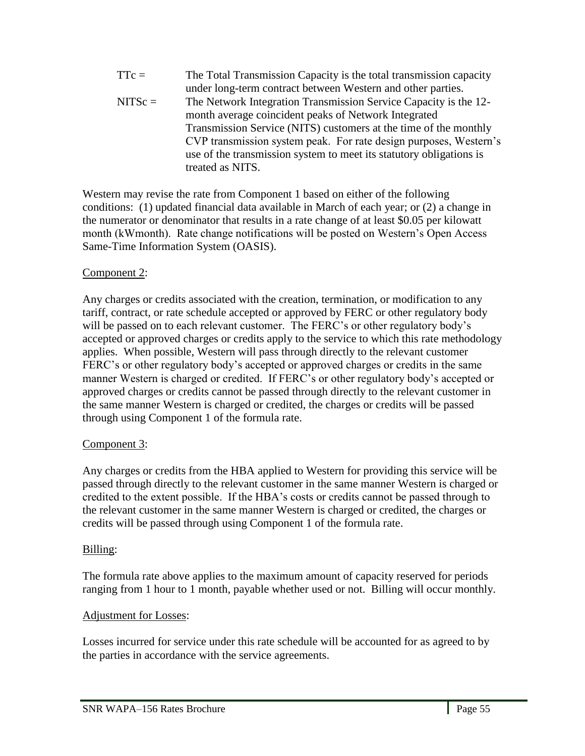| | |
|---|---|
| TTc = | The Total Transmission Capacity is the total transmission capacity under long-term contract between Western and other parties. |
| NITSc = | The Network Integration Transmission Service Capacity is the 12-month average coincident peaks of Network Integrated Transmission Service (NITS) customers at the time of the monthly CVP transmission system peak. For rate design purposes, Western's use of the transmission system to meet its statutory obligations is treated as NITS. |

Western may revise the rate from Component 1 based on either of the following conditions: (1) updated financial data available in March of each year; or (2) a change in the numerator or denominator that results in a rate change of at least $0.05 per kilowatt month (kWmonth). Rate change notifications will be posted on Western's Open Access Same-Time Information System (OASIS).

<u>Component 2</u>:

Any charges or credits associated with the creation, termination, or modification to any tariff, contract, or rate schedule accepted or approved by FERC or other regulatory body will be passed on to each relevant customer. The FERC's or other regulatory body's accepted or approved charges or credits apply to the service to which this rate methodology applies. When possible, Western will pass through directly to the relevant customer FERC's or other regulatory body's accepted or approved charges or credits in the same manner Western is charged or credited. If FERC's or other regulatory body's accepted or approved charges or credits cannot be passed through directly to the relevant customer in the same manner Western is charged or credited, the charges or credits will be passed through using Component 1 of the formula rate.

<u>Component 3</u>:

Any charges or credits from the HBA applied to Western for providing this service will be passed through directly to the relevant customer in the same manner Western is charged or credited to the extent possible. If the HBA's costs or credits cannot be passed through to the relevant customer in the same manner Western is charged or credited, the charges or credits will be passed through using Component 1 of the formula rate.

<u>Billing</u>:

The formula rate above applies to the maximum amount of capacity reserved for periods ranging from 1 hour to 1 month, payable whether used or not. Billing will occur monthly.

<u>Adjustment for Losses</u>:

Losses incurred for service under this rate schedule will be accounted for as agreed to by the parties in accordance with the service agreements.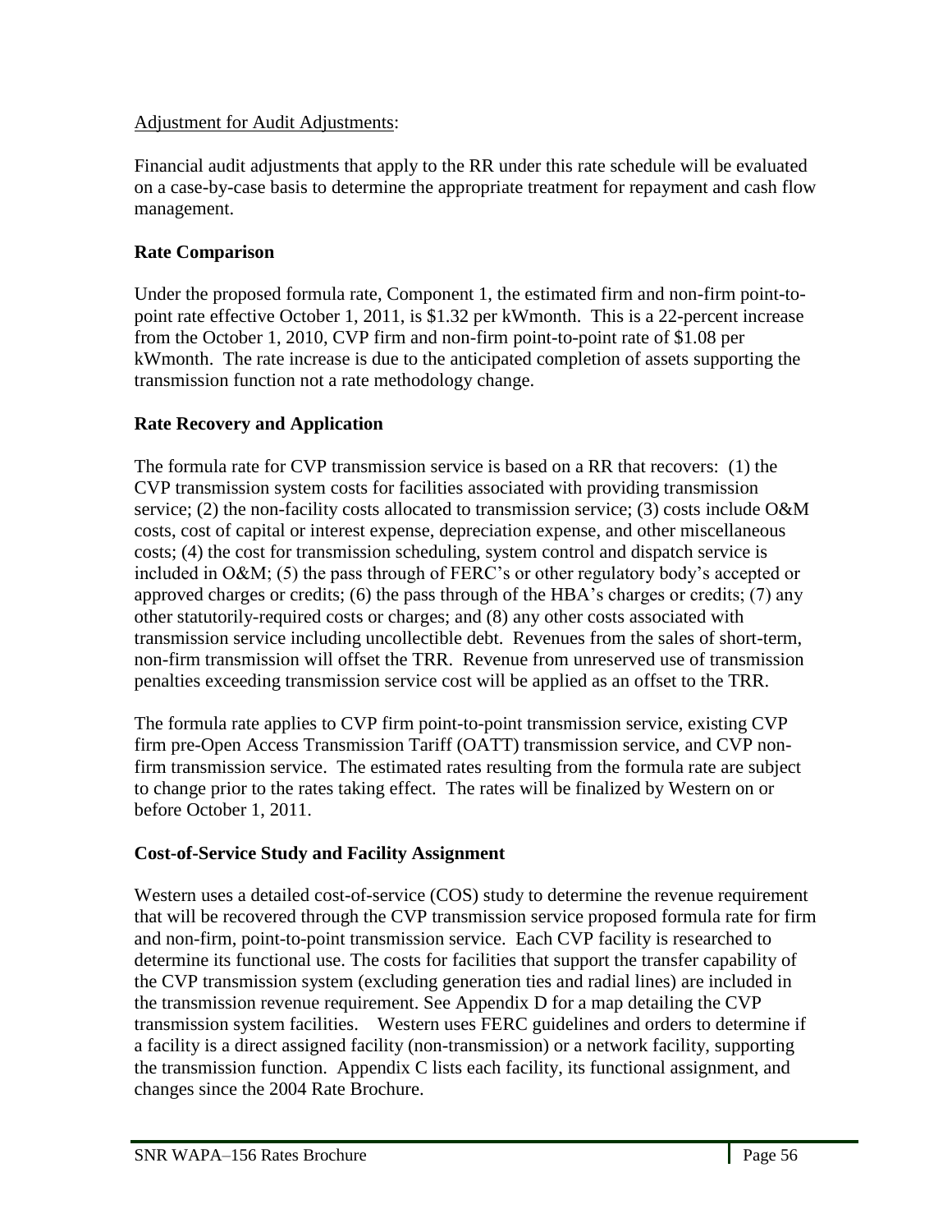Adjustment for Audit Adjustments:

Financial audit adjustments that apply to the RR under this rate schedule will be evaluated on a case-by-case basis to determine the appropriate treatment for repayment and cash flow management.

**Rate Comparison**

Under the proposed formula rate, Component 1, the estimated firm and non-firm point-to-point rate effective October 1, 2011, is $1.32 per kWmonth. This is a 22-percent increase from the October 1, 2010, CVP firm and non-firm point-to-point rate of $1.08 per kWmonth. The rate increase is due to the anticipated completion of assets supporting the transmission function not a rate methodology change.

**Rate Recovery and Application**

The formula rate for CVP transmission service is based on a RR that recovers: (1) the CVP transmission system costs for facilities associated with providing transmission service; (2) the non-facility costs allocated to transmission service; (3) costs include O&M costs, cost of capital or interest expense, depreciation expense, and other miscellaneous costs; (4) the cost for transmission scheduling, system control and dispatch service is included in O&M; (5) the pass through of FERC's or other regulatory body's accepted or approved charges or credits; (6) the pass through of the HBA's charges or credits; (7) any other statutorily-required costs or charges; and (8) any other costs associated with transmission service including uncollectible debt. Revenues from the sales of short-term, non-firm transmission will offset the TRR. Revenue from unreserved use of transmission penalties exceeding transmission service cost will be applied as an offset to the TRR.

The formula rate applies to CVP firm point-to-point transmission service, existing CVP firm pre-Open Access Transmission Tariff (OATT) transmission service, and CVP non-firm transmission service. The estimated rates resulting from the formula rate are subject to change prior to the rates taking effect. The rates will be finalized by Western on or before October 1, 2011.

**Cost-of-Service Study and Facility Assignment**

Western uses a detailed cost-of-service (COS) study to determine the revenue requirement that will be recovered through the CVP transmission service proposed formula rate for firm and non-firm, point-to-point transmission service. Each CVP facility is researched to determine its functional use. The costs for facilities that support the transfer capability of the CVP transmission system (excluding generation ties and radial lines) are included in the transmission revenue requirement. See Appendix D for a map detailing the CVP transmission system facilities. Western uses FERC guidelines and orders to determine if a facility is a direct assigned facility (non-transmission) or a network facility, supporting the transmission function. Appendix C lists each facility, its functional assignment, and changes since the 2004 Rate Brochure.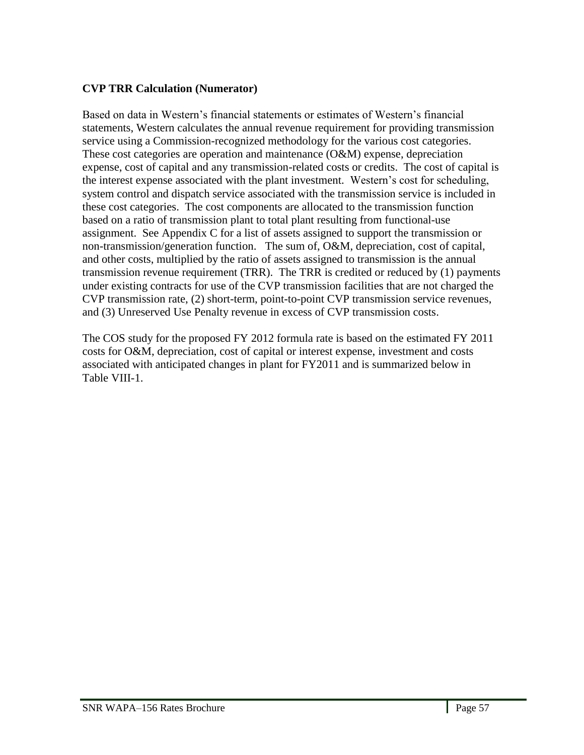**CVP TRR Calculation (Numerator)**

Based on data in Western's financial statements or estimates of Western's financial statements, Western calculates the annual revenue requirement for providing transmission service using a Commission-recognized methodology for the various cost categories. These cost categories are operation and maintenance (O&M) expense, depreciation expense, cost of capital and any transmission-related costs or credits. The cost of capital is the interest expense associated with the plant investment. Western's cost for scheduling, system control and dispatch service associated with the transmission service is included in these cost categories. The cost components are allocated to the transmission function based on a ratio of transmission plant to total plant resulting from functional-use assignment. See Appendix C for a list of assets assigned to support the transmission or non-transmission/generation function. The sum of, O&M, depreciation, cost of capital, and other costs, multiplied by the ratio of assets assigned to transmission is the annual transmission revenue requirement (TRR). The TRR is credited or reduced by (1) payments under existing contracts for use of the CVP transmission facilities that are not charged the CVP transmission rate, (2) short-term, point-to-point CVP transmission service revenues, and (3) Unreserved Use Penalty revenue in excess of CVP transmission costs.

The COS study for the proposed FY 2012 formula rate is based on the estimated FY 2011 costs for O&M, depreciation, cost of capital or interest expense, investment and costs associated with anticipated changes in plant for FY2011 and is summarized below in Table VIII-1.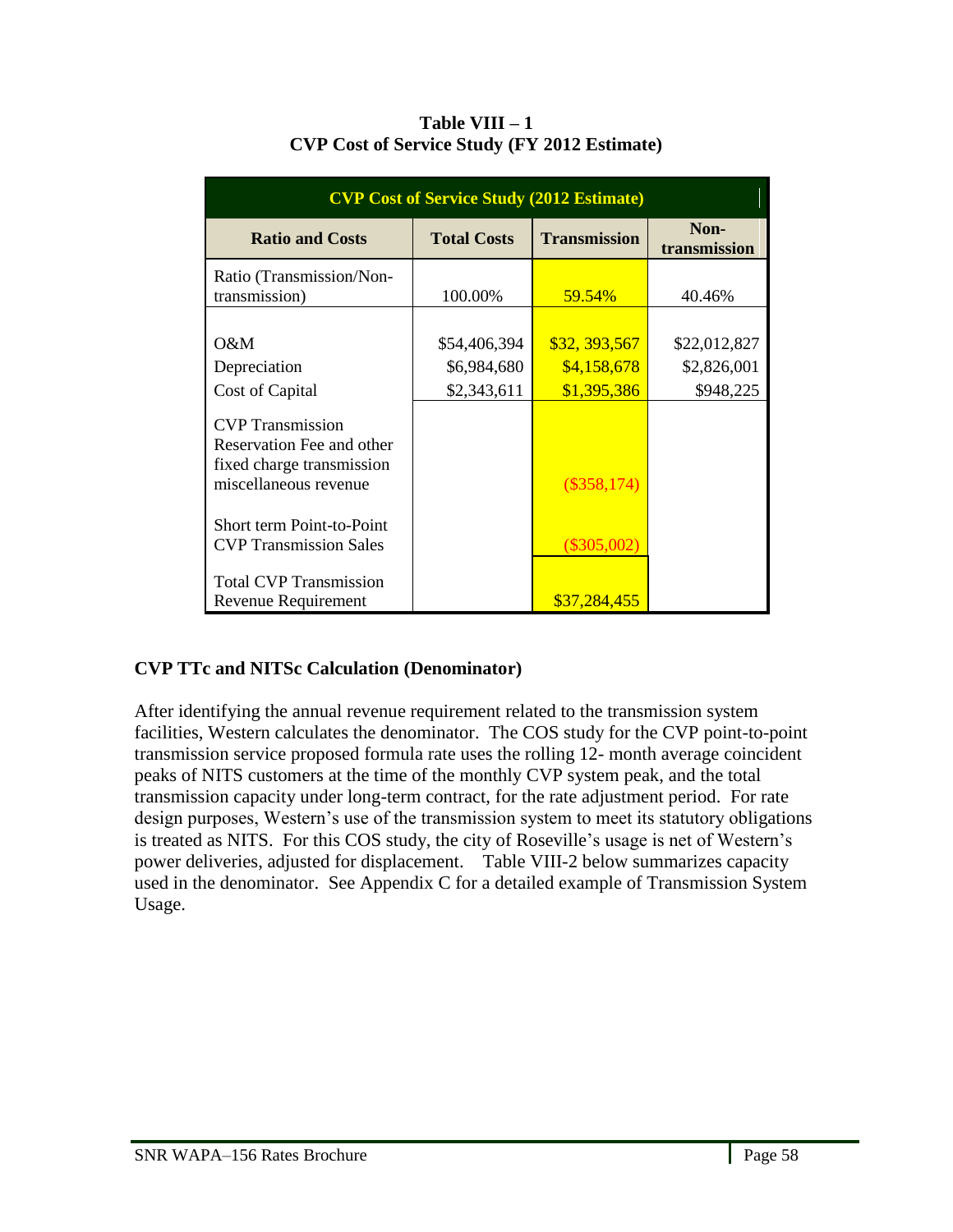**Table VIII – 1**
**CVP Cost of Service Study (FY 2012 Estimate)**

| CVP Cost of Service Study (2012 Estimate) | | | |
|---|---|---|---|
| **Ratio and Costs** | **Total Costs** | **Transmission** | **Non-transmission** |
| Ratio (Transmission/Non-transmission) | 100.00% | 59.54% | 40.46% |
| O&M | $54,406,394 | $32, 393,567 | $22,012,827 |
| Depreciation | $6,984,680 | $4,158,678 | $2,826,001 |
| Cost of Capital | $2,343,611 | $1,395,386 | $948,225 |
| CVP Transmission Reservation Fee and other fixed charge transmission miscellaneous revenue | | ($358,174) | |
| Short term Point-to-Point CVP Transmission Sales | | ($305,002) | |
| Total CVP Transmission Revenue Requirement | | $37,284,455 | |

### CVP TTc and NITSc Calculation (Denominator)

After identifying the annual revenue requirement related to the transmission system facilities, Western calculates the denominator. The COS study for the CVP point-to-point transmission service proposed formula rate uses the rolling 12- month average coincident peaks of NITS customers at the time of the monthly CVP system peak, and the total transmission capacity under long-term contract, for the rate adjustment period. For rate design purposes, Western's use of the transmission system to meet its statutory obligations is treated as NITS. For this COS study, the city of Roseville's usage is net of Western's power deliveries, adjusted for displacement. Table VIII-2 below summarizes capacity used in the denominator. See Appendix C for a detailed example of Transmission System Usage.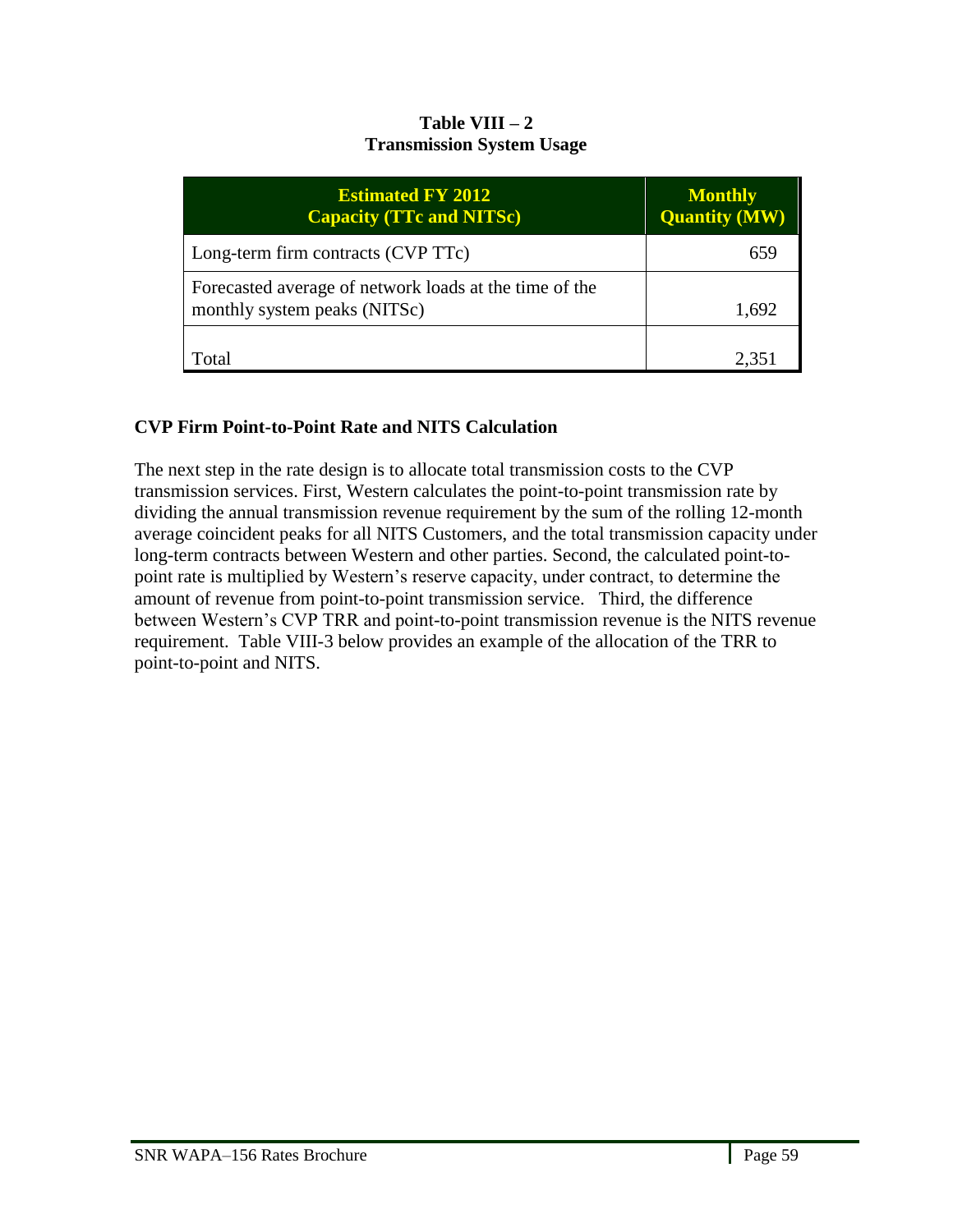**Table VIII – 2**
**Transmission System Usage**

| Estimated FY 2012 Capacity (TTc and NITSc) | Monthly Quantity (MW) |
| --- | --- |
| Long-term firm contracts (CVP TTc) | 659 |
| Forecasted average of network loads at the time of the monthly system peaks (NITSc) | 1,692 |
| Total | 2,351 |

### CVP Firm Point-to-Point Rate and NITS Calculation

The next step in the rate design is to allocate total transmission costs to the CVP transmission services. First, Western calculates the point-to-point transmission rate by dividing the annual transmission revenue requirement by the sum of the rolling 12-month average coincident peaks for all NITS Customers, and the total transmission capacity under long-term contracts between Western and other parties. Second, the calculated point-to-point rate is multiplied by Western's reserve capacity, under contract, to determine the amount of revenue from point-to-point transmission service. Third, the difference between Western's CVP TRR and point-to-point transmission revenue is the NITS revenue requirement. Table VIII-3 below provides an example of the allocation of the TRR to point-to-point and NITS.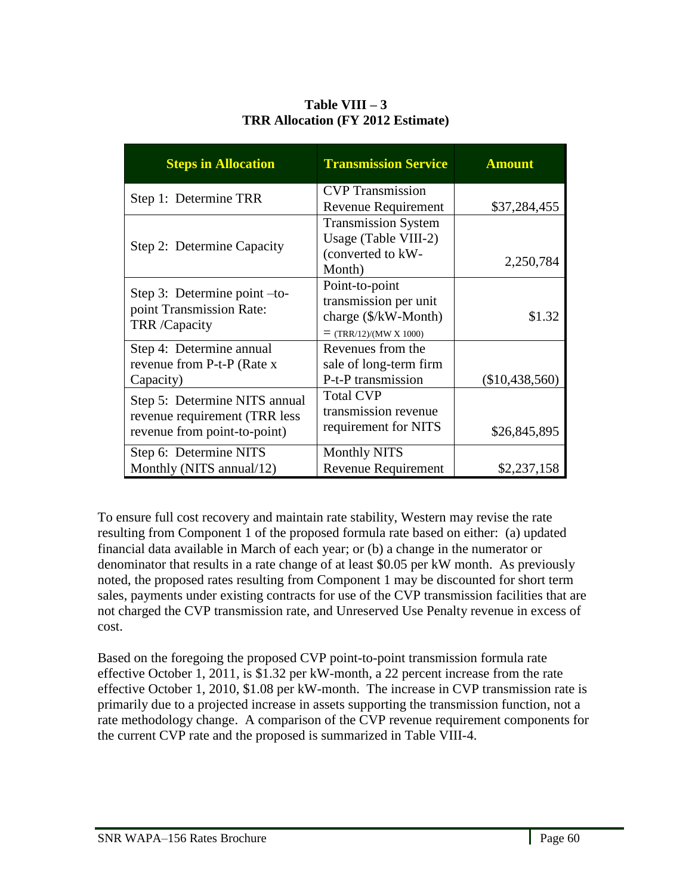**Table VIII – 3**
**TRR Allocation (FY 2012 Estimate)**

| Steps in Allocation | Transmission Service | Amount |
|---|---|---|
| Step 1: Determine TRR | CVP Transmission Revenue Requirement | $37,284,455 |
| Step 2: Determine Capacity | Transmission System Usage (Table VIII-2) (converted to kW-Month) | 2,250,784 |
| Step 3: Determine point –to-point Transmission Rate: TRR /Capacity | Point-to-point transmission per unit charge ($/kW-Month) = (TRR/12)/(MW X 1000) | $1.32 |
| Step 4: Determine annual revenue from P-t-P (Rate x Capacity) | Revenues from the sale of long-term firm P-t-P transmission | ($10,438,560) |
| Step 5: Determine NITS annual revenue requirement (TRR less revenue from point-to-point) | Total CVP transmission revenue requirement for NITS | $26,845,895 |
| Step 6: Determine NITS Monthly (NITS annual/12) | Monthly NITS Revenue Requirement | $2,237,158 |

To ensure full cost recovery and maintain rate stability, Western may revise the rate resulting from Component 1 of the proposed formula rate based on either: (a) updated financial data available in March of each year; or (b) a change in the numerator or denominator that results in a rate change of at least $0.05 per kW month. As previously noted, the proposed rates resulting from Component 1 may be discounted for short term sales, payments under existing contracts for use of the CVP transmission facilities that are not charged the CVP transmission rate, and Unreserved Use Penalty revenue in excess of cost.

Based on the foregoing the proposed CVP point-to-point transmission formula rate effective October 1, 2011, is $1.32 per kW-month, a 22 percent increase from the rate effective October 1, 2010, $1.08 per kW-month. The increase in CVP transmission rate is primarily due to a projected increase in assets supporting the transmission function, not a rate methodology change. A comparison of the CVP revenue requirement components for the current CVP rate and the proposed is summarized in Table VIII-4.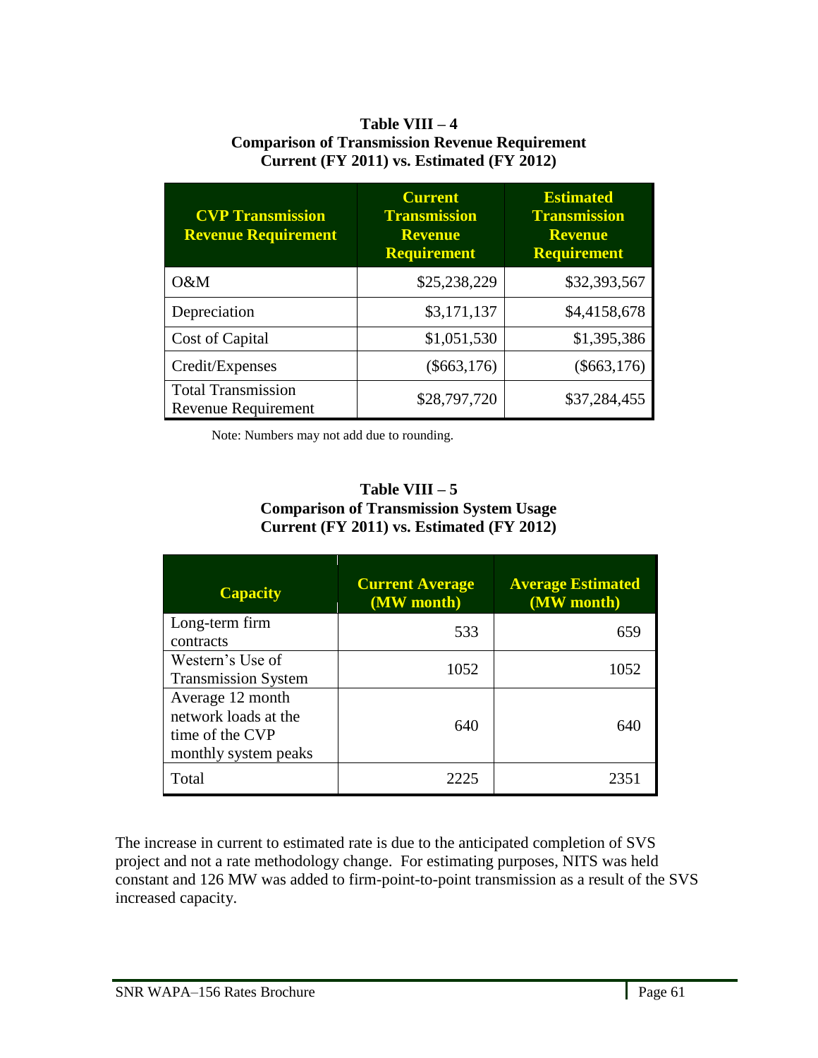**Table VIII – 4**
**Comparison of Transmission Revenue Requirement**
**Current (FY 2011) vs. Estimated (FY 2012)**

| CVP Transmission Revenue Requirement | Current Transmission Revenue Requirement | Estimated Transmission Revenue Requirement |
|---|---|---|
| O&M | $25,238,229 | $32,393,567 |
| Depreciation | $3,171,137 | $4,4158,678 |
| Cost of Capital | $1,051,530 | $1,395,386 |
| Credit/Expenses | ($663,176) | ($663,176) |
| Total Transmission Revenue Requirement | $28,797,720 | $37,284,455 |

Note: Numbers may not add due to rounding.

**Table VIII – 5**
**Comparison of Transmission System Usage**
**Current (FY 2011) vs. Estimated (FY 2012)**

| Capacity | Current Average (MW month) | Average Estimated (MW month) |
|---|---|---|
| Long-term firm contracts | 533 | 659 |
| Western's Use of Transmission System | 1052 | 1052 |
| Average 12 month network loads at the time of the CVP monthly system peaks | 640 | 640 |
| Total | 2225 | 2351 |

The increase in current to estimated rate is due to the anticipated completion of SVS project and not a rate methodology change. For estimating purposes, NITS was held constant and 126 MW was added to firm-point-to-point transmission as a result of the SVS increased capacity.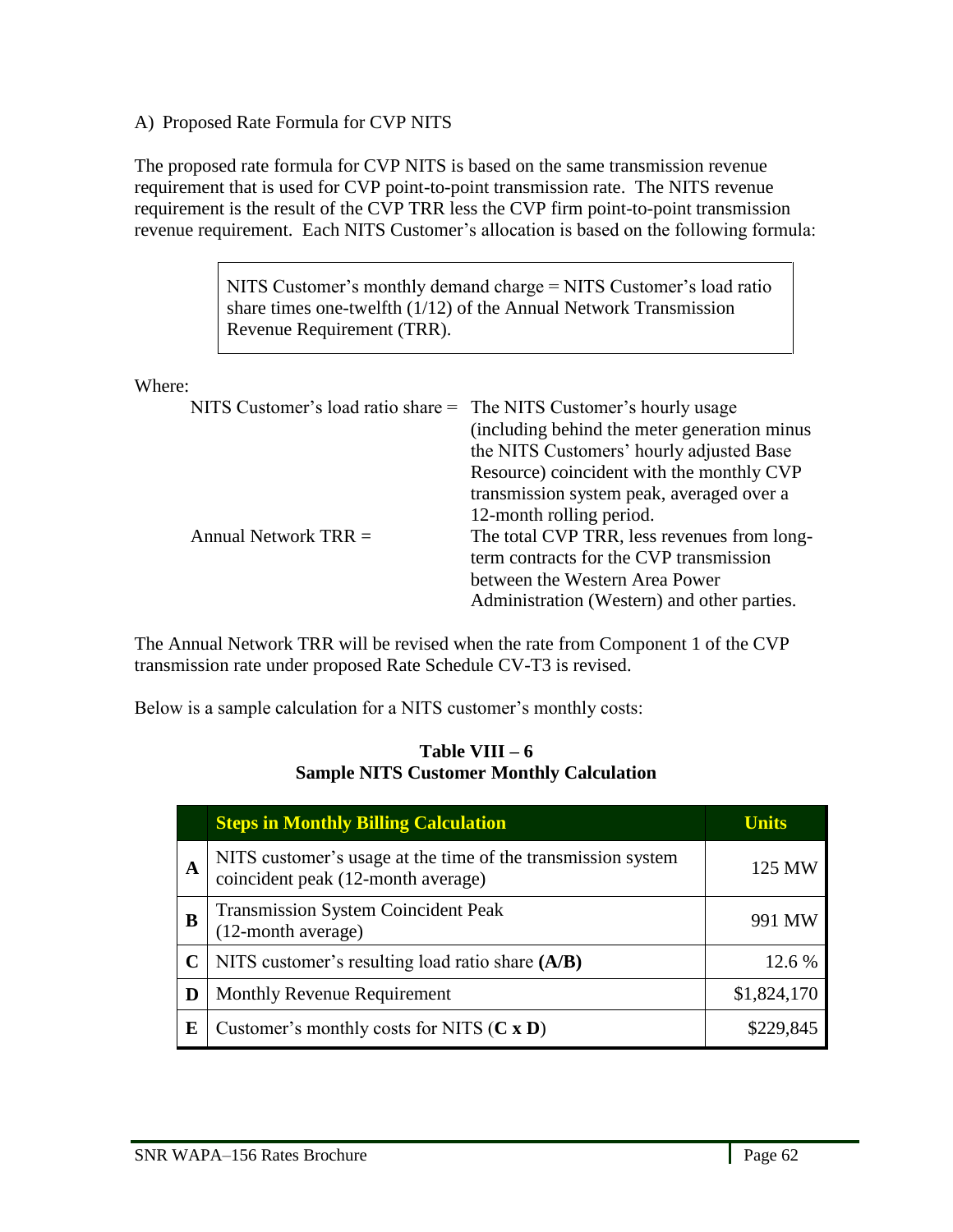A) Proposed Rate Formula for CVP NITS

The proposed rate formula for CVP NITS is based on the same transmission revenue requirement that is used for CVP point-to-point transmission rate. The NITS revenue requirement is the result of the CVP TRR less the CVP firm point-to-point transmission revenue requirement. Each NITS Customer's allocation is based on the following formula:

> NITS Customer's monthly demand charge = NITS Customer's load ratio share times one-twelfth (1/12) of the Annual Network Transmission Revenue Requirement (TRR).

Where:

| | |
|---|---|
| NITS Customer's load ratio share = | The NITS Customer's hourly usage (including behind the meter generation minus the NITS Customers' hourly adjusted Base Resource) coincident with the monthly CVP transmission system peak, averaged over a 12-month rolling period. |
| Annual Network TRR = | The total CVP TRR, less revenues from long-term contracts for the CVP transmission between the Western Area Power Administration (Western) and other parties. |

The Annual Network TRR will be revised when the rate from Component 1 of the CVP transmission rate under proposed Rate Schedule CV-T3 is revised.

Below is a sample calculation for a NITS customer's monthly costs:

**Table VIII – 6**
**Sample NITS Customer Monthly Calculation**

| | Steps in Monthly Billing Calculation | Units |
|---|---|---|
| **A** | NITS customer's usage at the time of the transmission system coincident peak (12-month average) | 125 MW |
| **B** | Transmission System Coincident Peak (12-month average) | 991 MW |
| **C** | NITS customer's resulting load ratio share **(A/B)** | 12.6 % |
| **D** | Monthly Revenue Requirement | $1,824,170 |
| **E** | Customer's monthly costs for NITS (**C x D**) | $229,845 |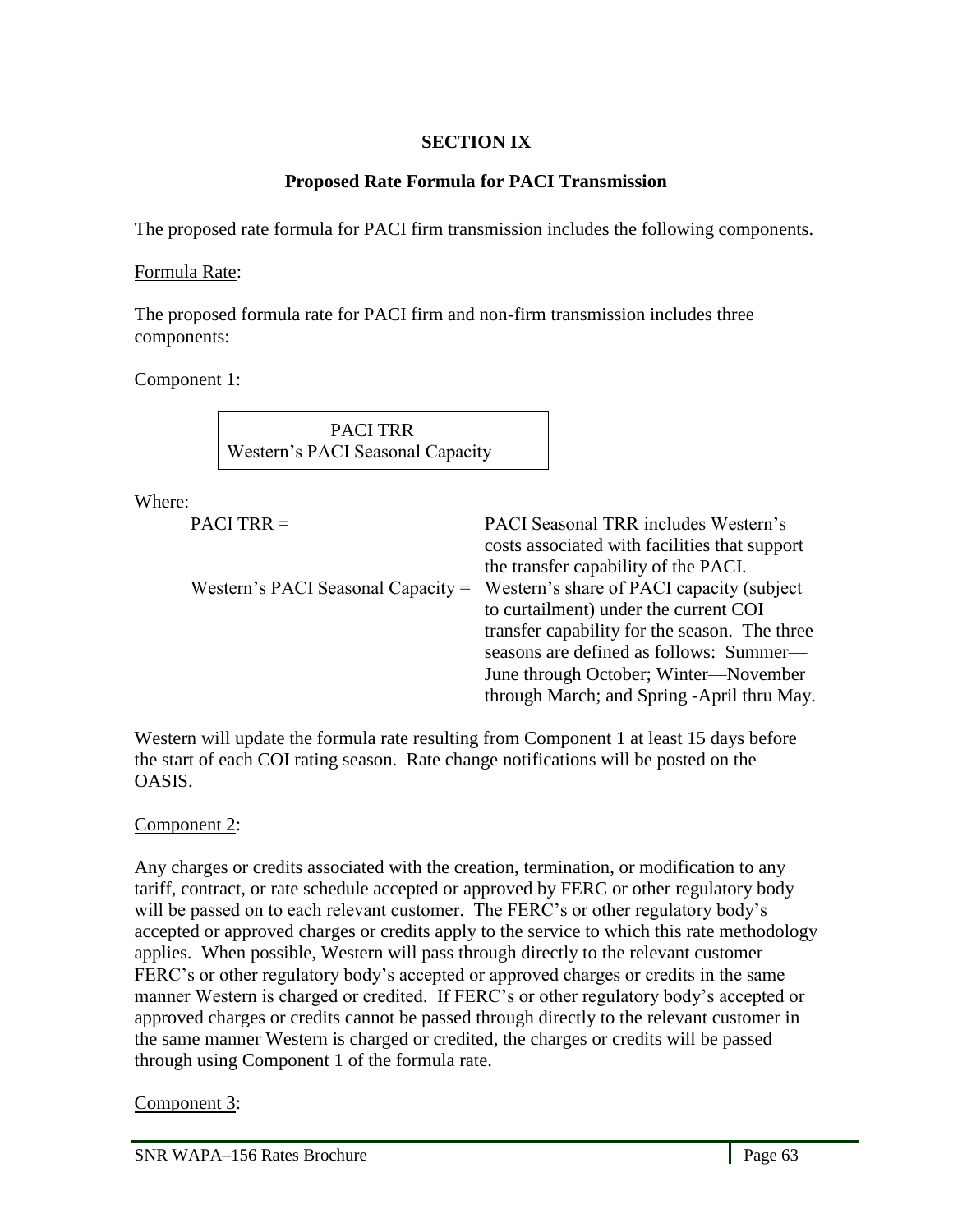## SECTION IX

### Proposed Rate Formula for PACI Transmission

The proposed rate formula for PACI firm transmission includes the following components.

Formula Rate:

The proposed formula rate for PACI firm and non-firm transmission includes three components:

Component 1:

$$\frac{\text{PACI TRR}}{\text{Western's PACI Seasonal Capacity}}$$

Where:

| | |
|---|---|
| PACI TRR = | PACI Seasonal TRR includes Western's costs associated with facilities that support the transfer capability of the PACI. |
| Western's PACI Seasonal Capacity = | Western's share of PACI capacity (subject to curtailment) under the current COI transfer capability for the season. The three seasons are defined as follows: Summer—June through October; Winter—November through March; and Spring -April thru May. |

Western will update the formula rate resulting from Component 1 at least 15 days before the start of each COI rating season. Rate change notifications will be posted on the OASIS.

Component 2:

Any charges or credits associated with the creation, termination, or modification to any tariff, contract, or rate schedule accepted or approved by FERC or other regulatory body will be passed on to each relevant customer. The FERC's or other regulatory body's accepted or approved charges or credits apply to the service to which this rate methodology applies. When possible, Western will pass through directly to the relevant customer FERC's or other regulatory body's accepted or approved charges or credits in the same manner Western is charged or credited. If FERC's or other regulatory body's accepted or approved charges or credits cannot be passed through directly to the relevant customer in the same manner Western is charged or credited, the charges or credits will be passed through using Component 1 of the formula rate.

Component 3: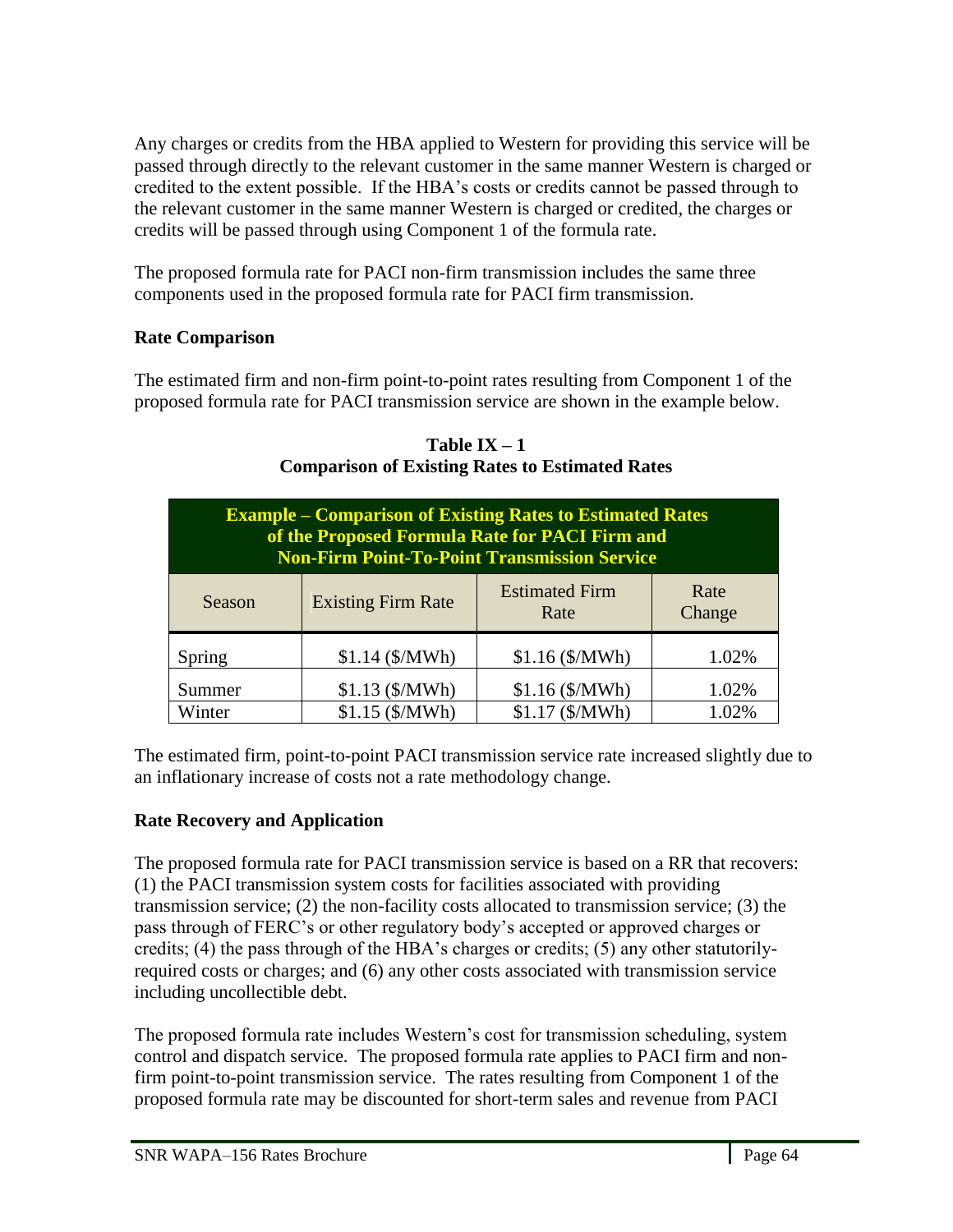Any charges or credits from the HBA applied to Western for providing this service will be passed through directly to the relevant customer in the same manner Western is charged or credited to the extent possible. If the HBA's costs or credits cannot be passed through to the relevant customer in the same manner Western is charged or credited, the charges or credits will be passed through using Component 1 of the formula rate.

The proposed formula rate for PACI non-firm transmission includes the same three components used in the proposed formula rate for PACI firm transmission.

**Rate Comparison**

The estimated firm and non-firm point-to-point rates resulting from Component 1 of the proposed formula rate for PACI transmission service are shown in the example below.

**Table IX – 1**
**Comparison of Existing Rates to Estimated Rates**

| Example – Comparison of Existing Rates to Estimated Rates of the Proposed Formula Rate for PACI Firm and Non-Firm Point-To-Point Transmission Service | | | |
|---|---|---|---|
| Season | Existing Firm Rate | Estimated Firm Rate | Rate Change |
| Spring | $1.14 ($/MWh) | $1.16 ($/MWh) | 1.02% |
| Summer | $1.13 ($/MWh) | $1.16 ($/MWh) | 1.02% |
| Winter | $1.15 ($/MWh) | $1.17 ($/MWh) | 1.02% |

The estimated firm, point-to-point PACI transmission service rate increased slightly due to an inflationary increase of costs not a rate methodology change.

**Rate Recovery and Application**

The proposed formula rate for PACI transmission service is based on a RR that recovers: (1) the PACI transmission system costs for facilities associated with providing transmission service; (2) the non-facility costs allocated to transmission service; (3) the pass through of FERC's or other regulatory body's accepted or approved charges or credits; (4) the pass through of the HBA's charges or credits; (5) any other statutorily-required costs or charges; and (6) any other costs associated with transmission service including uncollectible debt.

The proposed formula rate includes Western's cost for transmission scheduling, system control and dispatch service. The proposed formula rate applies to PACI firm and non-firm point-to-point transmission service. The rates resulting from Component 1 of the proposed formula rate may be discounted for short-term sales and revenue from PACI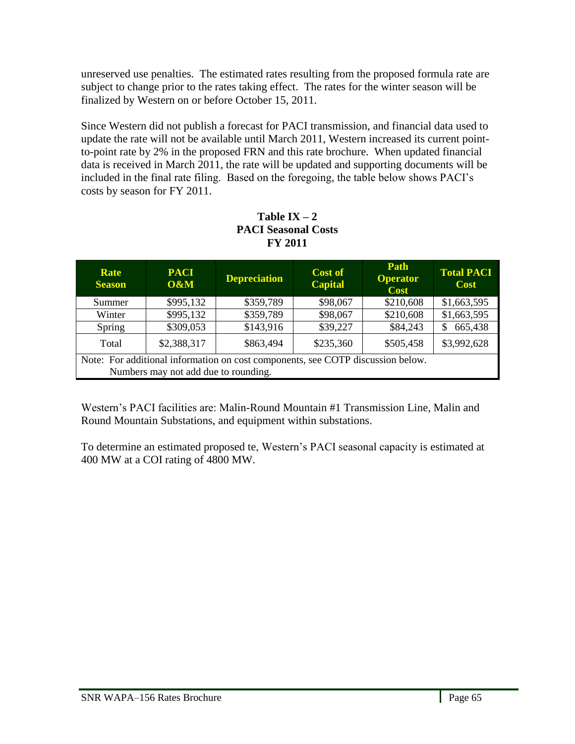unreserved use penalties. The estimated rates resulting from the proposed formula rate are subject to change prior to the rates taking effect. The rates for the winter season will be finalized by Western on or before October 15, 2011.

Since Western did not publish a forecast for PACI transmission, and financial data used to update the rate will not be available until March 2011, Western increased its current point-to-point rate by 2% in the proposed FRN and this rate brochure. When updated financial data is received in March 2011, the rate will be updated and supporting documents will be included in the final rate filing. Based on the foregoing, the table below shows PACI's costs by season for FY 2011.

**Table IX – 2**
**PACI Seasonal Costs**
**FY 2011**

| Rate Season | PACI O&M | Depreciation | Cost of Capital | Path Operator Cost | Total PACI Cost |
|---|---|---|---|---|---|
| Summer | $995,132 | $359,789 | $98,067 | $210,608 | $1,663,595 |
| Winter | $995,132 | $359,789 | $98,067 | $210,608 | $1,663,595 |
| Spring | $309,053 | $143,916 | $39,227 | $84,243 | $ 665,438 |
| Total | $2,388,317 | $863,494 | $235,360 | $505,458 | $3,992,628 |
| Note: For additional information on cost components, see COTP discussion below. Numbers may not add due to rounding. | | | | | |

Western's PACI facilities are: Malin-Round Mountain #1 Transmission Line, Malin and Round Mountain Substations, and equipment within substations.

To determine an estimated proposed te, Western's PACI seasonal capacity is estimated at 400 MW at a COI rating of 4800 MW.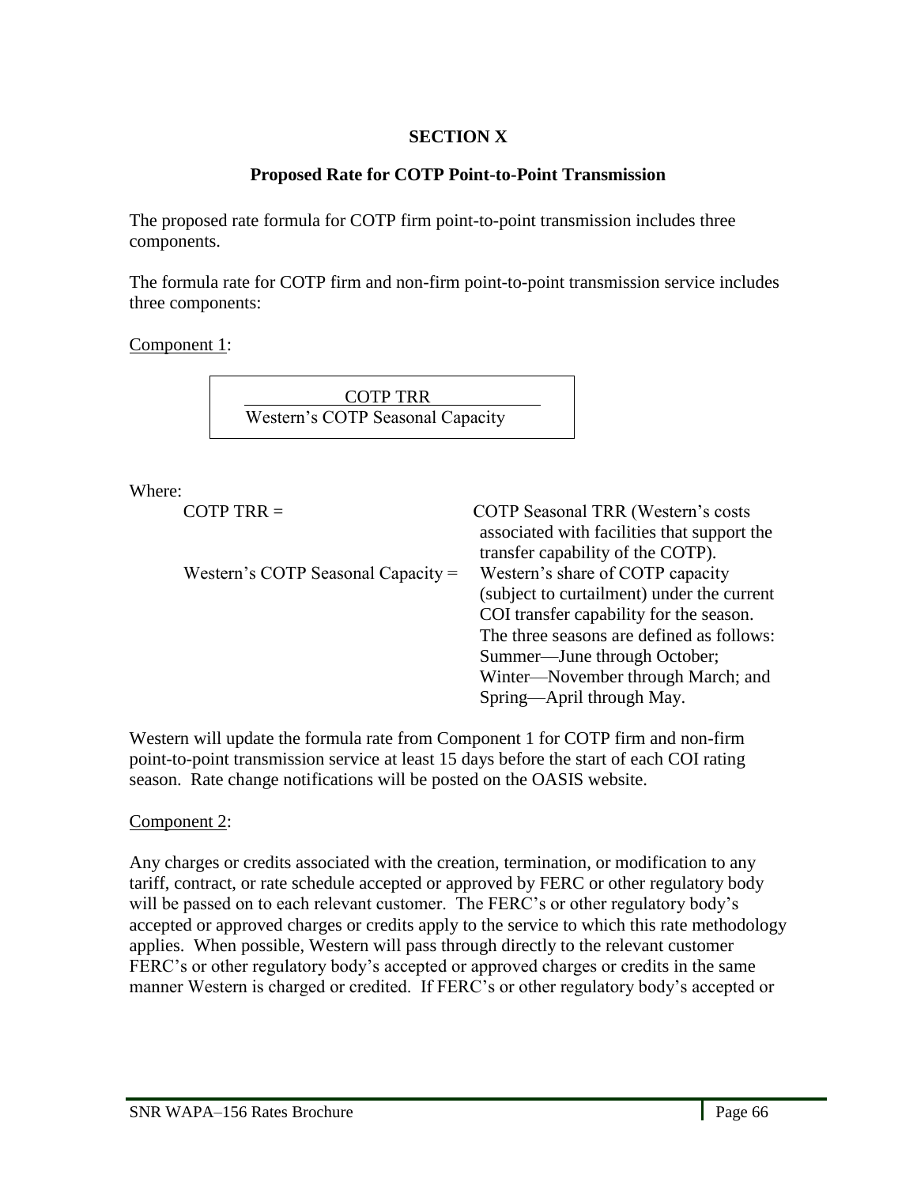**SECTION X**

**Proposed Rate for COTP Point-to-Point Transmission**

The proposed rate formula for COTP firm point-to-point transmission includes three components.

The formula rate for COTP firm and non-firm point-to-point transmission service includes three components:

Component 1:

$$\frac{\text{COTP TRR}}{\text{Western's COTP Seasonal Capacity}}$$

Where:

| | |
|---|---|
| COTP TRR = | COTP Seasonal TRR (Western's costs associated with facilities that support the transfer capability of the COTP). |
| Western's COTP Seasonal Capacity = | Western's share of COTP capacity (subject to curtailment) under the current COI transfer capability for the season. The three seasons are defined as follows: Summer—June through October; Winter—November through March; and Spring—April through May. |

Western will update the formula rate from Component 1 for COTP firm and non-firm point-to-point transmission service at least 15 days before the start of each COI rating season. Rate change notifications will be posted on the OASIS website.

Component 2:

Any charges or credits associated with the creation, termination, or modification to any tariff, contract, or rate schedule accepted or approved by FERC or other regulatory body will be passed on to each relevant customer. The FERC's or other regulatory body's accepted or approved charges or credits apply to the service to which this rate methodology applies. When possible, Western will pass through directly to the relevant customer FERC's or other regulatory body's accepted or approved charges or credits in the same manner Western is charged or credited. If FERC's or other regulatory body's accepted or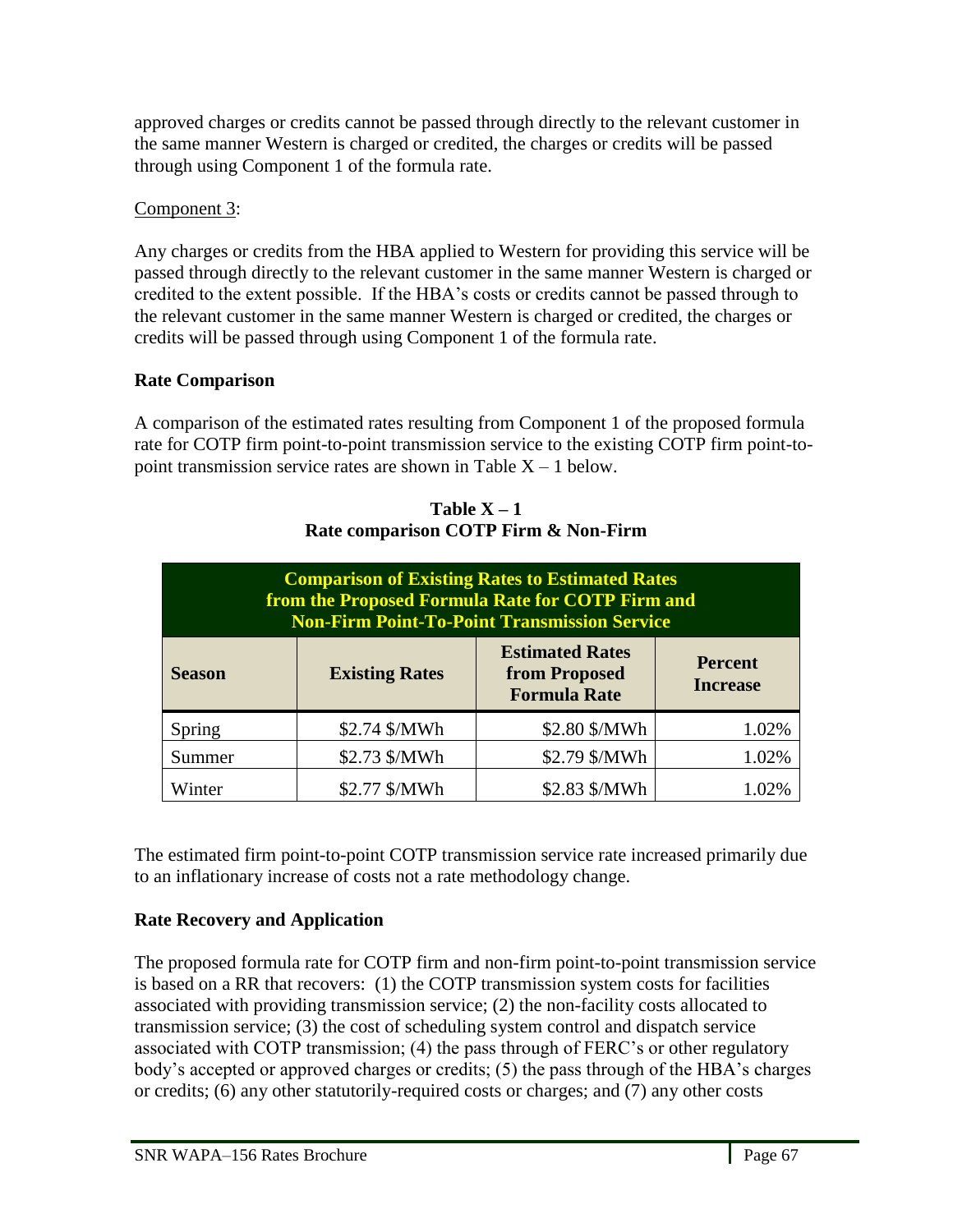approved charges or credits cannot be passed through directly to the relevant customer in the same manner Western is charged or credited, the charges or credits will be passed through using Component 1 of the formula rate.

Component 3:

Any charges or credits from the HBA applied to Western for providing this service will be passed through directly to the relevant customer in the same manner Western is charged or credited to the extent possible. If the HBA's costs or credits cannot be passed through to the relevant customer in the same manner Western is charged or credited, the charges or credits will be passed through using Component 1 of the formula rate.

**Rate Comparison**

A comparison of the estimated rates resulting from Component 1 of the proposed formula rate for COTP firm point-to-point transmission service to the existing COTP firm point-to-point transmission service rates are shown in Table X – 1 below.

**Table X – 1**
**Rate comparison COTP Firm & Non-Firm**

| Comparison of Existing Rates to Estimated Rates from the Proposed Formula Rate for COTP Firm and Non-Firm Point-To-Point Transmission Service | | | |
|---|---|---|---|
| **Season** | **Existing Rates** | **Estimated Rates from Proposed Formula Rate** | **Percent Increase** |
| Spring | $2.74 $/MWh | $2.80 $/MWh | 1.02% |
| Summer | $2.73 $/MWh | $2.79 $/MWh | 1.02% |
| Winter | $2.77 $/MWh | $2.83 $/MWh | 1.02% |

The estimated firm point-to-point COTP transmission service rate increased primarily due to an inflationary increase of costs not a rate methodology change.

**Rate Recovery and Application**

The proposed formula rate for COTP firm and non-firm point-to-point transmission service is based on a RR that recovers: (1) the COTP transmission system costs for facilities associated with providing transmission service; (2) the non-facility costs allocated to transmission service; (3) the cost of scheduling system control and dispatch service associated with COTP transmission; (4) the pass through of FERC's or other regulatory body's accepted or approved charges or credits; (5) the pass through of the HBA's charges or credits; (6) any other statutorily-required costs or charges; and (7) any other costs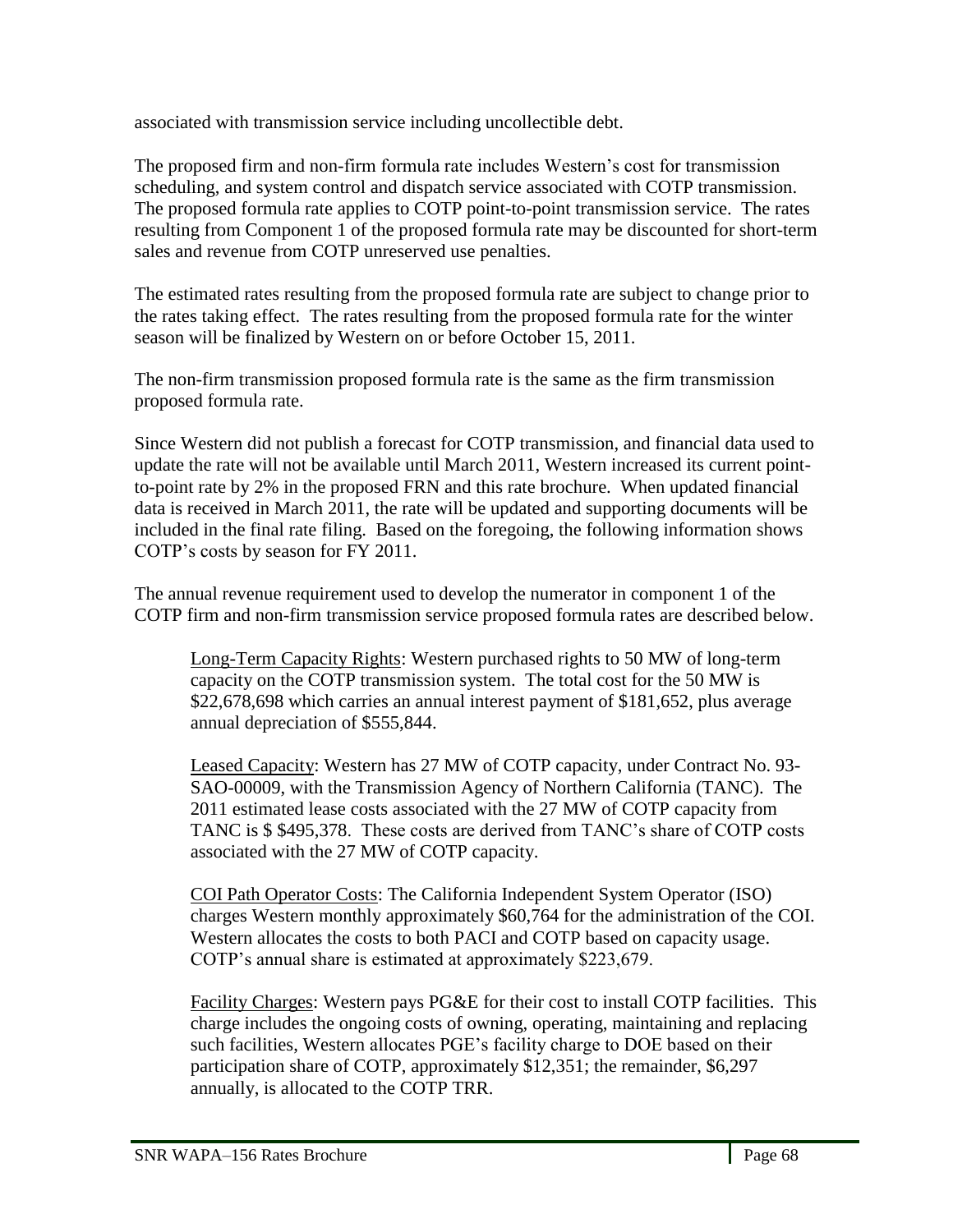associated with transmission service including uncollectible debt.

The proposed firm and non-firm formula rate includes Western's cost for transmission scheduling, and system control and dispatch service associated with COTP transmission. The proposed formula rate applies to COTP point-to-point transmission service. The rates resulting from Component 1 of the proposed formula rate may be discounted for short-term sales and revenue from COTP unreserved use penalties.

The estimated rates resulting from the proposed formula rate are subject to change prior to the rates taking effect. The rates resulting from the proposed formula rate for the winter season will be finalized by Western on or before October 15, 2011.

The non-firm transmission proposed formula rate is the same as the firm transmission proposed formula rate.

Since Western did not publish a forecast for COTP transmission, and financial data used to update the rate will not be available until March 2011, Western increased its current point-to-point rate by 2% in the proposed FRN and this rate brochure. When updated financial data is received in March 2011, the rate will be updated and supporting documents will be included in the final rate filing. Based on the foregoing, the following information shows COTP's costs by season for FY 2011.

The annual revenue requirement used to develop the numerator in component 1 of the COTP firm and non-firm transmission service proposed formula rates are described below.

> Long-Term Capacity Rights: Western purchased rights to 50 MW of long-term capacity on the COTP transmission system. The total cost for the 50 MW is $22,678,698 which carries an annual interest payment of $181,652, plus average annual depreciation of $555,844.
>
> Leased Capacity: Western has 27 MW of COTP capacity, under Contract No. 93-SAO-00009, with the Transmission Agency of Northern California (TANC). The 2011 estimated lease costs associated with the 27 MW of COTP capacity from TANC is $ $495,378. These costs are derived from TANC's share of COTP costs associated with the 27 MW of COTP capacity.
>
> COI Path Operator Costs: The California Independent System Operator (ISO) charges Western monthly approximately $60,764 for the administration of the COI. Western allocates the costs to both PACI and COTP based on capacity usage. COTP's annual share is estimated at approximately $223,679.
>
> Facility Charges: Western pays PG&E for their cost to install COTP facilities. This charge includes the ongoing costs of owning, operating, maintaining and replacing such facilities, Western allocates PGE's facility charge to DOE based on their participation share of COTP, approximately $12,351; the remainder, $6,297 annually, is allocated to the COTP TRR.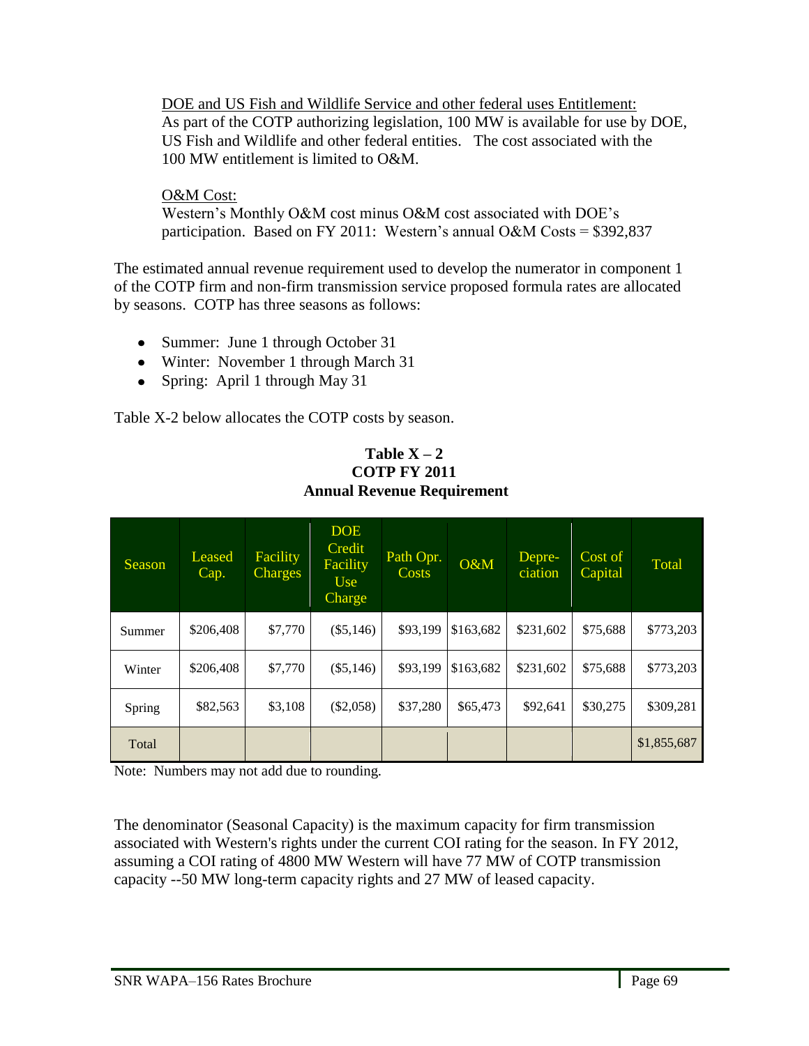DOE and US Fish and Wildlife Service and other federal uses Entitlement:
As part of the COTP authorizing legislation, 100 MW is available for use by DOE, US Fish and Wildlife and other federal entities. The cost associated with the 100 MW entitlement is limited to O&M.

O&M Cost:
Western's Monthly O&M cost minus O&M cost associated with DOE's participation. Based on FY 2011: Western's annual O&M Costs = $392,837

The estimated annual revenue requirement used to develop the numerator in component 1 of the COTP firm and non-firm transmission service proposed formula rates are allocated by seasons. COTP has three seasons as follows:

- Summer: June 1 through October 31
- Winter: November 1 through March 31
- Spring: April 1 through May 31

Table X-2 below allocates the COTP costs by season.

**Table X – 2**
**COTP FY 2011**
**Annual Revenue Requirement**

| Season | Leased Cap. | Facility Charges | DOE Credit Facility Use Charge | Path Opr. Costs | O&M | Depre-ciation | Cost of Capital | Total |
|---|---|---|---|---|---|---|---|---|
| Summer | $206,408 | $7,770 | ($5,146) | $93,199 | $163,682 | $231,602 | $75,688 | $773,203 |
| Winter | $206,408 | $7,770 | ($5,146) | $93,199 | $163,682 | $231,602 | $75,688 | $773,203 |
| Spring | $82,563 | $3,108 | ($2,058) | $37,280 | $65,473 | $92,641 | $30,275 | $309,281 |
| Total | | | | | | | | $1,855,687 |

Note: Numbers may not add due to rounding.

The denominator (Seasonal Capacity) is the maximum capacity for firm transmission associated with Western's rights under the current COI rating for the season. In FY 2012, assuming a COI rating of 4800 MW Western will have 77 MW of COTP transmission capacity --50 MW long-term capacity rights and 27 MW of leased capacity.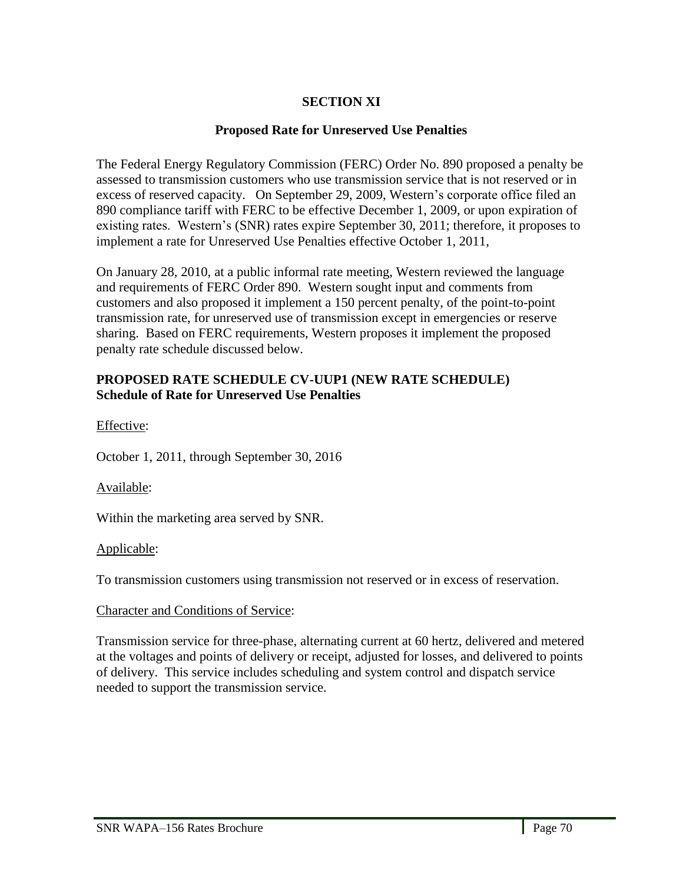# SECTION XI

## Proposed Rate for Unreserved Use Penalties

The Federal Energy Regulatory Commission (FERC) Order No. 890 proposed a penalty be assessed to transmission customers who use transmission service that is not reserved or in excess of reserved capacity. On September 29, 2009, Western's corporate office filed an 890 compliance tariff with FERC to be effective December 1, 2009, or upon expiration of existing rates. Western's (SNR) rates expire September 30, 2011; therefore, it proposes to implement a rate for Unreserved Use Penalties effective October 1, 2011,

On January 28, 2010, at a public informal rate meeting, Western reviewed the language and requirements of FERC Order 890. Western sought input and comments from customers and also proposed it implement a 150 percent penalty, of the point-to-point transmission rate, for unreserved use of transmission except in emergencies or reserve sharing. Based on FERC requirements, Western proposes it implement the proposed penalty rate schedule discussed below.

**PROPOSED RATE SCHEDULE CV-UUP1 (NEW RATE SCHEDULE)**
**Schedule of Rate for Unreserved Use Penalties**

<u>Effective</u>:

October 1, 2011, through September 30, 2016

<u>Available</u>:

Within the marketing area served by SNR.

<u>Applicable</u>:

To transmission customers using transmission not reserved or in excess of reservation.

<u>Character and Conditions of Service</u>:

Transmission service for three-phase, alternating current at 60 hertz, delivered and metered at the voltages and points of delivery or receipt, adjusted for losses, and delivered to points of delivery. This service includes scheduling and system control and dispatch service needed to support the transmission service.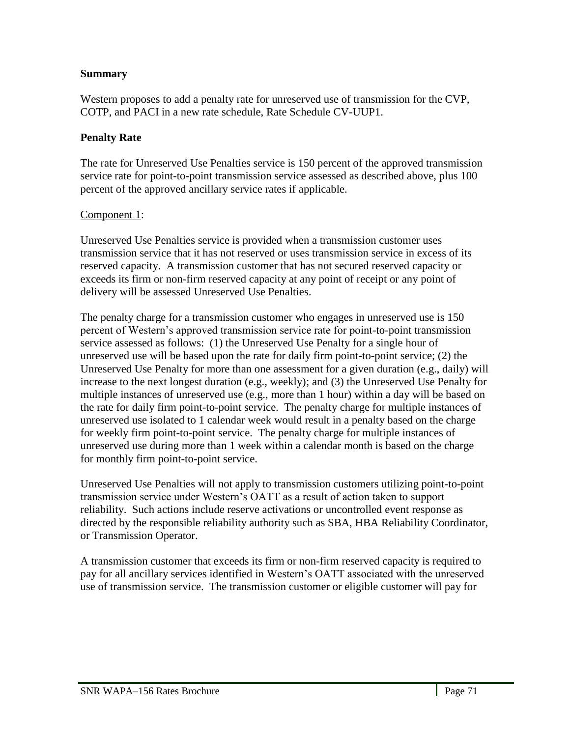**Summary**

Western proposes to add a penalty rate for unreserved use of transmission for the CVP, COTP, and PACI in a new rate schedule, Rate Schedule CV-UUP1.

**Penalty Rate**

The rate for Unreserved Use Penalties service is 150 percent of the approved transmission service rate for point-to-point transmission service assessed as described above, plus 100 percent of the approved ancillary service rates if applicable.

Component 1:

Unreserved Use Penalties service is provided when a transmission customer uses transmission service that it has not reserved or uses transmission service in excess of its reserved capacity. A transmission customer that has not secured reserved capacity or exceeds its firm or non-firm reserved capacity at any point of receipt or any point of delivery will be assessed Unreserved Use Penalties.

The penalty charge for a transmission customer who engages in unreserved use is 150 percent of Western's approved transmission service rate for point-to-point transmission service assessed as follows: (1) the Unreserved Use Penalty for a single hour of unreserved use will be based upon the rate for daily firm point-to-point service; (2) the Unreserved Use Penalty for more than one assessment for a given duration (e.g., daily) will increase to the next longest duration (e.g., weekly); and (3) the Unreserved Use Penalty for multiple instances of unreserved use (e.g., more than 1 hour) within a day will be based on the rate for daily firm point-to-point service. The penalty charge for multiple instances of unreserved use isolated to 1 calendar week would result in a penalty based on the charge for weekly firm point-to-point service. The penalty charge for multiple instances of unreserved use during more than 1 week within a calendar month is based on the charge for monthly firm point-to-point service.

Unreserved Use Penalties will not apply to transmission customers utilizing point-to-point transmission service under Western's OATT as a result of action taken to support reliability. Such actions include reserve activations or uncontrolled event response as directed by the responsible reliability authority such as SBA, HBA Reliability Coordinator, or Transmission Operator.

A transmission customer that exceeds its firm or non-firm reserved capacity is required to pay for all ancillary services identified in Western's OATT associated with the unreserved use of transmission service. The transmission customer or eligible customer will pay for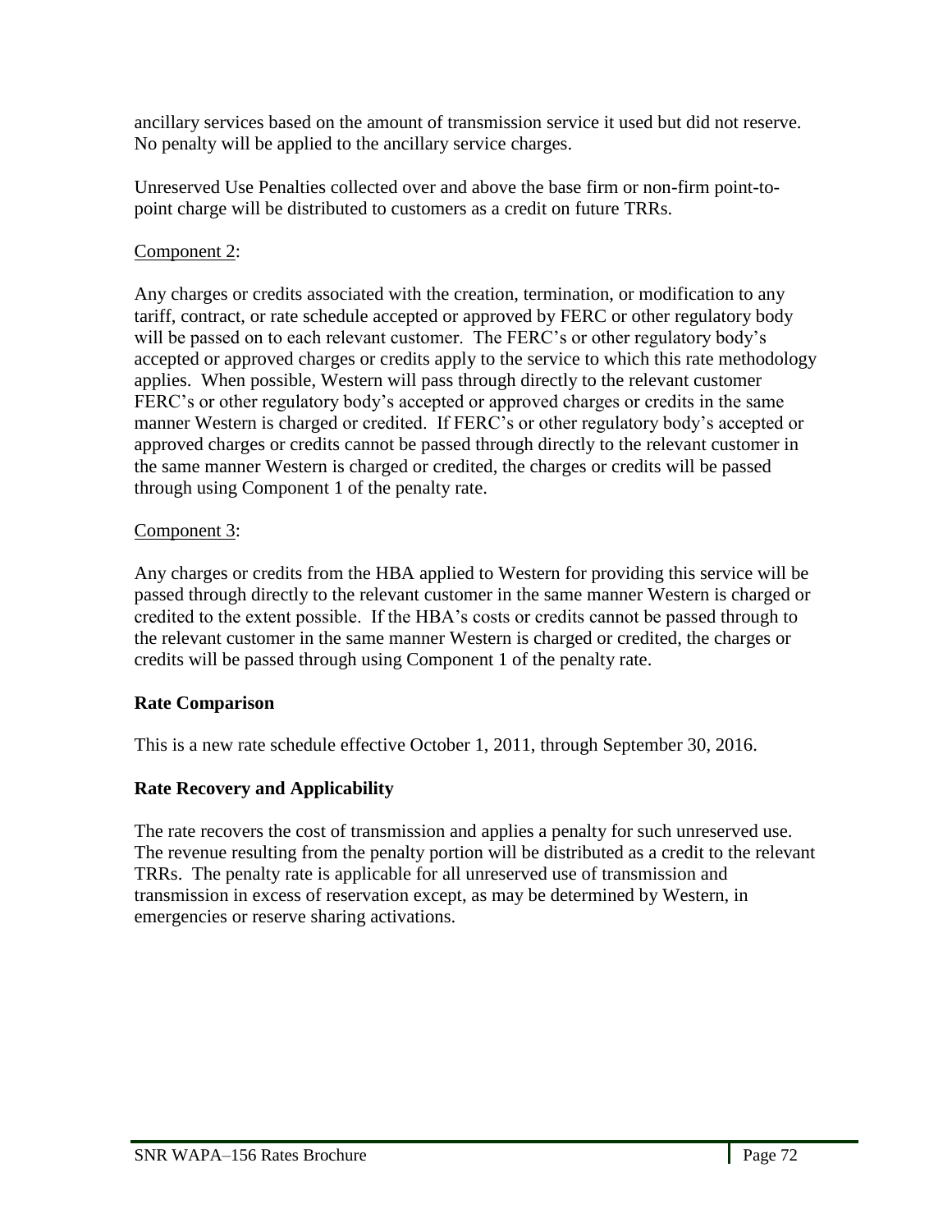ancillary services based on the amount of transmission service it used but did not reserve. No penalty will be applied to the ancillary service charges.

Unreserved Use Penalties collected over and above the base firm or non-firm point-to-point charge will be distributed to customers as a credit on future TRRs.

Component 2:

Any charges or credits associated with the creation, termination, or modification to any tariff, contract, or rate schedule accepted or approved by FERC or other regulatory body will be passed on to each relevant customer. The FERC's or other regulatory body's accepted or approved charges or credits apply to the service to which this rate methodology applies. When possible, Western will pass through directly to the relevant customer FERC's or other regulatory body's accepted or approved charges or credits in the same manner Western is charged or credited. If FERC's or other regulatory body's accepted or approved charges or credits cannot be passed through directly to the relevant customer in the same manner Western is charged or credited, the charges or credits will be passed through using Component 1 of the penalty rate.

Component 3:

Any charges or credits from the HBA applied to Western for providing this service will be passed through directly to the relevant customer in the same manner Western is charged or credited to the extent possible. If the HBA's costs or credits cannot be passed through to the relevant customer in the same manner Western is charged or credited, the charges or credits will be passed through using Component 1 of the penalty rate.

**Rate Comparison**

This is a new rate schedule effective October 1, 2011, through September 30, 2016.

**Rate Recovery and Applicability**

The rate recovers the cost of transmission and applies a penalty for such unreserved use. The revenue resulting from the penalty portion will be distributed as a credit to the relevant TRRs. The penalty rate is applicable for all unreserved use of transmission and transmission in excess of reservation except, as may be determined by Western, in emergencies or reserve sharing activations.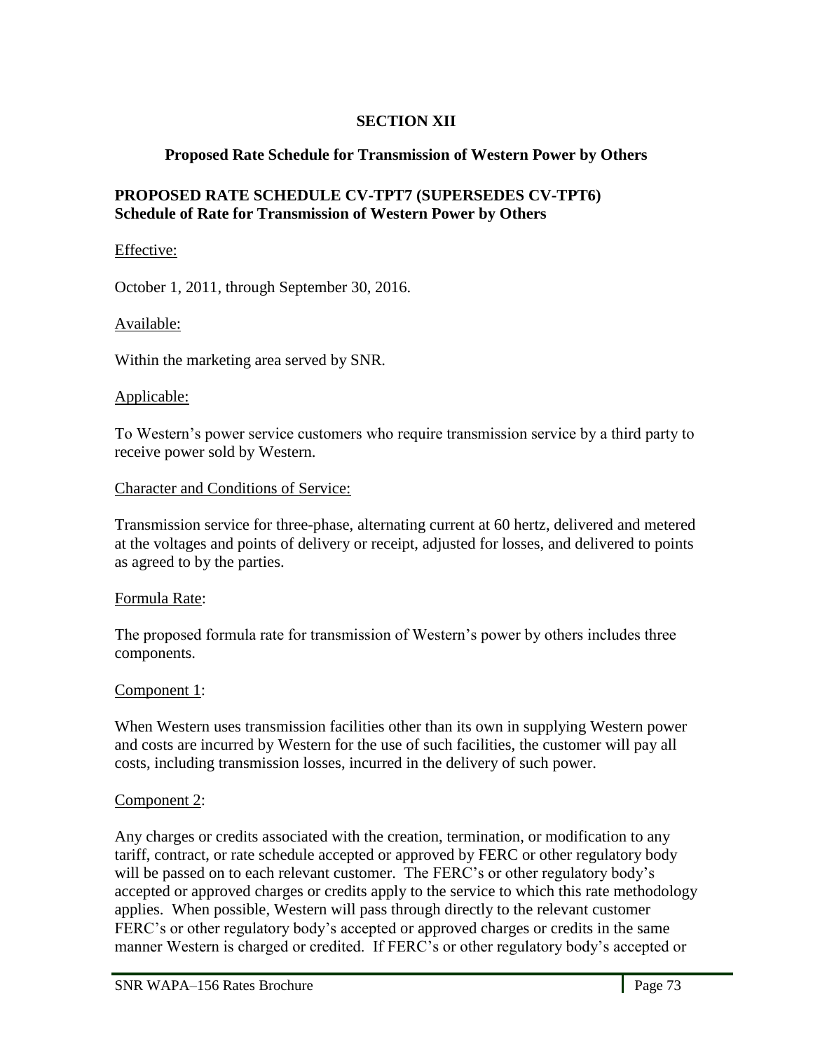## SECTION XII

### Proposed Rate Schedule for Transmission of Western Power by Others

**PROPOSED RATE SCHEDULE CV-TPT7 (SUPERSEDES CV-TPT6)**
**Schedule of Rate for Transmission of Western Power by Others**

Effective:

October 1, 2011, through September 30, 2016.

Available:

Within the marketing area served by SNR.

Applicable:

To Western's power service customers who require transmission service by a third party to receive power sold by Western.

Character and Conditions of Service:

Transmission service for three-phase, alternating current at 60 hertz, delivered and metered at the voltages and points of delivery or receipt, adjusted for losses, and delivered to points as agreed to by the parties.

Formula Rate:

The proposed formula rate for transmission of Western's power by others includes three components.

Component 1:

When Western uses transmission facilities other than its own in supplying Western power and costs are incurred by Western for the use of such facilities, the customer will pay all costs, including transmission losses, incurred in the delivery of such power.

Component 2:

Any charges or credits associated with the creation, termination, or modification to any tariff, contract, or rate schedule accepted or approved by FERC or other regulatory body will be passed on to each relevant customer. The FERC's or other regulatory body's accepted or approved charges or credits apply to the service to which this rate methodology applies. When possible, Western will pass through directly to the relevant customer FERC's or other regulatory body's accepted or approved charges or credits in the same manner Western is charged or credited. If FERC's or other regulatory body's accepted or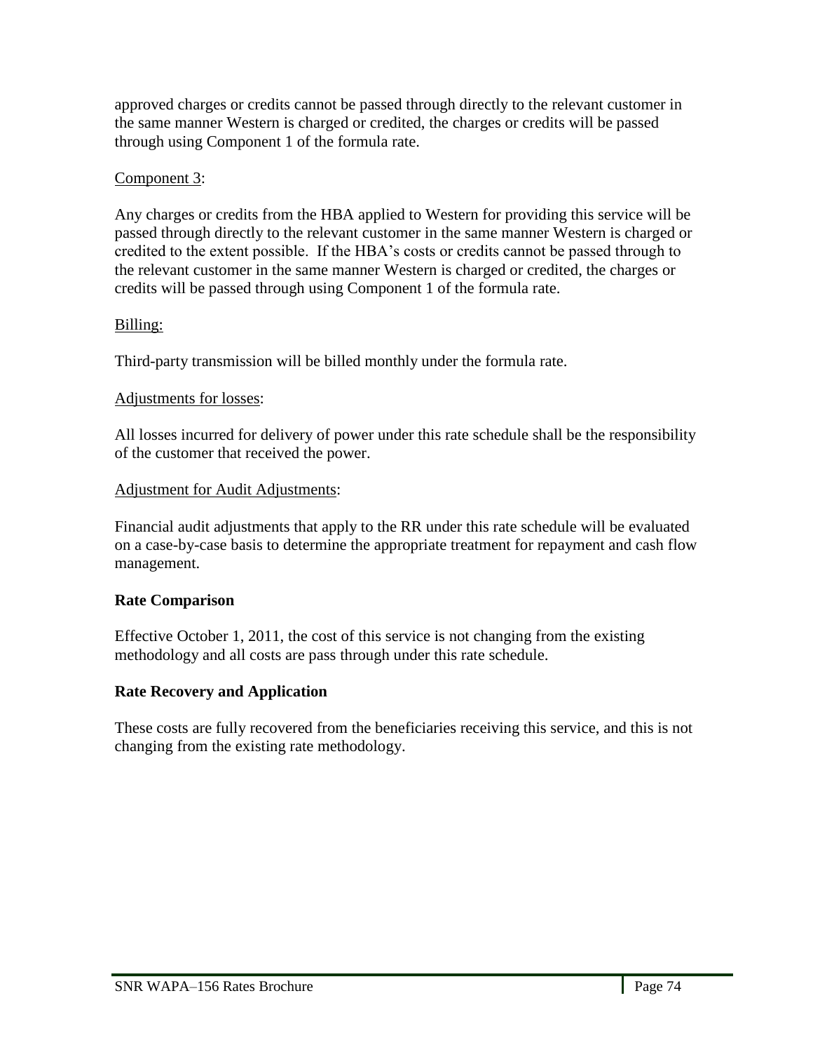approved charges or credits cannot be passed through directly to the relevant customer in the same manner Western is charged or credited, the charges or credits will be passed through using Component 1 of the formula rate.

Component 3:

Any charges or credits from the HBA applied to Western for providing this service will be passed through directly to the relevant customer in the same manner Western is charged or credited to the extent possible. If the HBA's costs or credits cannot be passed through to the relevant customer in the same manner Western is charged or credited, the charges or credits will be passed through using Component 1 of the formula rate.

Billing:

Third-party transmission will be billed monthly under the formula rate.

Adjustments for losses:

All losses incurred for delivery of power under this rate schedule shall be the responsibility of the customer that received the power.

Adjustment for Audit Adjustments:

Financial audit adjustments that apply to the RR under this rate schedule will be evaluated on a case-by-case basis to determine the appropriate treatment for repayment and cash flow management.

**Rate Comparison**

Effective October 1, 2011, the cost of this service is not changing from the existing methodology and all costs are pass through under this rate schedule.

**Rate Recovery and Application**

These costs are fully recovered from the beneficiaries receiving this service, and this is not changing from the existing rate methodology.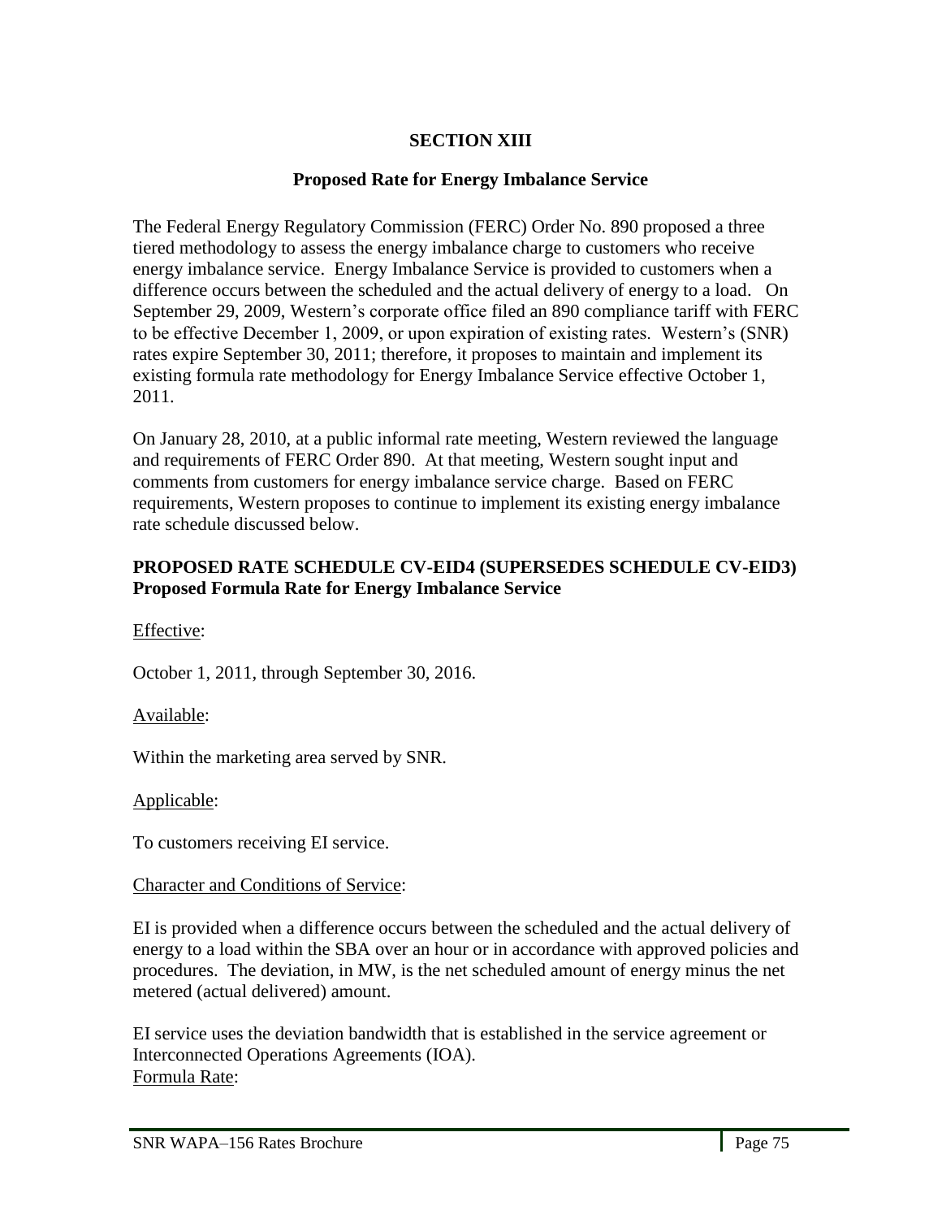## SECTION XIII

### Proposed Rate for Energy Imbalance Service

The Federal Energy Regulatory Commission (FERC) Order No. 890 proposed a three tiered methodology to assess the energy imbalance charge to customers who receive energy imbalance service. Energy Imbalance Service is provided to customers when a difference occurs between the scheduled and the actual delivery of energy to a load. On September 29, 2009, Western's corporate office filed an 890 compliance tariff with FERC to be effective December 1, 2009, or upon expiration of existing rates. Western's (SNR) rates expire September 30, 2011; therefore, it proposes to maintain and implement its existing formula rate methodology for Energy Imbalance Service effective October 1, 2011.

On January 28, 2010, at a public informal rate meeting, Western reviewed the language and requirements of FERC Order 890. At that meeting, Western sought input and comments from customers for energy imbalance service charge. Based on FERC requirements, Western proposes to continue to implement its existing energy imbalance rate schedule discussed below.

**PROPOSED RATE SCHEDULE CV-EID4 (SUPERSEDES SCHEDULE CV-EID3)**
**Proposed Formula Rate for Energy Imbalance Service**

Effective:

October 1, 2011, through September 30, 2016.

Available:

Within the marketing area served by SNR.

Applicable:

To customers receiving EI service.

Character and Conditions of Service:

EI is provided when a difference occurs between the scheduled and the actual delivery of energy to a load within the SBA over an hour or in accordance with approved policies and procedures. The deviation, in MW, is the net scheduled amount of energy minus the net metered (actual delivered) amount.

EI service uses the deviation bandwidth that is established in the service agreement or Interconnected Operations Agreements (IOA).

Formula Rate: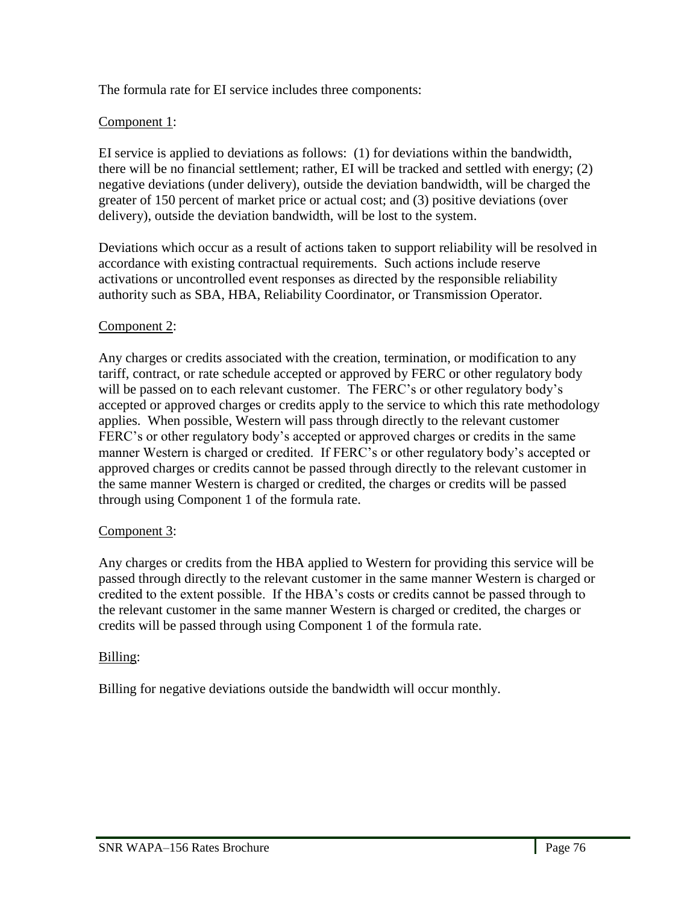The formula rate for EI service includes three components:

<u>Component 1</u>:

EI service is applied to deviations as follows: (1) for deviations within the bandwidth, there will be no financial settlement; rather, EI will be tracked and settled with energy; (2) negative deviations (under delivery), outside the deviation bandwidth, will be charged the greater of 150 percent of market price or actual cost; and (3) positive deviations (over delivery), outside the deviation bandwidth, will be lost to the system.

Deviations which occur as a result of actions taken to support reliability will be resolved in accordance with existing contractual requirements. Such actions include reserve activations or uncontrolled event responses as directed by the responsible reliability authority such as SBA, HBA, Reliability Coordinator, or Transmission Operator.

<u>Component 2</u>:

Any charges or credits associated with the creation, termination, or modification to any tariff, contract, or rate schedule accepted or approved by FERC or other regulatory body will be passed on to each relevant customer. The FERC's or other regulatory body's accepted or approved charges or credits apply to the service to which this rate methodology applies. When possible, Western will pass through directly to the relevant customer FERC's or other regulatory body's accepted or approved charges or credits in the same manner Western is charged or credited. If FERC's or other regulatory body's accepted or approved charges or credits cannot be passed through directly to the relevant customer in the same manner Western is charged or credited, the charges or credits will be passed through using Component 1 of the formula rate.

<u>Component 3</u>:

Any charges or credits from the HBA applied to Western for providing this service will be passed through directly to the relevant customer in the same manner Western is charged or credited to the extent possible. If the HBA's costs or credits cannot be passed through to the relevant customer in the same manner Western is charged or credited, the charges or credits will be passed through using Component 1 of the formula rate.

<u>Billing</u>:

Billing for negative deviations outside the bandwidth will occur monthly.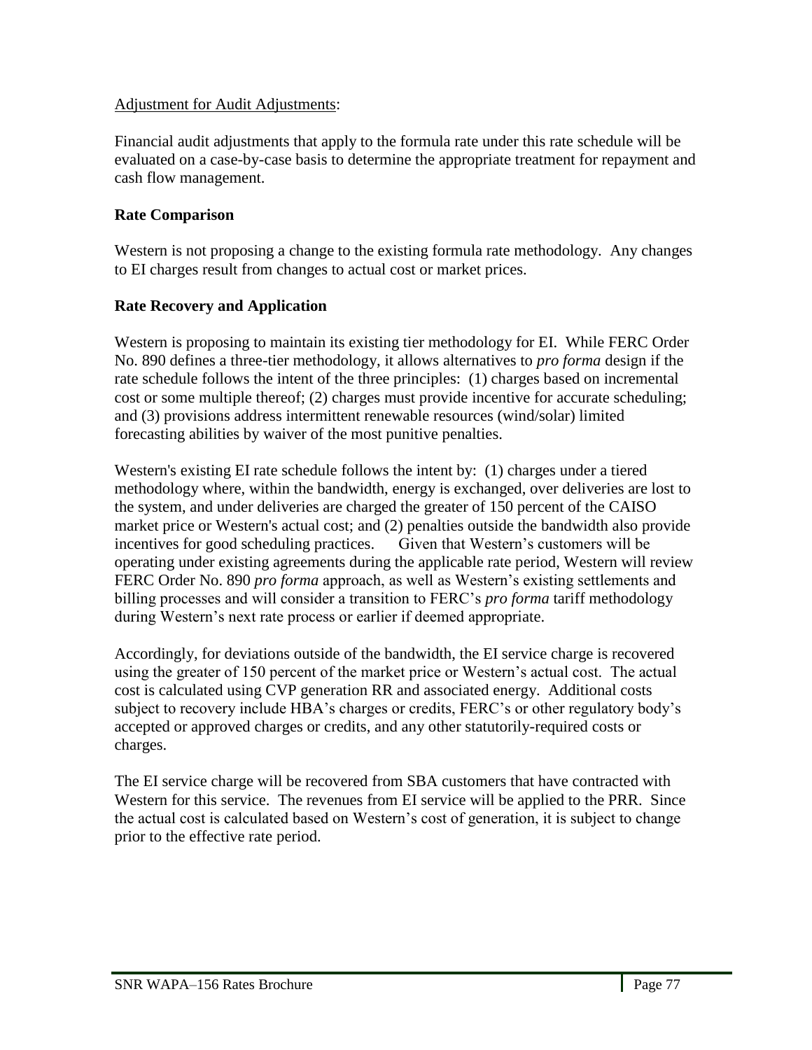Adjustment for Audit Adjustments:

Financial audit adjustments that apply to the formula rate under this rate schedule will be evaluated on a case-by-case basis to determine the appropriate treatment for repayment and cash flow management.

**Rate Comparison**

Western is not proposing a change to the existing formula rate methodology. Any changes to EI charges result from changes to actual cost or market prices.

**Rate Recovery and Application**

Western is proposing to maintain its existing tier methodology for EI. While FERC Order No. 890 defines a three-tier methodology, it allows alternatives to *pro forma* design if the rate schedule follows the intent of the three principles: (1) charges based on incremental cost or some multiple thereof; (2) charges must provide incentive for accurate scheduling; and (3) provisions address intermittent renewable resources (wind/solar) limited forecasting abilities by waiver of the most punitive penalties.

Western's existing EI rate schedule follows the intent by: (1) charges under a tiered methodology where, within the bandwidth, energy is exchanged, over deliveries are lost to the system, and under deliveries are charged the greater of 150 percent of the CAISO market price or Western's actual cost; and (2) penalties outside the bandwidth also provide incentives for good scheduling practices. Given that Western's customers will be operating under existing agreements during the applicable rate period, Western will review FERC Order No. 890 *pro forma* approach, as well as Western's existing settlements and billing processes and will consider a transition to FERC's *pro forma* tariff methodology during Western's next rate process or earlier if deemed appropriate.

Accordingly, for deviations outside of the bandwidth, the EI service charge is recovered using the greater of 150 percent of the market price or Western's actual cost. The actual cost is calculated using CVP generation RR and associated energy. Additional costs subject to recovery include HBA's charges or credits, FERC's or other regulatory body's accepted or approved charges or credits, and any other statutorily-required costs or charges.

The EI service charge will be recovered from SBA customers that have contracted with Western for this service. The revenues from EI service will be applied to the PRR. Since the actual cost is calculated based on Western's cost of generation, it is subject to change prior to the effective rate period.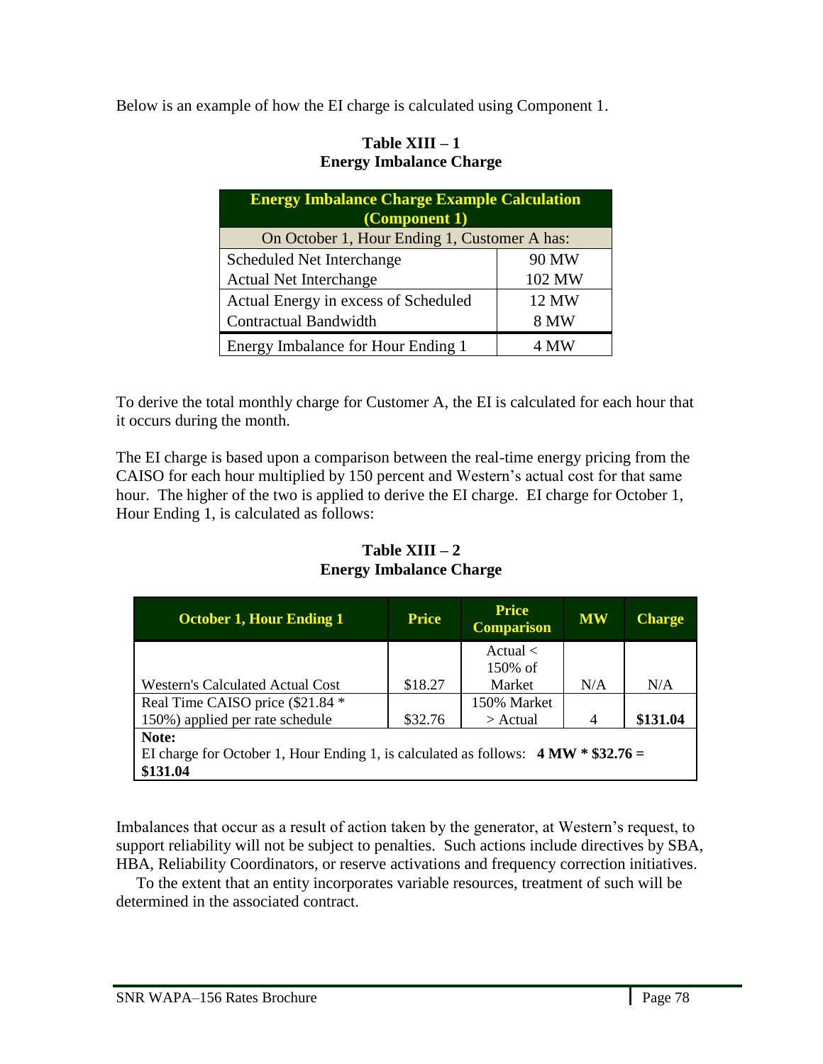Below is an example of how the EI charge is calculated using Component 1.

**Table XIII – 1**
**Energy Imbalance Charge**

| Energy Imbalance Charge Example Calculation (Component 1) | |
|---|---|
| On October 1, Hour Ending 1, Customer A has: | |
| Scheduled Net Interchange | 90 MW |
| Actual Net Interchange | 102 MW |
| Actual Energy in excess of Scheduled | 12 MW |
| Contractual Bandwidth | 8 MW |
| Energy Imbalance for Hour Ending 1 | 4 MW |

To derive the total monthly charge for Customer A, the EI is calculated for each hour that it occurs during the month.

The EI charge is based upon a comparison between the real-time energy pricing from the CAISO for each hour multiplied by 150 percent and Western's actual cost for that same hour. The higher of the two is applied to derive the EI charge. EI charge for October 1, Hour Ending 1, is calculated as follows:

**Table XIII – 2**
**Energy Imbalance Charge**

| October 1, Hour Ending 1 | Price | Price Comparison | MW | Charge |
|---|---|---|---|---|
| Western's Calculated Actual Cost | $18.27 | Actual < 150% of Market | N/A | N/A |
| Real Time CAISO price ($21.84 * 150%) applied per rate schedule | $32.76 | 150% Market > Actual | 4 | **$131.04** |
| **Note:** EI charge for October 1, Hour Ending 1, is calculated as follows: **4 MW * $32.76 = $131.04** | | | | |

Imbalances that occur as a result of action taken by the generator, at Western's request, to support reliability will not be subject to penalties. Such actions include directives by SBA, HBA, Reliability Coordinators, or reserve activations and frequency correction initiatives.

To the extent that an entity incorporates variable resources, treatment of such will be determined in the associated contract.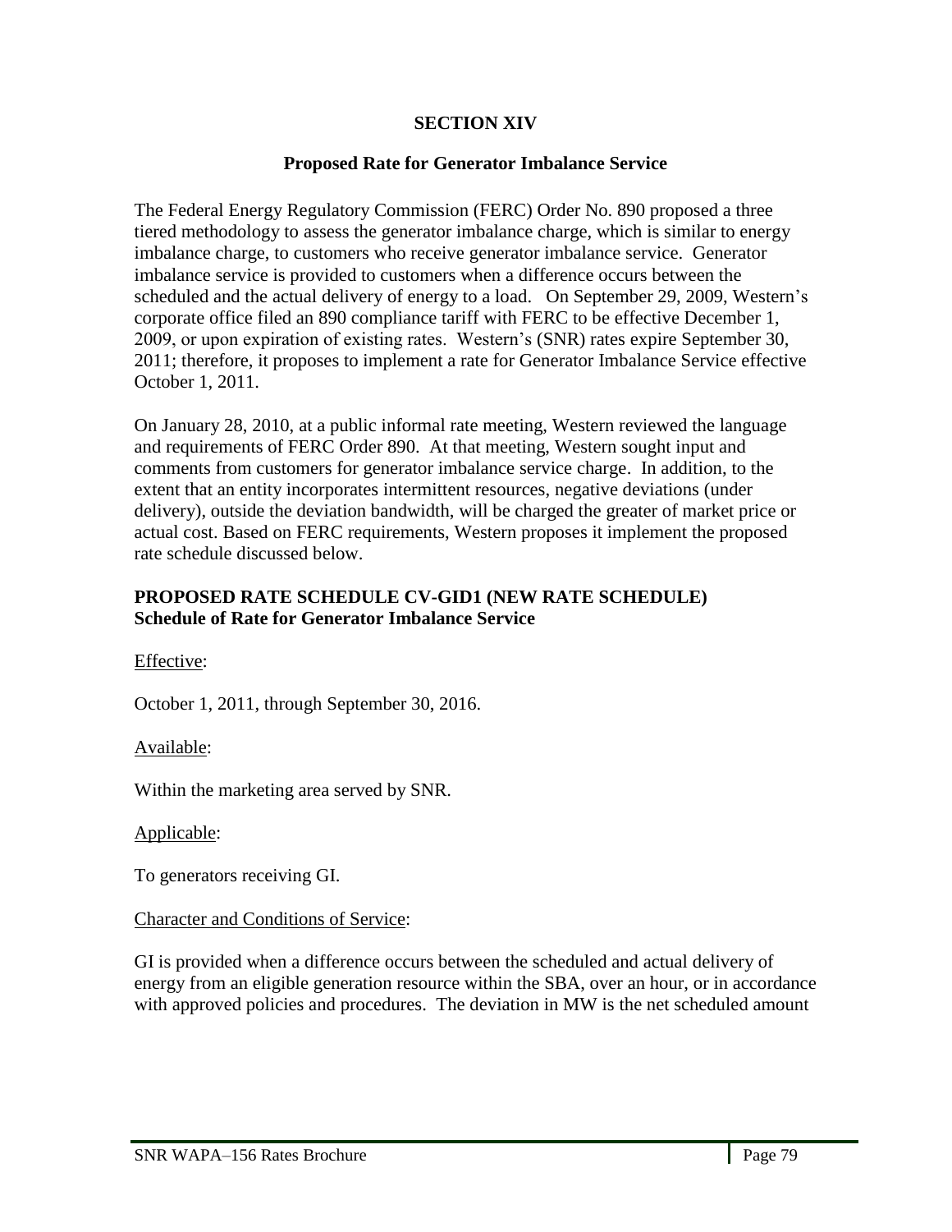## SECTION XIV

### Proposed Rate for Generator Imbalance Service

The Federal Energy Regulatory Commission (FERC) Order No. 890 proposed a three tiered methodology to assess the generator imbalance charge, which is similar to energy imbalance charge, to customers who receive generator imbalance service. Generator imbalance service is provided to customers when a difference occurs between the scheduled and the actual delivery of energy to a load. On September 29, 2009, Western's corporate office filed an 890 compliance tariff with FERC to be effective December 1, 2009, or upon expiration of existing rates. Western's (SNR) rates expire September 30, 2011; therefore, it proposes to implement a rate for Generator Imbalance Service effective October 1, 2011.

On January 28, 2010, at a public informal rate meeting, Western reviewed the language and requirements of FERC Order 890. At that meeting, Western sought input and comments from customers for generator imbalance service charge. In addition, to the extent that an entity incorporates intermittent resources, negative deviations (under delivery), outside the deviation bandwidth, will be charged the greater of market price or actual cost. Based on FERC requirements, Western proposes it implement the proposed rate schedule discussed below.

**PROPOSED RATE SCHEDULE CV-GID1 (NEW RATE SCHEDULE)**
**Schedule of Rate for Generator Imbalance Service**

Effective:

October 1, 2011, through September 30, 2016.

Available:

Within the marketing area served by SNR.

Applicable:

To generators receiving GI.

Character and Conditions of Service:

GI is provided when a difference occurs between the scheduled and actual delivery of energy from an eligible generation resource within the SBA, over an hour, or in accordance with approved policies and procedures. The deviation in MW is the net scheduled amount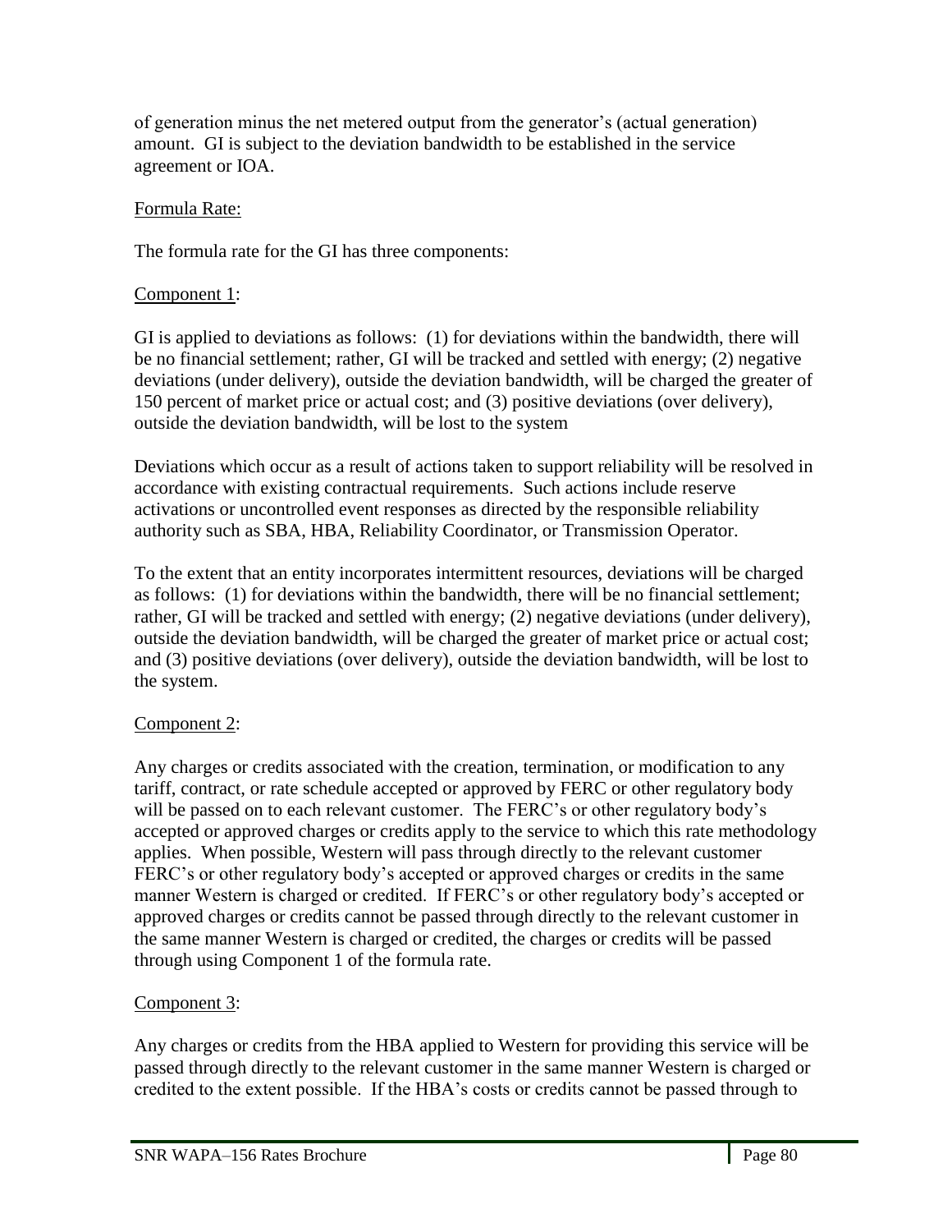of generation minus the net metered output from the generator's (actual generation) amount. GI is subject to the deviation bandwidth to be established in the service agreement or IOA.

Formula Rate:

The formula rate for the GI has three components:

Component 1:

GI is applied to deviations as follows: (1) for deviations within the bandwidth, there will be no financial settlement; rather, GI will be tracked and settled with energy; (2) negative deviations (under delivery), outside the deviation bandwidth, will be charged the greater of 150 percent of market price or actual cost; and (3) positive deviations (over delivery), outside the deviation bandwidth, will be lost to the system

Deviations which occur as a result of actions taken to support reliability will be resolved in accordance with existing contractual requirements. Such actions include reserve activations or uncontrolled event responses as directed by the responsible reliability authority such as SBA, HBA, Reliability Coordinator, or Transmission Operator.

To the extent that an entity incorporates intermittent resources, deviations will be charged as follows: (1) for deviations within the bandwidth, there will be no financial settlement; rather, GI will be tracked and settled with energy; (2) negative deviations (under delivery), outside the deviation bandwidth, will be charged the greater of market price or actual cost; and (3) positive deviations (over delivery), outside the deviation bandwidth, will be lost to the system.

Component 2:

Any charges or credits associated with the creation, termination, or modification to any tariff, contract, or rate schedule accepted or approved by FERC or other regulatory body will be passed on to each relevant customer. The FERC's or other regulatory body's accepted or approved charges or credits apply to the service to which this rate methodology applies. When possible, Western will pass through directly to the relevant customer FERC's or other regulatory body's accepted or approved charges or credits in the same manner Western is charged or credited. If FERC's or other regulatory body's accepted or approved charges or credits cannot be passed through directly to the relevant customer in the same manner Western is charged or credited, the charges or credits will be passed through using Component 1 of the formula rate.

Component 3:

Any charges or credits from the HBA applied to Western for providing this service will be passed through directly to the relevant customer in the same manner Western is charged or credited to the extent possible. If the HBA's costs or credits cannot be passed through to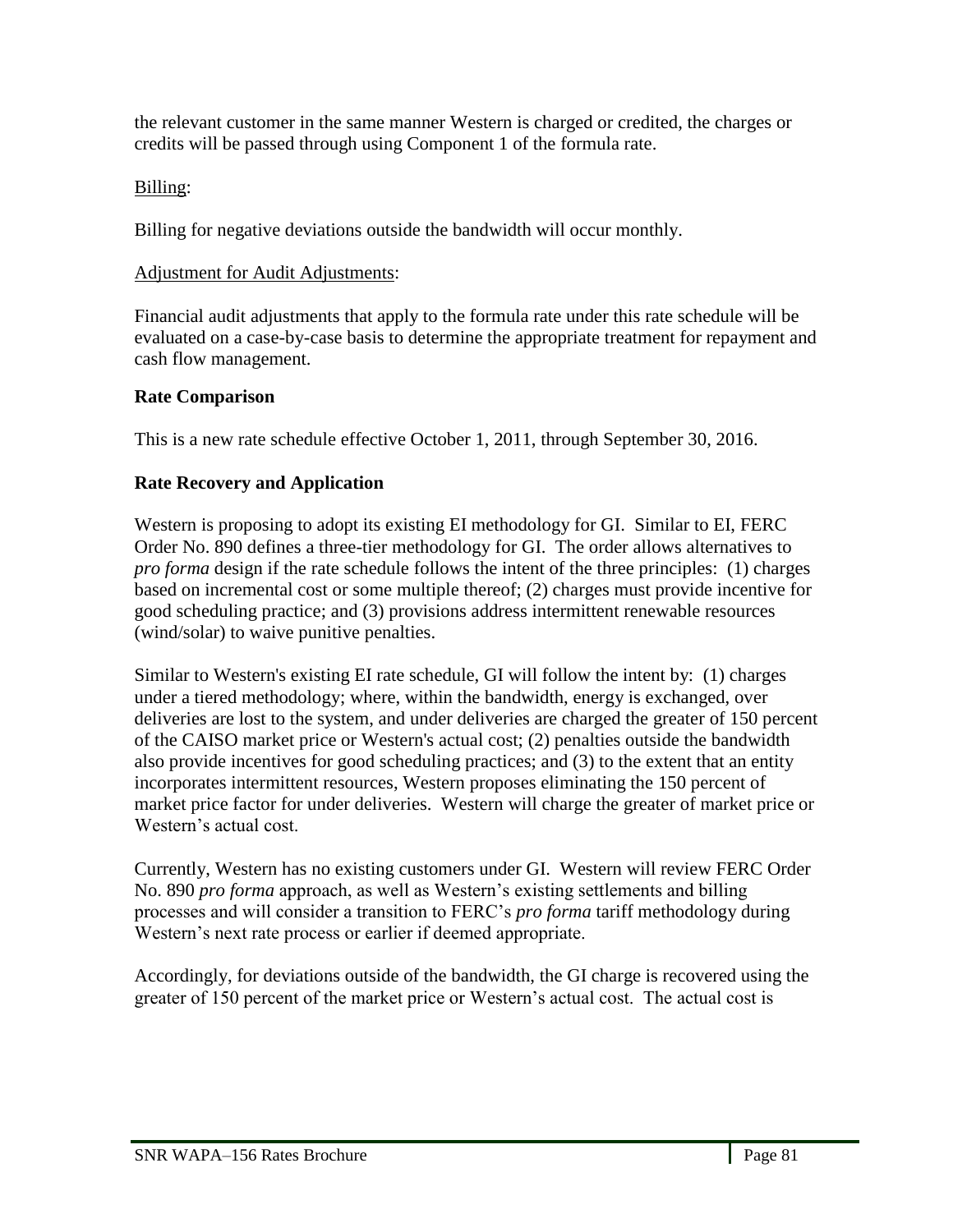the relevant customer in the same manner Western is charged or credited, the charges or credits will be passed through using Component 1 of the formula rate.

Billing:

Billing for negative deviations outside the bandwidth will occur monthly.

Adjustment for Audit Adjustments:

Financial audit adjustments that apply to the formula rate under this rate schedule will be evaluated on a case-by-case basis to determine the appropriate treatment for repayment and cash flow management.

**Rate Comparison**

This is a new rate schedule effective October 1, 2011, through September 30, 2016.

**Rate Recovery and Application**

Western is proposing to adopt its existing EI methodology for GI. Similar to EI, FERC Order No. 890 defines a three-tier methodology for GI. The order allows alternatives to *pro forma* design if the rate schedule follows the intent of the three principles: (1) charges based on incremental cost or some multiple thereof; (2) charges must provide incentive for good scheduling practice; and (3) provisions address intermittent renewable resources (wind/solar) to waive punitive penalties.

Similar to Western's existing EI rate schedule, GI will follow the intent by: (1) charges under a tiered methodology; where, within the bandwidth, energy is exchanged, over deliveries are lost to the system, and under deliveries are charged the greater of 150 percent of the CAISO market price or Western's actual cost; (2) penalties outside the bandwidth also provide incentives for good scheduling practices; and (3) to the extent that an entity incorporates intermittent resources, Western proposes eliminating the 150 percent of market price factor for under deliveries. Western will charge the greater of market price or Western's actual cost.

Currently, Western has no existing customers under GI. Western will review FERC Order No. 890 *pro forma* approach, as well as Western's existing settlements and billing processes and will consider a transition to FERC's *pro forma* tariff methodology during Western's next rate process or earlier if deemed appropriate.

Accordingly, for deviations outside of the bandwidth, the GI charge is recovered using the greater of 150 percent of the market price or Western's actual cost. The actual cost is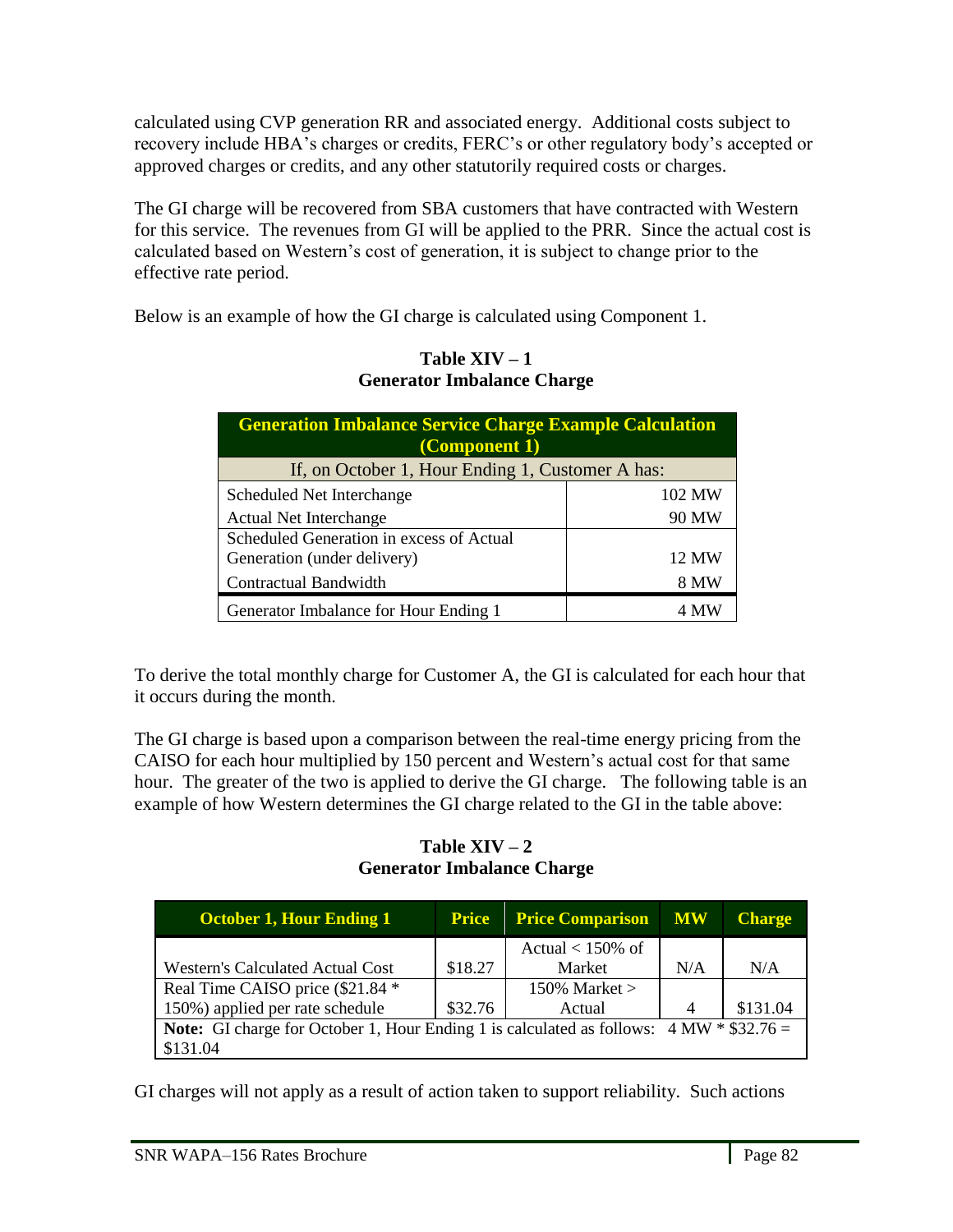calculated using CVP generation RR and associated energy. Additional costs subject to recovery include HBA's charges or credits, FERC's or other regulatory body's accepted or approved charges or credits, and any other statutorily required costs or charges.

The GI charge will be recovered from SBA customers that have contracted with Western for this service. The revenues from GI will be applied to the PRR. Since the actual cost is calculated based on Western's cost of generation, it is subject to change prior to the effective rate period.

Below is an example of how the GI charge is calculated using Component 1.

**Table XIV – 1**
**Generator Imbalance Charge**

| Generation Imbalance Service Charge Example Calculation (Component 1) | |
|---|---|
| If, on October 1, Hour Ending 1, Customer A has: | |
| Scheduled Net Interchange | 102 MW |
| Actual Net Interchange | 90 MW |
| Scheduled Generation in excess of Actual Generation (under delivery) | 12 MW |
| Contractual Bandwidth | 8 MW |
| Generator Imbalance for Hour Ending 1 | 4 MW |

To derive the total monthly charge for Customer A, the GI is calculated for each hour that it occurs during the month.

The GI charge is based upon a comparison between the real-time energy pricing from the CAISO for each hour multiplied by 150 percent and Western's actual cost for that same hour. The greater of the two is applied to derive the GI charge. The following table is an example of how Western determines the GI charge related to the GI in the table above:

**Table XIV – 2**
**Generator Imbalance Charge**

| October 1, Hour Ending 1 | Price | Price Comparison | MW | Charge |
|---|---|---|---|---|
| Western's Calculated Actual Cost | $18.27 | Actual < 150% of Market | N/A | N/A |
| Real Time CAISO price ($21.84 * 150%) applied per rate schedule | $32.76 | 150% Market > Actual | 4 | $131.04 |
| **Note:** GI charge for October 1, Hour Ending 1 is calculated as follows: 4 MW * $32.76 = $131.04 | | | | |

GI charges will not apply as a result of action taken to support reliability. Such actions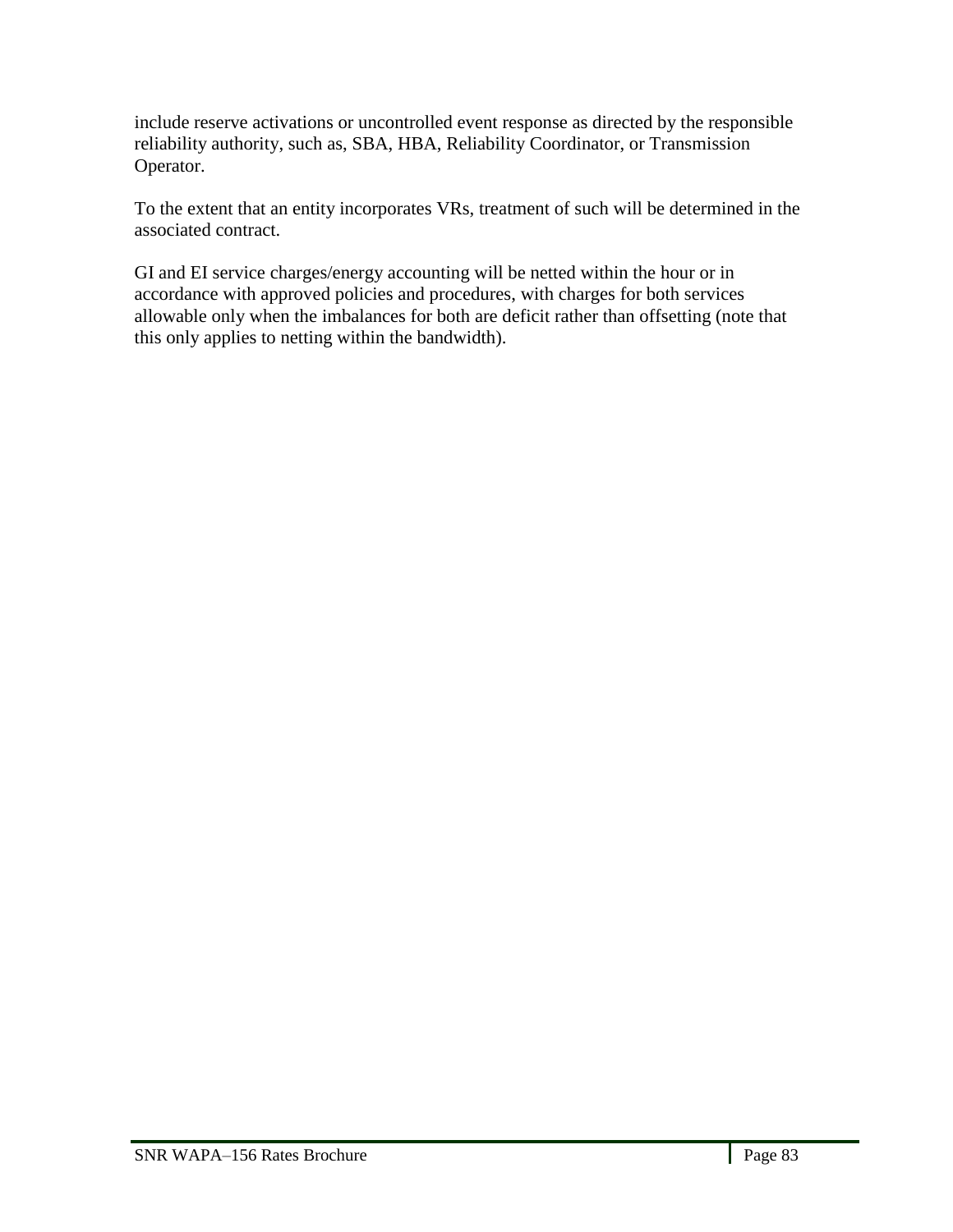include reserve activations or uncontrolled event response as directed by the responsible reliability authority, such as, SBA, HBA, Reliability Coordinator, or Transmission Operator.

To the extent that an entity incorporates VRs, treatment of such will be determined in the associated contract.

GI and EI service charges/energy accounting will be netted within the hour or in accordance with approved policies and procedures, with charges for both services allowable only when the imbalances for both are deficit rather than offsetting (note that this only applies to netting within the bandwidth).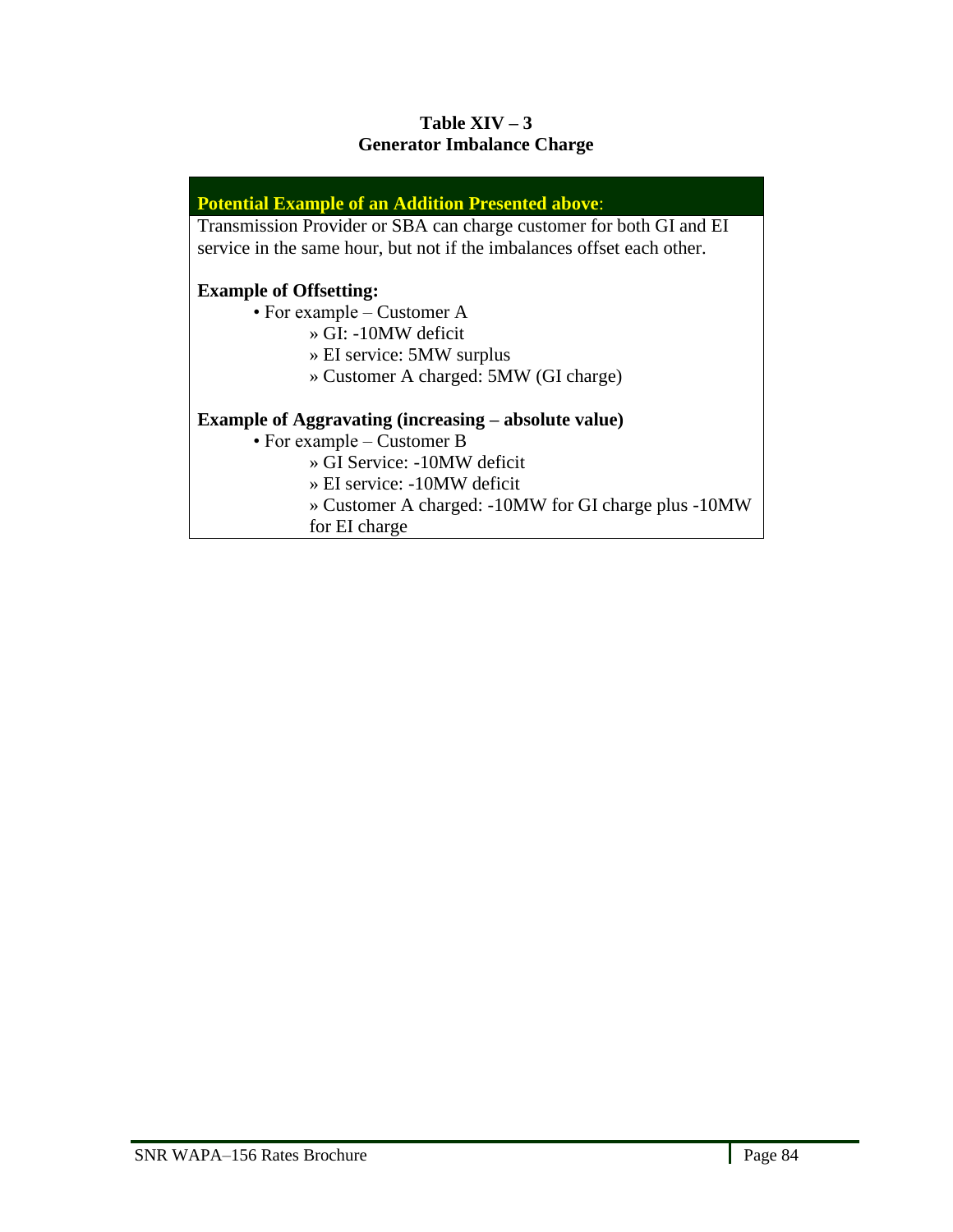**Table XIV – 3**
**Generator Imbalance Charge**

**Potential Example of an Addition Presented above**:

Transmission Provider or SBA can charge customer for both GI and EI service in the same hour, but not if the imbalances offset each other.

**Example of Offsetting:**

- For example – Customer A
  - » GI: -10MW deficit
  - » EI service: 5MW surplus
  - » Customer A charged: 5MW (GI charge)

**Example of Aggravating (increasing – absolute value)**

- For example – Customer B
  - » GI Service: -10MW deficit
  - » EI service: -10MW deficit
  - » Customer A charged: -10MW for GI charge plus -10MW for EI charge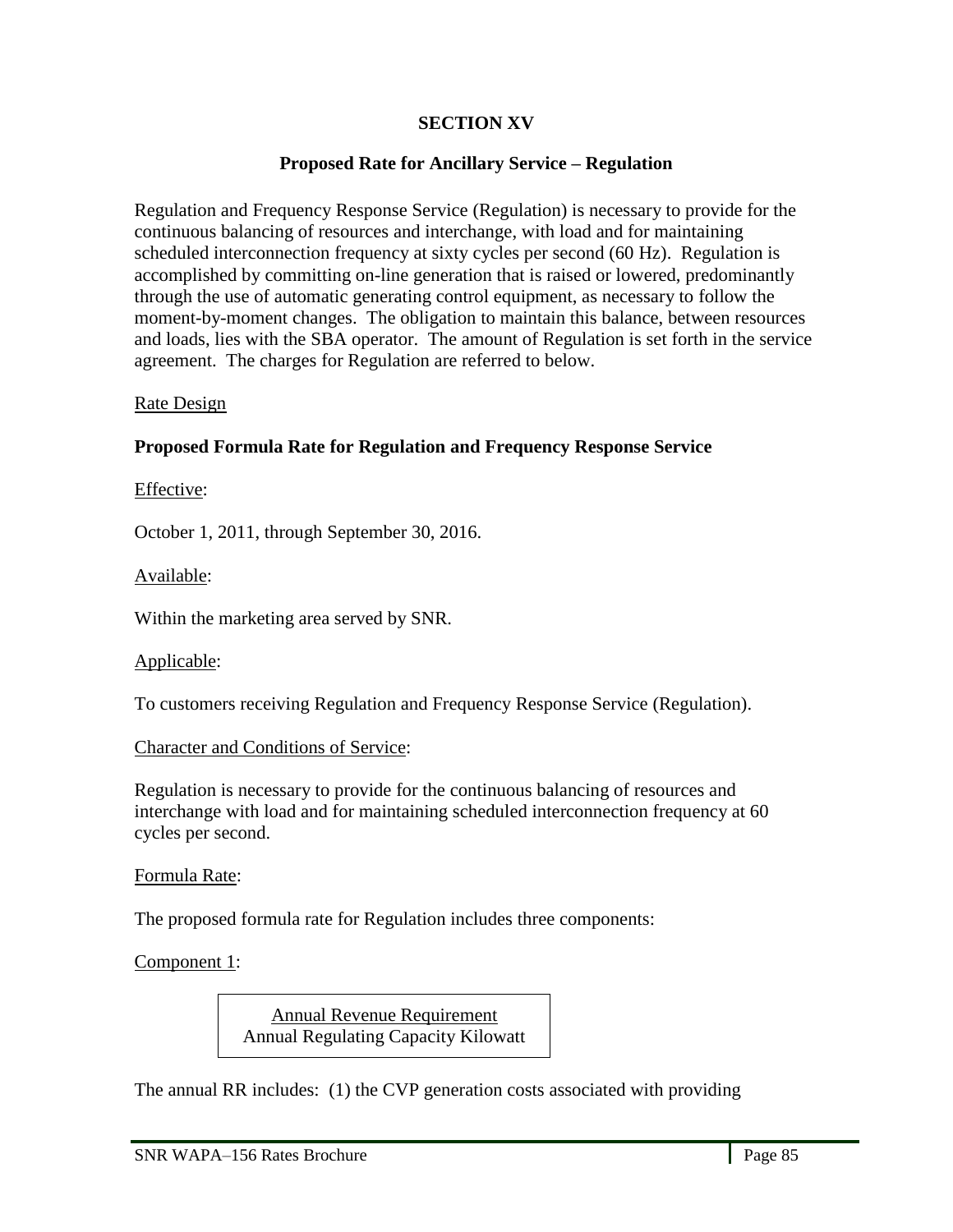# SECTION XV

## Proposed Rate for Ancillary Service – Regulation

Regulation and Frequency Response Service (Regulation) is necessary to provide for the continuous balancing of resources and interchange, with load and for maintaining scheduled interconnection frequency at sixty cycles per second (60 Hz). Regulation is accomplished by committing on-line generation that is raised or lowered, predominantly through the use of automatic generating control equipment, as necessary to follow the moment-by-moment changes. The obligation to maintain this balance, between resources and loads, lies with the SBA operator. The amount of Regulation is set forth in the service agreement. The charges for Regulation are referred to below.

Rate Design

**Proposed Formula Rate for Regulation and Frequency Response Service**

Effective:

October 1, 2011, through September 30, 2016.

Available:

Within the marketing area served by SNR.

Applicable:

To customers receiving Regulation and Frequency Response Service (Regulation).

Character and Conditions of Service:

Regulation is necessary to provide for the continuous balancing of resources and interchange with load and for maintaining scheduled interconnection frequency at 60 cycles per second.

Formula Rate:

The proposed formula rate for Regulation includes three components:

Component 1:

$$\frac{\text{Annual Revenue Requirement}}{\text{Annual Regulating Capacity Kilowatt}}$$

The annual RR includes: (1) the CVP generation costs associated with providing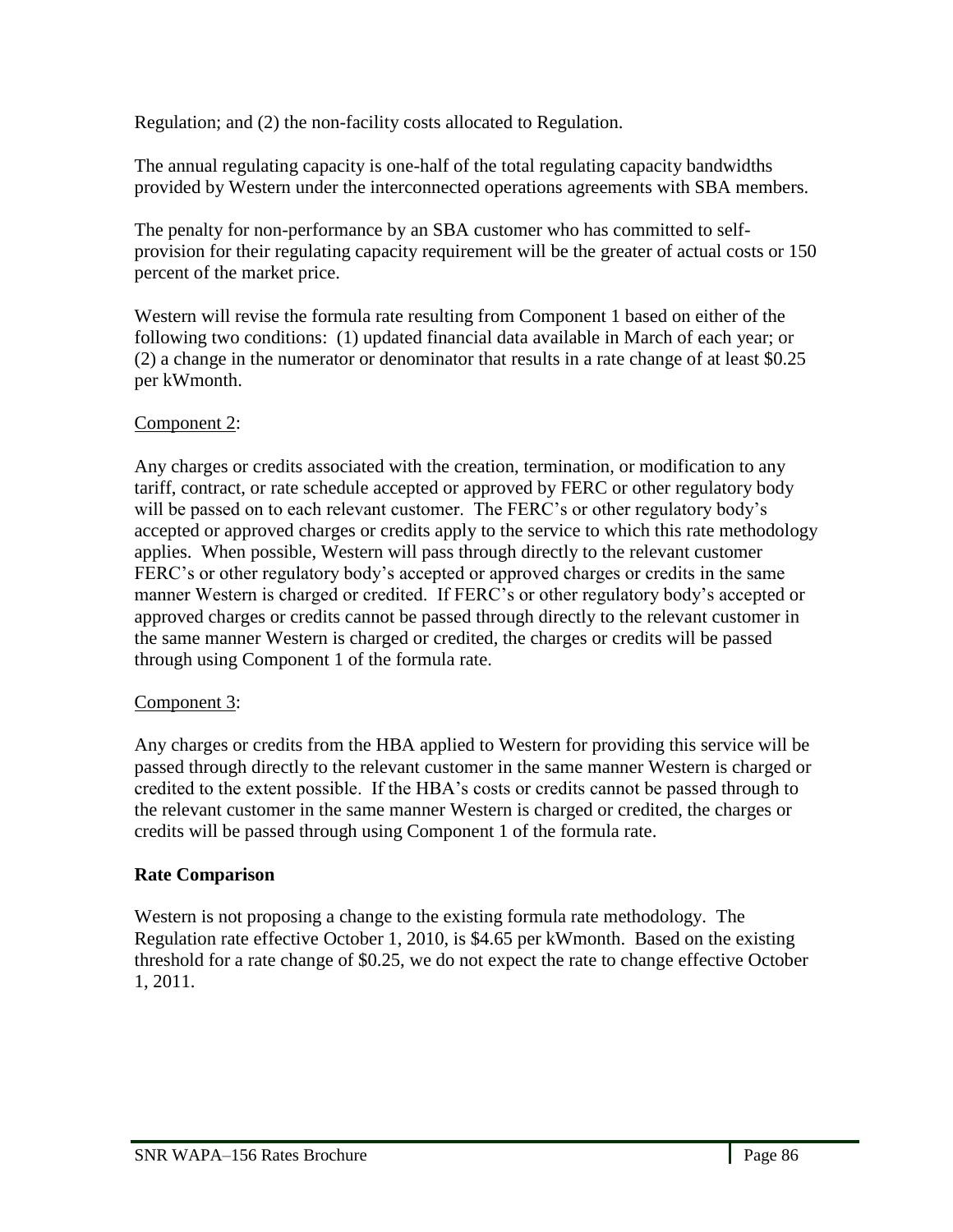Regulation; and (2) the non-facility costs allocated to Regulation.

The annual regulating capacity is one-half of the total regulating capacity bandwidths provided by Western under the interconnected operations agreements with SBA members.

The penalty for non-performance by an SBA customer who has committed to self-provision for their regulating capacity requirement will be the greater of actual costs or 150 percent of the market price.

Western will revise the formula rate resulting from Component 1 based on either of the following two conditions: (1) updated financial data available in March of each year; or (2) a change in the numerator or denominator that results in a rate change of at least $0.25 per kWmonth.

Component 2:

Any charges or credits associated with the creation, termination, or modification to any tariff, contract, or rate schedule accepted or approved by FERC or other regulatory body will be passed on to each relevant customer. The FERC's or other regulatory body's accepted or approved charges or credits apply to the service to which this rate methodology applies. When possible, Western will pass through directly to the relevant customer FERC's or other regulatory body's accepted or approved charges or credits in the same manner Western is charged or credited. If FERC's or other regulatory body's accepted or approved charges or credits cannot be passed through directly to the relevant customer in the same manner Western is charged or credited, the charges or credits will be passed through using Component 1 of the formula rate.

Component 3:

Any charges or credits from the HBA applied to Western for providing this service will be passed through directly to the relevant customer in the same manner Western is charged or credited to the extent possible. If the HBA's costs or credits cannot be passed through to the relevant customer in the same manner Western is charged or credited, the charges or credits will be passed through using Component 1 of the formula rate.

**Rate Comparison**

Western is not proposing a change to the existing formula rate methodology. The Regulation rate effective October 1, 2010, is $4.65 per kWmonth. Based on the existing threshold for a rate change of $0.25, we do not expect the rate to change effective October 1, 2011.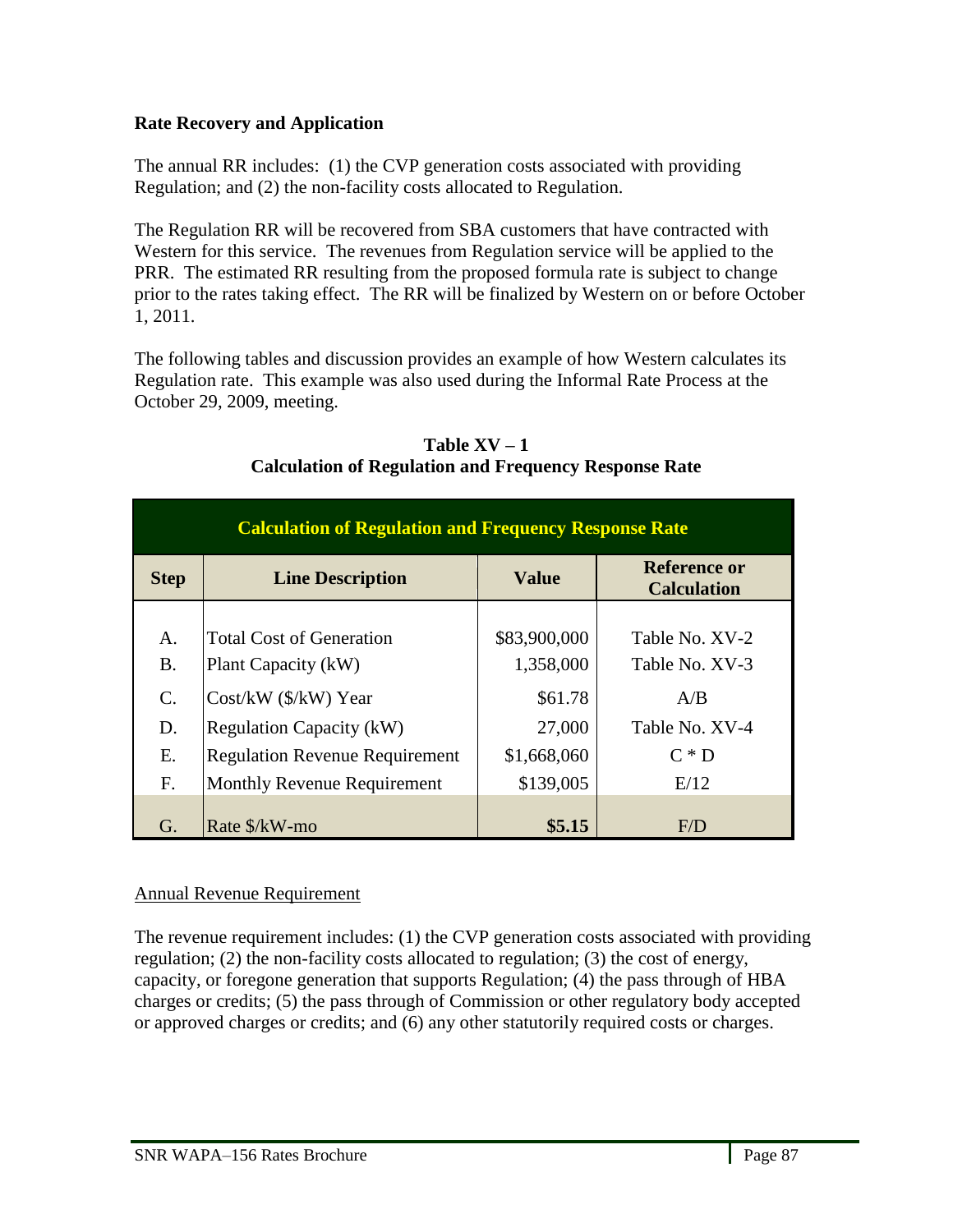**Rate Recovery and Application**

The annual RR includes: (1) the CVP generation costs associated with providing Regulation; and (2) the non-facility costs allocated to Regulation.

The Regulation RR will be recovered from SBA customers that have contracted with Western for this service. The revenues from Regulation service will be applied to the PRR. The estimated RR resulting from the proposed formula rate is subject to change prior to the rates taking effect. The RR will be finalized by Western on or before October 1, 2011.

The following tables and discussion provides an example of how Western calculates its Regulation rate. This example was also used during the Informal Rate Process at the October 29, 2009, meeting.

**Table XV – 1**
**Calculation of Regulation and Frequency Response Rate**

| Calculation of Regulation and Frequency Response Rate | | | |
|---|---|---|---|
| **Step** | **Line Description** | **Value** | **Reference or Calculation** |
| A. | Total Cost of Generation | $83,900,000 | Table No. XV-2 |
| B. | Plant Capacity (kW) | 1,358,000 | Table No. XV-3 |
| C. | Cost/kW ($/kW) Year | $61.78 | A/B |
| D. | Regulation Capacity (kW) | 27,000 | Table No. XV-4 |
| E. | Regulation Revenue Requirement | $1,668,060 | C * D |
| F. | Monthly Revenue Requirement | $139,005 | E/12 |
| G. | Rate $/kW-mo | **$5.15** | F/D |

Annual Revenue Requirement

The revenue requirement includes: (1) the CVP generation costs associated with providing regulation; (2) the non-facility costs allocated to regulation; (3) the cost of energy, capacity, or foregone generation that supports Regulation; (4) the pass through of HBA charges or credits; (5) the pass through of Commission or other regulatory body accepted or approved charges or credits; and (6) any other statutorily required costs or charges.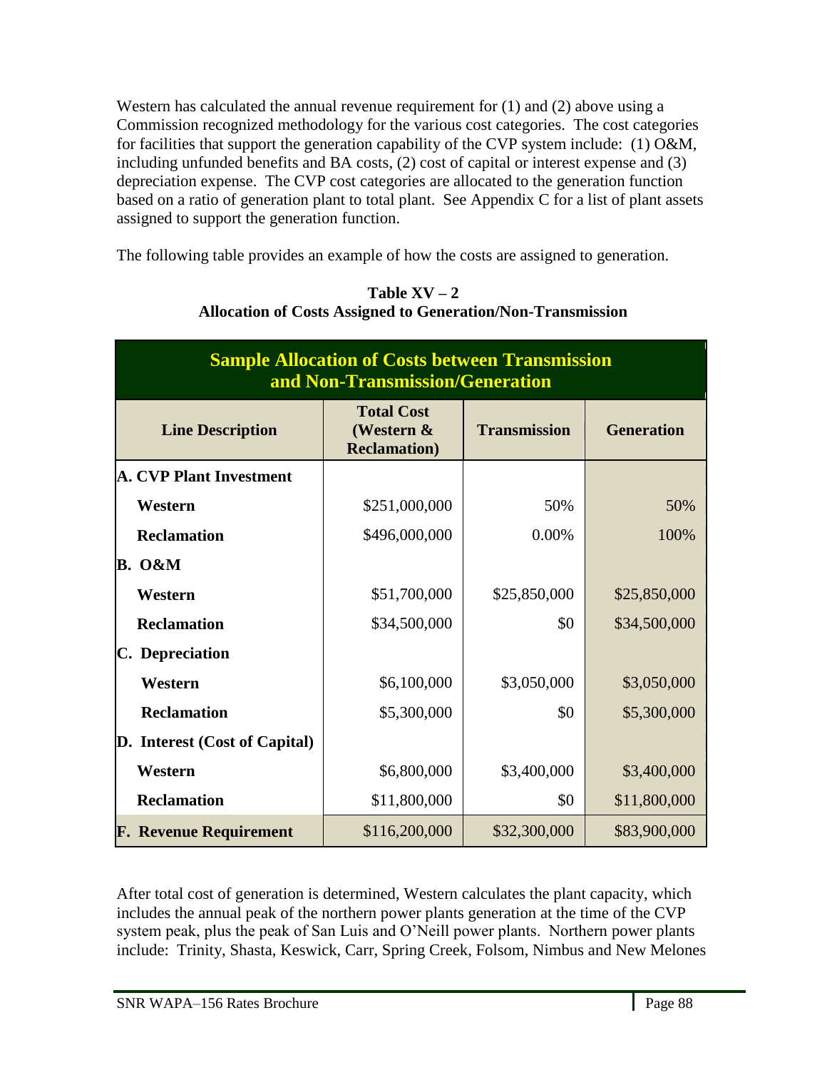Western has calculated the annual revenue requirement for (1) and (2) above using a Commission recognized methodology for the various cost categories. The cost categories for facilities that support the generation capability of the CVP system include: (1) O&M, including unfunded benefits and BA costs, (2) cost of capital or interest expense and (3) depreciation expense. The CVP cost categories are allocated to the generation function based on a ratio of generation plant to total plant. See Appendix C for a list of plant assets assigned to support the generation function.

The following table provides an example of how the costs are assigned to generation.

**Table XV – 2**
**Allocation of Costs Assigned to Generation/Non-Transmission**

| Sample Allocation of Costs between Transmission and Non-Transmission/Generation | | | |
|---|---|---|---|
| **Line Description** | **Total Cost (Western & Reclamation)** | **Transmission** | **Generation** |
| **A. CVP Plant Investment** | | | |
| **Western** | $251,000,000 | 50% | 50% |
| **Reclamation** | $496,000,000 | 0.00% | 100% |
| **B. O&M** | | | |
| **Western** | $51,700,000 | $25,850,000 | $25,850,000 |
| **Reclamation** | $34,500,000 | $0 | $34,500,000 |
| **C. Depreciation** | | | |
| **Western** | $6,100,000 | $3,050,000 | $3,050,000 |
| **Reclamation** | $5,300,000 | $0 | $5,300,000 |
| **D. Interest (Cost of Capital)** | | | |
| **Western** | $6,800,000 | $3,400,000 | $3,400,000 |
| **Reclamation** | $11,800,000 | $0 | $11,800,000 |
| **F. Revenue Requirement** | $116,200,000 | $32,300,000 | $83,900,000 |

After total cost of generation is determined, Western calculates the plant capacity, which includes the annual peak of the northern power plants generation at the time of the CVP system peak, plus the peak of San Luis and O'Neill power plants. Northern power plants include: Trinity, Shasta, Keswick, Carr, Spring Creek, Folsom, Nimbus and New Melones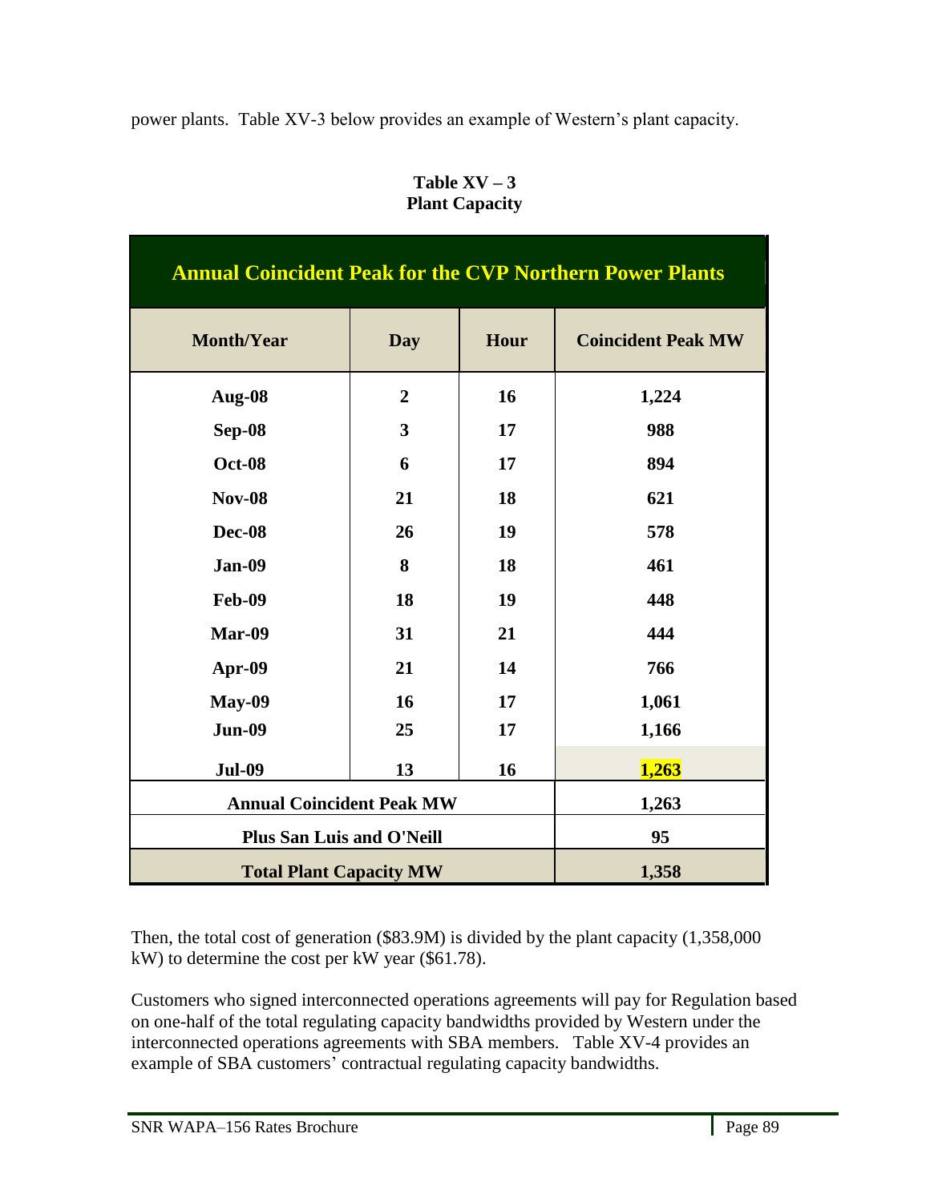power plants. Table XV-3 below provides an example of Western's plant capacity.

**Table XV – 3**
**Plant Capacity**

| Annual Coincident Peak for the CVP Northern Power Plants | | | |
|---|---|---|---|
| **Month/Year** | **Day** | **Hour** | **Coincident Peak MW** |
| **Aug-08** | **2** | **16** | **1,224** |
| **Sep-08** | **3** | **17** | **988** |
| **Oct-08** | **6** | **17** | **894** |
| **Nov-08** | **21** | **18** | **621** |
| **Dec-08** | **26** | **19** | **578** |
| **Jan-09** | **8** | **18** | **461** |
| **Feb-09** | **18** | **19** | **448** |
| **Mar-09** | **31** | **21** | **444** |
| **Apr-09** | **21** | **14** | **766** |
| **May-09** | **16** | **17** | **1,061** |
| **Jun-09** | **25** | **17** | **1,166** |
| **Jul-09** | **13** | **16** | **1,263** |
| **Annual Coincident Peak MW** | | | **1,263** |
| **Plus San Luis and O'Neill** | | | **95** |
| **Total Plant Capacity MW** | | | **1,358** |

Then, the total cost of generation ($83.9M) is divided by the plant capacity (1,358,000 kW) to determine the cost per kW year ($61.78).

Customers who signed interconnected operations agreements will pay for Regulation based on one-half of the total regulating capacity bandwidths provided by Western under the interconnected operations agreements with SBA members. Table XV-4 provides an example of SBA customers' contractual regulating capacity bandwidths.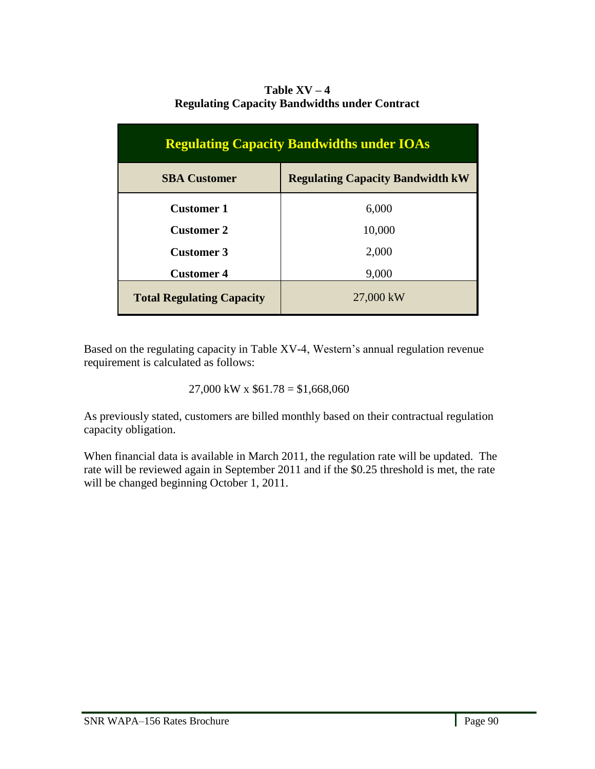**Table XV – 4**
**Regulating Capacity Bandwidths under Contract**

| Regulating Capacity Bandwidths under IOAs | |
|---|---|
| **SBA Customer** | **Regulating Capacity Bandwidth kW** |
| **Customer 1** | 6,000 |
| **Customer 2** | 10,000 |
| **Customer 3** | 2,000 |
| **Customer 4** | 9,000 |
| **Total Regulating Capacity** | 27,000 kW |

Based on the regulating capacity in Table XV-4, Western's annual regulation revenue requirement is calculated as follows:

27,000 kW x $61.78 = $1,668,060

As previously stated, customers are billed monthly based on their contractual regulation capacity obligation.

When financial data is available in March 2011, the regulation rate will be updated. The rate will be reviewed again in September 2011 and if the $0.25 threshold is met, the rate will be changed beginning October 1, 2011.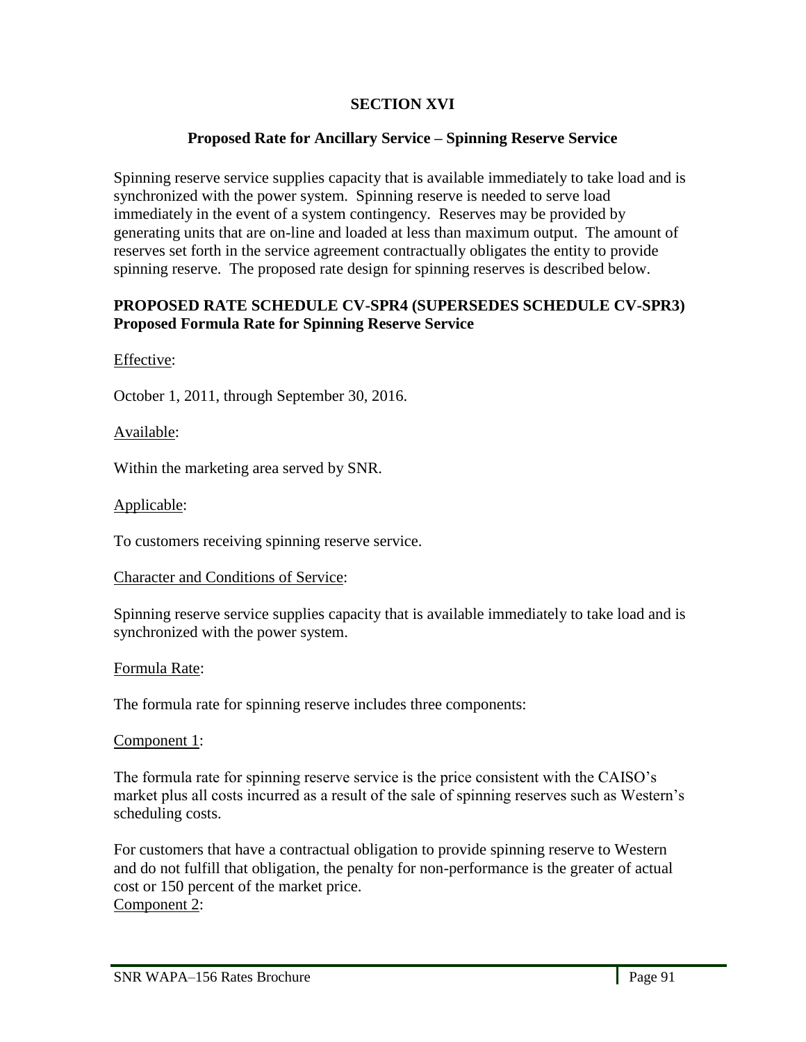## SECTION XVI

### Proposed Rate for Ancillary Service – Spinning Reserve Service

Spinning reserve service supplies capacity that is available immediately to take load and is synchronized with the power system. Spinning reserve is needed to serve load immediately in the event of a system contingency. Reserves may be provided by generating units that are on-line and loaded at less than maximum output. The amount of reserves set forth in the service agreement contractually obligates the entity to provide spinning reserve. The proposed rate design for spinning reserves is described below.

**PROPOSED RATE SCHEDULE CV-SPR4 (SUPERSEDES SCHEDULE CV-SPR3)**
**Proposed Formula Rate for Spinning Reserve Service**

Effective:

October 1, 2011, through September 30, 2016.

Available:

Within the marketing area served by SNR.

Applicable:

To customers receiving spinning reserve service.

Character and Conditions of Service:

Spinning reserve service supplies capacity that is available immediately to take load and is synchronized with the power system.

Formula Rate:

The formula rate for spinning reserve includes three components:

Component 1:

The formula rate for spinning reserve service is the price consistent with the CAISO's market plus all costs incurred as a result of the sale of spinning reserves such as Western's scheduling costs.

For customers that have a contractual obligation to provide spinning reserve to Western and do not fulfill that obligation, the penalty for non-performance is the greater of actual cost or 150 percent of the market price.

Component 2: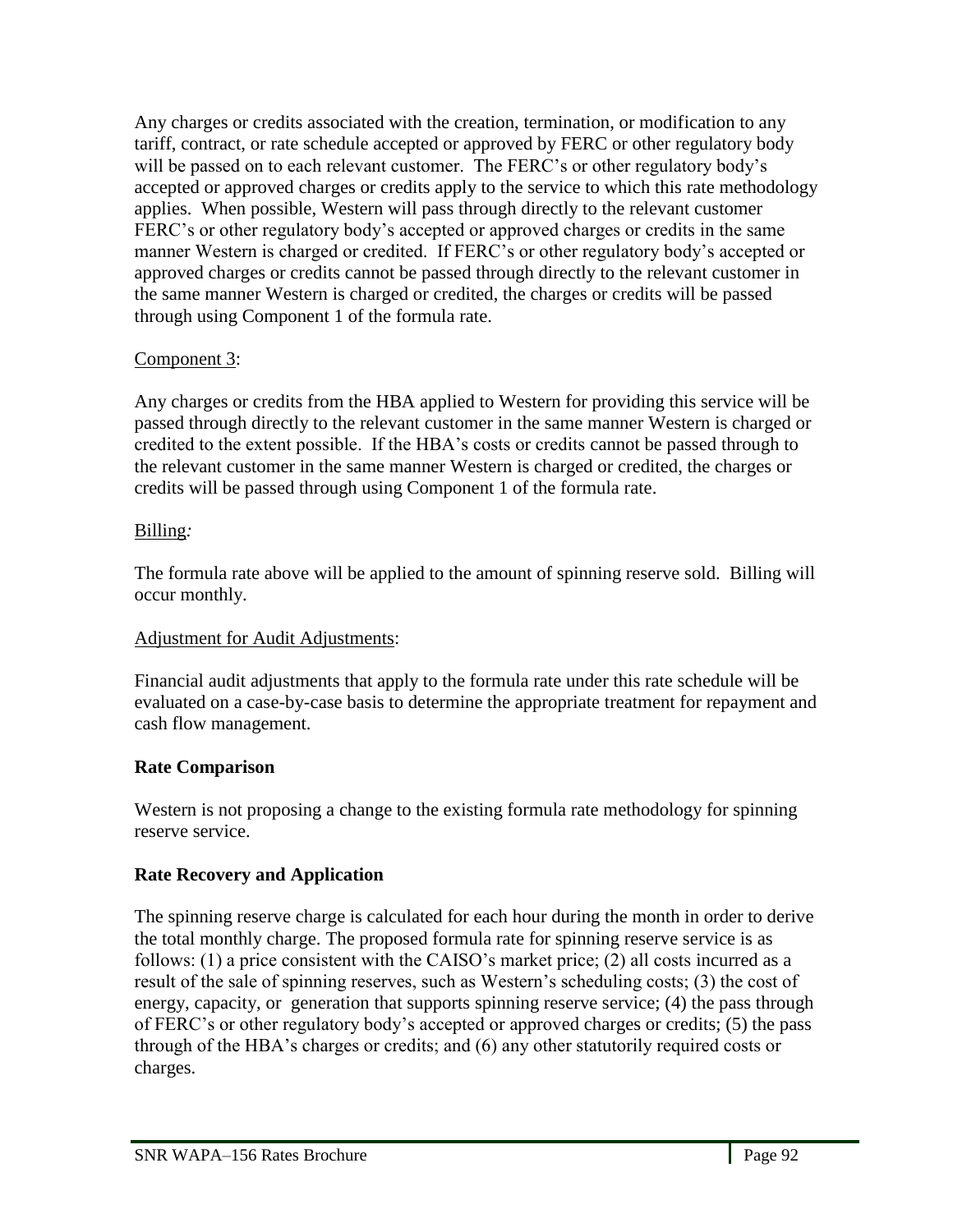Any charges or credits associated with the creation, termination, or modification to any tariff, contract, or rate schedule accepted or approved by FERC or other regulatory body will be passed on to each relevant customer. The FERC's or other regulatory body's accepted or approved charges or credits apply to the service to which this rate methodology applies. When possible, Western will pass through directly to the relevant customer FERC's or other regulatory body's accepted or approved charges or credits in the same manner Western is charged or credited. If FERC's or other regulatory body's accepted or approved charges or credits cannot be passed through directly to the relevant customer in the same manner Western is charged or credited, the charges or credits will be passed through using Component 1 of the formula rate.

<u>Component 3</u>:

Any charges or credits from the HBA applied to Western for providing this service will be passed through directly to the relevant customer in the same manner Western is charged or credited to the extent possible. If the HBA's costs or credits cannot be passed through to the relevant customer in the same manner Western is charged or credited, the charges or credits will be passed through using Component 1 of the formula rate.

<u>Billing</u>:

The formula rate above will be applied to the amount of spinning reserve sold. Billing will occur monthly.

<u>Adjustment for Audit Adjustments</u>:

Financial audit adjustments that apply to the formula rate under this rate schedule will be evaluated on a case-by-case basis to determine the appropriate treatment for repayment and cash flow management.

**Rate Comparison**

Western is not proposing a change to the existing formula rate methodology for spinning reserve service.

**Rate Recovery and Application**

The spinning reserve charge is calculated for each hour during the month in order to derive the total monthly charge. The proposed formula rate for spinning reserve service is as follows: (1) a price consistent with the CAISO's market price; (2) all costs incurred as a result of the sale of spinning reserves, such as Western's scheduling costs; (3) the cost of energy, capacity, or generation that supports spinning reserve service; (4) the pass through of FERC's or other regulatory body's accepted or approved charges or credits; (5) the pass through of the HBA's charges or credits; and (6) any other statutorily required costs or charges.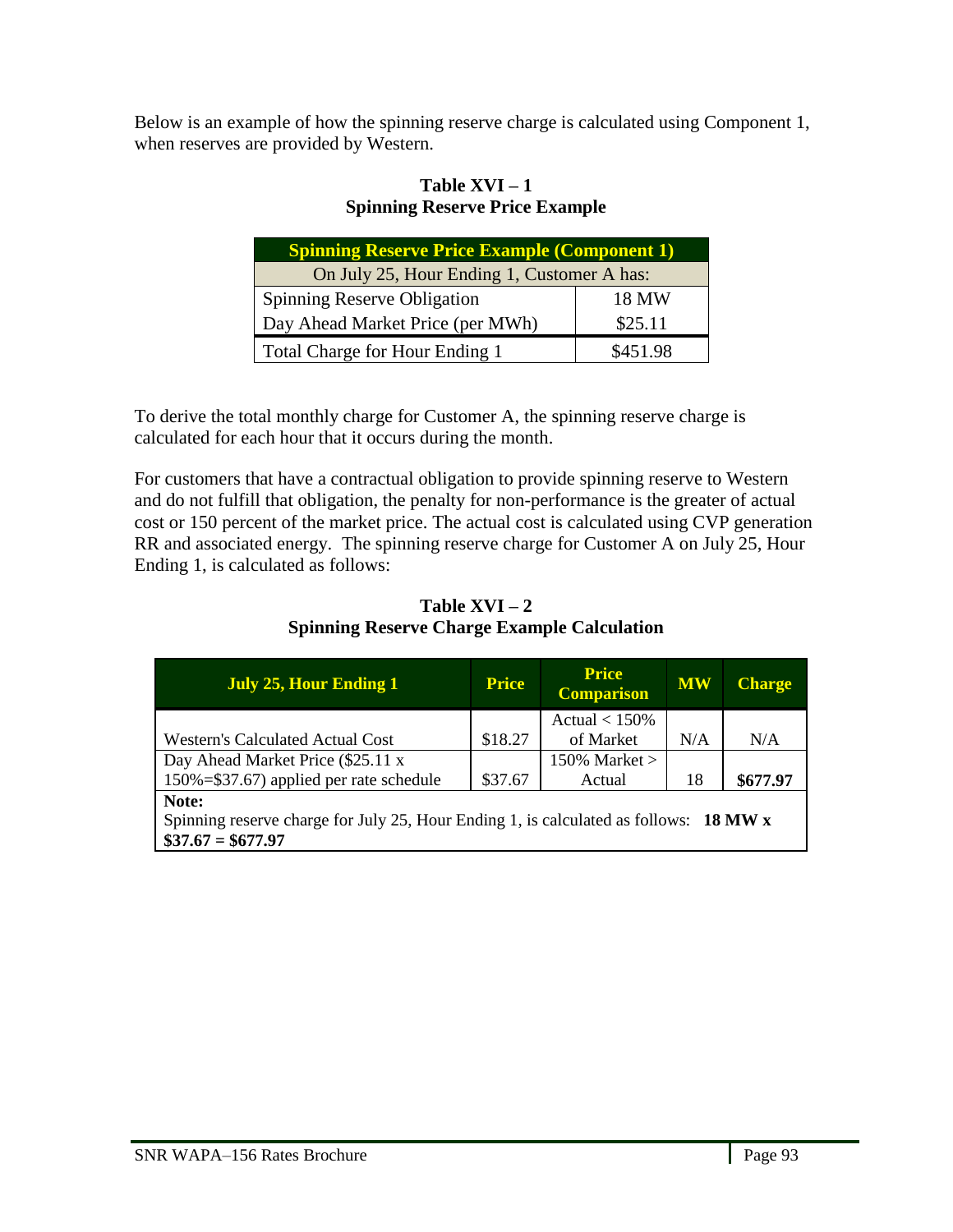Below is an example of how the spinning reserve charge is calculated using Component 1, when reserves are provided by Western.

**Table XVI – 1**
**Spinning Reserve Price Example**

| Spinning Reserve Price Example (Component 1) | |
|---|---|
| On July 25, Hour Ending 1, Customer A has: | |
| Spinning Reserve Obligation | 18 MW |
| Day Ahead Market Price (per MWh) | $25.11 |
| Total Charge for Hour Ending 1 | $451.98 |

To derive the total monthly charge for Customer A, the spinning reserve charge is calculated for each hour that it occurs during the month.

For customers that have a contractual obligation to provide spinning reserve to Western and do not fulfill that obligation, the penalty for non-performance is the greater of actual cost or 150 percent of the market price. The actual cost is calculated using CVP generation RR and associated energy. The spinning reserve charge for Customer A on July 25, Hour Ending 1, is calculated as follows:

**Table XVI – 2**
**Spinning Reserve Charge Example Calculation**

| July 25, Hour Ending 1 | Price | Price Comparison | MW | Charge |
|---|---|---|---|---|
| Western's Calculated Actual Cost | $18.27 | Actual < 150% of Market | N/A | N/A |
| Day Ahead Market Price ($25.11 x 150%=$37.67) applied per rate schedule | $37.67 | 150% Market > Actual | 18 | **$677.97** |
| **Note:** Spinning reserve charge for July 25, Hour Ending 1, is calculated as follows: **18 MW x $37.67 = $677.97** | | | | |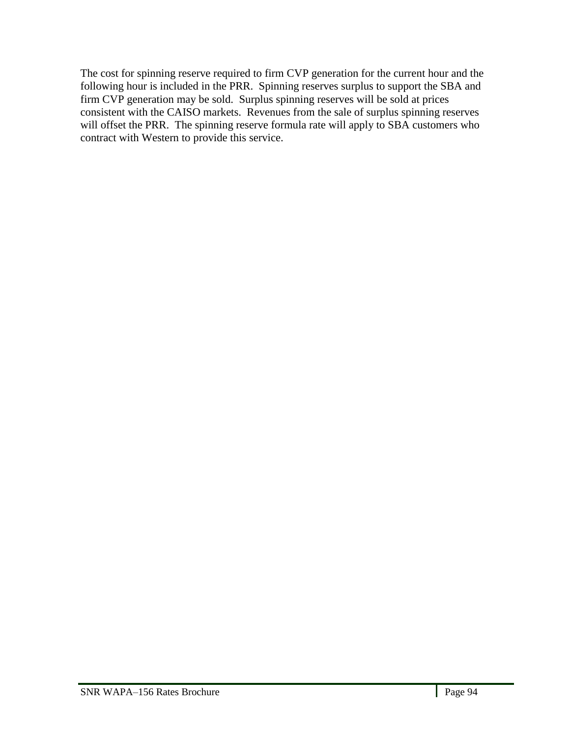The cost for spinning reserve required to firm CVP generation for the current hour and the following hour is included in the PRR. Spinning reserves surplus to support the SBA and firm CVP generation may be sold. Surplus spinning reserves will be sold at prices consistent with the CAISO markets. Revenues from the sale of surplus spinning reserves will offset the PRR. The spinning reserve formula rate will apply to SBA customers who contract with Western to provide this service.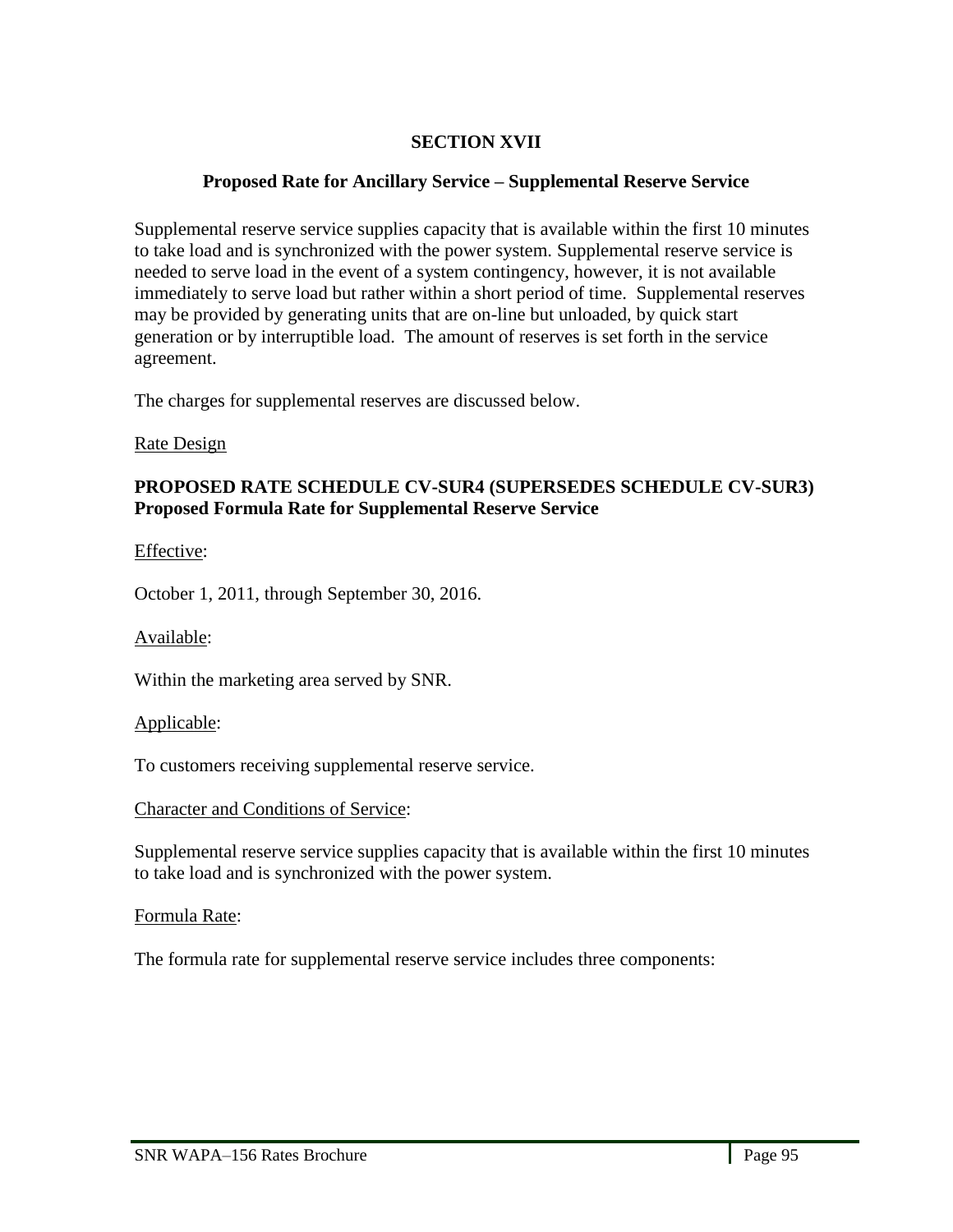## SECTION XVII

### Proposed Rate for Ancillary Service – Supplemental Reserve Service

Supplemental reserve service supplies capacity that is available within the first 10 minutes to take load and is synchronized with the power system. Supplemental reserve service is needed to serve load in the event of a system contingency, however, it is not available immediately to serve load but rather within a short period of time. Supplemental reserves may be provided by generating units that are on-line but unloaded, by quick start generation or by interruptible load. The amount of reserves is set forth in the service agreement.

The charges for supplemental reserves are discussed below.

<u>Rate Design</u>

**PROPOSED RATE SCHEDULE CV-SUR4 (SUPERSEDES SCHEDULE CV-SUR3)**
**Proposed Formula Rate for Supplemental Reserve Service**

<u>Effective</u>:

October 1, 2011, through September 30, 2016.

<u>Available</u>:

Within the marketing area served by SNR.

<u>Applicable</u>:

To customers receiving supplemental reserve service.

<u>Character and Conditions of Service</u>:

Supplemental reserve service supplies capacity that is available within the first 10 minutes to take load and is synchronized with the power system.

<u>Formula Rate</u>:

The formula rate for supplemental reserve service includes three components: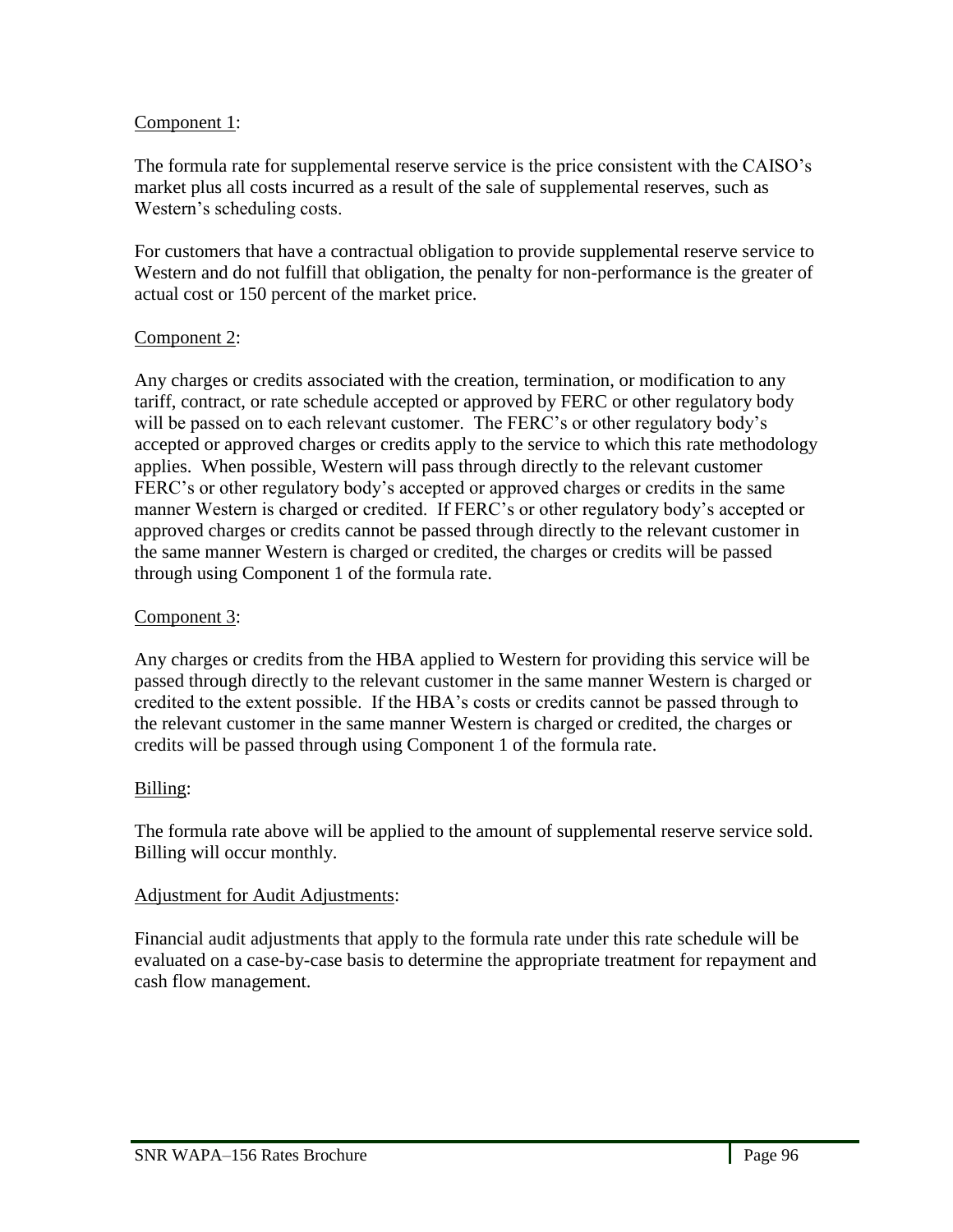Component 1:

The formula rate for supplemental reserve service is the price consistent with the CAISO's market plus all costs incurred as a result of the sale of supplemental reserves, such as Western's scheduling costs.

For customers that have a contractual obligation to provide supplemental reserve service to Western and do not fulfill that obligation, the penalty for non-performance is the greater of actual cost or 150 percent of the market price.

Component 2:

Any charges or credits associated with the creation, termination, or modification to any tariff, contract, or rate schedule accepted or approved by FERC or other regulatory body will be passed on to each relevant customer. The FERC's or other regulatory body's accepted or approved charges or credits apply to the service to which this rate methodology applies. When possible, Western will pass through directly to the relevant customer FERC's or other regulatory body's accepted or approved charges or credits in the same manner Western is charged or credited. If FERC's or other regulatory body's accepted or approved charges or credits cannot be passed through directly to the relevant customer in the same manner Western is charged or credited, the charges or credits will be passed through using Component 1 of the formula rate.

Component 3:

Any charges or credits from the HBA applied to Western for providing this service will be passed through directly to the relevant customer in the same manner Western is charged or credited to the extent possible. If the HBA's costs or credits cannot be passed through to the relevant customer in the same manner Western is charged or credited, the charges or credits will be passed through using Component 1 of the formula rate.

Billing:

The formula rate above will be applied to the amount of supplemental reserve service sold. Billing will occur monthly.

Adjustment for Audit Adjustments:

Financial audit adjustments that apply to the formula rate under this rate schedule will be evaluated on a case-by-case basis to determine the appropriate treatment for repayment and cash flow management.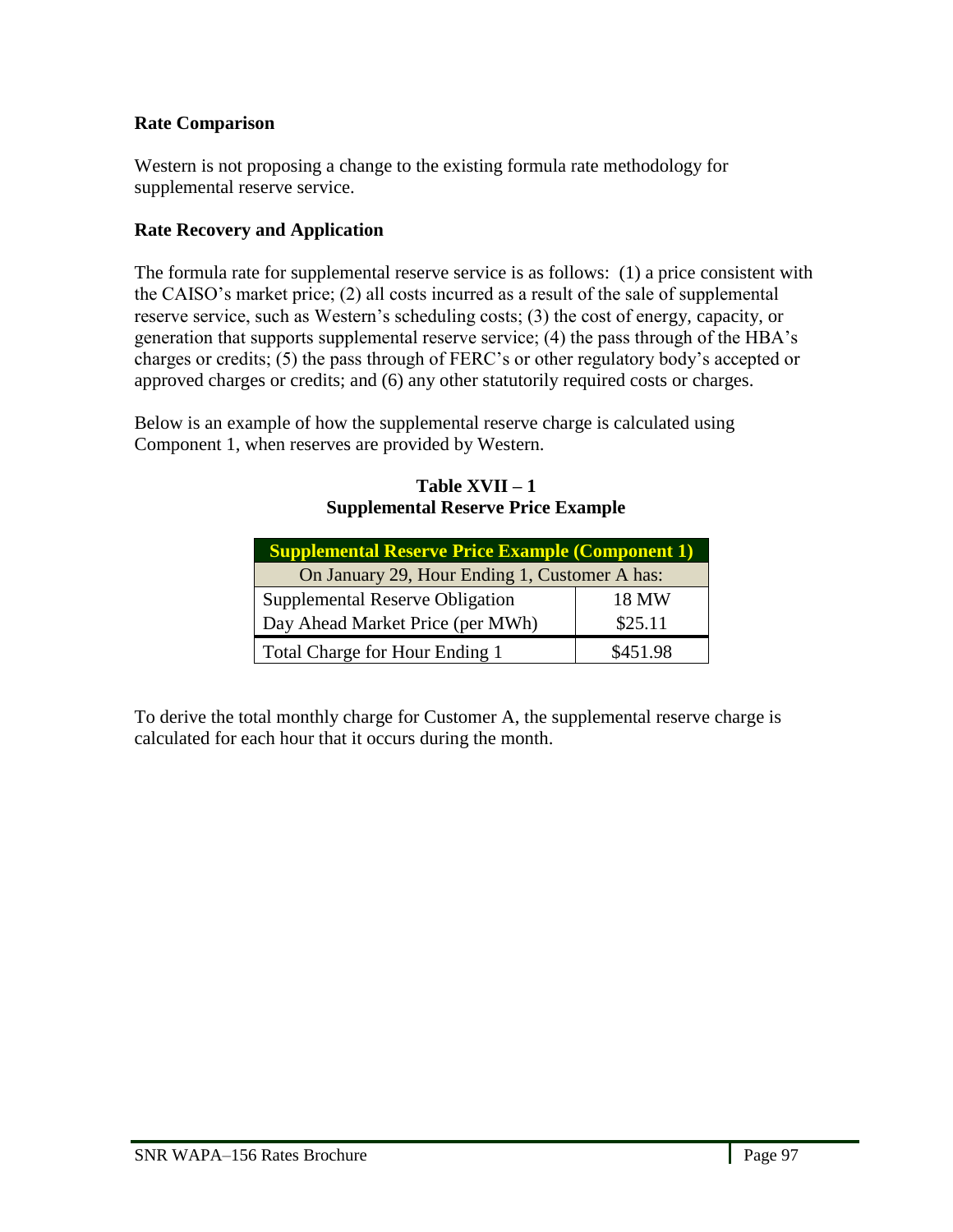**Rate Comparison**

Western is not proposing a change to the existing formula rate methodology for supplemental reserve service.

**Rate Recovery and Application**

The formula rate for supplemental reserve service is as follows: (1) a price consistent with the CAISO's market price; (2) all costs incurred as a result of the sale of supplemental reserve service, such as Western's scheduling costs; (3) the cost of energy, capacity, or generation that supports supplemental reserve service; (4) the pass through of the HBA's charges or credits; (5) the pass through of FERC's or other regulatory body's accepted or approved charges or credits; and (6) any other statutorily required costs or charges.

Below is an example of how the supplemental reserve charge is calculated using Component 1, when reserves are provided by Western.

**Table XVII – 1**
**Supplemental Reserve Price Example**

| Supplemental Reserve Price Example (Component 1) | |
|---|---|
| On January 29, Hour Ending 1, Customer A has: | |
| Supplemental Reserve Obligation | 18 MW |
| Day Ahead Market Price (per MWh) | $25.11 |
| Total Charge for Hour Ending 1 | $451.98 |

To derive the total monthly charge for Customer A, the supplemental reserve charge is calculated for each hour that it occurs during the month.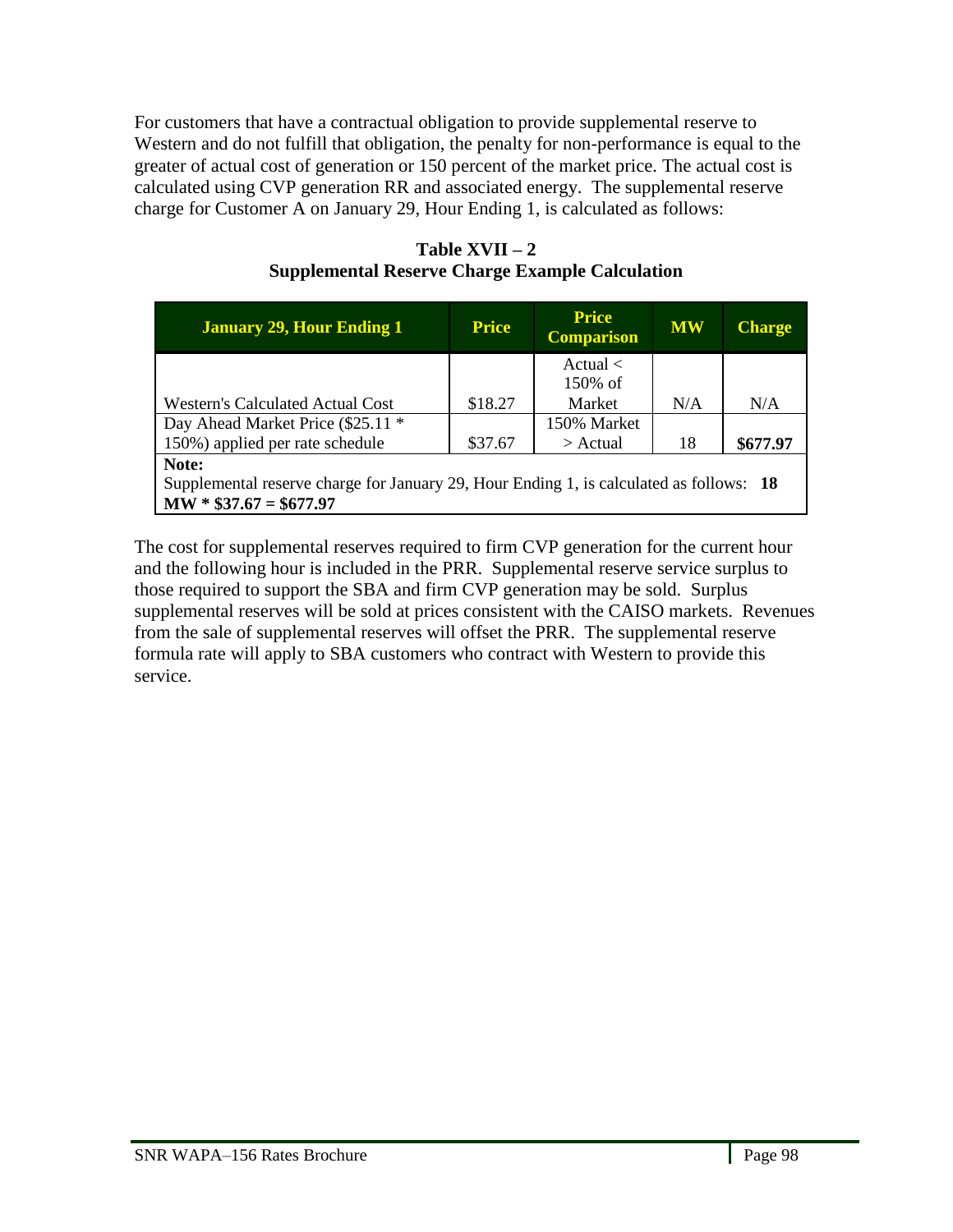For customers that have a contractual obligation to provide supplemental reserve to Western and do not fulfill that obligation, the penalty for non-performance is equal to the greater of actual cost of generation or 150 percent of the market price. The actual cost is calculated using CVP generation RR and associated energy. The supplemental reserve charge for Customer A on January 29, Hour Ending 1, is calculated as follows:

**Table XVII – 2**
**Supplemental Reserve Charge Example Calculation**

| January 29, Hour Ending 1 | Price | Price Comparison | MW | Charge |
|---|---|---|---|---|
| Western's Calculated Actual Cost | $18.27 | Actual < 150% of Market | N/A | N/A |
| Day Ahead Market Price ($25.11 * 150%) applied per rate schedule | $37.67 | 150% Market > Actual | 18 | **$677.97** |
| **Note:** Supplemental reserve charge for January 29, Hour Ending 1, is calculated as follows: **18 MW * $37.67 = $677.97** | | | | |

The cost for supplemental reserves required to firm CVP generation for the current hour and the following hour is included in the PRR. Supplemental reserve service surplus to those required to support the SBA and firm CVP generation may be sold. Surplus supplemental reserves will be sold at prices consistent with the CAISO markets. Revenues from the sale of supplemental reserves will offset the PRR. The supplemental reserve formula rate will apply to SBA customers who contract with Western to provide this service.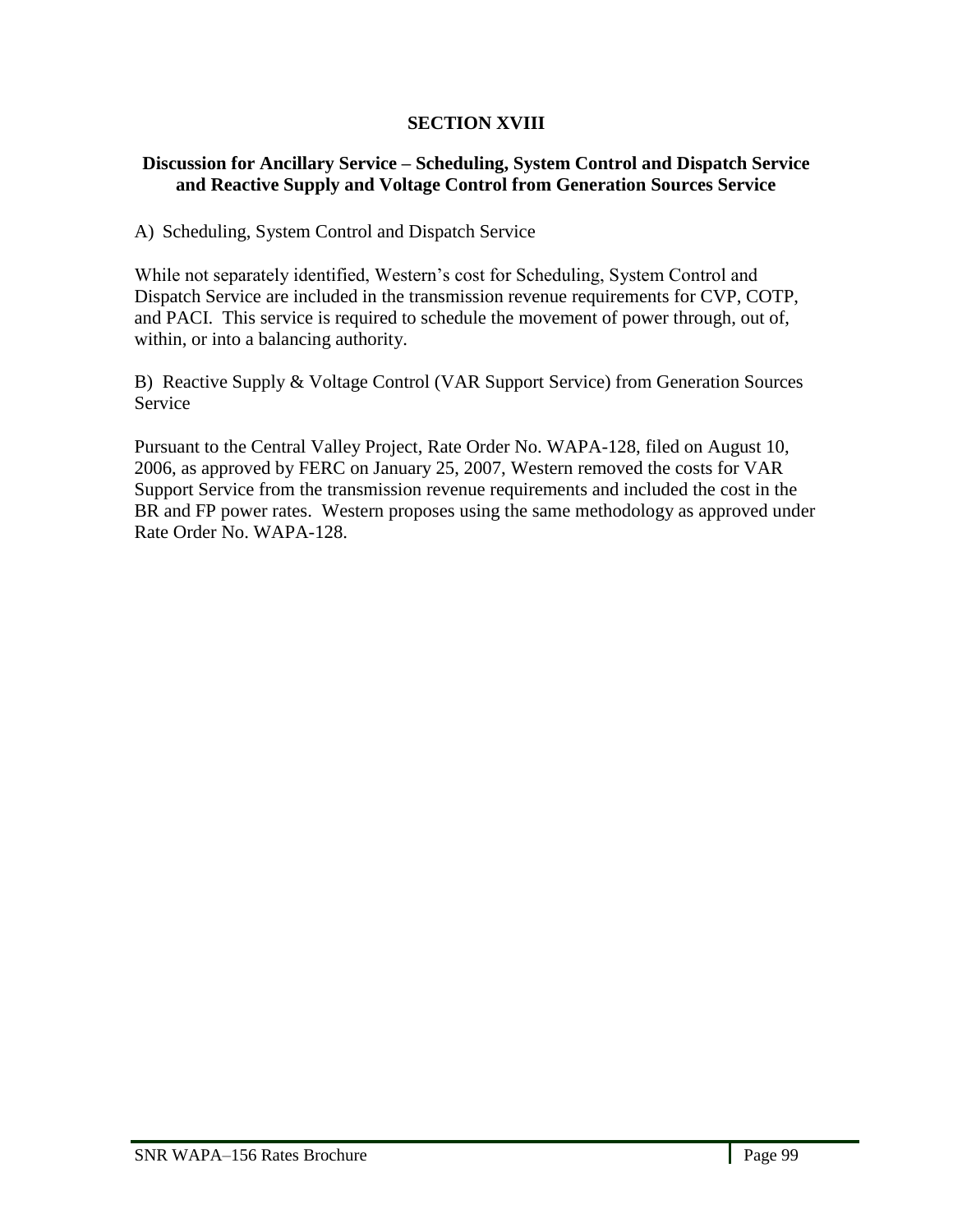# SECTION XVIII

## Discussion for Ancillary Service – Scheduling, System Control and Dispatch Service and Reactive Supply and Voltage Control from Generation Sources Service

A) Scheduling, System Control and Dispatch Service

While not separately identified, Western's cost for Scheduling, System Control and Dispatch Service are included in the transmission revenue requirements for CVP, COTP, and PACI. This service is required to schedule the movement of power through, out of, within, or into a balancing authority.

B) Reactive Supply & Voltage Control (VAR Support Service) from Generation Sources Service

Pursuant to the Central Valley Project, Rate Order No. WAPA-128, filed on August 10, 2006, as approved by FERC on January 25, 2007, Western removed the costs for VAR Support Service from the transmission revenue requirements and included the cost in the BR and FP power rates. Western proposes using the same methodology as approved under Rate Order No. WAPA-128.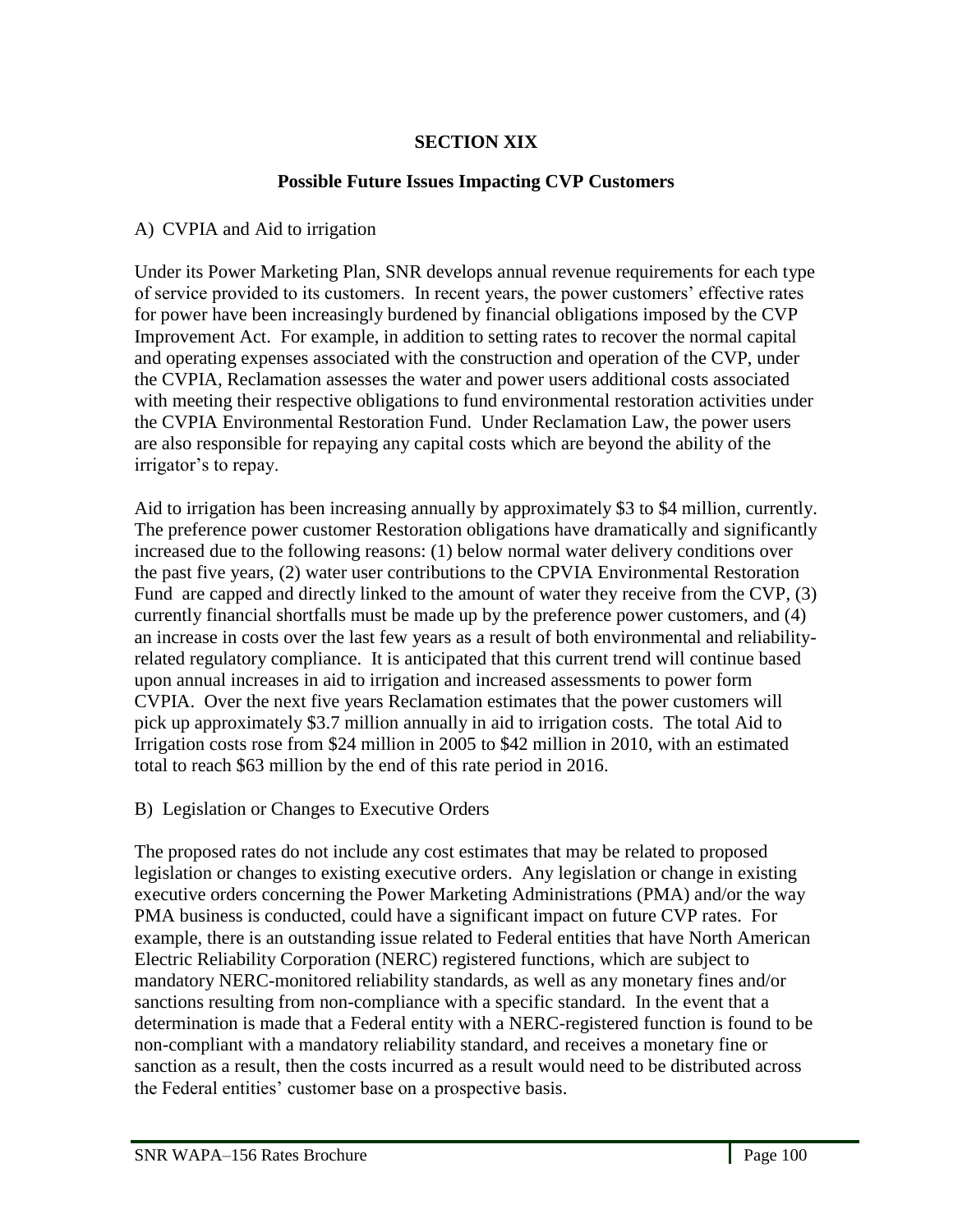## SECTION XIX

### Possible Future Issues Impacting CVP Customers

A) CVPIA and Aid to irrigation

Under its Power Marketing Plan, SNR develops annual revenue requirements for each type of service provided to its customers. In recent years, the power customers' effective rates for power have been increasingly burdened by financial obligations imposed by the CVP Improvement Act. For example, in addition to setting rates to recover the normal capital and operating expenses associated with the construction and operation of the CVP, under the CVPIA, Reclamation assesses the water and power users additional costs associated with meeting their respective obligations to fund environmental restoration activities under the CVPIA Environmental Restoration Fund. Under Reclamation Law, the power users are also responsible for repaying any capital costs which are beyond the ability of the irrigator's to repay.

Aid to irrigation has been increasing annually by approximately $3 to $4 million, currently. The preference power customer Restoration obligations have dramatically and significantly increased due to the following reasons: (1) below normal water delivery conditions over the past five years, (2) water user contributions to the CPVIA Environmental Restoration Fund are capped and directly linked to the amount of water they receive from the CVP, (3) currently financial shortfalls must be made up by the preference power customers, and (4) an increase in costs over the last few years as a result of both environmental and reliability-related regulatory compliance. It is anticipated that this current trend will continue based upon annual increases in aid to irrigation and increased assessments to power form CVPIA. Over the next five years Reclamation estimates that the power customers will pick up approximately $3.7 million annually in aid to irrigation costs. The total Aid to Irrigation costs rose from $24 million in 2005 to $42 million in 2010, with an estimated total to reach $63 million by the end of this rate period in 2016.

B) Legislation or Changes to Executive Orders

The proposed rates do not include any cost estimates that may be related to proposed legislation or changes to existing executive orders. Any legislation or change in existing executive orders concerning the Power Marketing Administrations (PMA) and/or the way PMA business is conducted, could have a significant impact on future CVP rates. For example, there is an outstanding issue related to Federal entities that have North American Electric Reliability Corporation (NERC) registered functions, which are subject to mandatory NERC-monitored reliability standards, as well as any monetary fines and/or sanctions resulting from non-compliance with a specific standard. In the event that a determination is made that a Federal entity with a NERC-registered function is found to be non-compliant with a mandatory reliability standard, and receives a monetary fine or sanction as a result, then the costs incurred as a result would need to be distributed across the Federal entities' customer base on a prospective basis.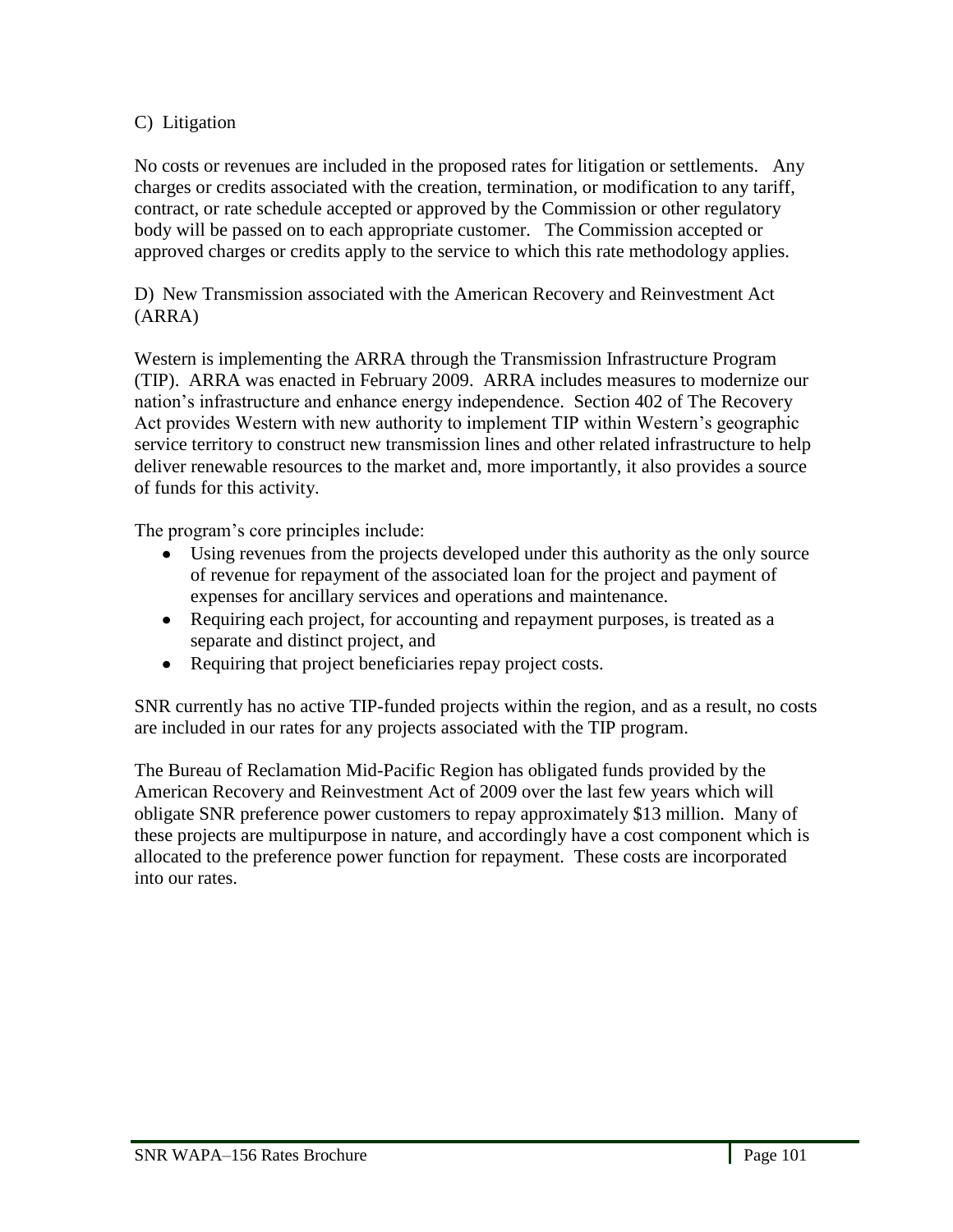C) Litigation

No costs or revenues are included in the proposed rates for litigation or settlements. Any charges or credits associated with the creation, termination, or modification to any tariff, contract, or rate schedule accepted or approved by the Commission or other regulatory body will be passed on to each appropriate customer. The Commission accepted or approved charges or credits apply to the service to which this rate methodology applies.

D) New Transmission associated with the American Recovery and Reinvestment Act (ARRA)

Western is implementing the ARRA through the Transmission Infrastructure Program (TIP). ARRA was enacted in February 2009. ARRA includes measures to modernize our nation's infrastructure and enhance energy independence. Section 402 of The Recovery Act provides Western with new authority to implement TIP within Western's geographic service territory to construct new transmission lines and other related infrastructure to help deliver renewable resources to the market and, more importantly, it also provides a source of funds for this activity.

The program's core principles include:

- Using revenues from the projects developed under this authority as the only source of revenue for repayment of the associated loan for the project and payment of expenses for ancillary services and operations and maintenance.
- Requiring each project, for accounting and repayment purposes, is treated as a separate and distinct project, and
- Requiring that project beneficiaries repay project costs.

SNR currently has no active TIP-funded projects within the region, and as a result, no costs are included in our rates for any projects associated with the TIP program.

The Bureau of Reclamation Mid-Pacific Region has obligated funds provided by the American Recovery and Reinvestment Act of 2009 over the last few years which will obligate SNR preference power customers to repay approximately $13 million. Many of these projects are multipurpose in nature, and accordingly have a cost component which is allocated to the preference power function for repayment. These costs are incorporated into our rates.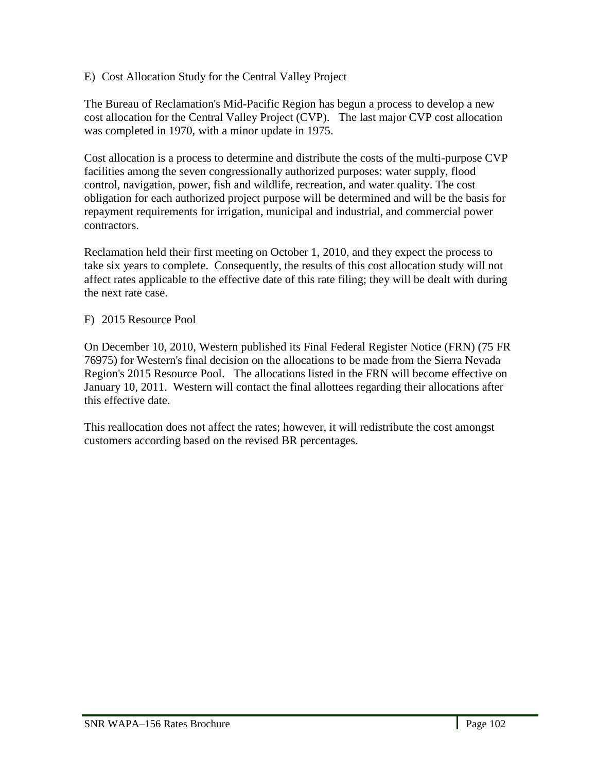E) Cost Allocation Study for the Central Valley Project

The Bureau of Reclamation's Mid-Pacific Region has begun a process to develop a new cost allocation for the Central Valley Project (CVP). The last major CVP cost allocation was completed in 1970, with a minor update in 1975.

Cost allocation is a process to determine and distribute the costs of the multi-purpose CVP facilities among the seven congressionally authorized purposes: water supply, flood control, navigation, power, fish and wildlife, recreation, and water quality. The cost obligation for each authorized project purpose will be determined and will be the basis for repayment requirements for irrigation, municipal and industrial, and commercial power contractors.

Reclamation held their first meeting on October 1, 2010, and they expect the process to take six years to complete. Consequently, the results of this cost allocation study will not affect rates applicable to the effective date of this rate filing; they will be dealt with during the next rate case.

F) 2015 Resource Pool

On December 10, 2010, Western published its Final Federal Register Notice (FRN) (75 FR 76975) for Western's final decision on the allocations to be made from the Sierra Nevada Region's 2015 Resource Pool. The allocations listed in the FRN will become effective on January 10, 2011. Western will contact the final allottees regarding their allocations after this effective date.

This reallocation does not affect the rates; however, it will redistribute the cost amongst customers according based on the revised BR percentages.